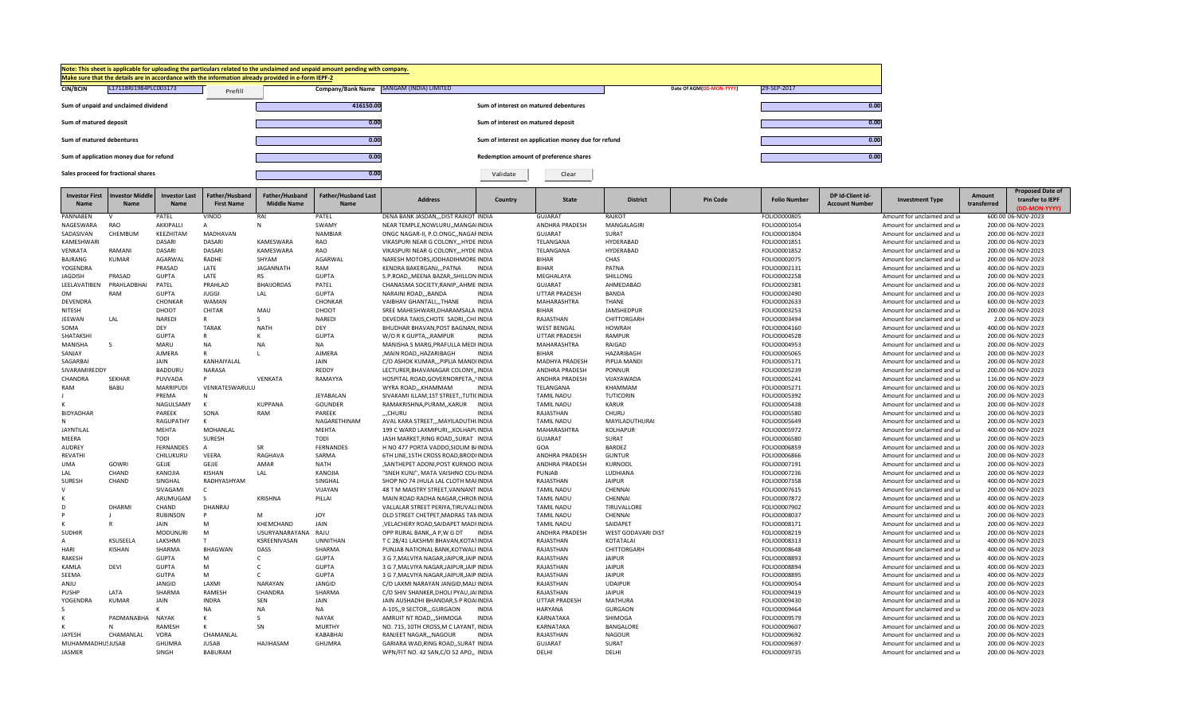Note: This sheet is applicable for uploading the particulars related to the unclaimed and unpaid amount pending with company.
Make sure that the details are in accordance with the information already provided in e-form IEPF-2

| | | | |
|---|---|---|---|
| CIN/BCIN | L17118RJ1984PLC003173 | Prefill | |
| Company/Bank Name | SANGAM (INDIA) LIMITED | Date Of AGM(DD-MON-YYYY) | 29-SEP-2017 |
| Sum of unpaid and unclaimed dividend | 416150.00 | Sum of interest on matured debentures | 0.00 |
| Sum of matured deposit | 0.00 | Sum of interest on matured deposit | 0.00 |
| Sum of matured debentures | 0.00 | Sum of interest on application money due for refund | 0.00 |
| Sum of application money due for refund | 0.00 | Redemption amount of preference shares | 0.00 |
| Sales proceed for fractional shares | 0.00 | Validate | Clear |

| Investor First Name | Investor Middle Name | Investor Last Name | Father/Husband First Name | Father/Husband Middle Name | Father/Husband Last Name | Address | Country | State | District | Pin Code | Folio Number | DP Id-Client Id-Account Number | Investment Type | Amount transferred | Proposed Date of transfer to IEPF (DD-MON-YYYY) |
|---|---|---|---|---|---|---|---|---|---|---|---|---|---|---|---|
| PANNABEN | V | PATEL | VINOD | RAI | PATEL | DENA BANK JASDAN,,,DIST RAJKOT | INDIA | GUJARAT | RAJKOT | | FOLIO0000805 | | Amount for unclaimed and ui | 600.00 | 06-NOV-2023 |
| NAGESWARA | RAO | AKKIPALLI | A | N | SWAMY | NEAR TEMPLE,NOWLURU,,MANGAI | INDIA | ANDHRA PRADESH | MANGALAGIRI | | FOLIO0001054 | | Amount for unclaimed and ui | 200.00 | 06-NOV-2023 |
| SADASIVAN | CHEMBUM | KEEZHITAM | MADHAVAN | | NAMBIAR | ONGC NAGAR-II, P.O.ONGC,,NAGAI | INDIA | GUJARAT | SURAT | | FOLIO0001804 | | Amount for unclaimed and ui | 200.00 | 06-NOV-2023 |
| KAMESHWARI | | DASARI | DASARI | KAMESWARA | RAO | VIKASPURI NEAR G COLONY,,,HYDE | INDIA | TELANGANA | HYDERABAD | | FOLIO0001851 | | Amount for unclaimed and ui | 200.00 | 06-NOV-2023 |
| VENKATA | RAMANI | DASARI | DASARI | KAMESWARA | RAO | VIKASPURI NEAR G COLONY,,,HYDE | INDIA | TELANGANA | HYDERABAD | | FOLIO0001852 | | Amount for unclaimed and ui | 200.00 | 06-NOV-2023 |
| BAJRANG | KUMAR | AGARWAL | RADHE | SHYAM | AGARWAL | NARESH MOTORS,JODHADIHMORE | INDIA | BIHAR | CHAS | | FOLIO0002075 | | Amount for unclaimed and ui | 200.00 | 06-NOV-2023 |
| YOGENDRA | | PRASAD | LATE | JAGANNATH | RAM | KENDRA BAKERGANJ,,,PATNA | INDIA | BIHAR | PATNA | | FOLIO0002131 | | Amount for unclaimed and ui | 400.00 | 06-NOV-2023 |
| JAGDISH | PRASAD | GUPTA | LATE | RS | GUPTA | S.P.ROAD,,MEENA BAZAR,,SHILLON | INDIA | MEGHALAYA | SHILLONG | | FOLIO0002258 | | Amount for unclaimed and ui | 200.00 | 06-NOV-2023 |
| LEELAVATIBEN | PRAHLADBHAI | PATEL | PRAHLAD | BHAIJORDAS | PATEL | CHANASMA SOCIETY,RANIP,,AHME | INDIA | GUJARAT | AHMEDABAD | | FOLIO0002381 | | Amount for unclaimed and ui | 200.00 | 06-NOV-2023 |
| OM | RAM | GUPTA | JUGGI | LAL | GUPTA | NARAINI ROAD,,,BANDA | INDIA | UTTAR PRADESH | BANDA | | FOLIO0002490 | | Amount for unclaimed and ui | 200.00 | 06-NOV-2023 |
| DEVENDRA | | CHONKAR | WAMAN | | CHONKAR | VAIBHAV GHANTALI,,,THANE | INDIA | MAHARASHTRA | THANE | | FOLIO0002633 | | Amount for unclaimed and ui | 600.00 | 06-NOV-2023 |
| NITESH | | DHOOT | CHITAR | MAU | DHOOT | SREE MAHESHWARI,DHARAMSALA | INDIA | BIHAR | JAMSHEDPUR | | FOLIO0003253 | | Amount for unclaimed and ui | 200.00 | 06-NOV-2023 |
| JEEWAN | LAL | NAREDI | R | S | NAREDI | DEVEDRA TAKIS,CHOTE SADRI,,CHI | INDIA | RAJASTHAN | CHITTORGARH | | FOLIO0003494 | | Amount for unclaimed and ui | 2.00 | 06-NOV-2023 |
| SOMA | | DEY | TARAK | NATH | DEY | BHUDHAR BHAVAN,POST BAGNAN, | INDIA | WEST BENGAL | HOWRAH | | FOLIO0004160 | | Amount for unclaimed and ui | 400.00 | 06-NOV-2023 |
| SHATAKSHI | | GUPTA | R | K | GUPTA | W/O R K GUPTA,,,RAMPUR | INDIA | UTTAR PRADESH | RAMPUR | | FOLIO0004528 | | Amount for unclaimed and ui | 200.00 | 06-NOV-2023 |
| MANISHA | S | MARU | NA | NA | NA | MANISHA S MARG,PRAFULLA MEDI | INDIA | MAHARASHTRA | RAIGAD | | FOLIO0004953 | | Amount for unclaimed and ui | 200.00 | 06-NOV-2023 |
| SANJAY | | AJMERA | R | L | AJMERA | ,MAIN ROAD,,HAZARIBAGH | INDIA | BIHAR | HAZARIBAGH | | FOLIO0005065 | | Amount for unclaimed and ui | 200.00 | 06-NOV-2023 |
| SAGARBAI | | JAIN | KANHAIYALAL | | JAIN | C/O ASHOK KUMAR,,,PIPLIA MANDI | INDIA | MADHYA PRADESH | PIPLIA MANDI | | FOLIO0005171 | | Amount for unclaimed and ui | 200.00 | 06-NOV-2023 |
| SIVARAMIREDDY | | BADDURU | NARASA | | REDDY | LECTURER,BHAVANAGAR COLONY,, | INDIA | ANDHRA PRADESH | PONNUR | | FOLIO0005239 | | Amount for unclaimed and ui | 200.00 | 06-NOV-2023 |
| CHANDRA | SEKHAR | PUVVADA | P | VENKATA | RAMAYYA | HOSPITAL ROAD,GOVERNORPETA,, | INDIA | ANDHRA PRADESH | VIJAYAWADA | | FOLIO0005241 | | Amount for unclaimed and ui | 116.00 | 06-NOV-2023 |
| RAM | BABU | MARRIPUDI | VENKATESWARULU | | | WYRA ROAD,,,KHAMMAM | INDIA | TELANGANA | KHAMMAM | | FOLIO0005271 | | Amount for unclaimed and ui | 200.00 | 06-NOV-2023 |
| J | | PREMA | N | | JEYABALAN | SIVAKAMI ILLAM,1ST STREET,,TUTI | INDIA | TAMIL NADU | TUTICORIN | | FOLIO0005392 | | Amount for unclaimed and ui | 200.00 | 06-NOV-2023 |
| K | | NAGULSAMY | K | KUPPANA | GOUNDER | RAMAKRISHNA,PURAM,,KARUR | INDIA | TAMIL NADU | KARUR | | FOLIO0005438 | | Amount for unclaimed and ui | 200.00 | 06-NOV-2023 |
| BIDYADHAR | | PAREEK | SONA | RAM | PAREEK | ,,,CHURU | INDIA | RAJASTHAN | CHURU | | FOLIO0005580 | | Amount for unclaimed and ui | 200.00 | 06-NOV-2023 |
| N | | RAGUPATHY | K | | NAGARETHINAM | AVAL KARA STREET,,,MAYILADUTH | INDIA | TAMIL NADU | MAYILADUTHURAI | | FOLIO0005649 | | Amount for unclaimed and ui | 200.00 | 06-NOV-2023 |
| JAYNTILAL | | MEHTA | MOHANLAL | | MEHTA | 199 C WARD LAXMIPURI,,,KOLHAPU | INDIA | MAHARASHTRA | KOLHAPUR | | FOLIO0005972 | | Amount for unclaimed and ui | 400.00 | 06-NOV-2023 |
| MEERA | | TODI | SURESH | | TODI | JASH MARKET,RING ROAD,,SURAT | INDIA | GUJARAT | SURAT | | FOLIO0006580 | | Amount for unclaimed and ui | 200.00 | 06-NOV-2023 |
| AUDREY | | FERNANDES | A | SR | FERNANDES | H NO 477 PORTA VADDO,SIOLIM B | INDIA | GOA | BARDEZ | | FOLIO0006859 | | Amount for unclaimed and ui | 200.00 | 06-NOV-2023 |
| REVATHI | | CHILUKURU | VEERA | RAGHAVA | SARMA | 6TH LINE,15TH CROSS ROAD,BRODI | INDIA | ANDHRA PRADESH | GUNTUR | | FOLIO0006866 | | Amount for unclaimed and ui | 200.00 | 06-NOV-2023 |
| UMA | GOWRI | GEJJE | GEJJE | AMAR | NATH | ,SANTHEPET ADONI,POST KURNOO | INDIA | ANDHRA PRADESH | KURNOOL | | FOLIO0007191 | | Amount for unclaimed and ui | 200.00 | 06-NOV-2023 |
| LAL | CHAND | KANOJIA | KISHAN | LAL | KANOJIA | "SNEH KUNJ", MATA VAISHNO COL | INDIA | PUNJAB | LUDHIANA | | FOLIO0007236 | | Amount for unclaimed and ui | 200.00 | 06-NOV-2023 |
| SURESH | CHAND | SINGHAL | RADHYASHYAM | | SINGHAL | SHOP NO 74 JHULA LAL CLOTH MAI | INDIA | RAJASTHAN | JAIPUR | | FOLIO0007358 | | Amount for unclaimed and ui | 400.00 | 06-NOV-2023 |
| V | | SIVAGAMI | C | | VIJAYAN | 48 T M MAISTRY STREET,VANNANT | INDIA | TAMIL NADU | CHENNAI | | FOLIO0007615 | | Amount for unclaimed and ui | 200.00 | 06-NOV-2023 |
| K | | ARUMUGAM | S | KRISHNA | PILLAI | MAIN ROAD RADHA NAGAR,CHROM | INDIA | TAMIL NADU | CHENNAI | | FOLIO0007872 | | Amount for unclaimed and ui | 400.00 | 06-NOV-2023 |
| D | DHARMI | CHAND | DHANRAJ | | | VALLALAR STREET PERIYA,TIRUVALI | INDIA | TAMIL NADU | TIRUVALLORE | | FOLIO0007902 | | Amount for unclaimed and ui | 400.00 | 06-NOV-2023 |
| P | J | RUBINSON | P | M | JOY | OLD STREET CHETPET,MADRAS TAN | INDIA | TAMIL NADU | CHENNAI | | FOLIO0008037 | | Amount for unclaimed and ui | 200.00 | 06-NOV-2023 |
| K | R | JAIN | M | KHEMCHAND | JAIN | ,VELACHERY ROAD,SAIDAPET MADI | INDIA | TAMIL NADU | SAIDAPET | | FOLIO0008171 | | Amount for unclaimed and ui | 200.00 | 06-NOV-2023 |
| SUDHIR | | MODUNURI | M | USURYANARAYANA | RAJU | OPP RURAL BANK,,A P,W G DT | INDIA | ANDHRA PRADESH | WEST GODAVARI DIST | | FOLIO0008219 | | Amount for unclaimed and ui | 200.00 | 06-NOV-2023 |
| A | KSUSEELA | LAKSHMI | T | KSREENIVASAN | UNNITHAN | T C 28/41 LAKSHMI BHAVAN,KOTAI | INDIA | RAJASTHAN | KOTATALAI | | FOLIO0008313 | | Amount for unclaimed and ui | 400.00 | 06-NOV-2023 |
| HARI | KISHAN | SHARMA | BHAGWAN | DASS | SHARMA | PUNJAB NATIONAL BANK,KOTWALI | INDIA | RAJASTHAN | CHITTORGARH | | FOLIO0008648 | | Amount for unclaimed and ui | 400.00 | 06-NOV-2023 |
| RAKESH | | GUPTA | M | C | GUPTA | 3 G 7,MALVIYA NAGAR,JAIPUR,JAIP | INDIA | RAJASTHAN | JAIPUR | | FOLIO0008893 | | Amount for unclaimed and ui | 400.00 | 06-NOV-2023 |
| KAMLA | DEVI | GUPTA | M | C | GUPTA | 3 G 7,MALVIYA NAGAR,JAIPUR,JAIP | INDIA | RAJASTHAN | JAIPUR | | FOLIO0008894 | | Amount for unclaimed and ui | 400.00 | 06-NOV-2023 |
| SEEMA | | GUTPA | M | C | GUPTA | 3 G 7,MALVIYA NAGAR,JAIPUR,JAIP | INDIA | RAJASTHAN | JAIPUR | | FOLIO0008895 | | Amount for unclaimed and ui | 400.00 | 06-NOV-2023 |
| ANJU | | JANGID | LAXMI | NARAYAN | JANGID | C/O LAXMI NARAYAN JANGID,MALI | INDIA | RAJASTHAN | UDAIPUR | | FOLIO0009054 | | Amount for unclaimed and ui | 200.00 | 06-NOV-2023 |
| PUSHP | LATA | SHARMA | RAMESH | CHANDRA | SHARMA | C/O SHIV SHANKER,DHOLI PYAU,JAI | INDIA | RAJASTHAN | JAIPUR | | FOLIO0009419 | | Amount for unclaimed and ui | 400.00 | 06-NOV-2023 |
| YOGENDRA | KUMAR | JAIN | INDRA | SEN | JAIN | JAIN AUSHADHI BHANDAR,S P ROAI | INDIA | UTTAR PRADESH | MATHURA | | FOLIO0009430 | | Amount for unclaimed and ui | 200.00 | 06-NOV-2023 |
| S | | K | NA | NA | NA | A-105,,9 SECTOR,,,GURGAON | INDIA | HARYANA | GURGAON | | FOLIO0009464 | | Amount for unclaimed and ui | 200.00 | 06-NOV-2023 |
| K | PADMANABHA | NAYAK | K | S | NAYAK | AMRUIT NT ROAD,,,SHIMOGA | INDIA | KARNATAKA | SHIMOGA | | FOLIO0009579 | | Amount for unclaimed and ui | 200.00 | 06-NOV-2023 |
| K | N | RAMESH | K | SN | MURTHY | NO. 715, 10TH CROSS,M C LAYANT, | INDIA | KARNATAKA | BANGALORE | | FOLIO0009607 | | Amount for unclaimed and ui | 200.00 | 06-NOV-2023 |
| JAYESH | CHAMANLAL | VORA | CHAMANLAL | | KABABHAI | RANJEET NAGAR,,,NAGOUR | INDIA | RAJASTHAN | NAGOUR | | FOLIO0009692 | | Amount for unclaimed and ui | 200.00 | 06-NOV-2023 |
| MUHAMMADHUS | JUSAB | GHUMRA | JUSAB | HAJIHASAM | GHUMRA | GARIARA WAD,RING ROAD,,SURAT | INDIA | GUJARAT | SURAT | | FOLIO0009697 | | Amount for unclaimed and ui | 200.00 | 06-NOV-2023 |
| JASMER | | SINGH | BABURAM | | | WPN/FIT NO. 42 SAN,C/O 52 APO,, | INDIA | DELHI | DELHI | | FOLIO0009735 | | Amount for unclaimed and ui | 200.00 | 06-NOV-2023 |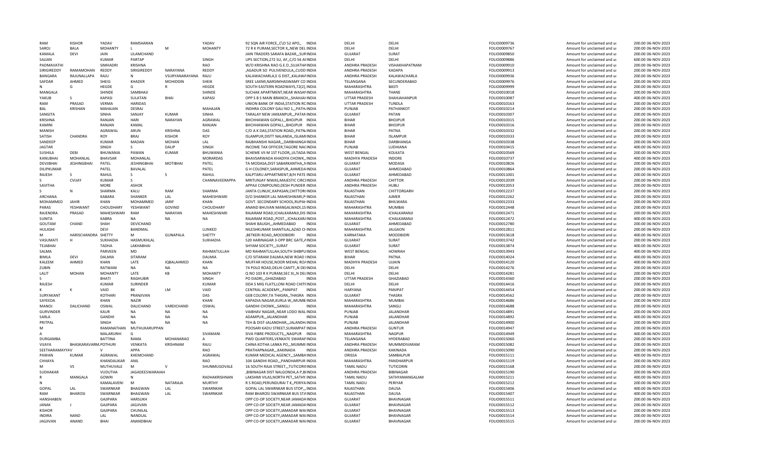| | | | | | | | | | | | | | |
|---|---|---|---|---|---|---|---|---|---|---|---|---|---|
| RAM | KISHOR | YADAV | RAMSHARAN | | YADAV | 92 SQN AIR FORCE,,C\O 52 APO,, | INDIA | DELHI | DELHI | FOLIO0009736 | Amount for unclaimed and ui | 200.00 | 06-NOV-2023 |
| SAROJ | BALA | MOHANTY | L | M | MOHANTY | 72 R K PURAM,SECTOR X,,NEW DEL | INDIA | DELHI | DELHI | FOLIO0009767 | Amount for unclaimed and ui | 200.00 | 06-NOV-2023 |
| KAMALA | DEVI | JAIN | LILAMCHAND | | | JAIN TRADERS SARAFA BAZAR,,,SUF | INDIA | GUJARAT | SURAT | FOLIO0009850 | Amount for unclaimed and ui | 200.00 | 06-NOV-2023 |
| SAJJAN | | KUMAR | PARTAP | | SINGH | UPS SECTION,272 SU, AF,,C/O 56 AI | INDIA | DELHI | DELHI | FOLIO0009886 | Amount for unclaimed and ui | 600.00 | 06-NOV-2023 |
| PADMAVATHI | | SIMHADRI | KRISHNA | | RAO | W/O KRISHNA RAO G.E.O.,SUJATHA | INDIA | ANDHRA PRADESH | VISHAKHAPATNAM | FOLIO0009910 | Amount for unclaimed and ui | 200.00 | 06-NOV-2023 |
| SIRIGIREDDY | RAMAMOHAN | REDDY | SIRIGIREDDY | NARAYANA | REDDY | ,AGADUR SO PULIVENDULA,,CUDD | INDIA | ANDHRA PRADESH | KADAPA | FOLIO0009913 | Amount for unclaimed and ui | 200.00 | 06-NOV-2023 |
| BANGARA | RAJUNALLAPA | RAJU | N | VSURYANARAYANA | RAJU | KALAWACHARLA,E G DIST,,KALAWA | INDIA | ANDHRA PRADESH | KALAWACHARLA | FOLIO0009936 | Amount for unclaimed and ui | 200.00 | 06-NOV-2023 |
| SAFDAR | AHMED | SHEIG | KHADER | MOHIDDIN | SHEIK | SREE LAXMI,NARSIMHASWAMY CO | INDIA | TELANGANA | SECUNDERABAD | FOLIO0009976 | Amount for unclaimed and ui | 200.00 | 06-NOV-2023 |
| N | G | HEGDE | G | R | HEGDE | SOUTH EASTERN ROADWAYS,72(2), | INDIA | MAHARASHTRA | BASTI | FOLIO0009999 | Amount for unclaimed and ui | 200.00 | 06-NOV-2023 |
| MANGALA | | SHINDE | SAMBHAJI | | SHINDE | SUCHAK APARTMENT,NEAR WASAN | INDIA | MAHARASHTRA | THANE | FOLIO0010018 | Amount for unclaimed and ui | 200.00 | 06-NOV-2023 |
| YAKUB | S | KAPASI | SULATAN | BHAI | KAPASI | OPP S B S MAIN BRANCH,,,SHAHJAH | INDIA | UTTAR PRADESH | SHAHJAHANPUR | FOLIO0010087 | Amount for unclaimed and ui | 400.00 | 06-NOV-2023 |
| RAM | PRASAD | VERMA | HARIDAS | | | UNION BANK OF INDIA,STATION RC | INDIA | UTTAR PRADESH | TUNDLA | FOLIO0010163 | Amount for unclaimed and ui | 200.00 | 06-NOV-2023 |
| BAL | KRISHAN | MAHAJAN | DESRAJ | | MAHAJAN | INDHRA COLONY GALI NO 1,,,PATH | INDIA | PUNJAB | PATHANKOT | FOLIO0010214 | Amount for unclaimed and ui | 200.00 | 06-NOV-2023 |
| SANGITA | | SINHA | SANJAY | KUMAR | SINHA | TARALAY NEW JAKKANPUR,,,PATAN | INDIA | GUJARAT | PATAN | FOLIO0010307 | Amount for unclaimed and ui | 200.00 | 06-NOV-2023 |
| KRISHNA | | RANJAN | HARI | NARAYAN | AGRAWAL | BHCHHAWAN GOPALI,,,BHOJPUR | INDIA | BIHAR | BHOJPUR | FOLIO0010315 | Amount for unclaimed and ui | 200.00 | 06-NOV-2023 |
| KAMINI | | RANJAN | KAMAL | | RANJAN | BHCHHAWAN GOPALI,,,BHOJPUR | INDIA | BIHAR | BHOJPUR | FOLIO0010316 | Amount for unclaimed and ui | 200.00 | 06-NOV-2023 |
| MANISH | | AGRAWAL | ARUN | KRISHNA | DAS | C/O A K DAS,STATION ROAD,,PATN | INDIA | BIHAR | PATNA | FOLIO0010332 | Amount for unclaimed and ui | 200.00 | 06-NOV-2023 |
| SATISH | CHANDRA | ROY | BRAJ | KISHOR | ROY | ISLAMPUR,DISTT NALANDA,,ISLAMI | INDIA | BIHAR | ISLAMPUR | FOLIO0010333 | Amount for unclaimed and ui | 200.00 | 06-NOV-2023 |
| SANDEEP | | KUMAR | MADAN | MOHAN | LAL | RAJBHANSHI NAGAR,,,DARBHANGA | INDIA | BIHAR | DARBHANGA | FOLIO0010338 | Amount for unclaimed and ui | 200.00 | 06-NOV-2023 |
| JAGTAR | | SINGH | S | DALIP | SINGH | INCOME TAX OFFICER,TAGORE NAG | INDIA | PUNJAB | LUDHIANA | FOLIO0010415 | Amount for unclaimed and ui | 400.00 | 06-NOV-2023 |
| SUSHILA | DEBI | BHUWANIA | PAWAN | KUMAR | BHUWANIA | SCHEME VII M 1ST FLOOR,,ULTADA | INDIA | WEST BENGAL | KOLKATA | FOLIO0010569 | Amount for unclaimed and ui | 200.00 | 06-NOV-2023 |
| KANUBHAI | MOHANLAL | BHAVSAR | MOHANLAL | | MORARDAS | BHAVSARWADA KHADIYA CHOWK,, | INDIA | MADHYA PRADESH | INDORE | FOLIO0010737 | Amount for unclaimed and ui | 400.00 | 06-NOV-2023 |
| DEVJIBHAI | JESHINGBHAI | PATEL | JESHINGBHAI | MOTIBHAI | PATEL | TA MODASA,DIST SABARKANTHA,,M | INDIA | GUJARAT | MODASA | FOLIO0010826 | Amount for unclaimed and ui | 200.00 | 06-NOV-2023 |
| DILIPKUMAR | | PATEL | BAVALAL | | PATEL | G H COLONEY,SARASPUR,,AHMEDA | INDIA | GUJARAT | AHMEDABAD | FOLIO0010864 | Amount for unclaimed and ui | 200.00 | 06-NOV-2023 |
| RAJESH | S | RAHUL | S | S | RAHUL | KALPTARU APPARTMENT,B/H PATE | INDIA | GUJARAT | AHMEDABAD | FOLIO0011001 | Amount for unclaimed and ui | 200.00 | 06-NOV-2023 |
| S | CVIJAY | KUMAR | S | | CHANNAVEERAPPA | MRITUNJAY NIWAS,MAJESTIC CIRCI | INDIA | ANDHRA PRADESH | CHITTOR | FOLIO0012039 | Amount for unclaimed and ui | 200.00 | 06-NOV-2023 |
| SAVITHA | | MORE | ASHOK | | | APPAJI COMPOUND,DESH PUNDER | INDIA | ANDHRA PRADESH | HUBLI | FOLIO0012053 | Amount for unclaimed and ui | 200.00 | 06-NOV-2023 |
| S | N | SHARMA | KALU | RAM | SHARMA | JANTA CLINUIC,KAPASAN,CHITTOR( | INDIA | RAJASTHAN | CHITTORGARH | FOLIO0012237 | Amount for unclaimed and ui | 200.00 | 06-NOV-2023 |
| ARCHANA | | KABARA | SHANKER | LAL | MAHESHWARI | D/O SHANKER LAL MAHESHWARI,P | INDIA | RAJASTHAN | AJMER | FOLIO0012262 | Amount for unclaimed and ui | 200.00 | 06-NOV-2023 |
| MOHAMMED | JAHIR | KHAN | MOHAMMED | JARIF | KHAN | GOVT. SECONDARY SCHOOL,RUPAH | INDIA | RAJASTHAN | BHILWARA | FOLIO0012333 | Amount for unclaimed and ui | 200.00 | 06-NOV-2023 |
| PARAS | YESHWANT | CHOUDHARY | YESHWANT | GOVIND | CHOUDHARY | ANAND BHUVAN MANGALWADI,1S | INDIA | MAHARASHTRA | MUMBAI | FOLIO0012448 | Amount for unclaimed and ui | 200.00 | 06-NOV-2023 |
| RAJENDRA | PRASAD | MAHESHWARI | RAM | NARAYAN | MAHESHWARI | RAJARAM ROAD,ICHALKARANJI,DIS | INDIA | MAHARASHTRA | ICHALKARANJI | FOLIO0012471 | Amount for unclaimed and ui | 200.00 | 06-NOV-2023 |
| SUNITA | | KABRA | NA | NA | NA | RAJARAM ROAD,,POST.,,ICHALKAR/ | INDIA | MAHARASHTRA | ICHALKARANJI | FOLIO0012472 | Amount for unclaimed and ui | 400.00 | 06-NOV-2023 |
| GOUTAM | CHAND | SHAH | DEVICHAND | | | SHAHI BAUGH,,,AHMEDABAD | INDIA | GUJARAT | AHMEDABAD | FOLIO0012780 | Amount for unclaimed and ui | 200.00 | 06-NOV-2023 |
| HULASHI | | DEVI | BANDMAL | | LUNKED | NILESHKUMAR SHANTILAL,AZAD C | INDIA | MAHARASHTRA | JALGAON | FOLIO0012811 | Amount for unclaimed and ui | 200.00 | 06-NOV-2023 |
| M | HARISCHANDRA | SHETTY | M | GUNAPALA | SHETTY | ,BETKERI ROAD,,MOODBIDRI | INDIA | KARNATAKA | MOODBIDRI | FOLIO0013618 | Amount for unclaimed and ui | 400.00 | 06-NOV-2023 |
| VASUMATI | H | SUKHADIA | HASMUKHLAL | | SUKHADIA | 520 HARINAGAR 3-OPP BRC GATE,A | INDIA | GUJARAT | SURAT | FOLIO0013742 | Amount for unclaimed and ui | 200.00 | 06-NOV-2023 |
| TEJABHAI | | TADHA | LAKHABHAI | | | SHYAM SOCIETY,,,SURAT | INDIA | GUJARAT | SURAT | FOLIO0013874 | Amount for unclaimed and ui | 400.00 | 06-NOV-2023 |
| SALMA | | PARVEEN | MD | | RAHMATULLAH | MD RAHMATULLAH,SOUTH SHIBPU | INDIA | WEST BENGAL | HOWRAH | FOLIO0013943 | Amount for unclaimed and ui | 400.00 | 06-NOV-2023 |
| BIMLA | DEVI | DALMIA | SITARAM | | DALMIA | C/O SITARAM DALMIA,NEW ROAD I | INDIA | BIHAR | PATNA | FOLIO0014024 | Amount for unclaimed and ui | 400.00 | 06-NOV-2023 |
| KALEEM | AHMED | KHAN | LATE | IQBALAHMED | KHAN | MUFFAR HOUSE,NOOR MEHAL RO/ | INDIA | MADHYA PRADESH | UJJAIN | FOLIO0014120 | Amount for unclaimed and ui | 400.00 | 06-NOV-2023 |
| ZUBIN | | RATWANI | NA | NA | NA | 74 POLO ROAD,DELHI CANTT,,N DEI | INDIA | DELHI | DELHI | FOLIO0014276 | Amount for unclaimed and ui | 200.00 | 06-NOV-2023 |
| LALIT | MOHAN | MOHANTY | LATE | KB | MOHANTY | Q NO 103 R K PURAM,SEC XI,,N DEL | INDIA | DELHI | DELHI | FOLIO0014281 | Amount for unclaimed and ui | 200.00 | 06-NOV-2023 |
| S | | BHATI | RAGHUBIR | | SINGH | PO DADRI,,,GHAZIABAD | INDIA | UTTAR PRADESH | GHAZIABAD | FOLIO0014360 | Amount for unclaimed and ui | 200.00 | 06-NOV-2023 |
| RAJESH | | KUMAR | SURINDER | | KUMAR | DDA S MIG FLATS,LONI ROAD CHITF | INDIA | DELHI | DELHI | FOLIO0014416 | Amount for unclaimed and ui | 200.00 | 06-NOV-2023 |
| K | K | VAID | BK | LM | VAID | CENTRAL ACADEMY,,,PANIPAT | INDIA | HARYANA | PANIPAT | FOLIO0014454 | Amount for unclaimed and ui | 200.00 | 06-NOV-2023 |
| SURYAKANT | | KOTHARI | PRANJIVAN | | DAS | GEB COLONY,TA THASRA,,THASRA | INDIA | GUJARAT | THASRA | FOLIO0014562 | Amount for unclaimed and ui | 200.00 | 06-NOV-2023 |
| SAYEEDA | | KHAN | NAZIR | | KHAN | KAPADIA NAGAR,KURLA W,,MUMB | INDIA | MAHARASHTRA | MUMBAI | FOLIO0014686 | Amount for unclaimed and ui | 200.00 | 06-NOV-2023 |
| MANOJ | DALICHAND | OSWAL | DALICHAND | VARDICHAND | OSWAL | GANDHI CHOWK,,,SANGLI | INDIA | MAHARASHTRA | SANGLI | FOLIO0014688 | Amount for unclaimed and ui | 200.00 | 06-NOV-2023 |
| GURVINDER | | KAUR | NA | NA | NA | VAIBHAV NAGAR,,NEAR LODO WAL | INDIA | PUNJAB | JALANDHAR | FOLIO0014891 | Amount for unclaimed and ui | 200.00 | 06-NOV-2023 |
| SARLA | | GANDHI | NA | NA | NA | ADAMPUR,,,JALANDHAR | INDIA | PUNJAB | JALANDHAR | FOLIO0014892 | Amount for unclaimed and ui | 400.00 | 06-NOV-2023 |
| PRITPAL | | SINGH | NA | NA | NA | TEH & DIST-JALANDHAR,,,JALANDH | INDIA | PUNJAB | JALANDHAR | FOLIO0014900 | Amount for unclaimed and ui | 200.00 | 06-NOV-2023 |
| M | | RAMANATHAN | MUTHUKARUPPAN | | | POOSARI KADU STREET,SURAMPAT | INDIA | ANDHRA PRADESH | GUNTUR | FOLIO0014947 | Amount for unclaimed and ui | 200.00 | 06-NOV-2023 |
| A | | MALARURHI | G | | SIVAMANI | SIVA FIBRE PRODUCTS,,,NAGPUR | INDIA | MAHARASHTRA | NAGPUR | FOLIO0014949 | Amount for unclaimed and ui | 400.00 | 06-NOV-2023 |
| DURGAMBA | | BATTINA | RAMA | MOHANARAO | A | PWD QUARTERS,VENKATE SWARAF | INDIA | TELANGANA | HYDERABAD | FOLIO0015060 | Amount for unclaimed and ui | 200.00 | 06-NOV-2023 |
| VIJAYA | BHASKARAVARM | POTHURI | VENKATA | KRISHNAM | RAJU | CHINA KOTHA LANKA PO,,,MUMMI | INDIA | ANDHRA PRADESH | MUMMIDIVARAM | FOLIO0015082 | Amount for unclaimed and ui | 200.00 | 06-NOV-2023 |
| SEETHARAMAYYAV | | V | APPA | | RAO | PRATHAPNAGAR,,,KAKINADA | INDIA | ANDHRA PRADESH | KAKINADA | FOLIO0015090 | Amount for unclaimed and ui | 200.00 | 06-NOV-2023 |
| PAWAN | KUMAR | AGRAWAL | KHEMCHAND | | AGRAWAL | KUMAR MEDICAL AGENCY,,,SAMBA | INDIA | ORISSA | SAMBALPUR | FOLIO0015111 | Amount for unclaimed and ui | 400.00 | 06-NOV-2023 |
| CHHAYA | | KHANDALIKAR | ANIL | | RAO | 104 GANDHI ROAD,,,PANDHARPUR | INDIA | MAHARASHTRA | PANDHARPUR | FOLIO0015119 | Amount for unclaimed and ui | 200.00 | 06-NOV-2023 |
| M | VS | MUTHUVALE | M | V | SHUNMUGOVALE | 16 SOUTH RAJA STREET,,,TUTICORI | INDIA | TAMIL NADU | TUTICORIN | FOLIO0015168 | Amount for unclaimed and ui | 200.00 | 06-NOV-2023 |
| SUDHAKAR | | VUDUTHA | JAGADEESWARAIAH | | | ,BIBINAGAR DIST NALGONDA,A P,B | INDIA | ANDHRA PRADESH | BIBINAGAR | FOLIO0015190 | Amount for unclaimed and ui | 200.00 | 06-NOV-2023 |
| R | MANGALA | GOWRI | N | | RADHAKRISHNAN | LAKSHMI VILAS,NORTH PET,,SATHY | INDIA | TAMIL NADU | SATHYAMANGALAM | FOLIO0015211 | Amount for unclaimed and ui | 400.00 | 06-NOV-2023 |
| N | | KAMALAVENI | M | NATARAJA | MURTHY | R S ROAD,PERUNDURAI T K,,PERIYA | INDIA | TAMIL NADU | PERIYAR | FOLIO0015212 | Amount for unclaimed and ui | 200.00 | 06-NOV-2023 |
| GOPAL | LAL | SWARNKAR | BHAGWAN | LAL | SWARNKAR | GOPAL LAL SWARNKAR BUS STOP,,, | INDIA | RAJASTHAN | DAUSA | FOLIO0015406 | Amount for unclaimed and ui | 400.00 | 06-NOV-2023 |
| RAM | BHAROSI | SWARNKAR | BHAGWAN | LAL | SWARNKAR | RAM BHAROSI SWARNKAR BUS STA | INDIA | RAJASTHAN | DAUSA | FOLIO0015407 | Amount for unclaimed and ui | 400.00 | 06-NOV-2023 |
| HANSHABEN | | GAJIPARA | HARSUKH | | | OPP CO-OP SOCIETY,NEAR JAMADA | INDIA | GUJARAT | BHAVNAGAR | FOLIO0015511 | Amount for unclaimed and ui | 200.00 | 06-NOV-2023 |
| JANAK | J | GAJIPARA | JAGJIVAN | | | OPP CO-OP SOCIETY,NEAR JAMADA | INDIA | GUJARAT | BHAVNAGAR | FOLIO0015512 | Amount for unclaimed and ui | 200.00 | 06-NOV-2023 |
| KISHOR | | GAJIPARA | CHUNILAL | | | OPP CO-OP SOCIETY,JAMADAR WA | INDIA | GUJARAT | BHAVNAGAR | FOLIO0015513 | Amount for unclaimed and ui | 200.00 | 06-NOV-2023 |
| INDIRA | NAND | LAL | NANDLAL | | | OPP CO-OP SOCIETY,JAMADAR WA | INDIA | GUJARAT | BHAVNAGAR | FOLIO0015514 | Amount for unclaimed and ui | 200.00 | 06-NOV-2023 |
| JAGJIVAN | ANAND | BHAI | ANANDBHAI | | | OPP CO-OP SOCIETY,JAMADAR WA | INDIA | GUJARAT | BHAVNAGAR | FOLIO0015515 | Amount for unclaimed and ui | 200.00 | 06-NOV-2023 |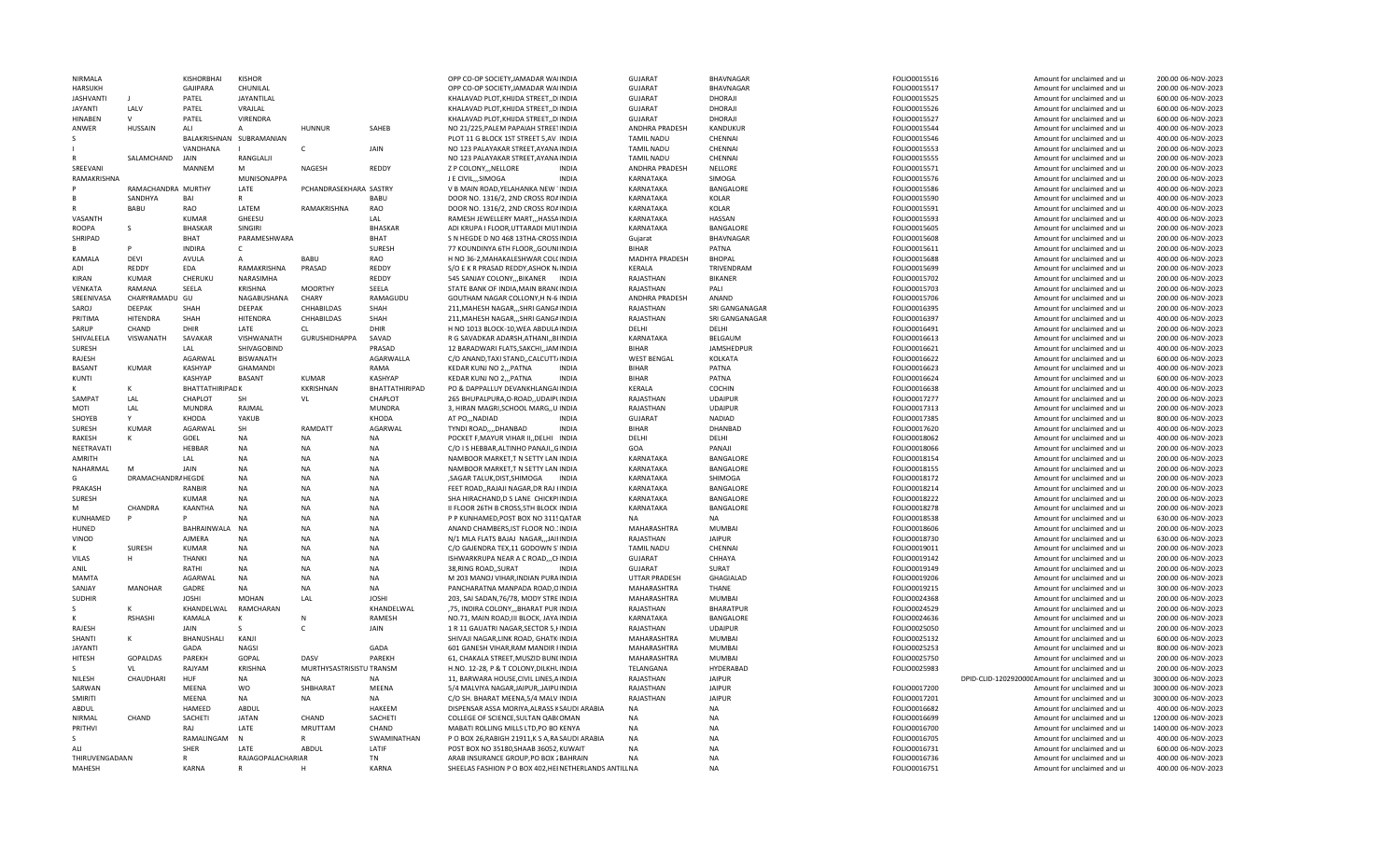| | | | | | | | | | | | | | |
|---|---|---|---|---|---|---|---|---|---|---|---|---|---|
| NIRMALA | | KISHORBHAI | KISHOR | | | OPP CO-OP SOCIETY,JAMADAR WAI INDIA | GUJARAT | BHAVNAGAR | | FOLIO0015516 | | Amount for unclaimed and ui | 200.00 06-NOV-2023 |
| HARSUKH | | GAJIPARA | CHUNILAL | | | OPP CO-OP SOCIETY,JAMADAR WAI INDIA | GUJARAT | BHAVNAGAR | | FOLIO0015517 | | Amount for unclaimed and ui | 200.00 06-NOV-2023 |
| JASHVANTI | J | PATEL | JAYANTILAL | | | KHALAVAD PLOT,KHIJDA STREET,,DI INDIA | GUJARAT | DHORAJI | | FOLIO0015525 | | Amount for unclaimed and ui | 600.00 06-NOV-2023 |
| JAYANTI | LALV | PATEL | VRAJLAL | | | KHALAVAD PLOT,KHIJDA STREET,,DI INDIA | GUJARAT | DHORAJI | | FOLIO0015526 | | Amount for unclaimed and ui | 600.00 06-NOV-2023 |
| HINABEN | V | PATEL | VIRENDRA | | | KHALAVAD PLOT,KHIJDA STREET,,DI INDIA | GUJARAT | DHORAJI | | FOLIO0015527 | | Amount for unclaimed and ui | 600.00 06-NOV-2023 |
| ANWER | HUSSAIN | ALI | A | HUNNUR | SAHEB | NO 21/225,PALEM PAPAIAH STREET INDIA | ANDHRA PRADESH | KANDUKUR | | FOLIO0015544 | | Amount for unclaimed and ui | 400.00 06-NOV-2023 |
| S | | BALAKRISHNAN | SUBRAMANIAN | | | PLOT 11 G BLOCK 1ST STREET 5,AV INDIA | TAMIL NADU | CHENNAI | | FOLIO0015546 | | Amount for unclaimed and ui | 400.00 06-NOV-2023 |
| I | | VANDHANA | I | C | JAIN | NO 123 PALAYAKAR STREET,AYANA INDIA | TAMIL NADU | CHENNAI | | FOLIO0015553 | | Amount for unclaimed and ui | 200.00 06-NOV-2023 |
| R | SALAMCHAND | JAIN | RANGLALJI | | | NO 123 PALAYAKAR STREET,AYANA INDIA | TAMIL NADU | CHENNAI | | FOLIO0015555 | | Amount for unclaimed and ui | 200.00 06-NOV-2023 |
| SREEVANI | | MANNEM | M | NAGESH | REDDY | Z P COLONY,,,NELLORE INDIA | ANDHRA PRADESH | NELLORE | | FOLIO0015571 | | Amount for unclaimed and ui | 200.00 06-NOV-2023 |
| RAMAKRISHNA | | | MUNISONAPPA | | | J E CIVIL,,,SIMOGA INDIA | KARNATAKA | SIMOGA | | FOLIO0015576 | | Amount for unclaimed and ui | 200.00 06-NOV-2023 |
| P | RAMACHANDRA | MURTHY | LATE | PCHANDRASEKHARA | SASTRY | V B MAIN ROAD,YELAHANKA NEW INDIA | KARNATAKA | BANGALORE | | FOLIO0015586 | | Amount for unclaimed and ui | 400.00 06-NOV-2023 |
| B | SANDHYA | BAI | R | | BABU | DOOR NO. 1316/2, 2ND CROSS ROA INDIA | KARNATAKA | KOLAR | | FOLIO0015590 | | Amount for unclaimed and ui | 400.00 06-NOV-2023 |
| R | BABU | RAO | LATEM | RAMAKRISHNA | RAO | DOOR NO. 1316/2, 2ND CROSS ROA INDIA | KARNATAKA | KOLAR | | FOLIO0015591 | | Amount for unclaimed and ui | 400.00 06-NOV-2023 |
| VASANTH | | KUMAR | GHEESU | | LAL | RAMESH JEWELLERY MART,,,HASSA INDIA | KARNATAKA | HASSAN | | FOLIO0015593 | | Amount for unclaimed and ui | 400.00 06-NOV-2023 |
| ROOPA | S | BHASKAR | SINGIRI | | BHASKAR | ADI KRUPA I FLOOR,UTTARADI MUI INDIA | KARNATAKA | BANGALORE | | FOLIO0015605 | | Amount for unclaimed and ui | 200.00 06-NOV-2023 |
| SHRIPAD | | BHAT | PARAMESHWARA | | BHAT | S N HEGDE D NO 468 13THA-CROSS INDIA | Gujarat | BHAVNAGAR | | FOLIO0015608 | | Amount for unclaimed and ui | 200.00 06-NOV-2023 |
| B | P | INDIRA | C | | SURESH | 77 KOUNDINYA 6TH FLOOR,,GOUNI INDIA | BIHAR | PATNA | | FOLIO0015611 | | Amount for unclaimed and ui | 200.00 06-NOV-2023 |
| KAMALA | DEVI | AVULA | A | BABU | RAO | H NO 36-2,MAHAKALESHWAR COL INDIA | MADHYA PRADESH | BHOPAL | | FOLIO0015688 | | Amount for unclaimed and ui | 400.00 06-NOV-2023 |
| ADI | REDDY | EDA | RAMAKRISHNA | PRASAD | REDDY | S/O E K R PRASAD REDDY,ASHOK N INDIA | KERALA | TRIVENDRAM | | FOLIO0015699 | | Amount for unclaimed and ui | 200.00 06-NOV-2023 |
| KIRAN | KUMAR | CHERUKU | NARASIMHA | | REDDY | 545 SANJAY COLONY,,,BIKANER INDIA | RAJASTHAN | BIKANER | | FOLIO0015702 | | Amount for unclaimed and ui | 200.00 06-NOV-2023 |
| VENKATA | RAMANA | SEELA | KRISHNA | MOORTHY | SEELA | STATE BANK OF INDIA,MAIN BRAN( INDIA | RAJASTHAN | PALI | | FOLIO0015703 | | Amount for unclaimed and ui | 200.00 06-NOV-2023 |
| SREENIVASA | CHARYRAMADU | GU | NAGABUSHANA | CHARY | RAMAGUDU | GOUTHAM NAGAR COLLONY,H N-6 INDIA | ANDHRA PRADESH | ANAND | | FOLIO0015706 | | Amount for unclaimed and ui | 200.00 06-NOV-2023 |
| SAROJ | DEEPAK | SHAH | DEEPAK | CHHABILDAS | SHAH | 211,MAHESH NAGAR,,,SHRI GANGA INDIA | RAJASTHAN | SRI GANGANAGAR | | FOLIO0016395 | | Amount for unclaimed and ui | 200.00 06-NOV-2023 |
| PRITIMA | HITENDRA | SHAH | HITENDRA | CHHABILDAS | SHAH | 211,MAHESH NAGAR,,,SHRI GANGA INDIA | RAJASTHAN | SRI GANGANAGAR | | FOLIO0016397 | | Amount for unclaimed and ui | 400.00 06-NOV-2023 |
| SARUP | CHAND | DHIR | LATE | CL | DHIR | H NO 1013 BLOCK-10,WEA ABDULA INDIA | DELHI | DELHI | | FOLIO0016491 | | Amount for unclaimed and ui | 200.00 06-NOV-2023 |
| SHIVALEELA | VISWANATH | SAVAKAR | VISHWANATH | GURUSHIDHAPPA | SAVAD | R G SAVADKAR ADARSH,ATHANI,,BI INDIA | KARNATAKA | BELGAUM | | FOLIO0016613 | | Amount for unclaimed and ui | 200.00 06-NOV-2023 |
| SURESH | | LAL | SHIVAGOBIND | | PRASAD | 12 BARADWARI FLATS,SAKCHI,,JAM INDIA | BIHAR | JAMSHEDPUR | | FOLIO0016621 | | Amount for unclaimed and ui | 400.00 06-NOV-2023 |
| RAJESH | | AGARWAL | BISWANATH | | AGARWALLA | C/O ANAND,TAXI STAND,,CALCUTT INDIA | WEST BENGAL | KOLKATA | | FOLIO0016622 | | Amount for unclaimed and ui | 600.00 06-NOV-2023 |
| BASANT | KUMAR | KASHYAP | GHAMANDI | | RAMA | KEDAR KUNJ NO 2,,,PATNA INDIA | BIHAR | PATNA | | FOLIO0016623 | | Amount for unclaimed and ui | 400.00 06-NOV-2023 |
| KUNTI | | KASHYAP | BASANT | KUMAR | KASHYAP | KEDAR KUNJ NO 2,,,PATNA INDIA | BIHAR | PATNA | | FOLIO0016624 | | Amount for unclaimed and ui | 600.00 06-NOV-2023 |
| K | K | BHATTATHIRIPAD | K | KKRISHNAN | BHATTATHIRIPAD | PO & DAPPALLUY DEVANKHLANGAI INDIA | KERALA | COCHIN | | FOLIO0016638 | | Amount for unclaimed and ui | 400.00 06-NOV-2023 |
| SAMPAT | LAL | CHAPLOT | SH | VL | CHAPLOT | 265 BHUPALPURA,O-ROAD,,UDAIPU INDIA | RAJASTHAN | UDAIPUR | | FOLIO0017277 | | Amount for unclaimed and ui | 200.00 06-NOV-2023 |
| MOTI | LAL | MUNDRA | RAJMAL | | MUNDRA | 3, HIRAN MAGRI,SCHOOL MARG,,U INDIA | RAJASTHAN | UDAIPUR | | FOLIO0017313 | | Amount for unclaimed and ui | 200.00 06-NOV-2023 |
| SHOYEB | Y | KHODA | YAKUB | | KHODA | AT PO,,,NADIAD INDIA | GUJARAT | NADIAD | | FOLIO0017385 | | Amount for unclaimed and ui | 800.00 06-NOV-2023 |
| SURESH | KUMAR | AGARWAL | SH | RAMDATT | AGARWAL | TYNDI ROAD,,,DHANBAD INDIA | BIHAR | DHANBAD | | FOLIO0017620 | | Amount for unclaimed and ui | 400.00 06-NOV-2023 |
| RAKESH | K | GOEL | NA | NA | NA | POCKET F,MAYUR VIHAR II,,DELHI INDIA | DELHI | DELHI | | FOLIO0018062 | | Amount for unclaimed and ui | 400.00 06-NOV-2023 |
| NEETRAVATI | | HEBBAR | NA | NA | NA | C/O I S HEBBAR,ALTINHO PANAJI,,G INDIA | GOA | PANAJI | | FOLIO0018066 | | Amount for unclaimed and ui | 200.00 06-NOV-2023 |
| AMRITH | | LAL | NA | NA | NA | NAMBOOR MARKET,T N SETTY LAN INDIA | KARNATAKA | BANGALORE | | FOLIO0018154 | | Amount for unclaimed and ui | 200.00 06-NOV-2023 |
| NAHARMAL | M | JAIN | NA | NA | NA | NAMBOOR MARKET,T N SETTY LAN INDIA | KARNATAKA | BANGALORE | | FOLIO0018155 | | Amount for unclaimed and ui | 200.00 06-NOV-2023 |
| G | DRAMACHANDRA | HEGDE | NA | NA | NA | ,SAGAR TALUK,DIST,SHIMOGA INDIA | KARNATAKA | SHIMOGA | | FOLIO0018172 | | Amount for unclaimed and ui | 200.00 06-NOV-2023 |
| PRAKASH | | RANBIR | NA | NA | NA | FEET ROAD,,RAJAJI NAGAR,DR RAJ I INDIA | KARNATAKA | BANGALORE | | FOLIO0018214 | | Amount for unclaimed and ui | 200.00 06-NOV-2023 |
| SURESH | | KUMAR | NA | NA | NA | SHA HIRACHAND,D S LANE CHICKP INDIA | KARNATAKA | BANGALORE | | FOLIO0018222 | | Amount for unclaimed and ui | 200.00 06-NOV-2023 |
| M | CHANDRA | KAANTHA | NA | NA | NA | II FLOOR 26TH B CROSS,5TH BLOCK INDIA | KARNATAKA | BANGALORE | | FOLIO0018278 | | Amount for unclaimed and ui | 200.00 06-NOV-2023 |
| KUNHAMED | P | P | NA | NA | NA | P P KUNHAMED,POST BOX NO 311 QATAR | NA | NA | | FOLIO0018538 | | Amount for unclaimed and ui | 630.00 06-NOV-2023 |
| HUNED | | BAHRAINWALA | NA | NA | NA | ANAND CHAMBERS,IST FLOOR NO.: INDIA | MAHARASHTRA | MUMBAI | | FOLIO0018606 | | Amount for unclaimed and ui | 200.00 06-NOV-2023 |
| VINOD | | AJMERA | NA | NA | NA | N/1 MLA FLATS BAJAJ NAGAR,,,JAI INDIA | RAJASTHAN | JAIPUR | | FOLIO0018730 | | Amount for unclaimed and ui | 630.00 06-NOV-2023 |
| K | SURESH | KUMAR | NA | NA | NA | C/O GAJENDRA TEX,11 GODOWN S INDIA | TAMIL NADU | CHENNAI | | FOLIO0019011 | | Amount for unclaimed and ui | 200.00 06-NOV-2023 |
| VILAS | H | THANKI | NA | NA | NA | ISHWARKRUPA NEAR A C ROAD,,,C INDIA | GUJARAT | CHHAYA | | FOLIO0019142 | | Amount for unclaimed and ui | 200.00 06-NOV-2023 |
| ANIL | | RATHI | NA | NA | NA | 38,RING ROAD,,SURAT INDIA | GUJARAT | SURAT | | FOLIO0019149 | | Amount for unclaimed and ui | 200.00 06-NOV-2023 |
| MAMTA | | AGARWAL | NA | NA | NA | M 203 MANOJ VIHAR,INDIAN PURA INDIA | UTTAR PRADESH | GHAGIALAD | | FOLIO0019206 | | Amount for unclaimed and ui | 200.00 06-NOV-2023 |
| SANJAY | MANOHAR | GADRE | NA | NA | NA | PANCHARATNA MANPADA ROAD,O INDIA | MAHARASHTRA | THANE | | FOLIO0019215 | | Amount for unclaimed and ui | 300.00 06-NOV-2023 |
| SUDHIR | | JOSHI | MOHAN | LAL | JOSHI | 203, SAI SADAN,76/78, MODY STRE INDIA | MAHARASHTRA | MUMBAI | | FOLIO0024368 | | Amount for unclaimed and ui | 200.00 06-NOV-2023 |
| S | K | KHANDELWAL | RAMCHARAN | | KHANDELWAL | ,75, INDIRA COLONY,,,BHARAT PUR INDIA | RAJASTHAN | BHARATPUR | | FOLIO0024529 | | Amount for unclaimed and ui | 200.00 06-NOV-2023 |
| K | RSHASHI | KAMALA | K | N | RAMESH | NO.71, MAIN ROAD,III BLOCK, JAYA INDIA | KARNATAKA | BANGALORE | | FOLIO0024636 | | Amount for unclaimed and ui | 200.00 06-NOV-2023 |
| RAJESH | | JAIN | S | C | JAIN | 1 R 11 GAUATRI NAGAR,SECTOR 5,I INDIA | RAJASTHAN | UDAIPUR | | FOLIO0025050 | | Amount for unclaimed and ui | 200.00 06-NOV-2023 |
| SHANTI | K | BHANUSHALI | KANJI | | | SHIVAJI NAGAR,LINK ROAD, GHATK INDIA | MAHARASHTRA | MUMBAI | | FOLIO0025132 | | Amount for unclaimed and ui | 600.00 06-NOV-2023 |
| JAYANTI | | GADA | NAGSI | | GADA | 601 GANESH VIHAR,RAM MANDIR I INDIA | MAHARASHTRA | MUMBAI | | FOLIO0025253 | | Amount for unclaimed and ui | 800.00 06-NOV-2023 |
| HITESH | GOPALDAS | PAREKH | GOPAL | DASV | PAREKH | 61, CHAKALA STREET,MUSZID BUNI INDIA | MAHARASHTRA | MUMBAI | | FOLIO0025750 | | Amount for unclaimed and ui | 200.00 06-NOV-2023 |
| S | VL | RAJYAM | KRISHNA | MURTHYSASTRISISTU | TRANSM | H.NO. 12-28, P & T COLONY,DILKHL INDIA | TELANGANA | HYDERABAD | | FOLIO0025983 | | Amount for unclaimed and ui | 200.00 06-NOV-2023 |
| NILESH | CHAUDHARI | HUF | NA | NA | NA | 11, BARWARA HOUSE,CIVIL LINES,A INDIA | RAJASTHAN | JAIPUR | | | DPID-CLID-1202920000 | Amount for unclaimed and ui | 3000.00 06-NOV-2023 |
| SARWAN | | MEENA | WO | SHBHARAT | MEENA | 5/4 MALVIYA NAGAR,JAIPUR,,JAIPU INDIA | RAJASTHAN | JAIPUR | | FOLIO0017200 | | Amount for unclaimed and ui | 3000.00 06-NOV-2023 |
| SMIRITI | | MEENA | NA | NA | NA | C/O SH. BHARAT MEENA,5/4 MALV INDIA | RAJASTHAN | JAIPUR | | FOLIO0017201 | | Amount for unclaimed and ui | 3000.00 06-NOV-2023 |
| ABDUL | | HAMEED | ABDUL | | HAKEEM | DISPENSAR ASSA MORIYA,ALRASS K SAUDI ARABIA | NA | NA | | FOLIO0016682 | | Amount for unclaimed and ui | 400.00 06-NOV-2023 |
| NIRMAL | CHAND | SACHETI | JATAN | CHAND | SACHETI | COLLEGE OF SCIENCE,SULTAN QAB( OMAN | NA | NA | | FOLIO0016699 | | Amount for unclaimed and ui | 1200.00 06-NOV-2023 |
| PRITHVI | | RAJ | LATE | MRUTTAM | CHAND | MABATI ROLLING MILLS LTD,PO BO KENYA | NA | NA | | FOLIO0016700 | | Amount for unclaimed and ui | 1400.00 06-NOV-2023 |
| S | | RAMALINGAM | N | R | SWAMINATHAN | P O BOX 26,RABIGH 21911,K S A,RA SAUDI ARABIA | NA | NA | | FOLIO0016705 | | Amount for unclaimed and ui | 400.00 06-NOV-2023 |
| ALI | | SHER | LATE | ABDUL | LATIF | POST BOX NO 35180,SHAAB 36052, KUWAIT | NA | NA | | FOLIO0016731 | | Amount for unclaimed and ui | 600.00 06-NOV-2023 |
| THIRUVENGADAN | N | R | RAJAGOPALACHARIAR | | TN | ARAB INSURANCE GROUP,PO BOX ; BAHRAIN | NA | NA | | FOLIO0016736 | | Amount for unclaimed and ui | 400.00 06-NOV-2023 |
| MAHESH | | KARNA | R | H | KARNA | SHEELAS FASHION P O BOX 402,HEI NETHERLANDS ANTILLNA | | NA | | FOLIO0016751 | | Amount for unclaimed and ui | 400.00 06-NOV-2023 |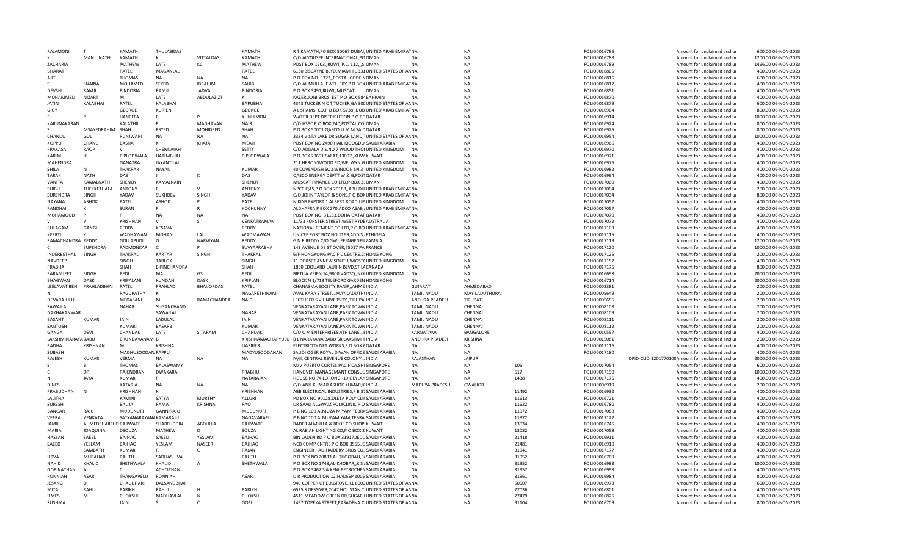| RAJAMONI | T | KAMATH | THULASIDAS | | KAMATH | R T KAMATH,PO BOX 50067 DUBAI, UNITED ARAB EMIRATNA | | NA | | FOLIO0016786 | | Amount for unclaimed and ui | 600.00 06-NOV-2023 |
|---|---|---|---|---|---|---|---|---|---|---|---|---|---|
| K | MANJUNATH | KAMATH | K | VITTALDAS | KAMATH | C/O ALYOUSEF INTERNATIONAL,PO OMAN | NA | NA | | FOLIO0016788 | | Amount for unclaimed and ui | 1200.00 06-NOV-2023 |
| ZACHARIA | | MATHEW | LATE | KC | MATHEW | POST BOX 1703,,RUWI, P.C. 112,,,SI OMAN | NA | NA | | FOLIO0016789 | | Amount for unclaimed and ui | 1466.00 06-NOV-2023 |
| BHARAT | | PATEL | MAGANLAL | | PATEL | 6150 BISCAYNE BLYD,MIAMI FL 331 UNITED STATES OF ANNA | | NA | | FOLIO0016805 | | Amount for unclaimed and ui | 400.00 06-NOV-2023 |
| AJIT | | THOMAS | NA | NA | NA | P.O.BOX NO. 3323,,POSTAL CODE NOMAN | NA | NA | | FOLIO0016816 | | Amount for unclaimed and ui | 600.00 06-NOV-2023 |
| S | SNAINA | MOHAMED | SEYED | IBRAHIM | SAHIB | C/O AL MULLA JEWELLERY,P O BOX UNITED ARAB EMIRATNA | | NA | | FOLIO0016817 | | Amount for unclaimed and ui | 400.00 06-NOV-2023 |
| DEVSHI | RAMJI | PINDORIA | RAMJI | JADVA | PINDORIA | P O BOX 3491,RUWI,,MUSCAT OMAN | NA | NA | | FOLIO0016851 | | Amount for unclaimed and ui | 400.00 06-NOV-2023 |
| MOHAMMED | NIZART | M | LATE | ABDULAZIZT | K | KAZEROONI BROS EST P O BOX 584 BAHRAIN | NA | NA | | FOLIO0016870 | | Amount for unclaimed and ui | 400.00 06-NOV-2023 |
| JATIN | KALABHAI | PATEL | KALABHAI | | BAPUBHAI | 4343 TUCKER N C T,TUCKER GA 300 UNITED STATES OF ANNA | | NA | | FOLIO0016879 | | Amount for unclaimed and ui | 600.00 06-NOV-2023 |
| GIGY | | GEORGE | KURIEN | | GEORGE | A L SHAMSI CO,P O BOX 5738,,DUB UNITED ARAB EMIRATNA | | NA | | FOLIO0016904 | | Amount for unclaimed and ui | 800.00 06-NOV-2023 |
| P | P | HANEEFA | P | P | KUNHIMON | WATER DEPT DISTRIBUTION,P O BO QATAR | NA | NA | | FOLIO0016914 | | Amount for unclaimed and ui | 1000.00 06-NOV-2023 |
| KARUNAKARAN | | KALATHIL | P | MADHAVAN | NAIR | C/O HSBC P.O.BOX 240,POSTAL COI OMAN | NA | NA | | FOLIO0016924 | | Amount for unclaimed and ui | 800.00 06-NOV-2023 |
| S | MSAYEDRAHIM | SHAH | RSYED | MOHIDEEN | SHAH | P O BOX 50001 QAFCO,U M M SAID QATAR | NA | NA | | FOLIO0016925 | | Amount for unclaimed and ui | 800.00 06-NOV-2023 |
| CHANDU | GUL | PUNJWANI | NA | NA | NA | 3334 VISTA LAKE DR SUGAR LAND,T UNITED STATES OF ANNA | | NA | | FOLIO0016954 | | Amount for unclaimed and ui | 1000.00 06-NOV-2023 |
| KOPPU | CHAND | BASHA | K | KHAJA | MEAH | POST BOX NO 2490,HAIL KIOOGDOI SAUDI ARABIA | NA | NA | | FOLIO0016966 | | Amount for unclaimed and ui | 400.00 06-NOV-2023 |
| PRAKASA | RAOP | V | CHENNAIAH | | SETTY | C/O ADDALA D S,NO 7 WOOD THOF UNITED KINGDOM | NA | NA | | FOLIO0016970 | | Amount for unclaimed and ui | 400.00 06-NOV-2023 |
| KARIM | H | PIPLODWALA | HATIMBHAI | | PIPLODWALA | P O BOX 23691 SAFAT,13097,,KUW. KUWAIT | NA | NA | | FOLIO0016971 | | Amount for unclaimed and ui | 400.00 06-NOV-2023 |
| MAHENDRA | | GANATRA | JAYANTILAL | | | 211 HERONSWOOD RD,WELWYN G UNITED KINGDOM | NA | NA | | FOLIO0016975 | | Amount for unclaimed and ui | 400.00 06-NOV-2023 |
| SHILA | N | THAKRAR | NAYAN | | KUMAR | 40 COVENDISH SQ,SWINDON SN 3 I UNITED KINGDOM | NA | NA | | FOLIO0016982 | | Amount for unclaimed and ui | 400.00 06-NOV-2023 |
| TARAK | NATH | DAS | J | K | DAS | QASCO ENERGY DEPTT W & G,POST QATAR | NA | NA | | FOLIO0016994 | | Amount for unclaimed and ui | 400.00 06-NOV-2023 |
| VANITA | KAMALNATH | SHENOY | KAMALNAIN | | SHENOY | MUSCAT FINANCE CO LTD,P BOX 31 OMAN | NA | NA | | FOLIO0017000 | | Amount for unclaimed and ui | 400.00 06-NOV-2023 |
| SHIBU | THEKKETHALA | ANTONY | F | V | ANTONY | NPCC QAS,P O BOX 20188,,ABU DH UNITED ARAB EMIRATNA | | NA | | FOLIO0017004 | | Amount for unclaimed and ui | 200.00 06-NOV-2023 |
| SURENDRA | SINGH | YADAV | SUKHDEV | SINGH | YADAV | C/O JOHN TAYLOR & SONS,P O BOX UNITED ARAB EMIRATNA | | NA | | FOLIO0017034 | | Amount for unclaimed and ui | 800.00 06-NOV-2023 |
| NAYANA | ASHOK | PATEL | ASHOK | P | PATEL | NIKINS EXPORT 1 ALBERT ROAD,UP UNITED KINGDOM | NA | NA | | FOLIO0017052 | | Amount for unclaimed and ui | 400.00 06-NOV-2023 |
| PANDHAI | K | SURAN | P | R | KOCHUNNY | ALDHAFRA P BOX 270,ADCO ASAB / UNITED ARAB EMIRATNA | | NA | | FOLIO0017057 | | Amount for unclaimed and ui | 400.00 06-NOV-2023 |
| MOHAMOOD | P | P | NA | NA | NA | POST BOX NO. 31153,DOHA QATAR QATAR | NA | NA | | FOLIO0017070 | | Amount for unclaimed and ui | 400.00 06-NOV-2023 |
| V | V | KRISHNAN | V | S | VENKATRAMAN | 11/33 FORSTER STREET,WEST RYDE AUSTRALIA | NA | NA | | FOLIO0017072 | | Amount for unclaimed and ui | 400.00 06-NOV-2023 |
| PULAGAM | GANGI | REDDY | KESAVA | | REDDY | NATIONAL CEMENT CO LTD,P O BO UNITED ARAB EMIRATNA | | NA | | FOLIO0017103 | | Amount for unclaimed and ui | 400.00 06-NOV-2023 |
| KEERTI | K | WADHAWAN | MOHAN | LAL | WADMAWAN | UNICEF POST BOX NO 1169,ADDIS / ETHIOPIA | NA | NA | | FOLIO0017115 | | Amount for unclaimed and ui | 400.00 06-NOV-2023 |
| RAMACHANDRA | REDDY | GOLLAPUDI | G | NARWYAN | REDDY | G N R REDDY C/O GWUFF INGENEIL ZAMBIA | NA | NA | | FOLIO0017119 | | Amount for unclaimed and ui | 1200.00 06-NOV-2023 |
| C | SUPENDRA | PADMONKAR | C | P | SUVYAPRABHA | 143 AVENUE DE ST OVER,75017 PA FRANCE | NA | NA | | FOLIO0017120 | | Amount for unclaimed and ui | 1000.00 06-NOV-2023 |
| INDERBETHAL | SINGH | THAKRAL | KARTAR | SINGH | THAKRAL | 6/F HONGKONG PACIFIC CENTRE,2I HONG KONG | NA | NA | | FOLIO0017125 | | Amount for unclaimed and ui | 200.00 06-NOV-2023 |
| NAVDEEP | | SINGH | TARLOK | | SINGH | 11 DORSET AVNEW SOUTH,WIGST( UNITED KINGDOM | NA | NA | | FOLIO0017157 | | Amount for unclaimed and ui | 400.00 06-NOV-2023 |
| PRABHA | | SHAH | BIPINCHANDRA | | SHAH | 1830 EDOUARD LAURIN BLVD,ST LA CANADA | NA | NA | | FOLIO0017175 | | Amount for unclaimed and ui | 800.00 06-NOV-2023 |
| PARAMJEET | SINGH | BEDI | MAJ | GS | BEDI | BIETILA VEIEN 14,9800 VADSQ,,NOI UNITED KINGDOM | NA | NA | | FOLIO0016698 | | Amount for unclaimed and ui | 2000.00 06-NOV-2023 |
| BHAGWAN | DASK | KRIPALANI | KUNDAN | DASK | KRIPLANI | BLOCK N 1/713 TELEFORD GARDEN HONG KONG | NA | NA | | FOLIO0016714 | | Amount for unclaimed and ui | 2000.00 06-NOV-2023 |
| LEELAVATIBEN | PRAKHLADBHAI | PATEL | PRAHLAD | BHAIJORDAS | PATEL | CHANASMA SOCIETY,RANIP,,AHME INDIA | GUJARAT | AHMEDABAD | | FOLIO0002381 | | Amount for unclaimed and ui | 200.00 06-NOV-2023 |
| N | | RAGUPATHY | K | | NAGARETHINAM | AVAL KARA STREET,,,MAYILADUTHU INDIA | TAMIL NADU | MAYILADUTHURAI | | FOLIO0005649 | | Amount for unclaimed and ui | 200.00 06-NOV-2023 |
| DEVARAJULU | | MEDASANI | M | RAMACHANDRA | NAIDU | LECTURER,S V UNIVERSITY,,TIRUPA INDIA | ANDHRA PRADESH | TIRUPATI | | FOLIO0005655 | | Amount for unclaimed and ui | 200.00 06-NOV-2023 |
| SAWAILAL | | NAHAR | SUGANCHAND | | | VENKATARAYAN LANE,PARK TOWN INDIA | TAMIL NADU | CHENNAI | | FOLIO0008108 | | Amount for unclaimed and ui | 200.00 06-NOV-2023 |
| DAKHAKANWAR | | | SAWAILAL | | NAHAR | VENKATARAYAN LANE,PARK TOWN INDIA | TAMIL NADU | CHENNAI | | FOLIO0008109 | | Amount for unclaimed and ui | 200.00 06-NOV-2023 |
| BASANT | KUMAR | JAIN | LADULAL | | JAIN | VENKATARAYAN LANE,PARK TOWN INDIA | TAMIL NADU | CHENNAI | | FOLIO0008111 | | Amount for unclaimed and ui | 200.00 06-NOV-2023 |
| SANTOSH | | KUMARI | BASARB | | KUMAR | VENKATARAYAN LANE,PARK TOWN INDIA | TAMIL NADU | CHENNAI | | FOLIO0008112 | | Amount for unclaimed and ui | 200.00 06-NOV-2023 |
| GANGA | DEVI | CHANDAK | LATE | SITARAM | CHANDAK | C/O C M ENTERPRISES,4TH LANE,,,E INDIA | KARNATAKA | BANGALORE | | FOLIO0010557 | | Amount for unclaimed and ui | 400.00 06-NOV-2023 |
| LAKSHMINARAYA | BABU | BRUNDAVANAM | B | | KRISHNAMACHARYULU | B L NARAYANA BABU SRILAKSHMI N INDIA | ANDHRA PRADESH | KRISHNA | | FOLIO0015081 | | Amount for unclaimed and ui | 200.00 06-NOV-2023 |
| RADHA | KRISHNAN | M | KRISHNA | | UARRIER | ELECTRICITY NET WORKS,P O BOX 6 QATAR | NA | NA | | FOLIO0017116 | | Amount for unclaimed and ui | 400.00 06-NOV-2023 |
| SUBASH | | MADHUSOODAN. | PAPPU | | MADYUSOODANAN | SAUDI OGER ROYAL DIWAN OFFICE SAUDI ARABIA | NA | NA | | FOLIO0017180 | | Amount for unclaimed and ui | 400.00 06-NOV-2023 |
| RAJESH | KUMAR | VERMA | NA | NA | NA | IV/II, CENTRAL REVENUE COLONY,,I INDIA | RAJASTHAN | JAIPUR | | | DPID-CLID-1201770100 | Amount for unclaimed and ui | 2000.00 06-NOV-2023 |
| S | B | THOMAS | BALASWAMY | | | M/V PUERTO CORTES PACIFICA,SHI SINGAPORE | NA | NA | 105 | FOLIO0017054 | | Amount for unclaimed and ui | 600.00 06-NOV-2023 |
| C | DP | RAJENDRAN | DWAKARA | | PRABHU | HANOVER MANAGEMANT CONSUL SINGAPORE | NA | NA | 617 | FOLIO0017190 | | Amount for unclaimed and ui | 1000.00 06-NOV-2023 |
| N | JAYA | KUMAR | P | | NATARAJAN | HOUSE NO 74 LORONG -19,GEYLAN SINGAPORE | NA | NA | 1438 | FOLIO0017176 | | Amount for unclaimed and ui | 400.00 06-NOV-2023 |
| DINESH | | KATARIA | NA | NA | NA | C/O ANIL KUMAR ASHOK KUMAR,K INDIA | MADHYA PRADESH | GWALIOR | | FOLIO0006919 | | Amount for unclaimed and ui | 200.00 06-NOV-2023 |
| PRABUDHAN | N | KRISHNAN | K | | KRISHNAN | ABB ELECTRICAL INDUSTRIES,P B 87 SAUDI ARABIA | NA | NA | 11492 | FOLIO0016932 | | Amount for unclaimed and ui | 400.00 06-NOV-2023 |
| LALITHA | | KAMINI | SATYA | MURTHY | ALLURI | PO BOX NO 90128,DLETA POLY CLII SAUDI ARABIA | NA | NA | 11613 | FOLIO0016721 | | Amount for unclaimed and ui | 400.00 06-NOV-2023 |
| SURESH | | BALIJA | RAMA | KRISHNA | RAO | DR SAAD ALGWAIZ POLYCLINIC,P O SAUDI ARABIA | NA | NA | 11622 | FOLIO0016780 | | Amount for unclaimed and ui | 400.00 06-NOV-2023 |
| BANGAR | RAJU | MUDUNURI | GANNIRAJU | | MUDUNURI | P B NO 100 ALMUZA MIYAM,TEBRA SAUDI ARABIA | NA | NA | 11972 | FOLIO0017088 | | Amount for unclaimed and ui | 400.00 06-NOV-2023 |
| VEERA | VENKATA | SATYANARAYANA | KAMARAJU | | NAGAVARAPU | P B NO 100 ALMUZAMIYAM,TEBRA SAUDI ARABIA | NA | NA | 11972 | FOLIO0017122 | | Amount for unclaimed and ui | 400.00 06-NOV-2023 |
| JAMIL | AHMEDSHARFUD | RAJIWATE | SHARFUDDIN | ABDULLA | RAJIWATE | BADER ALMULLA & BROS CO,SHOP KUWAIT | NA | NA | 13034 | FOLIO0016745 | | Amount for unclaimed and ui | 400.00 06-NOV-2023 |
| MARIA | JOAQUINA | DSOUZA | MATHEW | D | SOUZA | AL RABIAH LIGHTING CO,P O BOX 2 KUWAIT | NA | NA | 13082 | FOLIO0017058 | | Amount for unclaimed and ui | 400.00 06-NOV-2023 |
| HASSAN | SAEED | BAJHAO | SAEED | YESLAM | BAJHAO | BIN LADEN RD P O BOX 31917,JEDD SAUDI ARABIA | NA | NA | 21418 | FOLIO0016911 | | Amount for unclaimed and ui | 400.00 06-NOV-2023 |
| SAEED | YESLAM | BAJHAO | YESLAM | NASEER | BAJHAO | NCB COMP CNTRE P O BOX 3555,JE SAUDI ARABIA | NA | NA | 21481 | FOLIO0016910 | | Amount for unclaimed and ui | 400.00 06-NOV-2023 |
| R | SAMBATH | KUMAR | R | C | RAJAN | ENGINEER HADIHAIDERV BROS CO, SAUDI ARABIA | NA | NA | 31941 | FOLIO0017177 | | Amount for unclaimed and ui | 400.00 06-NOV-2023 |
| URVA | MURAHARI | RAUTH | SADHASHIVA | | RAUTH | P O BOX NO 20833,AL THOQBAH,S/ SAUDI ARABIA | NA | NA | 31952 | FOLIO0016769 | | Amount for unclaimed and ui | 400.00 06-NOV-2023 |
| NAHID | KHALID | SHETHWALA | KHALID | A | SHETHWALA | P O BOX NO 1748,AL-KHOBAR,,K S / SAUDI ARABIA | NA | NA | 31952 | FOLIO0016983 | | Amount for unclaimed and ui | 1000.00 06-NOV-2023 |
| GOPINATHAN | A | C | ACHCITHAN | | | P O BOX 3462 S A KENI,PETROCHEN SAUDI ARABIA | NA | NA | 31952 | FOLIO0016998 | | Amount for unclaimed and ui | 400.00 06-NOV-2023 |
| PONNIAH | ASARI | THANGAVELU | PONNIAH | | ASARI | D R PRODUCTION-12,HADEEP 1005 SAUDI ARABIA | NA | NA | 31961 | FOLIO0016984 | | Amount for unclaimed and ui | 800.00 06-NOV-2023 |
| JESANG | D | CHAUDHARI | DALSANGBHAI | | | 940 COPPER CT ELKGROVE,ILL 6000 UNITED STATES OF ANNA | | NA | 60007 | FOLIO0016973 | | Amount for unclaimed and ui | 600.00 06-NOV-2023 |
| MITA | RAHUL | PARIKH | RAHUL | H | PARIKH | 6525 S GESSIVER,2047 HOUSTAN TI UNITED STATES OF ANNA | | NA | 77036 | FOLIO0016801 | | Amount for unclaimed and ui | 400.00 06-NOV-2023 |
| UMESH | M | CHOKSHI | MADHAVLAL | N | CHOKSHI | 4511 MEADOW GREEN DR,SUGAR L UNITED STATES OF ANNA | | NA | 77479 | FOLIO0016825 | | Amount for unclaimed and ui | 600.00 06-NOV-2023 |
| SUSHMA | | JAIN | S | C | GOEL | 1497 TOPEKA STREET,PASADENA C/ UNITED STATES OF ANNA | | NA | 91104 | FOLIO0016709 | | Amount for unclaimed and ui | 800.00 06-NOV-2023 |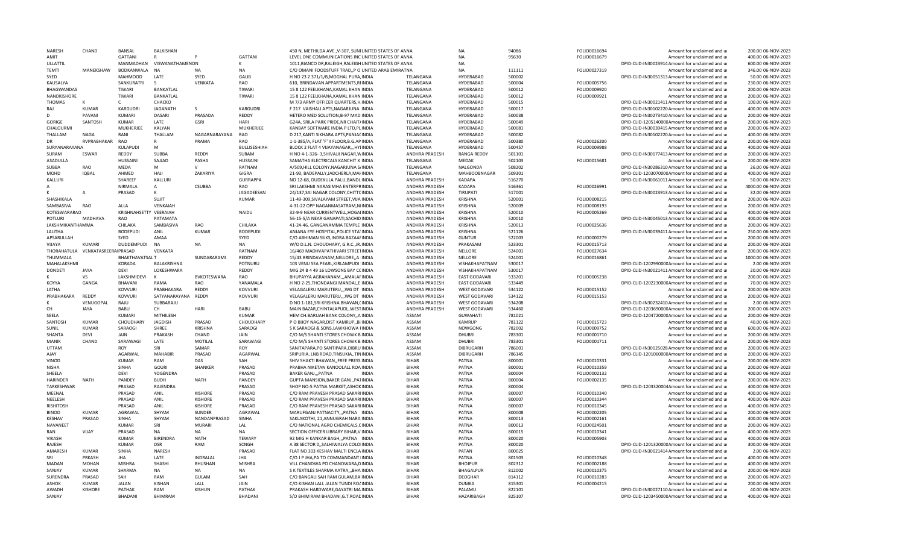| NARESH | CHAND | BANSAL | BALKISHAN | | | 450 N, METHILDA AVE.,V-307, SUNI UNITED STATES OF ANNA | | NA | 94086 | FOLIO0016694 | | Amount for unclaimed and ui | 200.00 06-NOV-2023 |
|---|---|---|---|---|---|---|---|---|---|---|---|---|---|
| AMIT | | GATTANI | R | P | GATTANI | LEVEL ONE COMMUNICATIONS INC UNITED STATES OF ANNA | | NA | 95630 | FOLIO0016679 | | Amount for unclaimed and ui | 200.00 06-NOV-2023 |
| ULLATTIL | | MANMADHAN | VISWANATHAMENON | | K | 1011,BIANCO DR,RALEIGH,RALEIGH UNITED STATES OF ANNA | | NA | | | DPID-CLID-IN30023914 | Amount for unclaimed and ui | 600.00 06-NOV-2023 |
| TEMTI | MANEKSHAW | BODKANWALA | NA | NA | NA | C/O OMANI FOODSTUFF TRAD,,P O UNITED ARAB EMIRATNA | | NA | 111111 | FOLIO0027319 | | Amount for unclaimed and ui | 346.00 06-NOV-2023 |
| SYED | | MAHMOOD | LATE | SYED | GALIB | H NO 23 2 371/1/B,MOGHAL PURA, INDIA | TELANGANA | HYDERABAD | 500002 | | DPID-CLID-IN30051313 | Amount for unclaimed and ui | 50.00 06-NOV-2023 |
| KAUSALYA | | SANKURATRI | S | VENKATA | RAO | 610, BRINDAVAN APPARTMENTS,RI INDIA | TELANGANA | HYDERABAD | 500004 | FOLIO0005756 | | Amount for unclaimed and ui | 230.00 06-NOV-2023 |
| BHAGWANDAS | | TIWARI | BANKATLAL | | TIWARI | 15 8 122 FEELKHANA,KAMAL KHAN INDIA | TELANGANA | HYDERABAD | 500012 | FOLIO0009920 | | Amount for unclaimed and ui | 200.00 06-NOV-2023 |
| NANDKISHORE | | TIWARI | BANKATLAL | | TIWARI | 15 8 122 FEELKHANA,KAMAL KHAN INDIA | TELANGANA | HYDERABAD | 500012 | FOLIO0009921 | | Amount for unclaimed and ui | 200.00 06-NOV-2023 |
| THOMAS | K | C | CHACKO | | | M 7/3 ARMY OFFICER QUARTERS,H INDIA | TELANGANA | HYDERABAD | 500015 | | DPID-CLID-IN30021411 | Amount for unclaimed and ui | 100.00 06-NOV-2023 |
| RAJ | KUMAR | KARGUDRI | JAGANATH | S | KARGUDRI | F 217 VAISHALI APTS,NAGARJUNA INDIA | TELANGANA | HYDERABAD | 500017 | | DPID-CLID-IN30102220 | Amount for unclaimed and ui | 400.00 06-NOV-2023 |
| D | PAVANI | KUMARI | DASARI | PRASADA | REDDY | HETERO MED SOLUTION,B-97 MAD INDIA | TELANGANA | HYDERABAD | 500038 | | DPID-CLID-IN30273410 | Amount for unclaimed and ui | 200.00 06-NOV-2023 |
| GORIGE | SANTOSH | KUMAR | LATE | GSRI | HARI | G24A, SRILA PARK PRIDE,NR CHAIT/ INDIA | TELANGANA | HYDERABAD | 500049 | | DPID-CLID-1205140000 | Amount for unclaimed and ui | 200.00 06-NOV-2023 |
| CHALOURMI | | MUKHERJEE | KALYAN | | MUKHERJEE | KANBAY SOFTWARE INDIA P LTD,PL INDIA | TELANGANA | HYDERABAD | 500081 | | DPID-CLID-IN30039415 | Amount for unclaimed and ui | 200.00 06-NOV-2023 |
| THALLAM | NAGA | RANI | THALLAM | NAGARNARAYANA | RAO | D 217,KANTI SIKHARA APTS,PANJA( INDIA | TELANGANA | HYDERABAD | 500082 | | DPID-CLID-IN30102220 | Amount for unclaimed and ui | 400.00 06-NOV-2023 |
| DR | RVPRABHAKAR | RAO | R | PRAMA | RAO | 1-1-385/A, FLAT 'F' II FLOOR,B.G.AP INDIA | TELANGANA | HYDERABAD | 500380 | FOLIO0026200 | | Amount for unclaimed and ui | 200.00 06-NOV-2023 |
| SURYANARAYANA | | KULAPUDI | M | | BULLISESHIAH | BLOCK 2 FLAT 4 VIJAYANAGAR,,,HYI INDIA | TELANGANA | HYDERABAD | 500457 | FOLIO0009988 | | Amount for unclaimed and ui | 400.00 06-NOV-2023 |
| SURAM | ESWAR | REDDY | SUBBA | REDDY | SURAM | H NO 4-1-326- 3,SHIVAJJI NAGAR,W INDIA | ANDHRA PRADESH | RANGA REDDY | 501101 | | DPID-CLID-IN30177413 | Amount for unclaimed and ui | 200.00 06-NOV-2023 |
| ASADULLA | | HUSSAINI | SAJJAD | PASHA | HUSSAINI | SAMATHA ELECTRICALS KANCHIT X INDIA | TELANGANA | MEDAK | 502103 | FOLIO0015681 | | Amount for unclaimed and ui | 200.00 06-NOV-2023 |
| SUBBA | RAO | MEDA | M | V | RATNAM | A/509,HILL COLONY,NAGARJUNA S/ INDIA | TELANGANA | NALGONDA | 508202 | | DPID-CLID-IN30286310 | Amount for unclaimed and ui | 26.00 06-NOV-2023 |
| MOHD | IQBAL | AHMED | HAJI | ZAKARIYA | GIGRA | 21-93, BADEPALLY,JADCHERLA,MAI INDIA | TELANGANA | MAHBOOBNAGAR | 509301 | | DPID-CLID-1203070000 | Amount for unclaimed and ui | 400.00 06-NOV-2023 |
| KALLURI | | SHAREEF | KALLURI | | GURRAPPA | NO 12-68, DUDEKULA PALLI,BANDL INDIA | ANDHRA PRADESH | KADAPA | 516270 | | DPID-CLID-IN30061011 | Amount for unclaimed and ui | 50.00 06-NOV-2023 |
| A | | NIRMALA | A | CSUBBA | RAO | SRI LAKSHMI NARASIMHA ENTERPR INDIA | ANDHRA PRADESH | KADAPA | 516361 | FOLIO0026991 | | Amount for unclaimed and ui | 4000.00 06-NOV-2023 |
| K | A | PRASAD | K | | JAGADEESAN | 24/137,SAI NAGAR COLONY,CHITTC INDIA | ANDHRA PRADESH | TIRUPATI | 517001 | | DPID-CLID-IN30023913 | Amount for unclaimed and ui | 32.00 06-NOV-2023 |
| SHASHIKALA | | | SUJIT | | KUMAR | 11-49-309,SIVALAYAM STREET,VIJA INDIA | ANDHRA PRADESH | KRISHNA | 520001 | FOLIO0008215 | | Amount for unclaimed and ui | 200.00 06-NOV-2023 |
| SAMBASIVA | RAO | ALLA | VENKAIAH | | | 4-31-22 OPP NAGANMASATRAM,NI INDIA | ANDHRA PRADESH | KRISHNA | 520009 | FOLIO0008193 | | Amount for unclaimed and ui | 200.00 06-NOV-2023 |
| KOTESWARARAO | | KRISHNAHSETTY | VEERAIAH | | NAIDU | 32-9-9 NEAR CURRENTWELL,HOGAI INDIA | ANDHRA PRADESH | KRISHNA | 520010 | FOLIO0005269 | | Amount for unclaimed and ui | 400.00 06-NOV-2023 |
| POTLURI | MADHAVA | RAO | PATAMATA | | | 56-15-5/A NEAR GANAPATI,SACHID INDIA | ANDHRA PRADESH | KRISHNA | 520010 | | DPID-CLID-IN30045013 | Amount for unclaimed and ui | 400.00 06-NOV-2023 |
| LAKSHMIKANTHAMMA | | CHILAKA | SAMBASIVA | RAO | CHILAKA | 41-24-46, GANGANAMMA TEMPLE INDIA | ANDHRA PRADESH | KRISHNA | 520013 | FOLIO0025636 | | Amount for unclaimed and ui | 200.00 06-NOV-2023 |
| LALITHA | | BODEPUDI | ANIL | KUMAR | BODEPUDI | ANJANA EYE HOSPITAL,POLICE STA' INDIA | ANDHRA PRADESH | KRISHNA | 521126 | | DPID-CLID-IN30039411 | Amount for unclaimed and ui | 250.00 06-NOV-2023 |
| APSARULLAH | | SYED | AMAA | | SYED | C/O ABHIMAN SILKS,INDRA BAZAAF INDIA | ANDHRA PRADESH | GUNTUR | 522003 | FOLIO0000279 | | Amount for unclaimed and ui | 200.00 06-NOV-2023 |
| VIJAYA | KUMARI | DUDDEMPUDI | NA | NA | NA | W/O D.L.N. CHOUDHARY, G.R.C.,JR. INDIA | ANDHRA PRADESH | PRAKASAM | 523301 | FOLIO0015713 | | Amount for unclaimed and ui | 200.00 06-NOV-2023 |
| THORAHATULA | VENKATASREERAI | PRASAD | VENKATA | | RATNAM | 16/469 MADHVAPATHVARI STREET INDIA | ANDHRA PRADESH | NELLORE | 524001 | FOLIO0027634 | | Amount for unclaimed and ui | 200.00 06-NOV-2023 |
| THUMMALA | | BHAKTHAVATSAL | T | SUNDARARAMI | REDDY | 15/43 BRINDAVANAM,NELLORE,,A INDIA | ANDHRA PRADESH | NELLORE | 524001 | FOLIO0016861 | | Amount for unclaimed and ui | 1000.00 06-NOV-2023 |
| MAHALAKSHMI | | KORADA | BALAKRISHNA | | POTNURU | 103 VENU SEA PEARL,KIRLAMPUDI INDIA | ANDHRA PRADESH | VISHAKHAPATNAM | 530017 | | DPID-CLID-1202990000 | Amount for unclaimed and ui | 2.00 06-NOV-2023 |
| DONDETI | JAYA | DEVI | LOKESHWARA | | REDDY | MIG 24 B 4 49 16 LOWSONS BAY CC INDIA | ANDHRA PRADESH | VISHAKHAPATNAM | 530017 | | DPID-CLID-IN30021411 | Amount for unclaimed and ui | 20.00 06-NOV-2023 |
| K | VS | LAKSHMIDEVI | K | BVKOTESWARA | RAO | BHUPAYYA AGRAHANAM,,,AMALAF INDIA | ANDHRA PRADESH | EAST GODAVARI | 533201 | FOLIO0005238 | | Amount for unclaimed and ui | 200.00 06-NOV-2023 |
| KOYYA | GANGA | BHAVANI | RAMA | RAO | YANAMALA | H NO 2-25,THONDANGI MANDAL,E INDIA | ANDHRA PRADESH | EAST GODAVARI | 533449 | | DPID-CLID-1202230000 | Amount for unclaimed and ui | 70.00 06-NOV-2023 |
| LATHA | | KOVVURI | PRABHAKARA | REDDY | KOVVURI | VELAGALERU MARUTERU,,,WG DT INDIA | ANDHRA PRADESH | WEST GODAVARI | 534122 | FOLIO0015152 | | Amount for unclaimed and ui | 200.00 06-NOV-2023 |
| PRABHAKARA | REDDY | KOVVURI | SATYANARAYANA | REDDY | KOVVURI | VELAGALERU MARUTERU,,,WG DT INDIA | ANDHRA PRADESH | WEST GODAVARI | 534122 | FOLIO0015153 | | Amount for unclaimed and ui | 200.00 06-NOV-2023 |
| K | VENUGOPAL | RAJU | SUBBARAJU | | | D NO 1-181,SRI KRISHNA BHAVAN,( INDIA | ANDHRA PRADESH | WEST GODAVARI | 534208 | | DPID-CLID-IN30232410 | Amount for unclaimed and ui | 2.00 06-NOV-2023 |
| CH | JAYA | BABU | CH | HARI | BABU | MAIN BAZAR,CHINTALAPUDI,,WEST INDIA | ANDHRA PRADESH | WEST GODAVARI | 534460 | | DPID-CLID-1203690000 | Amount for unclaimed and ui | 200.00 06-NOV-2023 |
| SEELA | | KUMARI | MITHILESH | | KUMAR | HEM CH.BARUAH BANK COLONY,,A INDIA | ASSAM | GUWAHATI | 781021 | | DPID-CLID-1204720000 | Amount for unclaimed and ui | 200.00 06-NOV-2023 |
| SANTOSH | KUMAR | CHOUDHARY | JAGDISH | PRASAD | CHOUDHARY | P O BIJOY NAGAR,DIST KAMRUP,,BI INDIA | ASSAM | KAMRUP | 781122 | FOLIO0015723 | | Amount for unclaimed and ui | 40.00 06-NOV-2023 |
| SUNIL | KUMAR | SARAOGI | SHREE | KRISHNA | SARAOGI | S K SARAOGI & SONS,LAWKHOWA I INDIA | ASSAM | NOWGONG | 782002 | FOLIO0009752 | | Amount for unclaimed and ui | 600.00 06-NOV-2023 |
| SHANTA | DEVI | JAIN | PRAKASH | CHAND | JAIN | C/O M/S SHANTI STORES CHOWK B INDIA | ASSAM | DHUBRI | 783301 | FOLIO0001710 | | Amount for unclaimed and ui | 200.00 06-NOV-2023 |
| MANIK | CHAND | SARAWAGI | LATE | MOTILAL | SARAWAGI | C/O M/S SHANTI STORES CHOWK B INDIA | ASSAM | DHUBRI | 783301 | FOLIO0001711 | | Amount for unclaimed and ui | 200.00 06-NOV-2023 |
| UTTAM | | ROY | SRI | SAMAR | ROY | SANITAPARA,PO SANTIPARA,DIBRU INDIA | ASSAM | DIBRUGARH | 786001 | | DPID-CLID-IN30125028 | Amount for unclaimed and ui | 200.00 06-NOV-2023 |
| AJAY | | AGARWAL | MAHABIR | PRASAD | AGARWAL | SRIPURIA, LNB ROAD,TINSUKIA,,TIN INDIA | ASSAM | DIBRUGARH | 786145 | | DPID-CLID-1201060000 | Amount for unclaimed and ui | 200.00 06-NOV-2023 |
| VINOD | | KUMAR | RAM | DAS | SAH | SHIV SHAKTI BHAWAN,,FREE PRESS INDIA | BIHAR | PATNA | 800001 | FOLIO0010331 | | Amount for unclaimed and ui | 200.00 06-NOV-2023 |
| NISHA | | SINHA | GOURI | SHANKER | PRASAD | PRABHA NIKETAN KANOOLALL ROA INDIA | BIHAR | PATNA | 800001 | FOLIO0010359 | | Amount for unclaimed and ui | 200.00 06-NOV-2023 |
| SHEELA | | DEVI | YOGENDRA | | PRASAD | BAKER GANJ,,,PATNA INDIA | BIHAR | PATNA | 800004 | FOLIO0002132 | | Amount for unclaimed and ui | 400.00 06-NOV-2023 |
| HARINDER | NATH | PANDEY | BUDH | NATH | PANDEY | GUPTA MANSION,BAKER GANJ,,PAI INDIA | BIHAR | PATNA | 800004 | FOLIO0002135 | | Amount for unclaimed and ui | 200.00 06-NOV-2023 |
| TARKESHWAR | | PRASAD | RAJENDRA | | PRASAD | SHOP NO-5 PATNA MARKET,ASHOK INDIA | BIHAR | PATNA | 800004 | | DPID-CLID-1203320004 | Amount for unclaimed and ui | 400.00 06-NOV-2023 |
| MEENAL | | PRASAD | ANIL | KISHORE | PRASAD | C/O RAM PRAVESH PRASAD SAKARI INDIA | BIHAR | PATNA | 800007 | FOLIO0010340 | | Amount for unclaimed and ui | 400.00 06-NOV-2023 |
| NEELESH | | PRASAD | ANIL | KISHORE | PRASAD | C/O RAM PRAVESH PRASAD SAKARI INDIA | BIHAR | PATNA | 800007 | FOLIO0010344 | | Amount for unclaimed and ui | 400.00 06-NOV-2023 |
| RISHITOSH | | PRASAD | ANIL | KISHORE | PRASAD | C/O RAM PRAVESH PRASAD SAKARI INDIA | BIHAR | PATNA | 800007 | FOLIO0010345 | | Amount for unclaimed and ui | 400.00 06-NOV-2023 |
| BINOD | KUMAR | AGRAWAL | SHYAM | SUNDER | AGRAWAL | MARUFGANJ PATNACITY,,,PATNA INDIA | BIHAR | PATNA | 800008 | FOLIO0002205 | | Amount for unclaimed and ui | 200.00 06-NOV-2023 |
| KESHAV | PRASAD | SINHA | SHYAM | NANDANPRASAD | SINHA | SAKLAKOTHI, 21,ANNUGRAH NARA INDIA | BIHAR | PATNA | 800013 | FOLIO0002161 | | Amount for unclaimed and ui | 400.00 06-NOV-2023 |
| NAVANEET | | KUMAR | SRI | MURARI | LAL | C/O NATIONAL AGRO CHEMICALS,( INDIA | BIHAR | PATNA | 800013 | FOLIO0024501 | | Amount for unclaimed and ui | 200.00 06-NOV-2023 |
| RAN | VIJAY | PRASAD | NA | NA | NA | SECTION OFFICER LIBRARY BIHAR,V INDIA | BIHAR | PATNA | 800015 | FOLIO0010341 | | Amount for unclaimed and ui | 400.00 06-NOV-2023 |
| VIKASH | | KUMAR | BIRENDRA | NATH | TEWARY | 92 MIG H KANKAR BAGH,,,PATNA INDIA | BIHAR | PATNA | 800020 | FOLIO0005903 | | Amount for unclaimed and ui | 400.00 06-NOV-2023 |
| RAJESH | | KUMAR | DSR | RAM | SCNGH | A 38 SECTOR 0,,SALHIWALYA COLO INDIA | BIHAR | PATNA | 800020 | | DPID-CLID-1201320000 | Amount for unclaimed and ui | 300.00 06-NOV-2023 |
| AMARESH | KUMAR | SINHA | NARESH | | PRASAD | FLAT NO 303 KESHAV MALTI ENCLA INDIA | BIHAR | PATAN | 800025 | | DPID-CLID-IN30021414 | Amount for unclaimed and ui | 2.00 06-NOV-2023 |
| SRI | PRKASH | JHA | LATE | INDRALAL | JHA | C/O J P JHA,PA TO COMMANDANT I INDIA | BIHAR | PATNA | 801503 | FOLIO0010348 | | Amount for unclaimed and ui | 400.00 06-NOV-2023 |
| MADAN | MOHAN | MISHRA | SHASHI | BHUSHAN | MISHRA | VILL CHANDWA PO CHANDWARA,D INDIA | BIHAR | BHOJPUR | 802312 | FOLIO0002188 | | Amount for unclaimed and ui | 400.00 06-NOV-2023 |
| SANJAY | KUMAR | SHARMA | NA | NA | NA | S K TEXTILES SHARMA KATRA,,,BHA INDIA | BIHAR | BHAGALPUR | 812002 | FOLIO0010375 | | Amount for unclaimed and ui | 200.00 06-NOV-2023 |
| SURENDRA | PRASAD | SAH | RAM | GULAM | SAH | C/O BANGALI SAH RAM GULAM,BA INDIA | BIHAR | DEOGHAR | 814112 | FOLIO0010283 | | Amount for unclaimed and ui | 400.00 06-NOV-2023 |
| ASHOK | KUMAR | JALAN | KISHAN | LALL | JAIN | C/O KISHAN LALL JALAN TUNDI RO/ INDIA | BIHAR | DUMKA | 815301 | FOLIO0004215 | | Amount for unclaimed and ui | 200.00 06-NOV-2023 |
| AWADH | KISHORE | PATHAK | RAM | KISHUN | PATHAK | PRAKASH HARDWARE,GAYATRI MA INDIA | BIHAR | PALAMU | 822101 | | DPID-CLID-IN30027110 | Amount for unclaimed and ui | 40.00 06-NOV-2023 |
| SANJAY | | BHADANI | BHIMRAM | | BHADANI | S/O BHIM RAM BHADANI,G.T.ROAE INDIA | BIHAR | HAZARIBAGH | 825107 | | DPID-CLID-1203450000 | Amount for unclaimed and ui | 400.00 06-NOV-2023 |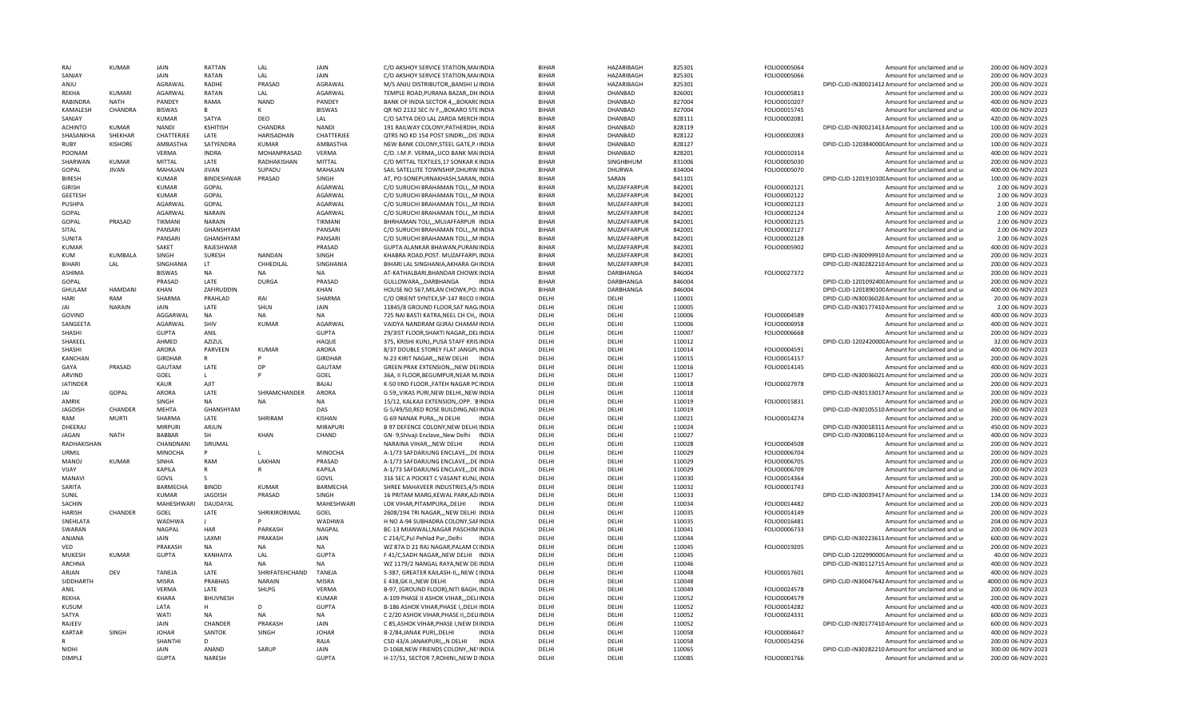| | | | | | | | | | | | | | | | |
|---|---|---|---|---|---|---|---|---|---|---|---|---|---|---|---|
| RAJ | KUMAR | JAIN | RATTAN | LAL | JAIN | C/O AKSHOY SERVICE STATION,MAI INDIA | BIHAR | HAZARIBAGH | 825301 | FOLIO0005064 | | Amount for unclaimed and ui | 200.00 | 06-NOV-2023 |
| SANJAY | | JAIN | RATAN | LAL | JAIN | C/O AKSHOY SERVICE STATION,MAI INDIA | BIHAR | HAZARIBAGH | 825301 | FOLIO0005066 | | Amount for unclaimed and ui | 200.00 | 06-NOV-2023 |
| ANJU | | AGRAWAL | RADHE | PRASAD | AGRAWAL | M/S ANJU DISTRIBUTOR,,BANSHI L/ INDIA | BIHAR | HAZARIBAGH | 825301 | | DPID-CLID-IN30021412 | Amount for unclaimed and ui | 200.00 | 06-NOV-2023 |
| REKHA | KUMARI | AGARWAL | RATAN | LAL | AGARWAL | TEMPLE ROAD,PURANA BAZAR,,DH INDIA | BIHAR | DHANBAD | 826001 | FOLIO0005813 | | Amount for unclaimed and ui | 200.00 | 06-NOV-2023 |
| RABINDRA | NATH | PANDEY | RAMA | NAND | PANDEY | BANK OF INDIA SECTOR 4,,,BOKAR( INDIA | BIHAR | DHANBAD | 827004 | FOLIO0010207 | | Amount for unclaimed and ui | 400.00 | 06-NOV-2023 |
| KAMALESH | CHANDRA | BISWAS | B | K | BISWAS | QR NO 2132 SEC IV F,,,BOKARO STE INDIA | BIHAR | DHANBAD | 827004 | FOLIO0015745 | | Amount for unclaimed and ui | 400.00 | 06-NOV-2023 |
| SANJAY | | KUMAR | SATYA | DEO | LAL | C/O SATYA DEO LAL ZARDA MERCH INDIA | BIHAR | DHANBAD | 828111 | FOLIO0002081 | | Amount for unclaimed and ui | 420.00 | 06-NOV-2023 |
| ACHINTO | KUMAR | NANDI | KSHITISH | CHANDRA | NANDI | 191 RAILWAY COLONY,PATHERDIH, INDIA | BIHAR | DHANBAD | 828119 | | DPID-CLID-IN30021413 | Amount for unclaimed and ui | 100.00 | 06-NOV-2023 |
| SHASANKHA | SHEKHAR | CHATTERJEE | LATE | HARISADHAN | CHATTERJEE | QTRS NO KD 154 POST SINDRI,,,DIS INDIA | BIHAR | DHANBAD | 828122 | FOLIO0002083 | | Amount for unclaimed and ui | 200.00 | 06-NOV-2023 |
| RUBY | KISHORE | AMBASTHA | SATYENDRA | KUMAR | AMBASTHA | NEW BANK COLONY,STEEL GATE,P.( INDIA | BIHAR | DHANBAD | 828127 | | DPID-CLID-1203840000 | Amount for unclaimed and ui | 100.00 | 06-NOV-2023 |
| POONAM | | VERMA | INDRA | MOHANPRASAD | VERMA | C/O. I.M.P. VERMA,,UCO BANK MAI INDIA | BIHAR | DHANBAD | 828201 | FOLIO0010314 | | Amount for unclaimed and ui | 400.00 | 06-NOV-2023 |
| SHARWAN | KUMAR | MITTAL | LATE | RADHAKISHAN | MITTAL | C/O MITTAL TEXTILES,17 SONKAR K INDIA | BIHAR | SINGHBHUM | 831006 | FOLIO0005030 | | Amount for unclaimed and ui | 200.00 | 06-NOV-2023 |
| GOPAL | JIVAN | MAHAJAN | JIVAN | SUPADU | MAHAJAN | SAIL SATELLITE TOWNSHIP,DHURW INDIA | BIHAR | DHURWA | 834004 | FOLIO0005070 | | Amount for unclaimed and ui | 400.00 | 06-NOV-2023 |
| BIRESH | | KUMAR | BINDESHWAR | PRASAD | SINGH | AT, PO-SONEPURNAKHASH,SARAN, INDIA | BIHAR | SARAN | 841101 | | DPID-CLID-1201910100 | Amount for unclaimed and ui | 100.00 | 06-NOV-2023 |
| GIRISH | | KUMAR | GOPAL | | AGARWAL | C/O SURUCHI BRAHAMAN TOLI,,,M INDIA | BIHAR | MUZAFFARPUR | 842001 | FOLIO0002121 | | Amount for unclaimed and ui | 2.00 | 06-NOV-2023 |
| GEETESH | | KUMAR | GOPAL | | AGARWAL | C/O SURUCHI BRAHAMAN TOLI,,,M INDIA | BIHAR | MUZAFFARPUR | 842001 | FOLIO0002122 | | Amount for unclaimed and ui | 2.00 | 06-NOV-2023 |
| PUSHPA | | AGARWAL | GOPAL | | AGARWAL | C/O SURUCHI BRAHAMAN TOLI,,,M INDIA | BIHAR | MUZAFFARPUR | 842001 | FOLIO0002123 | | Amount for unclaimed and ui | 2.00 | 06-NOV-2023 |
| GOPAL | | AGARWAL | NARAIN | | AGARWAL | C/O SURUCHI BRAHAMAN TOLI,,,M INDIA | BIHAR | MUZAFFARPUR | 842001 | FOLIO0002124 | | Amount for unclaimed and ui | 2.00 | 06-NOV-2023 |
| GOPAL | PRASAD | TIKMANI | NARAIN | | TIKMANI | BHRHAMAN TOLI,,,MUJAFFARPUR INDIA | BIHAR | MUZAFFARPUR | 842001 | FOLIO0002125 | | Amount for unclaimed and ui | 2.00 | 06-NOV-2023 |
| SITAL | | PANSARI | GHANSHYAM | | PANSARI | C/O SURUCHI BRAHAMAN TOLI,,,M INDIA | BIHAR | MUZAFFARPUR | 842001 | FOLIO0002127 | | Amount for unclaimed and ui | 2.00 | 06-NOV-2023 |
| SUNITA | | PANSARI | GHANSHYAM | | PANSARI | C/O SURUCHI BRAHAMAN TOLI,,,M INDIA | BIHAR | MUZAFFARPUR | 842001 | FOLIO0002128 | | Amount for unclaimed and ui | 2.00 | 06-NOV-2023 |
| KUMAR | | SAKET | RAJESHWAR | | PRASAD | GUPTA ALANKAR BHAWAN,PURANI INDIA | BIHAR | MUZAFFARPUR | 842001 | FOLIO0005902 | | Amount for unclaimed and ui | 400.00 | 06-NOV-2023 |
| KUM | KUMBALA | SINGH | SURESH | NANDAN | SINGH | KHABRA ROAD,POST. MUZAFFARPL INDIA | BIHAR | MUZAFFARPUR | 842001 | | DPID-CLID-IN30099910 | Amount for unclaimed and ui | 200.00 | 06-NOV-2023 |
| BIHARI | LAL | SINGHANIA | LT | CHHEDILAL | SINGHANIA | BIHARI LAL SINGHANIA,AKHARA GH INDIA | BIHAR | MUZAFFARPUR | 842001 | | DPID-CLID-IN30282210 | Amount for unclaimed and ui | 200.00 | 06-NOV-2023 |
| ASHIMA | | BISWAS | NA | NA | NA | AT-KATHALBARI,BHANDAR CHOWK INDIA | BIHAR | DARBHANGA | 846004 | FOLIO0027372 | | Amount for unclaimed and ui | 200.00 | 06-NOV-2023 |
| GOPAL | | PRASAD | LATE | DURGA | PRASAD | GULLOWARA,,,DARBHANGA INDIA | BIHAR | DARBHANGA | 846004 | | DPID-CLID-1201092400 | Amount for unclaimed and ui | 200.00 | 06-NOV-2023 |
| GHULAM | HAMDANI | KHAN | ZAFIRUDDIN | | KHAN | HOUSE NO 567,MILAN CHOWK,PO: INDIA | BIHAR | DARBHANGA | 846004 | | DPID-CLID-1201890100 | Amount for unclaimed and ui | 400.00 | 06-NOV-2023 |
| HARI | RAM | SHARMA | PRAHLAD | RAI | SHARMA | C/O ORIENT SYNTEX,SP-147 RIICO I INDIA | DELHI | DELHI | 110001 | | DPID-CLID-IN30036020 | Amount for unclaimed and ui | 20.00 | 06-NOV-2023 |
| JAI | NARAIN | JAIN | LATE | SHLN | JAIN | 11845/8 GROUND FLOOR,SAT NAG INDIA | DELHI | DELHI | 110005 | | DPID-CLID-IN30177410 | Amount for unclaimed and ui | 2.00 | 06-NOV-2023 |
| GOVIND | | AGGARWAL | NA | NA | NA | 725 NAI BASTI KATRA,NEEL CH CH,, INDIA | DELHI | DELHI | 110006 | FOLIO0004589 | | Amount for unclaimed and ui | 400.00 | 06-NOV-2023 |
| SANGEETA | | AGARWAL | SHIV | KUMAR | AGARWAL | VAIDYA NANDRAM GURAJ CHAMAI INDIA | DELHI | DELHI | 110006 | FOLIO0006958 | | Amount for unclaimed and ui | 400.00 | 06-NOV-2023 |
| SHASHI | | GUPTA | ANIL | | GUPTA | 29/3IST FLOOR,SHAKTI NAGAR,,DEL INDIA | DELHI | DELHI | 110007 | FOLIO0006668 | | Amount for unclaimed and ui | 200.00 | 06-NOV-2023 |
| SHAKEEL | | AHMED | AZIZUL | | HAQUE | 375, KRISHI KUNJ,,PUSA STAFF KRIS INDIA | DELHI | DELHI | 110012 | | DPID-CLID-1202420000 | Amount for unclaimed and ui | 32.00 | 06-NOV-2023 |
| SHASHI | | ARORA | PARVEEN | KUMAR | ARORA | 8/37 DOUBLE STOREY FLAT JANGPL INDIA | DELHI | DELHI | 110014 | FOLIO0004591 | | Amount for unclaimed and ui | 400.00 | 06-NOV-2023 |
| KANCHAN | | GIRDHAR | R | P | GIRDHAR | N-23 KIRIT NAGAR,,,NEW DELHI INDIA | DELHI | DELHI | 110015 | FOLIO0014157 | | Amount for unclaimed and ui | 200.00 | 06-NOV-2023 |
| GAYA | PRASAD | GAUTAM | LATE | DP | GAUTAM | GREEN PRAK EXTENSION,,,NEW DEL INDIA | DELHI | DELHI | 110016 | FOLIO0014145 | | Amount for unclaimed and ui | 400.00 | 06-NOV-2023 |
| ARVIND | | GOEL | L | P | GOEL | 36A, II FLOOR,BEGUMPUR,NEAR M. INDIA | DELHI | DELHI | 110017 | | DPID-CLID-IN30036021 | Amount for unclaimed and ui | 200.00 | 06-NOV-2023 |
| JATINDER | | KAUR | AJIT | | BAJAJ | K-50 IIND FLOOR,,FATEH NAGAR PC INDIA | DELHI | DELHI | 110018 | FOLIO0027978 | | Amount for unclaimed and ui | 200.00 | 06-NOV-2023 |
| JAI | GOPAL | ARORA | LATE | SHRAMCHANDER | ARORA | G 59,,VIKAS PURI,NEW DELHI,,NEW INDIA | DELHI | DELHI | 110018 | | DPID-CLID-IN30133017 | Amount for unclaimed and ui | 200.00 | 06-NOV-2023 |
| AMRIK | | SINGH | NA | NA | NA | 15/12, KALKAJI EXTENSION,,OPP. 'B INDIA | DELHI | DELHI | 110019 | FOLIO0015831 | | Amount for unclaimed and ui | 200.00 | 06-NOV-2023 |
| JAGDISH | CHANDER | MEHTA | GHANSHYAM | | DAS | G-5/49/50,RED ROSE BUILDING,NEI INDIA | DELHI | DELHI | 110019 | | DPID-CLID-IN30105510 | Amount for unclaimed and ui | 360.00 | 06-NOV-2023 |
| RAM | MURTI | SHARMA | LATE | SHRIRAM | KISHAN | G-69 NANAK PURA,,,N DELHI INDIA | DELHI | DELHI | 110021 | FOLIO0014274 | | Amount for unclaimed and ui | 200.00 | 06-NOV-2023 |
| DHEERAJ | | MIRPURI | ARJUN | | MIRAPURI | B 97 DEFENCE COLONY,NEW DELHI INDIA | DELHI | DELHI | 110024 | | DPID-CLID-IN30018311 | Amount for unclaimed and ui | 450.00 | 06-NOV-2023 |
| JAGAN | NATH | BABBAR | SH | KHAN | CHAND | GN- 9,Shivaji Enclave,,New Delhi INDIA | DELHI | DELHI | 110027 | | DPID-CLID-IN30086110 | Amount for unclaimed and ui | 400.00 | 06-NOV-2023 |
| RADHAKISHAN | | CHANDNANI | SIRUMAL | | | NARAINA VIHAR,,,NEW DELHI INDIA | DELHI | DELHI | 110028 | FOLIO0004508 | | Amount for unclaimed and ui | 200.00 | 06-NOV-2023 |
| URMIL | | MINOCHA | P | L | MINOCHA | A-1/73 SAFDARJUNG ENCLAVE,,,DE INDIA | DELHI | DELHI | 110029 | FOLIO0006704 | | Amount for unclaimed and ui | 200.00 | 06-NOV-2023 |
| MANOJ | KUMAR | SINHA | RAM | LAKHAN | PRASAD | A-1/73 SAFDARJUNG ENCLAVE,,,DE INDIA | DELHI | DELHI | 110029 | FOLIO0006705 | | Amount for unclaimed and ui | 200.00 | 06-NOV-2023 |
| VIJAY | | KAPILA | R | R | KAPILA | A-1/73 SAFDARJUNG ENCLAVE,,,DE INDIA | DELHI | DELHI | 110029 | FOLIO0006709 | | Amount for unclaimed and ui | 200.00 | 06-NOV-2023 |
| MANAVI | | GOVIL | S | | GOVIL | 316 SEC A POCKET C VASANT KUNJ, INDIA | DELHI | DELHI | 110030 | FOLIO0014364 | | Amount for unclaimed and ui | 200.00 | 06-NOV-2023 |
| SARITA | | BARMECHA | BINOD | KUMAR | BARMECHA | SHREE MAHAVEER INDUSTRIES,4/5 INDIA | DELHI | DELHI | 110032 | FOLIO0001743 | | Amount for unclaimed and ui | 200.00 | 06-NOV-2023 |
| SUNIL | | KUMAR | JAGDISH | PRASAD | SINGH | 16 PRITAM MARG,KEWAL PARK,AZ INDIA | DELHI | DELHI | 110033 | | DPID-CLID-IN30039417 | Amount for unclaimed and ui | 134.00 | 06-NOV-2023 |
| SACHIN | | MAHESHWARI | DAUDAYAL | | MAHESHWARI | LOK VIHAR,PITAMPURA,,DELHI INDIA | DELHI | DELHI | 110034 | FOLIO0014482 | | Amount for unclaimed and ui | 200.00 | 06-NOV-2023 |
| HARISH | CHANDER | GOEL | LATE | SHRIKIRORIMAL | GOEL | 2608/194 TRI NAGAR,,,NEW DELHI INDIA | DELHI | DELHI | 110035 | FOLIO0014149 | | Amount for unclaimed and ui | 200.00 | 06-NOV-2023 |
| SNEHLATA | | WADHWA | J | P | WADHWA | H NO A-94 SUBHADRA COLONY,SAI INDIA | DELHI | DELHI | 110035 | FOLIO0016481 | | Amount for unclaimed and ui | 204.00 | 06-NOV-2023 |
| SWARAN | | NAGPAL | HAR | PARKASH | NAGPAL | BC-13 MIANWALI,NAGAR PASCHIM INDIA | DELHI | DELHI | 110041 | FOLIO0006733 | | Amount for unclaimed and ui | 200.00 | 06-NOV-2023 |
| ANJANA | | JAIN | LAXMI | PRAKASH | JAIN | C 214/C,Pul Pehlad Pur,,Delhi INDIA | DELHI | DELHI | 110044 | | DPID-CLID-IN30223611 | Amount for unclaimed and ui | 600.00 | 06-NOV-2023 |
| VED | | PRAKASH | NA | NA | NA | WZ 87A D 21 RAJ NAGAR,PALAM C( INDIA | DELHI | DELHI | 110045 | FOLIO0019205 | | Amount for unclaimed and ui | 200.00 | 06-NOV-2023 |
| MUKESH | KUMAR | GUPTA | KANHAIYA | LAL | GUPTA | F 41/C,SADH NAGAR,,NEW DELHI INDIA | DELHI | DELHI | 110045 | | DPID-CLID-1202990000 | Amount for unclaimed and ui | 40.00 | 06-NOV-2023 |
| ARCHNA | | | NA | NA | NA | WZ 1179/2 NANGAL RAYA,NEW DE INDIA | DELHI | DELHI | 110046 | | DPID-CLID-IN30112715 | Amount for unclaimed and ui | 400.00 | 06-NOV-2023 |
| ARJAN | DEV | TANEJA | LATE | SHRIFATEHCHAND | TANEJA | S-387, GREATER KAILASH-II,,,NEW E INDIA | DELHI | DELHI | 110048 | FOLIO0017601 | | Amount for unclaimed and ui | 400.00 | 06-NOV-2023 |
| SIDDHARTH | | MISRA | PRABHAS | NARAIN | MISRA | E 438,GK II,,NEW DELHI INDIA | DELHI | DELHI | 110048 | | DPID-CLID-IN30047642 | Amount for unclaimed and ui | 4000.00 | 06-NOV-2023 |
| ANIL | | VERMA | LATE | SHLPG | VERMA | B-97, (GROUND FLOOR),NITI BAGH, INDIA | DELHI | DELHI | 110049 | FOLIO0024578 | | Amount for unclaimed and ui | 200.00 | 06-NOV-2023 |
| REKHA | | KHARA | BHUVNESH | | KUMAR | A-109 PHASE II ASHOK VIHAR,,,DELI INDIA | DELHI | DELHI | 110052 | FOLIO0004579 | | Amount for unclaimed and ui | 200.00 | 06-NOV-2023 |
| KUSUM | | LATA | H | D | GUPTA | B-186 ASHOK VIHAR,PHASE I,,DELH INDIA | DELHI | DELHI | 110052 | FOLIO0014282 | | Amount for unclaimed and ui | 400.00 | 06-NOV-2023 |
| SATYA | | WATI | NA | NA | NA | C 2/20 ASHOK VIHAR,PHASE II,,DELI INDIA | DELHI | DELHI | 110052 | FOLIO0024331 | | Amount for unclaimed and ui | 600.00 | 06-NOV-2023 |
| RAJEEV | | JAIN | CHANDER | PRAKASH | JAIN | C 85,ASHOK VIHAR,PHASE I,NEW DI INDIA | DELHI | DELHI | 110052 | | DPID-CLID-IN30177410 | Amount for unclaimed and ui | 600.00 | 06-NOV-2023 |
| KARTAR | SINGH | JOHAR | SANTOK | SINGH | JOHAR | B-2/84,JANAK PURI,,DELHI INDIA | DELHI | DELHI | 110058 | FOLIO0004647 | | Amount for unclaimed and ui | 400.00 | 06-NOV-2023 |
| R | | SHANTHI | D | | RAJA | C5D 43/A JANAKPURI,,,N DELHI INDIA | DELHI | DELHI | 110058 | FOLIO0014256 | | Amount for unclaimed and ui | 200.00 | 06-NOV-2023 |
| NIDHI | | JAIN | ANAND | SARUP | JAIN | D-1068,NEW FRIENDS COLONY,,NE INDIA | DELHI | DELHI | 110065 | | DPID-CLID-IN30282210 | Amount for unclaimed and ui | 300.00 | 06-NOV-2023 |
| DIMPLE | | GUPTA | NARESH | | GUPTA | H-17/51, SECTOR 7,ROHINI,,NEW D INDIA | DELHI | DELHI | 110085 | FOLIO0001766 | | Amount for unclaimed and ui | 200.00 | 06-NOV-2023 |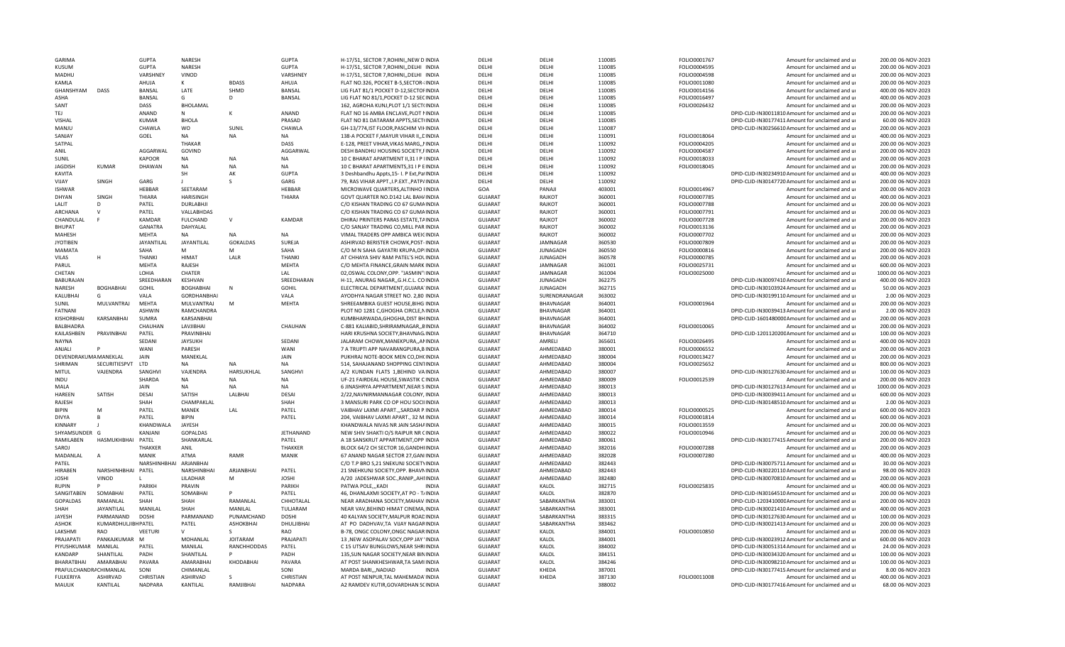| | | | | | | | | | | | | | | |
|---|---|---|---|---|---|---|---|---|---|---|---|---|---|---|
| GARIMA | | GUPTA | NARESH | | GUPTA | H-17/51, SECTOR 7,ROHINI,,NEW D INDIA | DELHI | DELHI | 110085 | FOLIO0001767 | Amount for unclaimed and ui | 200.00 | 06-NOV-2023 |
| KUSUM | | GUPTA | NARESH | | GUPTA | H-17/51, SECTOR 7,ROHINI,,DELHI INDIA | DELHI | DELHI | 110085 | FOLIO0004595 | Amount for unclaimed and ui | 200.00 | 06-NOV-2023 |
| MADHU | | VARSHNEY | VINOD | | VARSHNEY | H-17/51, SECTOR 7,ROHINI,,DELHI INDIA | DELHI | DELHI | 110085 | FOLIO0004598 | Amount for unclaimed and ui | 200.00 | 06-NOV-2023 |
| KAMLA | | AHUJA | K | BDASS | AHUJA | FLAT NO.326, POCKET B-5,SECTOR-INDIA | DELHI | DELHI | 110085 | FOLIO0011080 | Amount for unclaimed and ui | 200.00 | 06-NOV-2023 |
| GHANSHYAM | DASS | BANSAL | LATE | SHMD | BANSAL | LIG FLAT 81/1 POCKET D-12,SECTOIINDIA | DELHI | DELHI | 110085 | FOLIO0014156 | Amount for unclaimed and ui | 400.00 | 06-NOV-2023 |
| ASHA | | BANSAL | G | D | BANSAL | LIG FLAT NO 81/1,POCKET D-12 SECINDIA | DELHI | DELHI | 110085 | FOLIO0016497 | Amount for unclaimed and ui | 400.00 | 06-NOV-2023 |
| SANT | | DASS | BHOLAMAL | | | 162, AGROHA KUNJ,PLOT 1/1 SECTCINDIA | DELHI | DELHI | 110085 | FOLIO0026432 | Amount for unclaimed and ui | 200.00 | 06-NOV-2023 |
| TEJ | | ANAND | N | K | ANAND | FLAT NO 16 AMBA ENCLAVE,PLOT NINDIA | DELHI | DELHI | 110085 | | DPID-CLID-IN30011810 Amount for unclaimed and ui | 200.00 | 06-NOV-2023 |
| VISHAL | | KUMAR | BHOLA | | PRASAD | FLAT NO 81 DATARAM APPTS,SECTIINDIA | DELHI | DELHI | 110085 | | DPID-CLID-IN30177411 Amount for unclaimed and ui | 60.00 | 06-NOV-2023 |
| MANJU | | CHAWLA | WO | SUNIL | CHAWLA | GH-13/774,IST FLOOR,PASCHIM VIIINDIA | DELHI | DELHI | 110087 | | DPID-CLID-IN30256610 Amount for unclaimed and ui | 200.00 | 06-NOV-2023 |
| SANJAY | | GOEL | NA | NA | NA | 138-A POCKET F,MAYUR VIHAR II,,CINDIA | DELHI | DELHI | 110091 | FOLIO0018064 | Amount for unclaimed and ui | 400.00 | 06-NOV-2023 |
| SATPAL | | | THAKAR | | DASS | E-128, PREET VIHAR,VIKAS MARG,,FINDIA | DELHI | DELHI | 110092 | FOLIO0004205 | Amount for unclaimed and ui | 200.00 | 06-NOV-2023 |
| ANIL | | AGGARWAL | GOVIND | | AGGARWAL | DESH BANDHU HOUSING SOCIETY,FINDIA | DELHI | DELHI | 110092 | FOLIO0004587 | Amount for unclaimed and ui | 200.00 | 06-NOV-2023 |
| SUNIL | | KAPOOR | NA | NA | NA | 10 C BHARAT APARTMENT II,31 I P INDIA | DELHI | DELHI | 110092 | FOLIO0018033 | Amount for unclaimed and ui | 200.00 | 06-NOV-2023 |
| JAGDISH | KUMAR | DHAWAN | NA | NA | NA | 10 C BHARAT APARTMENTS,31 I P EINDIA | DELHI | DELHI | 110092 | FOLIO0018045 | Amount for unclaimed and ui | 200.00 | 06-NOV-2023 |
| KAVITA | | | SH | AK | GUPTA | 3 Deshbandhu Appts,15- I. P Ext,PaINDIA | DELHI | DELHI | 110092 | | DPID-CLID-IN30234910 Amount for unclaimed and ui | 400.00 | 06-NOV-2023 |
| VIJAY | SINGH | GARG | J | S | GARG | 79, RAS VIHAR APPT.,I.P.EXT.,PATPAINDIA | DELHI | DELHI | 110092 | | DPID-CLID-IN30147720 Amount for unclaimed and ui | 200.00 | 06-NOV-2023 |
| ISHWAR | | HEBBAR | SEETARAM | | HEBBAR | MICROWAVE QUARTERS,ALTINHO IINDIA | GOA | PANAJI | 403001 | FOLIO0014967 | Amount for unclaimed and ui | 200.00 | 06-NOV-2023 |
| DHYAN | SINGH | THIARA | HARISINGH | | THIARA | GOVT QUARTER NO.D142 LAL BAH/INDIA | GUJARAT | RAJKOT | 360001 | FOLIO0007785 | Amount for unclaimed and ui | 400.00 | 06-NOV-2023 |
| LALIT | D | PATEL | DURLABHJI | | | C/O KISHAN TRADING CO 67 GUMAINDIA | GUJARAT | RAJKOT | 360001 | FOLIO0007788 | Amount for unclaimed and ui | 200.00 | 06-NOV-2023 |
| ARCHANA | V | PATEL | VALLABHDAS | | | C/O KISHAN TRADING CO 67 GUMAINDIA | GUJARAT | RAJKOT | 360001 | FOLIO0007791 | Amount for unclaimed and ui | 200.00 | 06-NOV-2023 |
| CHANDULAL | F | KAMDAR | FULCHAND | V | KAMDAR | DHIRAJ PRINTERS PARAS ESTATE,TAINDIA | GUJARAT | RAJKOT | 360002 | FOLIO0007728 | Amount for unclaimed and ui | 200.00 | 06-NOV-2023 |
| BHUPAT | | GANATRA | DAHYALAL | | | C/O SANJAY TRADING CO,MILL PARINDIA | GUJARAT | RAJKOT | 360002 | FOLIO0013136 | Amount for unclaimed and ui | 200.00 | 06-NOV-2023 |
| MAHESH | | MEHTA | NA | NA | NA | VIMAL TRADERS OPP AMBICA WEIGINDIA | GUJARAT | RAJKOT | 360002 | FOLIO0007702 | Amount for unclaimed and ui | 200.00 | 06-NOV-2023 |
| JYOTIBEN | | JAYANTILAL | JAYANTILAL | GOKALDAS | SUREJA | ASHIRVAD BERISTER CHOWK,POST-INDIA | GUJARAT | JAMNAGAR | 360530 | FOLIO0007809 | Amount for unclaimed and ui | 200.00 | 06-NOV-2023 |
| MAMATA | | SAHA | M | M | SAHA | C/O M N SAHA GAYATRI KRUPA,OPINDIA | GUJARAT | JUNAGADH | 360550 | FOLIO0000816 | Amount for unclaimed and ui | 200.00 | 06-NOV-2023 |
| VILAS | H | THANKI | HIMAT | LALR | THANKI | AT CHHAYA SHIV RAM PATEL'S HOLINDIA | GUJARAT | JUNAGADH | 360578 | FOLIO0000785 | Amount for unclaimed and ui | 200.00 | 06-NOV-2023 |
| PARUL | | MEHTA | RAJESH | | MEHTA | C/O MEHTA FINANCE,GRAIN MARK INDIA | GUJARAT | JAMNAGAR | 361001 | FOLIO0025731 | Amount for unclaimed and ui | 600.00 | 06-NOV-2023 |
| CHETAN | | LOHIA | CHATER | | LAL | 02,OSWAL COLONY,OPP. "JASMIN" INDIA | GUJARAT | JAMNAGAR | 361004 | FOLIO0025000 | Amount for unclaimed and ui | 1000.00 | 06-NOV-2023 |
| BABURAJAN | | SREEDHARAN | KESHVAN | | SREEDHARAN | H-11, ANURAG NAGAR,,G.H.C.L. COINDIA | GUJARAT | JUNAGADH | 362275 | | DPID-CLID-IN30097410 Amount for unclaimed and ui | 400.00 | 06-NOV-2023 |
| NARESH | BOGHABHAI | GOHIL | BOGHABHAI | N | GOHIL | ELECTRICAL DEPARTMENT,GUJARA INDIA | GUJARAT | JUNAGADH | 362715 | | DPID-CLID-IN30103924 Amount for unclaimed and ui | 50.00 | 06-NOV-2023 |
| KALUBHAI | G | VALA | GORDHANBHAI | | VALA | AYODHYA NAGAR STREET NO. 2,80 INDIA | GUJARAT | SURENDRANAGAR | 363002 | | DPID-CLID-IN30199110 Amount for unclaimed and ui | 2.00 | 06-NOV-2023 |
| SUNIL | MULVANTRAJ | MEHTA | MULVANTRAJ | M | MEHTA | SHREEAMBIKA GUEST HOUSE,BIHG INDIA | GUJARAT | BHAVNAGAR | 364001 | FOLIO0001964 | Amount for unclaimed and ui | 200.00 | 06-NOV-2023 |
| FATNANI | | ASHWIN | RAMCHANDRA | | | PLOT NO 1281 C,GHOGHA CIRCLE,NINDIA | GUJARAT | BHAVNAGAR | 364001 | | DPID-CLID-IN30039413 Amount for unclaimed and ui | 2.00 | 06-NOV-2023 |
| KISHORBHAI | KARSANBHAI | SUMRA | KARSANBHAI | | | KUMBHARWADA,GHOGHA,DIST BHINDIA | GUJARAT | BHAVNAGAR | 364001 | | DPID-CLID-1601480000 Amount for unclaimed and ui | 200.00 | 06-NOV-2023 |
| BALBHADRA | | CHAUHAN | LAVJIBHAI | | CHAUHAN | C-881 KALIABID,SHRIRAMNAGAR,,BINDIA | GUJARAT | BHAVNAGAR | 364002 | FOLIO0010065 | Amount for unclaimed and ui | 200.00 | 06-NOV-2023 |
| KAILASHBEN | PRAVINBHAI | PATEL | PRAVINBHAI | | | HARI KRUSHNA SOCIETY,BHAVNAGAINDIA | GUJARAT | BHAVNAGAR | 364710 | | DPID-CLID-1201120200 Amount for unclaimed and ui | 100.00 | 06-NOV-2023 |
| NAYNA | | SEDANI | JAYSUKH | | SEDANI | JALARAM CHOWK,MANEKPURA,,AMINDIA | GUJARAT | AMRELI | 365601 | FOLIO0026495 | Amount for unclaimed and ui | 400.00 | 06-NOV-2023 |
| ANJALI | P | WANI | PARESH | | WANI | 7 A TRUPTI APP NAVARANGPURA,BINDIA | GUJARAT | AHMEDABAD | 380001 | FOLIO0006552 | Amount for unclaimed and ui | 200.00 | 06-NOV-2023 |
| DEVENDRAKUMAMANEKLAL | | JAIN | MANEKLAL | | JAIN | PUKHRAJ NOTE-BOOK MEN CO,DHUINDIA | GUJARAT | AHMEDABAD | 380004 | FOLIO0013427 | Amount for unclaimed and ui | 200.00 | 06-NOV-2023 |
| SHRIMAN | SECURITIESPVT | LTD | NA | NA | NA | 514, SAHAJANAND SHOPPING CENTINDIA | GUJARAT | AHMEDABAD | 380004 | FOLIO0025652 | Amount for unclaimed and ui | 800.00 | 06-NOV-2023 |
| MITUL | VAJENDRA | SANGHVI | VAJENDRA | HARSUKHLAL | SANGHVI | A/2 KUNDAN FLATS 1,BEHIND VAINDIA | GUJARAT | AHMEDABAD | 380007 | | DPID-CLID-IN30127630 Amount for unclaimed and ui | 100.00 | 06-NOV-2023 |
| INDU | | SHARDA | NA | NA | NA | UF-21 FAIRDEAL HOUSE,SWASTIK C INDIA | GUJARAT | AHMEDABAD | 380009 | FOLIO0012539 | Amount for unclaimed and ui | 200.00 | 06-NOV-2023 |
| MALA | | JAIN | NA | NA | NA | 6 JINASHRYA APPARTMENT,NEAR S INDIA | GUJARAT | AHMEDABAD | 380013 | | DPID-CLID-IN30127613 Amount for unclaimed and ui | 1000.00 | 06-NOV-2023 |
| HAREEN | SATISH | DESAI | SATISH | LALBHAI | DESAI | 2/22,NAVNIRMANNAGAR COLONY, INDIA | GUJARAT | AHMEDABAD | 380013 | | DPID-CLID-IN30039411 Amount for unclaimed and ui | 600.00 | 06-NOV-2023 |
| RAJESH | | SHAH | CHAMPAKLAL | | SHAH | 3 MANSURI PARK CO OP HOU SOCIIINDIA | GUJARAT | AHMEDABAD | 380013 | | DPID-CLID-IN30148510 Amount for unclaimed and ui | 2.00 | 06-NOV-2023 |
| BIPIN | M | PATEL | MANEK | LAL | PATEL | VAIBHAV LAXMI APART.,,SARDAR P INDIA | GUJARAT | AHMEDABAD | 380014 | FOLIO0000525 | Amount for unclaimed and ui | 600.00 | 06-NOV-2023 |
| DIVYA | B | PATEL | BIPIN | | PATEL | 204, VAIBHAV LAXMI APART., 32 M INDIA | GUJARAT | AHMEDABAD | 380014 | FOLIO0001814 | Amount for unclaimed and ui | 600.00 | 06-NOV-2023 |
| KINNARY | J | KHANDWALA | JAYESH | | | KHANDWALA NIVAS NR JAIN SASHAINDIA | GUJARAT | AHMEDABAD | 380015 | FOLIO0013559 | Amount for unclaimed and ui | 200.00 | 06-NOV-2023 |
| SHYAMSUNDER | G | KANJANI | GOPALDAS | | JETHANAND | NEW SHIV SHAKTI O/S RAIPUR NR CINDIA | GUJARAT | AHMEDABAD | 380022 | FOLIO0010946 | Amount for unclaimed and ui | 200.00 | 06-NOV-2023 |
| RAMILABEN | HASMUKHBHAI | PATEL | SHANKARLAL | | PATEL | A 18 SANSKRUT APPARTMENT,OPP INDIA | GUJARAT | AHMEDABAD | 380061 | | DPID-CLID-IN30177415 Amount for unclaimed and ui | 200.00 | 06-NOV-2023 |
| SAROJ | | THAKKER | ANIL | | THAKKER | BLOCK 64/2 CH SECTOR 16,GANDHIINDIA | GUJARAT | AHMEDABAD | 382016 | FOLIO0007288 | Amount for unclaimed and ui | 200.00 | 06-NOV-2023 |
| MADANLAL | A | MANIK | ATMA | RAMR | MANIK | 67 ANAND NAGAR SECTOR 27,GANDINDIA | GUJARAT | AHMEDABAD | 382028 | FOLIO0007280 | Amount for unclaimed and ui | 400.00 | 06-NOV-2023 |
| PATEL | | NARSHINHBHAI | ARJANBHAI | | | C/O T.P BRO S,21 SNEKUNJ SOCIETYINDIA | GUJARAT | AHMEDABAD | 382443 | | DPID-CLID-IN30075711 Amount for unclaimed and ui | 30.00 | 06-NOV-2023 |
| HIRABEN | NARSHINHBHAI | PATEL | NARSHINBHAI | ARJANBHAI | PATEL | 21 SNEHKUNJ SOCIETY,OPP. BHAVNINDIA | GUJARAT | AHMEDABAD | 382443 | | DPID-CLID-IN30220110 Amount for unclaimed and ui | 98.00 | 06-NOV-2023 |
| JOSHI | VINOD | L | LILADHAR | M | JOSHI | A/20 JADESHWAR SOC.,RANIP,,AHIINDIA | GUJARAT | AHMEDABAD | 382480 | | DPID-CLID-IN30070810 Amount for unclaimed and ui | 200.00 | 06-NOV-2023 |
| RUPIN | P | PARIKH | PRAVIN | | PARIKH | PATWA POLE,,,KADI INDIA | GUJARAT | KALOL | 382715 | FOLIO0025835 | Amount for unclaimed and ui | 400.00 | 06-NOV-2023 |
| SANGITABEN | SOMABHAI | PATEL | SOMABHAI | P | PATEL | 46, DHANLAXMI SOCIETY,AT PO - TINDIA | GUJARAT | KALOL | 382870 | | DPID-CLID-IN30164510 Amount for unclaimed and ui | 200.00 | 06-NOV-2023 |
| GOPALDAS | RAMANLAL | SHAH | SHAH | RAMANLAL | CHHOTALAL | NEAR ARADHANA SOCIETY,MAHAV INDIA | GUJARAT | SABARKANTHA | 383001 | | DPID-CLID-1203410000 Amount for unclaimed and ui | 200.00 | 06-NOV-2023 |
| SHAH | JAYANTILAL | MANILAL | SHAH | MANILAL | TULJARAM | NEAR VAV,BEHIND HIMAT CINEMA,INDIA | GUJARAT | SABARKANTHA | 383001 | | DPID-CLID-IN30021410 Amount for unclaimed and ui | 400.00 | 06-NOV-2023 |
| JAYESH | PARMANAND | DOSHI | PARMANAND | PUNAMCHAND | DOSHI | 40 KALYAN SOCIETY,MALPUR ROADINDIA | GUJARAT | SABARKANTHA | 383315 | | DPID-CLID-IN30127630 Amount for unclaimed and ui | 100.00 | 06-NOV-2023 |
| ASHOK | KUMARDHULJIBHPATEL | | PATEL | ASHOKBHAI | DHULJIBHAI | AT PO DADHVAV,TA VIJAY NAGAFINDIA | GUJARAT | SABARKANTHA | 383462 | | DPID-CLID-IN30021413 Amount for unclaimed and ui | 200.00 | 06-NOV-2023 |
| LAKSHMI | RAO | VEETURI | V | S | RAO | B-78, ONGC COLONY,ONGC NAGARINDIA | GUJARAT | KALOL | 384001 | FOLIO0010850 | Amount for unclaimed and ui | 200.00 | 06-NOV-2023 |
| PRAJAPATI | PANKAJKUMAR | M | MOHANLAL | JOITARAM | PRAJAPATI | 13 ,NEW ASOPALAV SOCY,OPP JAY INDIA | GUJARAT | KALOL | 384001 | | DPID-CLID-IN30023912 Amount for unclaimed and ui | 600.00 | 06-NOV-2023 |
| PIYUSHKUMAR | MANILAL | PATEL | MANILAL | RANCHHODDAS | PATEL | C 15 UTSAV BUNGLOWS,NEAR SHRIINDIA | GUJARAT | KALOL | 384002 | | DPID-CLID-IN30051314 Amount for unclaimed and ui | 24.00 | 06-NOV-2023 |
| KANDARP | SHANTILAL | PADH | SHANTILAL | P | PADH | 135,SUN NAGAR SOCIETY,NEAR BININDIA | GUJARAT | KALOL | 384151 | | DPID-CLID-IN30034320 Amount for unclaimed and ui | 100.00 | 06-NOV-2023 |
| BHARATBHAI | AMARABHAI | PAVARA | AMARABHAI | KHODABHAI | PAVARA | AT POST SHANKHESHWAR,TA SAMIINDIA | GUJARAT | KALOL | 384246 | | DPID-CLID-IN30098210 Amount for unclaimed and ui | 100.00 | 06-NOV-2023 |
| PRAFULCHANDRACHIMANLAL | | SONI | CHIMANLAL | | SONI | MARDA BARI,,,NADIAD INDIA | GUJARAT | KHEDA | 387001 | | DPID-CLID-IN30177415 Amount for unclaimed and ui | 8.00 | 06-NOV-2023 |
| FULKERIYA | ASHIRVAD | CHRISTIAN | ASHIRVAD | S | CHRISTIAN | AT POST NENPUR,TAL MAHEMADA INDIA | GUJARAT | KHEDA | 387130 | FOLIO0011008 | Amount for unclaimed and ui | 400.00 | 06-NOV-2023 |
| MAULIK | KANTILAL | NADPARA | KANTILAL | RAMJIBHAI | NADPARA | A2 RAMDEV KUTIR,GOVARDHAN SCINDIA | GUJARAT | | 388002 | | DPID-CLID-IN30177416 Amount for unclaimed and ui | 68.00 | 06-NOV-2023 |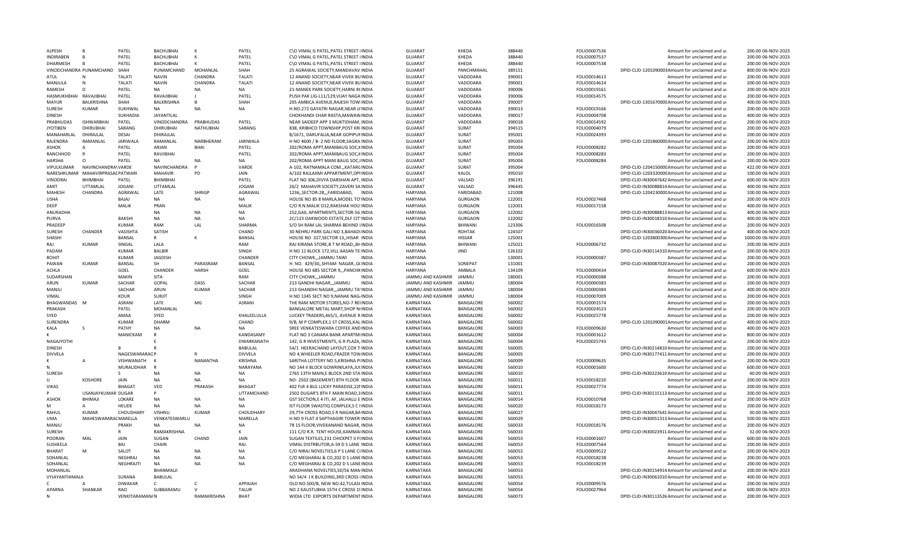| ALPESH | B | PATEL | BACHUBHAI | K | PATEL | C\O VIMAL G PATEL,PATEL STREET INDIA | GUJARAT | KHEDA | 388440 | FOLIO0007536 | Amount for unclaimed and ui | 200.00 06-NOV-2023 |
|---|---|---|---|---|---|---|---|---|---|---|---|---|
| INDIRABEN | B | PATEL | BACHUBHAI | K | PATEL | C\O VIMAL G PATEL,PATEL STREET INDIA | GUJARAT | KHEDA | 388440 | FOLIO0007537 | Amount for unclaimed and ui | 200.00 06-NOV-2023 |
| DHARMESH | B | PATEL | BACHUBHAI | K | PATEL | C\O VIMAL G PATEL,PATEL STREET INDIA | GUJARAT | KHEDA | 388440 | FOLIO0007538 | Amount for unclaimed and ui | 200.00 06-NOV-2023 |
| VINODCHANDRA PUNAMCHAND | | SHAH | PUNAMCHAND | MOHANLAL | SHAH | 25 AGRAWAL SOCIETY,MANDAVAV INDIA | GUJARAT | PANCHMAHAL | 389151 | | DPID-CLID-1201090003Amount for unclaimed and ui | 800.00 06-NOV-2023 |
| ATUL | N | TALATI | NAVIN | CHANDRA | TALATI | 12 ANAND SOCIETY,NEAR VIVEK BUINDIA | GUJARAT | VADODARA | 390001 | FOLIO0014613 | Amount for unclaimed and ui | 200.00 06-NOV-2023 |
| MANJULA | N | TALATI | NAVIN | CHANDRA | TALATI | 12 ANAND SOCIETY,NEAR VIVEK BUINDIA | GUJARAT | VADODARA | 390001 | FOLIO0014614 | Amount for unclaimed and ui | 200.00 06-NOV-2023 |
| RAMESH | D | PATEL | NA | NA | NA | 21-MANEK PARK SOCIETY,HARNI R(INDIA | GUJARAT | VADODARA | 390006 | FOLIO0019161 | Amount for unclaimed and ui | 200.00 06-NOV-2023 |
| HASMUKHBHAI | RAVAJIBHAI | PATEL | RAVAJIBHAI | J | PATEL | PUSH PAK LIG-L11/129,VIJAY NAGA INDIA | GUJARAT | VADODARA | 390006 | FOLIO0014575 | Amount for unclaimed and ui | 200.00 06-NOV-2023 |
| MAYUR | BALKRISHNA | SHAH | BALKRISHNA | B | SHAH | 205 AMBICA AVENUE,RAJESH TOWIINDIA | GUJARAT | VADODARA | 390007 | | DPID-CLID-1301670000Amount for unclaimed and ui | 400.00 06-NOV-2023 |
| SURESH | KUMAR | SUKHWAL | NA | NA | NA | H.NO.272 GAYATRI NAGAR,NEAR J/INDIA | GUJARAT | VADODARA | 390013 | FOLIO0019166 | Amount for unclaimed and ui | 200.00 06-NOV-2023 |
| DINESH | | SUKHADIA | JAYANTILAL | | | CHOKHANDI CHAR RASTA,MAWAWINDIA | GUJARAT | VADODARA | 390017 | FOLIO0004708 | Amount for unclaimed and ui | 400.00 06-NOV-2023 |
| PRABHUDAS | ISHWARBHAI | PATEL | VINODCHANDRA | PRABHUDAS | PATEL | NEAR SAIDEEP APP 3 MUKTIDHAM, INDIA | GUJARAT | VADODARA | 390018 | FOLIO0014592 | Amount for unclaimed and ui | 200.00 06-NOV-2023 |
| JYOTIBEN | DHIRUBHAI | SARANG | DHIRUBHAI | NATHUBHAI | SARANG | 838, KRIBHCO TOWNSHIP,POST KRI INDIA | GUJARAT | SURAT | 394515 | FOLIO0004079 | Amount for unclaimed and ui | 200.00 06-NOV-2023 |
| MANAHARLAL | DHIRAJLAL | DESAI | DHIRAJLAL | | | 8/1671, DARUFALIA,NEAR GOPIPUFINDIA | GUJARAT | SURAT | 395001 | FOLIO0024393 | Amount for unclaimed and ui | 200.00 06-NOV-2023 |
| RAJENDRA | RAMANLAL | JARIWALA | RAMANLAL | NARBHERAM | JARIWALA | H NO 4600 / B- 2 ND FLOOR,SAGRA INDIA | GUJARAT | SURAT | 395003 | | DPID-CLID-1201860000Amount for unclaimed and ui | 200.00 06-NOV-2023 |
| ASHOK | A | PATEL | ARJAN | BHAI | PATEL | 202/ROMA APPT,MANIBAUG SOC,KINDIA | GUJARAT | SURAT | 395004 | FOLIO0008282 | Amount for unclaimed and ui | 200.00 06-NOV-2023 |
| RANCHHOD | R | PATEL | RAVJIBHAI | | PATEL | 202/ROMA APPT,MANIBAUG SOC,KINDIA | GUJARAT | SURAT | 395004 | FOLIO0008283 | Amount for unclaimed and ui | 200.00 06-NOV-2023 |
| HARSHA | O | PATEL | NA | NA | NA | 202/ROMA APPT MANI BAUG SOC,IINDIA | GUJARAT | SURAT | 395004 | FOLIO0008284 | Amount for unclaimed and ui | 200.00 06-NOV-2023 |
| VIPULKUMAR | NAVINCHANDRA\VARDE | | NAVINCHANDRA | P | VARDE | A-102, RATNAMALA COM.,,KATARGINDIA | GUJARAT | SURAT | 395004 | | DPID-CLID-1204150000Amount for unclaimed and ui | 422.00 06-NOV-2023 |
| NARESHKUMAR | MAHAVIRPRASADPATWARI | | MAHAVIR | PD | JAIN | A/102 RAJLAXMI APPARTMENT,OPIINDIA | GUJARAT | KALOL | 395010 | | DPID-CLID-1203320000Amount for unclaimed and ui | 100.00 06-NOV-2023 |
| VINODRAI | BHIMBHAI | PATEL | BHIMBHAI | | PATEL | FLAT NO 306,DIVYA DARSHAN APT, INDIA | GUJARAT | VALSAD | 396191 | | DPID-CLID-IN30047642Amount for unclaimed and ui | 600.00 06-NOV-2023 |
| AMIT | UTTAMLAL | JOGANI | UTTAMLAL | | JOGANI | 26/2 MAHAVIR SOCIETY,ZAVERI SA INDIA | GUJARAT | VALSAD | 396445 | | DPID-CLID-IN30088814Amount for unclaimed and ui | 400.00 06-NOV-2023 |
| MAHESH | CHANDRA | AGRAWAL | LATE | SHRIGP | AGRAWAL | 1236,,SECTOR-28,,,FARIDABAD, INDIA | HARYANA | FARIDABAD | 121008 | | DPID-CLID-1204230000Amount for unclaimed and ui | 100.00 06-NOV-2023 |
| USHA | | BAJAJ | NA | NA | NA | HOUSE NO 85 8 MARLA,MODEL TO'INDIA | HARYANA | GURGAON | 122001 | FOLIO0027468 | Amount for unclaimed and ui | 200.00 06-NOV-2023 |
| DEEP | | MALIK | PRAN | | MALIK | C/O R.N.MALIK O12,RAKSHAK HOU:INDIA | HARYANA | GURGAON | 122001 | FOLIO0017158 | Amount for unclaimed and ui | 400.00 06-NOV-2023 |
| ANURADHA | | | NA | NA | NA | 252,GAIL APARTMENTS,SECTOR-56 INDIA | HARYANA | GURGAON | 122002 | | DPID-CLID-IN30088813Amount for unclaimed and ui | 400.00 06-NOV-2023 |
| PURVA | | BAKSHI | NA | NA | NA | 2C/123 OAKWOOD ESTATE,DLF CIT INDIA | HARYANA | GURGAON | 122002 | | DPID-CLID-IN30018310Amount for unclaimed and ui | 400.00 06-NOV-2023 |
| PRADEEP | | KUMAR | RAM | LAL | SHARMA | S/O SH RAM LAL SHARMA BEHIND IINDIA | HARYANA | BHIWANI | 123306 | FOLIO0016508 | Amount for unclaimed and ui | 200.00 06-NOV-2023 |
| SURESH | CHANDER | VASISHTA | SATISH | | CHAND | 30 NEHRU PARK GALI NO 3,BAHADIINDIA | HARYANA | ROHTAK | 124507 | | DPID-CLID-IN30036020Amount for unclaimed and ui | 400.00 06-NOV-2023 |
| SHASHI | | BANSAL | R | K | BANSAL | HOUSE NO 327,SECTOR 13,,HISAR INDIA | HARYANA | HISSAR | 125001 | | DPID-CLID-1203800300Amount for unclaimed and ui | 1000.00 06-NOV-2023 |
| RAJ | KUMAR | SINGAL | LALA | | RAM | RAJ KIRANA STORE,8 T M ROAD,,BHINDIA | HARYANA | BHIWANI | 125021 | FOLIO0006732 | Amount for unclaimed and ui | 200.00 06-NOV-2023 |
| PADAM | | KUMAR | BALBIR | | SINGH | H NO 11 BLOCK 172,VILL AASAN TE INDIA | HARYANA | JIND | 126102 | | DPID-CLID-IN30114310Amount for unclaimed and ui | 200.00 06-NOV-2023 |
| ROHIT | | KUMAR | JAGDISH | | CHANDER | CITY CHOWK,,,JAMMU TAWI INDIA | HARYANA | | 130001 | FOLIO0000387 | Amount for unclaimed and ui | 200.00 06-NOV-2023 |
| PAWAN | KUMAR | BANSAL | SH | PARASRAM | BANSAL | H. NO. 429/30,,SHYAM NAGAR.,GCINDIA | HARYANA | SONEPAT | 131001 | | DPID-CLID-IN30087020Amount for unclaimed and ui | 200.00 06-NOV-2023 |
| ACHLA | | GOEL | CHANDER | HARSH | GOEL | HOUSE NO 685 SECTOR 9,,,PANCHKINDIA | HARYANA | AMBALA | 134109 | FOLIO0000434 | Amount for unclaimed and ui | 600.00 06-NOV-2023 |
| SUDARSHAN | | MAKIN | SITA | | RAM | CITY CHOWK,,,JAMMU INDIA | JAMMU AND KASHMIR | JAMMU | 180001 | FOLIO0000388 | Amount for unclaimed and ui | 200.00 06-NOV-2023 |
| ARUN | KUMAR | SACHAR | GOPAL | DASS | SACHAR | 213 GANDHI NAGAR,,,JAMMU INDIA | JAMMU AND KASHMIR | JAMMU | 180004 | FOLIO0000383 | Amount for unclaimed and ui | 200.00 06-NOV-2023 |
| MANJU | | SACHAR | ARUN | KUMAR | SACHAR | 213 GHANDHI NAGAR,,,JAMMU TA'INDIA | JAMMU AND KASHMIR | JAMMU | 180004 | FOLIO0000384 | Amount for unclaimed and ui | 400.00 06-NOV-2023 |
| VIMAL | | KOUR | SURJIT | | SINGH | H NO 1345 SECT NO 9,NANAK NAGIINDIA | JAMMU AND KASHMIR | JAMMU | 180004 | FOLIO0007009 | Amount for unclaimed and ui | 200.00 06-NOV-2023 |
| BHAGWANDAS | M | ASRANI | LATE | MG | ASRANI | THE RAM MOTOR STORES,NO-7 REIINDIA | KARNATAKA | BANGALORE | 560002 | FOLIO0001574 | Amount for unclaimed and ui | 200.00 06-NOV-2023 |
| PRAKASH | | PATEL | MOHANLAL | | | BANGALORE METAL MART,SHOP NIINDIA | KARNATAKA | BANGALORE | 560002 | FOLIO0024523 | Amount for unclaimed and ui | 200.00 06-NOV-2023 |
| SYED | | AMAA | SYED | | KHALEELULLA | LUCKEY TRADERS,465/1, AVENUE R INDIA | KARNATAKA | BANGALORE | 560002 | FOLIO0025778 | Amount for unclaimed and ui | 200.00 06-NOV-2023 |
| SURENDRA | | KUMAR | DHARM | | CHAND | 9/B, M P COMPLEX,1 ST CROSS,KALINDIA | KARNATAKA | BANGALORE | 560002 | | DPID-CLID-1201090001Amount for unclaimed and ui | 400.00 06-NOV-2023 |
| KALA | S | PATHY | NA | NA | NA | SREE VENKATESWARA COFFEE ANDINDIA | KARNATAKA | BANGALORE | 560003 | FOLIO0009630 | Amount for unclaimed and ui | 400.00 06-NOV-2023 |
| K | | MANICKAM | R | | KANDASAMY | FLAT NO 3 CANARA BANK APARTMIINDIA | KARNATAKA | BANGALORE | 560004 | FOLIO0001612 | Amount for unclaimed and ui | 800.00 06-NOV-2023 |
| NAGAJYOTHI | | | E | | DWARKANATH | 142, G R INVESTMENTS, G R PLAZA, INDIA | KARNATAKA | BANGALORE | 560004 | FOLIO0025743 | Amount for unclaimed and ui | 200.00 06-NOV-2023 |
| DINESH | | B | R | | BABULAL | 54/1 HEERACHAND LAYOUT,COX T INDIA | KARNATAKA | BANGALORE | 560005 | | DPID-CLID-IN30214810Amount for unclaimed and ui | 200.00 06-NOV-2023 |
| DIVVELA | | NAGESWARARAOP | | R | DIVVELA | NO 4,WHEELER ROAD,FRAZER TOWINDIA | KARNATAKA | BANGALORE | 560005 | | DPID-CLID-IN30177411Amount for unclaimed and ui | 200.00 06-NOV-2023 |
| K | A | VISHWANATH | K | NANANTHA | KRISHNA | SARITHA LOTTERY NO 5,KRISHNA P INDIA | KARNATAKA | BANGALORE | 560009 | FOLIO0009635 | Amount for unclaimed and ui | 200.00 06-NOV-2023 |
| N | | MURALIDHAR | R | | NARAYANA | NO 144 II BLOCK GOWRINILAYA,JU(INDIA | KARNATAKA | BANGALORE | 560010 | FOLIO0001600 | Amount for unclaimed and ui | 600.00 06-NOV-2023 |
| SURESH | | S | NA | NA | NA | 2765 13TH MAIN,E BLOCK 2ND STA INDIA | KARNATAKA | BANGALORE | 560010 | | DPID-CLID-IN30223610Amount for unclaimed and ui | 40.00 06-NOV-2023 |
| U | KOSHORE | JAIN | NA | NA | NA | NO- 2502 (BASEMENT) 8TH FLOOR INDIA | KARNATAKA | BANGALORE | 560011 | FOLIO0018220 | Amount for unclaimed and ui | 200.00 06-NOV-2023 |
| VIKAS | | BHAGAT | VED | PRAKASH | BHAGAT | 402 FLR 4 BLG LUCKY PARADISE,22IINDIA | KARNATAKA | BANGALORE | 560011 | FOLIO0027774 | Amount for unclaimed and ui | 200.00 06-NOV-2023 |
| P | USANJAYKUMAR DUGAR | | P | | UTTAMCHAND | 2502 DUGAR'S 8TH F MAIN ROAD,3 INDIA | KARNATAKA | BANGALORE | 560011 | | DPID-CLID-IN30115113Amount for unclaimed and ui | 200.00 06-NOV-2023 |
| ASHOK | BHIMAJI | LOKARE | NA | NA | NA | GST SECTION,E 4 ITI, AF, JALHALLI EINDIA | KARNATAKA | BANGALORE | 560014 | FOLIO0010768 | Amount for unclaimed and ui | 200.00 06-NOV-2023 |
| M | A | HEUDE | NA | NA | NA | IST FLOOR SWASTIQ COMPLEX,S C IINDIA | KARNATAKA | BANGALORE | 560020 | FOLIO0018173 | Amount for unclaimed and ui | 200.00 06-NOV-2023 |
| RAHUL | KUMAR | CHOUDHARY | VISHNU | KUMAR | CHOUDHARY | 29,7TH CROSS ROAD,S R NAGAR,BAINDIA | KARNATAKA | BANGALORE | 560027 | | DPID-CLID-IN30047641Amount for unclaimed and ui | 30.00 06-NOV-2023 |
| UMA | MAHESWARARACMARELLA | | VENKATESWARLU | | MARELLA | H NO 9 FLAT 4 SAPTHAGIRI TOWER:INDIA | KARNATAKA | BANGALORE | 560029 | | DPID-CLID-IN30051313Amount for unclaimed and ui | 500.00 06-NOV-2023 |
| MANJU | | PRAKH | NA | NA | NA | 78 1S FLOOR,VIVEKANAND NAGAR, INDIA | KARNATAKA | BANGALORE | 560033 | FOLIO0018176 | Amount for unclaimed and ui | 200.00 06-NOV-2023 |
| SURESH | | R | RAMAKRISHNA | | K | 111 C/O R.R. TENT HOUSE,KAMMAIINDIA | KARNATAKA | BANGALORE | 560033 | | DPID-CLID-IN30023911Amount for unclaimed and ui | 32.00 06-NOV-2023 |
| POORAN | MAL | JAIN | SUGAN | CHAND | JAIN | SUGAN TEXTILES,231 CHICKPET II FIINDIA | KARNATAKA | BANGALORE | 560053 | FOLIO0001607 | Amount for unclaimed and ui | 600.00 06-NOV-2023 |
| SUSHEELA | | BAI | CHAIN | | RAJ | VIMAL DISTRBUTOR,A-59 D S LANE INDIA | KARNATAKA | BANGALORE | 560053 | FOLIO0007564 | Amount for unclaimed and ui | 200.00 06-NOV-2023 |
| BHARAT | M | SALOT | NA | NA | NA | C/O NIRAJ NOVELTIES,6 P S LANE CIINDIA | KARNATAKA | BANGALORE | 560053 | FOLIO0009522 | Amount for unclaimed and ui | 200.00 06-NOV-2023 |
| SOHANLAL | | NEGHRAJ | NA | NA | NA | C/O MEGHARAJ & CO,202 D S LANEINDIA | KARNATAKA | BANGALORE | 560053 | FOLIO0018238 | Amount for unclaimed and ui | 200.00 06-NOV-2023 |
| SOHANLAL | | NEGHRAJTI | NA | NA | NA | C/O MEGHARAJ & CO,202 D S LANEINDIA | KARNATAKA | BANGALORE | 560053 | FOLIO0018239 | Amount for unclaimed and ui | 200.00 06-NOV-2023 |
| MOHANLAL | | | BHANMALJI | | | ARADHANA NOVELTIES,50/56 MANINDIA | KARNATAKA | BANGALORE | 560053 | | DPID-CLID-IN30154914Amount for unclaimed and ui | 200.00 06-NOV-2023 |
| VYJAYANTHIMALA | | SURANA | BABULAL | | | NO 54/4 J K BUILDING,3RD CROSS IINDIA | KARNATAKA | BANGALORE | 560053 | | DPID-CLID-IN30061010Amount for unclaimed and ui | 400.00 06-NOV-2023 |
| C | A | DIWAKAR | C | C | APPAIAH | OLD NO.500/B, NEW NO.42,TULASI INDIA | KARNATAKA | BANGALORE | 560054 | FOLIO0009576 | Amount for unclaimed and ui | 200.00 06-NOV-2023 |
| APARNA | SHANKAR | RAO | SUBBARAMU | V | TALUR | NO 2 KAUSTUBHA 15TH C CROSS 1!INDIA | KARNATAKA | BANGALORE | 560054 | FOLIO0027964 | Amount for unclaimed and ui | 600.00 06-NOV-2023 |
| N | | VENKITARAMAN/N | | RAMAKRISHNA | BHAT | WIDIA LTD EXPORTS DEPARTMENT INDIA | KARNATAKA | BANGALORE | 560073 | | DPID-CLID-IN30113526Amount for unclaimed and ui | 200.00 06-NOV-2023 |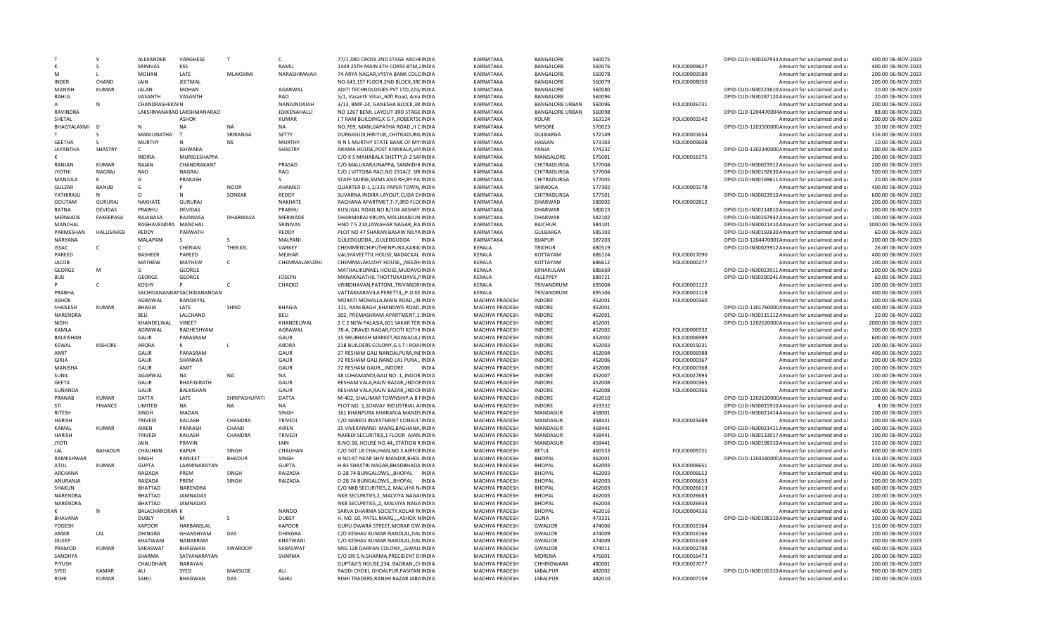| | | | | | | | | | | | | | |
|---|---|---|---|---|---|---|---|---|---|---|---|---|---|
| T | V | ALEXANDER | VARGHESE | T | C | 77/1,3RD CROSS 2ND STAGE MICHEINDIA | KARNATAKA | BANGALORE | 560075 | | DPID-CLID-IN30267933 Amount for unclaimed and ur | 400.00 | 06-NOV-2023 |
| K | S | SRINIVAS | KSS | | RAMU | 1449 25TH MAIN 4TH CORSS BTM,2INDIA | KARNATAKA | BANGALORE | 560076 | FOLIO0009627 | Amount for unclaimed and ur | 400.00 | 06-NOV-2023 |
| M | L | MOHAN | LATE | MLAKSHMI | NARASHIMAIAH | 74 ARYA NAGAR,VYSYA BANK COLCINDIA | KARNATAKA | BANGALORE | 560078 | FOLIO0009580 | Amount for unclaimed and ur | 200.00 | 06-NOV-2023 |
| INDER | CHAND | JAIN | JEETMAL | | | NO.643,1ST FLOOR,2ND BLOCK,3RDINDIA | KARNATAKA | BANGALORE | 560079 | FOLIO0008050 | Amount for unclaimed and ur | 200.00 | 06-NOV-2023 |
| MANISH | KUMAR | JALAN | MOHAN | | AGARWAL | ADITI TECHNOLOGIES PVT LTD,224/INDIA | KARNATAKA | BANGALORE | 560080 | | DPID-CLID-IN30223610 Amount for unclaimed and ur | 20.00 | 06-NOV-2023 |
| RAHUL | | VASANTH | VASANTH | | RAO | 5/1, Vasanth Vihar,,60ft Road, Ama INDIA | KARNATAKA | BANGALORE | 560094 | | DPID-CLID-IN30287120 Amount for unclaimed and ur | 20.00 | 06-NOV-2023 |
| A | N | CHANDRASHEKARN | | | NANJUNDAIAH | 3/13, BMP-24, GANESHA BLOCK,3R INDIA | KARNATAKA | BANGALORE URBAN | 560096 | FOLIO0026731 | Amount for unclaimed and ur | 200.00 | 06-NOV-2023 |
| RAVINDRA | | LAKSHMANARAO LAKSHMANARAO | | | JEKKENAHALLI | NO 1267 BEML LAYOUT 3RD STAGE INDIA | KARNATAKA | BANGALORE URBAN | 560098 | | DPID-CLID-1204470004 Amount for unclaimed and ur | 88.00 | 06-NOV-2023 |
| SHETAL | | | ASHOK | | KUMAR | J T RAM BUILDING,K G F,,ROBERTSCINDIA | KARNATAKA | KOLAR | 563124 | FOLIO0001542 | Amount for unclaimed and ur | 200.00 | 06-NOV-2023 |
| BHAGYALAXMI | D | N | NA | NA | NA | NO.769, MANUJAPATHA ROAD,,II C INDIA | KARNATAKA | MYSORE | 570023 | | DPID-CLID-1203500000 Amount for unclaimed and ur | 30.00 | 06-NOV-2023 |
| T | S | MANJUNATHA | T | SRIRANGA | SETTY | DURGIGUDI,HIRIYUR,,CHITRADURG INDIA | KARNATAKA | GULBARGA | 572149 | FOLIO0001654 | Amount for unclaimed and ur | 316.00 | 06-NOV-2023 |
| GEETHA | S | MURTHY | N | NS | MURTHY | N N S MURTHY STATE BANK OF MY:INDIA | KARNATAKA | HASSAN | 573103 | FOLIO0009608 | Amount for unclaimed and ur | 10.00 | 06-NOV-2023 |
| JAYANTHA | SHASTRY | C | ISHWARA | | SHASTRY | ARAMA HOUSE,POST KARIKALA,VIAINDIA | KARNATAKA | PANJA | 574232 | | DPID-CLID-1302340000 Amount for unclaimed and ur | 100.00 | 06-NOV-2023 |
| K | | INDIRA | MURIGESHAPPA | | | C/O K S MAHABALA SHETTY,B-2 SAIINDIA | KARNATAKA | MANGALORE | 575001 | FOLIO0016375 | Amount for unclaimed and ur | 200.00 | 06-NOV-2023 |
| RANJAN | KUMAR | RAJAN | CHANDRAKANT | | PRASAD | C/O MALLIKARJUNAPPA, SANNIDHI INDIA | KARNATAKA | CHITRADURGA | 577004 | | DPID-CLID-IN30023912 Amount for unclaimed and ur | 200.00 | 06-NOV-2023 |
| JYOTHI | NAGRAJ | RAO | NAGRAJ | | RAO | C/O J VITTOBA RAO,NO 2314/2 SRI INDIA | KARNATAKA | CHITRADURGA | 577004 | | DPID-CLID-IN30192630 Amount for unclaimed and ur | 500.00 | 06-NOV-2023 |
| MANJULA | K | G | PRAKASH | | S | STAFF NURSE,SSIMS AND RH,BY PAINDIA | KARNATAKA | CHITRADURGA | 577005 | | DPID-CLID-IN30169611 Amount for unclaimed and ur | 20.00 | 06-NOV-2023 |
| GULZAR | BANUB | G | P | NOOR | AHAMED | QUARTER D-1,1/331 PAPER TOWN, INDIA | KARNATAKA | SHIMOGA | 577302 | FOLIO0001578 | Amount for unclaimed and ur | 400.00 | 06-NOV-2023 |
| YATHIRAJU | N | O | N | SONKAR | REDDY | SUVARNA INDIRA LAYOUT,CUDA EXINDIA | KARNATAKA | CHITRADURGA | 577501 | | DPID-CLID-IN30023910 Amount for unclaimed and ur | 600.00 | 06-NOV-2023 |
| GOUTAM | GURURAJ | NAKHATE | GURURAJ | | NAKHATE | RACHANA APARTMET,T-7,3RD FLOCINDIA | KARNATAKA | DHARWAD | 580002 | FOLIO0002812 | Amount for unclaimed and ur | 200.00 | 06-NOV-2023 |
| RATNA | DEVIDAS | PRABHU | DEVIDAS | | PRABHU | KUSUGAL ROAD,NO B/104 AKSHAY INDIA | KARNATAKA | DHARWAR | 580023 | | DPID-CLID-IN30214810 Amount for unclaimed and ur | 200.00 | 06-NOV-2023 |
| MERWADE | FAKEERASA | RAJANASA | RAJANASA | DHARMASA | MERWADE | DHARMARAJ KRUPA,MALLIKARJUN INDIA | KARNATAKA | DHARWAR | 582102 | | DPID-CLID-IN30267932 Amount for unclaimed and ur | 100.00 | 06-NOV-2023 |
| MANCHAL | | RAGHAVENDRA | MANCHAL | | SRINIVAS | HNO 7 5 210,JAWAHAR NAGAR,,RA INDIA | KARNATAKA | RAICHUR | 584101 | | DPID-CLID-IN30021410 Amount for unclaimed and ur | 1000.00 | 06-NOV-2023 |
| PARMESHAN | HALLISAHEB | REDDY | PARWATH | | REDDY | PLOT NO 47 SHARAN BASAW NILYA INDIA | KARNATAKA | GULBARGA | 585103 | | DPID-CLID-IN30192630 Amount for unclaimed and ur | 60.00 | 06-NOV-2023 |
| NARYANA | | MALAPANI | S | S | MALPANI | GULEDGUDDA,,,GULEDGUDDA INDIA | KARNATAKA | BIJAPUR | 587203 | | DPID-CLID-1204470001 Amount for unclaimed and ur | 200.00 | 06-NOV-2023 |
| ISSAC | C | C | CHERIAN | THEKKEL | VARKEY | CHEMMENCHIPUTHENPURA,KARIK INDIA | KERALA | TRICHUR | 680519 | | DPID-CLID-IN30023912 Amount for unclaimed and ur | 26.00 | 06-NOV-2023 |
| PAREED | | BASHEER | PAREED | | MEJHAR | VALIYAVEETTIL HOUSE,NADACKAL INDIA | KERALA | KOTTAYAM | 686124 | FOLIO0017090 | Amount for unclaimed and ur | 400.00 | 06-NOV-2023 |
| JACOB | | MATHEW | MATHEW | C | CHEMMALAKUZHY | CHEMMALAKUZHY HOUSE,,,NEEZHIINDIA | KERALA | KOTTAYAM | 686612 | FOLIO0000277 | Amount for unclaimed and ur | 200.00 | 06-NOV-2023 |
| GEORGE | M | G | GEORGE | | | MATHALIKUNNEL HOUSE,MUDAVOINDIA | KERALA | ERNAKULAM | 686669 | | DPID-CLID-IN30023911 Amount for unclaimed and ur | 200.00 | 06-NOV-2023 |
| BIJU | | GEORGE | GEORGE | | JOSEPH | MANAKALATHIL THOTTUKADAVIL,P INDIA | KERALA | ALLEPPEY | 689721 | | DPID-CLID-IN30290241 Amount for unclaimed and ur | 60.00 | 06-NOV-2023 |
| P | C | KOSHY | P | C | CHACKO | VRINDHAVAN,PATTOM,,TRIVANDRIINDIA | KERALA | TRIVANDRUM | 695004 | FOLIO0001122 | Amount for unclaimed and ur | 200.00 | 06-NOV-2023 |
| PRABHA | | SACHIDANANDANSACHIDANANDAN | | | | VATTAKKARAVILA PERETTIL,,P.O.KE INDIA | KERALA | TRIVANDRUM | 695104 | FOLIO0001118 | Amount for unclaimed and ur | 400.00 | 06-NOV-2023 |
| ASHOK | | AGRAWAL | RANDAYAL | | | MORATI MOHALLA,MAIN ROAD,,IN INDIA | MADHYA PRADESH | INDORE | 452001 | FOLIO0000360 | Amount for unclaimed and ur | 200.00 | 06-NOV-2023 |
| SHAILESH | KUMAR | BHAGIA | LATE | SHND | BHAGIA | 111, RANI BAGH ,KHANDWA ROAD,INDIA | MADHYA PRADESH | INDORE | 452001 | | DPID-CLID-1301760000 Amount for unclaimed and ur | 400.00 | 06-NOV-2023 |
| NARENDRA | | BELI | LALCHAND | | BELI | 302, PREMASHRAM APARTMENT,1 INDIA | MADHYA PRADESH | INDORE | 452001 | | DPID-CLID-IN30115112 Amount for unclaimed and ur | 20.00 | 06-NOV-2023 |
| NIDHI | | KHANDELWAL | VINEET | | KHANDELWAL | 2 C 2 NEW PALASIA,601 SAKAR TER INDIA | MADHYA PRADESH | INDORE | 452001 | | DPID-CLID-1202620000 Amount for unclaimed and ur | 2000.00 | 06-NOV-2023 |
| KAMLA | | AGRAWAL | RADHESHYAM | | AGRAWAL | 78-A, DRAVID NAGAR,FOOTI KOTHI INDIA | MADHYA PRADESH | INDORE | 452002 | FOLIO0006932 | Amount for unclaimed and ur | 300.00 | 06-NOV-2023 |
| BALKISHAN | | GAUR | PARASRAM | | GAUR | 15 SHUBHASH MARKET,RAJWADA,I INDIA | MADHYA PRADESH | INDORE | 452002 | FOLIO0006989 | Amount for unclaimed and ur | 600.00 | 06-NOV-2023 |
| KEWAL | KISHORE | ARORA | K | L | ARORA | 21B BUILDERS COLONY,G S T I ROAIINDIA | MADHYA PRADESH | INDORE | 452003 | FOLIO0015031 | Amount for unclaimed and ur | 200.00 | 06-NOV-2023 |
| AMIT | | GAUR | PARASRAM | | GAUR | 27 RESHAM GALI NANDALPURA,INI INDIA | MADHYA PRADESH | INDORE | 452004 | FOLIO0006988 | Amount for unclaimed and ur | 400.00 | 06-NOV-2023 |
| GIRJA | | GAUR | SHANKAR | | GAUR | 72 RESHAM GALI,NAND LAL PURA,, INDIA | MADHYA PRADESH | INDORE | 452006 | FOLIO0000367 | Amount for unclaimed and ur | 200.00 | 06-NOV-2023 |
| MANISHA | | GAUR | AMIT | | GAUR | 72 RESHAM GAUR,,,INDORE INDIA | MADHYA PRADESH | INDORE | 452006 | FOLIO0000368 | Amount for unclaimed and ur | 200.00 | 06-NOV-2023 |
| SUNIL | | AGARWAL | NA | NA | NA | 48 LOHAMANDI,GALI NO. 1,,INDOR INDIA | MADHYA PRADESH | INDORE | 452007 | FOLIO0027893 | Amount for unclaimed and ur | 100.00 | 06-NOV-2023 |
| GEETA | | GAUR | BHAFIGIRATH | | GAUR | RESHAM VALA,RAJIV BAZAR,,INDOFINDIA | MADHYA PRADESH | INDORE | 452008 | FOLIO0000365 | Amount for unclaimed and ur | 200.00 | 06-NOV-2023 |
| SUNANDA | | GAUR | BALKISHAN | | GAUR | RESHAM VALA,RAJIV BAZAR,,INDOFINDIA | MADHYA PRADESH | INDORE | 452008 | FOLIO0000366 | Amount for unclaimed and ur | 200.00 | 06-NOV-2023 |
| PRANAB | KUMAR | DATTA | LATE | SHRIPASHUPATI | DATTA | M-402, SHALIMAR TOWNSHIP,A B FINDIA | MADHYA PRADESH | INDORE | 452010 | | DPID-CLID-1202620000 Amount for unclaimed and ur | 100.00 | 06-NOV-2023 |
| STI | FINANCE | LIMITED | NA | NA | NA | PLOT NO. 1,SONVAY INDUSTRIAL AIINDIA | MADHYA PRADESH | INDORE | 453332 | | DPID-CLID-IN30015910 Amount for unclaimed and ur | 4.00 | 06-NOV-2023 |
| RITESH | | SINGH | MADAN | | SINGH | 161 KHANPURA KHARANJA MANDSINDIA | MADHYA PRADESH | MANDSAUR | 458001 | | DPID-CLID-IN30021414 Amount for unclaimed and ur | 200.00 | 06-NOV-2023 |
| HARISH | | TRIVEDI | KAILASH | CHANDRA | TRIVEDI | C/O NAREDI INVESTMENT CONSULTINDIA | MADHYA PRADESH | MANDSAUR | 458441 | FOLIO0025689 | Amount for unclaimed and ur | 200.00 | 06-NOV-2023 |
| KAMAL | KUMAR | AIREN | PRAKASH | CHAND | AIREN | 25 VIVEKANAND MARG,BAGHANA,INDIA | MADHYA PRADESH | MANDSAUR | 458441 | | DPID-CLID-IN30021411 Amount for unclaimed and ur | 200.00 | 06-NOV-2023 |
| HARISH | | TRIVEDI | KAILASH | CHANDRA | TRIVEDI | NAREDI SECURITIES,1 FLOOR AJANIINDIA | MADHYA PRADESH | MANDSAUR | 458441 | | DPID-CLID-IN30133017 Amount for unclaimed and ur | 100.00 | 06-NOV-2023 |
| JYOTI | | JAIN | PRAVIN | | JAIN | B.NO.58, HOUSE NO.44,,STATION RINDIA | MADHYA PRADESH | MANDSAUR | 458441 | | DPID-CLID-IN30198310 Amount for unclaimed and ur | 150.00 | 06-NOV-2023 |
| LAL | BAHADUR | CHAUHAN | KAPUR | SINGH | CHAUHAN | C/O SGT LB CHAUHAN,NO.3 AIRFOFINDIA | MADHYA PRADESH | BETUL | 460553 | FOLIO0009721 | Amount for unclaimed and ur | 600.00 | 06-NOV-2023 |
| RAMESHWAR | | SINGH | RANJEET | BHADUR | SINGH | H NO-97 NEAR SHIV MANDIR,BHOL INDIA | MADHYA PRADESH | BHOPAL | 462001 | | DPID-CLID-1203160000 Amount for unclaimed and ur | 316.00 | 06-NOV-2023 |
| ATUL | KUMAR | GUPTA | LAXMINARAYAN | | GUPTA | H-83 SHASTRI NAGAR,BHADBHADA INDIA | MADHYA PRADESH | BHOPAL | 462003 | FOLIO0006651 | Amount for unclaimed and ur | 200.00 | 06-NOV-2023 |
| ARCHANA | | RAIZADA | PREM | SINGH | RAIZADA | D-28 74 BUNGALOWS,,,BHOPAL INDIA | MADHYA PRADESH | BHOPAL | 462003 | FOLIO0006652 | Amount for unclaimed and ur | 400.00 | 06-NOV-2023 |
| ANURANJA | | RAIZADA | PREM | SINGH | RAIZADA | D-28 74 BUNGALOWS,,,BHOPAL INDIA | MADHYA PRADESH | BHOPAL | 462003 | FOLIO0006653 | Amount for unclaimed and ur | 200.00 | 06-NOV-2023 |
| SHAKUN | | BHATTAD | NARENDRA | | | C/O NKB SECURITIES,2, MALVIYA N/INDIA | MADHYA PRADESH | BHOPAL | 462003 | FOLIO0026613 | Amount for unclaimed and ur | 600.00 | 06-NOV-2023 |
| NARENDRA | | BHATTAD | JAMNADAS | | | NKB SECURITIES,2, MALVIYA NAGAIINDIA | MADHYA PRADESH | BHOPAL | 462003 | FOLIO0026683 | Amount for unclaimed and ur | 200.00 | 06-NOV-2023 |
| NARENDRA | | BHATTAD | JAMNADAS | | | NKB SECURITIES,,2, MALVIYA NAGAINDIA | MADHYA PRADESH | BHOPAL | 462003 | FOLIO0026934 | Amount for unclaimed and ur | 200.00 | 06-NOV-2023 |
| K | N | BALACHANDRAN | K | | NANOO | SARVA DHARMA SOCIETY,KOLAR R(INDIA | MADHYA PRADESH | BHOPAL | 462016 | FOLIO0004336 | Amount for unclaimed and ur | 400.00 | 06-NOV-2023 |
| BHAVANA | | DUBEY | M | S | DUBEY | H. NO. 60, PATEL MARG,,,,ASHOK NINDIA | MADHYA PRADESH | GUNA | 473331 | | DPID-CLID-IN30198310 Amount for unclaimed and ur | 100.00 | 06-NOV-2023 |
| YOGESH | | KAPOOR | HARBANSLAL | | KAPOOR | GURU DWARA STREET,MORAR GW.INDIA | MADHYA PRADESH | GWALIOR | 474006 | FOLIO0016164 | Amount for unclaimed and ur | 316.00 | 06-NOV-2023 |
| AMAR | LAL | DHINGRA | GHANSHYAM | DAS | DHINGRA | C/O KESHAV KUMAR NANDLAL,DALINDIA | MADHYA PRADESH | GWALIOR | 474009 | FOLIO0016166 | Amount for unclaimed and ur | 200.00 | 06-NOV-2023 |
| DILEEP | | KHATWANI | NANAKRAM | | KHATWANI | C/O KESHAV KUMAR NANDLAL,DALINDIA | MADHYA PRADESH | GWALIOR | 474009 | FOLIO0016168 | Amount for unclaimed and ur | 200.00 | 06-NOV-2023 |
| PRAMOD | KUMAR | SARASWAT | BHAGWAN | SWAROOP | SARASWAT | MIG 128 DARPAN COLONY,,,GWALIINDIA | MADHYA PRADESH | GWALIOR | 474011 | FOLIO0002798 | Amount for unclaimed and ur | 400.00 | 06-NOV-2023 |
| SANDHYA | | SHARMA | SATYANARAYAN | | SHARMA | C/O SRI S.N.SHARMA,PRECIDENT DIINDIA | MADHYA PRADESH | MORENA | 476001 | FOLIO0016473 | Amount for unclaimed and ur | 200.00 | 06-NOV-2023 |
| PIYUSH | | CHAUDHARI | NARAYAN | | | GUPTAJI'S HOUSE,234, BADBAN,,CHINDIA | MADHYA PRADESH | CHHINDWARA | 480001 | FOLIO0027077 | Amount for unclaimed and ur | 200.00 | 06-NOV-2023 |
| SYED | KAMAR | ALI | SYED | MAKSUDE | ALI | RADDI CHOKI, GHOALPUR,PASIYAN.INDIA | MADHYA PRADESH | JABALPUR | 482002 | | DPID-CLID-IN30165310 Amount for unclaimed and ur | 900.00 | 06-NOV-2023 |
| RISHI | KUMAR | SAHU | BHAGWAN | DAS | SAHU | RISHI TRADERS,RANJHI BAZAR JABAINDIA | MADHYA PRADESH | JABALPUR | 482010 | FOLIO0007159 | Amount for unclaimed and ur | 200.00 | 06-NOV-2023 |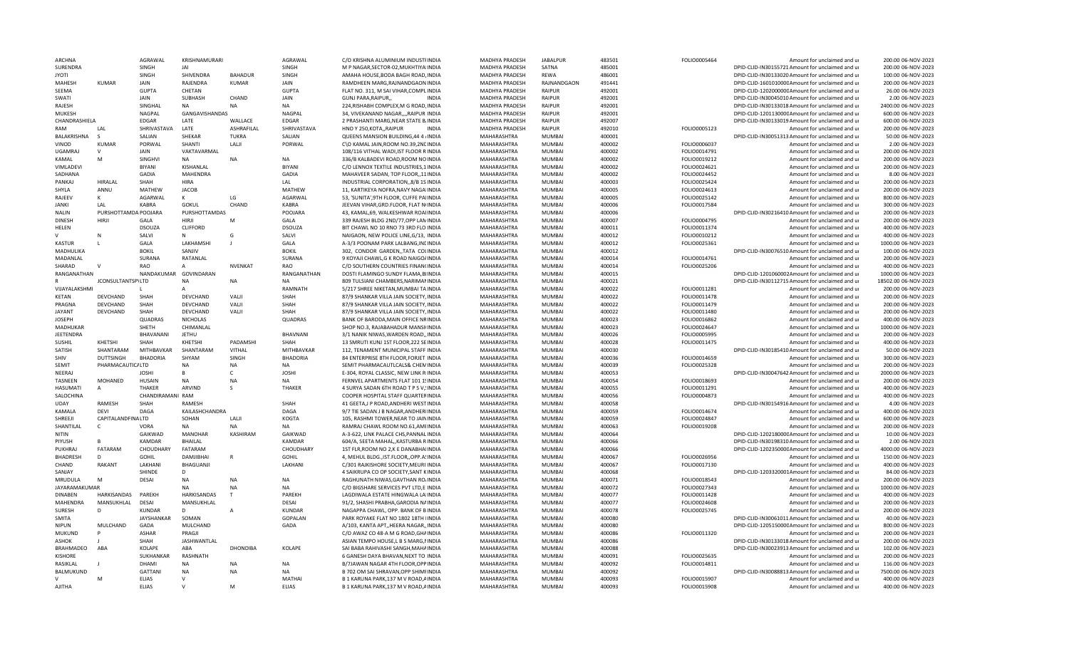| | | | | | | | | | | | | | | | |
|---|---|---|---|---|---|---|---|---|---|---|---|---|---|---|---|
| ARCHNA | | AGRAWAL | KRISHNAMURARI | | AGRAWAL | C/O KRISHNA ALUMINIUM INDUSTI INDIA | | MADHYA PRADESH | JABALPUR | 483501 | FOLIO0005464 | | Amount for unclaimed and u | 200.00 | 06-NOV-2023 |
| SURENDRA | | SINGH | JAI | | SINGH | M P NAGAR,SECTOR-02,MUKHTYA INDIA | | MADHYA PRADESH | SATNA | 485001 | | DPID-CLID-IN30155721 | Amount for unclaimed and u | 200.00 | 06-NOV-2023 |
| JYOTI | | SINGH | SHIVENDRA | BAHADUR | SINGH | AMAHA HOUSE,BODA BAGH ROAD, INDIA | | MADHYA PRADESH | REWA | 486001 | | DPID-CLID-IN30133020 | Amount for unclaimed and u | 100.00 | 06-NOV-2023 |
| MAHESH | KUMAR | JAIN | RAJENDRA | KUMAR | JAIN | RAMDHEEN MARG,RAJNANDGAON INDIA | | MADHYA PRADESH | RAJNANDGAON | 491441 | | DPID-CLID-16010100000 | Amount for unclaimed and u | 200.00 | 06-NOV-2023 |
| SEEMA | | GUPTA | CHETAN | | GUPTA | FLAT NO. 311, M SAI VIHAR,COMPL INDIA | | MADHYA PRADESH | RAIPUR | 492001 | | DPID-CLID-12020000000 | Amount for unclaimed and u | 26.00 | 06-NOV-2023 |
| SWATI | | JAIN | SUBHASH | CHAND | JAIN | GUNJ PARA,RAIPUR,, | INDIA | MADHYA PRADESH | RAIPUR | 492001 | | DPID-CLID-IN30045010 | Amount for unclaimed and u | 2.00 | 06-NOV-2023 |
| RAJESH | | SINGHAL | NA | NA | NA | 224,RISHABH COMPLEX,M G ROAD, INDIA | | MADHYA PRADESH | RAIPUR | 492001 | | DPID-CLID-IN30133018 | Amount for unclaimed and u | 2400.00 | 06-NOV-2023 |
| MUKESH | | NAGPAL | GANGAVISHANDAS | | NAGPAL | 34, VIVEKANAND NAGAR,,,,RAIPUR INDIA | | MADHYA PRADESH | RAIPUR | 492001 | | DPID-CLID-12011300000 | Amount for unclaimed and u | 600.00 | 06-NOV-2023 |
| CHANDRASHIELA | | EDGAR | LATE | WALLACE | EDGAR | 2 PRASHANTI MARG,NEAR STATE B. INDIA | | MADHYA PRADESH | RAIPUR | 492007 | | DPID-CLID-IN30133019 | Amount for unclaimed and u | 600.00 | 06-NOV-2023 |
| RAM | LAL | SHRIVASTAVA | LATE | ASHRAFILAL | SHRIVASTAVA | HNO Y 250,KOTA,,RAIPUR | INDIA | MADHYA PRADESH | RAIPUR | 492010 | FOLIO0005123 | | Amount for unclaimed and u | 200.00 | 06-NOV-2023 |
| BALAKRISHNA | S | SALIAN | SHEKAR | TUKRA | SALIAN | QUEENS MANSION BUILDING,44 A INDIA | | MAHARASHTRA | MUMBAI | 400001 | | DPID-CLID-IN30051313 | Amount for unclaimed and u | 50.00 | 06-NOV-2023 |
| VINOD | KUMAR | PORWAL | SHANTI | LALJI | PORWAL | C\O KAMAL JAIN,ROOM NO.39,2NI INDIA | | MAHARASHTRA | MUMBAI | 400002 | FOLIO0006037 | | Amount for unclaimed and u | 2.00 | 06-NOV-2023 |
| UGAMRAJ | V | JAIN | VAKTAVARMAL | | | 108/116 VITHAL WADI,IST FLOOR R INDIA | | MAHARASHTRA | MUMBAI | 400002 | FOLIO0014791 | | Amount for unclaimed and u | 200.00 | 06-NOV-2023 |
| KAMAL | M | SINGHVI | NA | NA | NA | 336/B KALBADEVI ROAD,ROOM NO INDIA | | MAHARASHTRA | MUMBAI | 400002 | FOLIO0019212 | | Amount for unclaimed and u | 200.00 | 06-NOV-2023 |
| VIMLADEVI | | BIYANI | KISHANLAL | | BIYANI | C/O LENNOX TEXTILE INDUSTRIES,1 INDIA | | MAHARASHTRA | MUMBAI | 400002 | FOLIO0024621 | | Amount for unclaimed and u | 200.00 | 06-NOV-2023 |
| SADHANA | | GADIA | MAHENDRA | | GADIA | MAHAVEER SADAN, TOP FLOOR,,11 INDIA | | MAHARASHTRA | MUMBAI | 400002 | FOLIO0024452 | | Amount for unclaimed and u | 8.00 | 06-NOV-2023 |
| PANKAJ | HIRALAL | SHAH | HIRA | | LAL | INDUSTRIAL CORPORATION,,8/B 15 INDIA | | MAHARASHTRA | MUMBAI | 400003 | FOLIO0025424 | | Amount for unclaimed and u | 200.00 | 06-NOV-2023 |
| SHYLA | ANNU | MATHEW | JACOB | | MATHEW | 11, KARTIKEYA NOFRA,NAVY NAGA INDIA | | MAHARASHTRA | MUMBAI | 400005 | FOLIO0024613 | | Amount for unclaimed and u | 200.00 | 06-NOV-2023 |
| RAJEEV | K | AGARWAL | K | LG | AGARWAL | 53, 'SUNITA',9TH FLOOR, CUFFE PA INDIA | | MAHARASHTRA | MUMBAI | 400005 | FOLIO0025142 | | Amount for unclaimed and u | 800.00 | 06-NOV-2023 |
| JANKI | LAL | KABRA | GOKUL | CHAND | KABRA | JEEVAN VIHAR,GRD.FLOOR, FLAT N INDIA | | MAHARASHTRA | MUMBAI | 400006 | FOLIO0017584 | | Amount for unclaimed and u | 300.00 | 06-NOV-2023 |
| NALIN | PURSHOTTAMDA | POOJARA | PURSHOTTAMDAS | | POOJARA | 43, KAMAL,69, WALKESHWAR ROA INDIA | | MAHARASHTRA | MUMBAI | 400006 | | DPID-CLID-IN30216410 | Amount for unclaimed and u | 200.00 | 06-NOV-2023 |
| DINESH | HIRJI | GALA | HIRJI | M | GALA | 339 RAJESH BLDG 2ND/77,OPP LA INDIA | | MAHARASHTRA | MUMBAI | 400007 | FOLIO0004795 | | Amount for unclaimed and u | 200.00 | 06-NOV-2023 |
| HELEN | | DSOUZA | CLIFFORD | | DSOUZA | BIT CHAWL NO 10 RNO 73 3RD FLO INDIA | | MAHARASHTRA | MUMBAI | 400011 | FOLIO0011374 | | Amount for unclaimed and u | 400.00 | 06-NOV-2023 |
| V | N | SALVI | N | G | SALVI | NAIGAON, NEW POLICE LINE,G/13, INDIA | | MAHARASHTRA | MUMBAI | 400012 | FOLIO0010212 | | Amount for unclaimed and u | 400.00 | 06-NOV-2023 |
| KASTUR | L | GALA | LAKHAMSHI | J | GALA | A-3/3 POONAM PARK LALBANG,INI INDIA | | MAHARASHTRA | MUMBAI | 400012 | FOLIO0025361 | | Amount for unclaimed and u | 1000.00 | 06-NOV-2023 |
| MADHULIKA | | BOKIL | SANJIV | | BOKIL | 302, CONDOR GARDEN,,TATA COI INDIA | | MAHARASHTRA | MUMBAI | 400012 | | DPID-CLID-IN30076510 | Amount for unclaimed and u | 100.00 | 06-NOV-2023 |
| MADANLAL | | SURANA | RATANLAL | | SURANA | 6 KOYAJI CHAWL,G K ROAD NAIGO INDIA | | MAHARASHTRA | MUMBAI | 400014 | FOLIO0014761 | | Amount for unclaimed and u | 200.00 | 06-NOV-2023 |
| SHARAD | V | RAO | A | NVENKAT | RAO | C/O SOUTHERN COUNTRIES FINAN INDIA | | MAHARASHTRA | MUMBAI | 400014 | FOLIO0025206 | | Amount for unclaimed and u | 400.00 | 06-NOV-2023 |
| RANGANATHAN | | NANDAKUMAR | GOVINDARAN | | RANGANATHAN | DOSTI FLAMINGO SUNDY FLAMA,B INDIA | | MAHARASHTRA | MUMBAI | 400015 | | DPID-CLID-12010600020 | Amount for unclaimed and u | 1000.00 | 06-NOV-2023 |
| R | JCONSULTANTSP | LTD | NA | NA | NA | 809 TULSIANI CHAMBERS,NARIMA INDIA | | MAHARASHTRA | MUMBAI | 400021 | | DPID-CLID-IN30112715 | Amount for unclaimed and u | 18502.00 | 06-NOV-2023 |
| VIJAYALAKSHMI | | L | A | | RAMNATH | 5/217 SHREE NIKETAN,MUMBAI TA INDIA | | MAHARASHTRA | MUMBAI | 400022 | FOLIO0011281 | | Amount for unclaimed and u | 200.00 | 06-NOV-2023 |
| KETAN | DEVCHAND | SHAH | DEVCHAND | VALJI | SHAH | 87/9 SHANKAR VILLA JAIN SOCIETY, INDIA | | MAHARASHTRA | MUMBAI | 400022 | FOLIO0011478 | | Amount for unclaimed and u | 200.00 | 06-NOV-2023 |
| PRAGNA | DEVCHAND | SHAH | DEVCHAND | VALJI | SHAH | 87/9 SHANKAR VILLA JAIN SOCIETY, INDIA | | MAHARASHTRA | MUMBAI | 400022 | FOLIO0011479 | | Amount for unclaimed and u | 200.00 | 06-NOV-2023 |
| JAYANT | DEVCHAND | SHAH | DEVCHAND | VALJI | SHAH | 87/9 SHANKAR VILLA JAIN SOCIETY, INDIA | | MAHARASHTRA | MUMBAI | 400022 | FOLIO0011480 | | Amount for unclaimed and u | 200.00 | 06-NOV-2023 |
| JOSEPH | | QUADRAS | NICHOLAS | | QUADRAS | BANK OF BARODA,MAIN OFFICE NR INDIA | | MAHARASHTRA | MUMBAI | 400023 | FOLIO0016862 | | Amount for unclaimed and u | 400.00 | 06-NOV-2023 |
| MADHUKAR | | SHETH | CHIMANLAL | | | SHOP NO. 3, RAJABAHADUR MANS INDIA | | MAHARASHTRA | MUMBAI | 400023 | FOLIO0024647 | | Amount for unclaimed and u | 1000.00 | 06-NOV-2023 |
| JEETENDRA | | BHAVANANI | JETHU | | BHAVNANI | 3/1 NANIK NIWAS,WARDEN ROAD,, INDIA | | MAHARASHTRA | MUMBAI | 400026 | FOLIO0005995 | | Amount for unclaimed and u | 200.00 | 06-NOV-2023 |
| SUSHIL | KHETSHI | SHAH | KHETSHI | PADAMSHI | SHAH | 13 SMRUTI KUNJ 1ST FLOOR,222 SE INDIA | | MAHARASHTRA | MUMBAI | 400028 | FOLIO0011475 | | Amount for unclaimed and u | 400.00 | 06-NOV-2023 |
| SATISH | SHANTARAM | MITHBAVKAR | SHANTARAM | VITHAL | MITHBAVKAR | 112, TENAMENT MUNICIPAL STAFF INDIA | | MAHARASHTRA | MUMBAI | 400030 | | DPID-CLID-IN30185410 | Amount for unclaimed and u | 50.00 | 06-NOV-2023 |
| SHIV | DUTTSINGH | BHADORIA | SHYAM | SINGH | BHADORIA | 84 ENTERPRISE 8TH FLOOR,FORJET INDIA | | MAHARASHTRA | MUMBAI | 400036 | FOLIO0014659 | | Amount for unclaimed and u | 300.00 | 06-NOV-2023 |
| SEMIT | PHARMACAUTICA | LTD | NA | NA | NA | SEMIT PHARMACAUTLCALS& CHEM INDIA | | MAHARASHTRA | MUMBAI | 400039 | FOLIO0025328 | | Amount for unclaimed and u | 200.00 | 06-NOV-2023 |
| NEERAJ | | JOSHI | B | C | JOSHI | E-304, ROYAL CLASSIC, NEW LINK R INDIA | | MAHARASHTRA | MUMBAI | 400053 | | DPID-CLID-IN30047642 | Amount for unclaimed and u | 2000.00 | 06-NOV-2023 |
| TASNEEN | MOHANED | HUSAIN | NA | NA | NA | FERNVEL APARTMENTS FLAT 101 1 INDIA | | MAHARASHTRA | MUMBAI | 400053 | FOLIO0018693 | | Amount for unclaimed and u | 200.00 | 06-NOV-2023 |
| HASUMATI | A | THAKER | ARVIND | S | THAKER | 4 SURYA SADAN 6TH ROAD T P S V, INDIA | | MAHARASHTRA | MUMBAI | 400055 | FOLIO0011291 | | Amount for unclaimed and u | 400.00 | 06-NOV-2023 |
| SALOCHINA | | CHANDIRAMANI | RAM | | | COOPER HOSPITAL STAFF QUARTER INDIA | | MAHARASHTRA | MUMBAI | 400056 | FOLIO0004873 | | Amount for unclaimed and u | 400.00 | 06-NOV-2023 |
| UDAY | RAMESH | SHAH | RAMESH | | SHAH | 41 GEETA,J P ROAD,ANDHERI WEST INDIA | | MAHARASHTRA | MUMBAI | 400058 | | DPID-CLID-IN30154916 | Amount for unclaimed and u | 4.00 | 06-NOV-2023 |
| KAMALA | DEVI | DAGA | KAILASHCHANDRA | | DAGA | 9/7 TIE SADAN J B NAGAR,ANDHERI INDIA | | MAHARASHTRA | MUMBAI | 400059 | FOLIO0014674 | | Amount for unclaimed and u | 400.00 | 06-NOV-2023 |
| SHREEJI | CAPITALANDFINA | LTD | SOHAN | LALJI | KOGTA | 105, RASHMI TOWER,NEAR TO JAIN INDIA | | MAHARASHTRA | MUMBAI | 400059 | FOLIO0024847 | | Amount for unclaimed and u | 600.00 | 06-NOV-2023 |
| SHANTILAL | C | VORA | NA | NA | NA | RAMRAJ CHAWL ROOM NO.61,AMI INDIA | | MAHARASHTRA | MUMBAI | 400063 | FOLIO0019208 | | Amount for unclaimed and u | 200.00 | 06-NOV-2023 |
| NITIN | | GAIKWAD | MANOHAR | KASHIRAM | GAIKWAD | A-3-622, LINK PALACE CHS,PANNAL INDIA | | MAHARASHTRA | MUMBAI | 400064 | | DPID-CLID-12021800000 | Amount for unclaimed and u | 10.00 | 06-NOV-2023 |
| PIYUSH | B | KAMDAR | BHAILAL | | KAMDAR | 604/A, SEETA MAHAL,,KASTURBA R INDIA | | MAHARASHTRA | MUMBAI | 400066 | | DPID-CLID-IN30198310 | Amount for unclaimed and u | 2.00 | 06-NOV-2023 |
| PUKHRAJ | FATARAM | CHOUDHARY | FATARAM | | CHOUDHARY | 1ST FLR,ROOM NO 2,K E DANABHA INDIA | | MAHARASHTRA | MUMBAI | 400066 | | DPID-CLID-12023500000 | Amount for unclaimed and u | 4000.00 | 06-NOV-2023 |
| BHADRESH | D | GOHIL | DAMJIBHAI | R | GOHIL | 4, MEHUL BLDG.,IST.FLOOR,,OPP.A INDIA | | MAHARASHTRA | MUMBAI | 400067 | FOLIO0026956 | | Amount for unclaimed and u | 150.00 | 06-NOV-2023 |
| CHAND | RAKANT | LAKHANI | BHAGUANJI | | LAKHANI | C/301 RAJKISHORE SOCIETY,MEURI INDIA | | MAHARASHTRA | MUMBAI | 400067 | FOLIO0017130 | | Amount for unclaimed and u | 400.00 | 06-NOV-2023 |
| SANJAY | | SHINDE | D | | | 4 SAIKRUPA CO OP SOCIETY,SANT K INDIA | | MAHARASHTRA | MUMBAI | 400068 | | DPID-CLID-12033200001 | Amount for unclaimed and u | 84.00 | 06-NOV-2023 |
| MRUDULA | M | DESAI | NA | NA | NA | RAGHUNATH NIWAS,GAVTHAN RO INDIA | | MAHARASHTRA | MUMBAI | 400071 | FOLIO0018543 | | Amount for unclaimed and u | 200.00 | 06-NOV-2023 |
| JAYARAMAKUMAR | | | NA | NA | NA | C/O BIGSHARE SERVICES PVT LTD,E INDIA | | MAHARASHTRA | MUMBAI | 400072 | FOLIO0027343 | | Amount for unclaimed and u | 1000.00 | 06-NOV-2023 |
| DINABEN | HARKISANDAS | PAREKH | HARKISANDAS | T | PAREKH | LAGDIWALA ESTATE HINGWALA LA INDIA | | MAHARASHTRA | MUMBAI | 400077 | FOLIO0011428 | | Amount for unclaimed and u | 400.00 | 06-NOV-2023 |
| MAHENDRA | MANSUKHLAL | DESAI | MANSUKHLAL | | DESAI | 91/2, SHASHI PRABHA,GARODIA N INDIA | | MAHARASHTRA | MUMBAI | 400077 | FOLIO0024608 | | Amount for unclaimed and u | 200.00 | 06-NOV-2023 |
| SURESH | D | KUNDAR | D | A | KUNDAR | NAGAPPA CHAWL, OPP. BANK OF B INDIA | | MAHARASHTRA | MUMBAI | 400078 | FOLIO0025745 | | Amount for unclaimed and u | 200.00 | 06-NOV-2023 |
| SMITA | | JAYSHANKAR | SOMAN | | GOPALAN | PARK ROYAKE FLAT NO 1802 18TH I INDIA | | MAHARASHTRA | MUMBAI | 400080 | | DPID-CLID-IN30061011 | Amount for unclaimed and u | 40.00 | 06-NOV-2023 |
| NIPUN | MULCHAND | GADA | MULCHAND | | GADA | A/103, KANTA APT,,HEERA NAGAR,, INDIA | | MAHARASHTRA | MUMBAI | 400080 | | DPID-CLID-12051500000 | Amount for unclaimed and u | 800.00 | 06-NOV-2023 |
| MUKUND | P | ASHAR | PRAGJI | | | C/O AWAZ CO 48-A M G ROAD,GH INDIA | | MAHARASHTRA | MUMBAI | 400086 | FOLIO0011320 | | Amount for unclaimed and u | 200.00 | 06-NOV-2023 |
| ASHOK | J | SHAH | JASHWANTLAL | | | ASIAN TEMPO HOUSE,L B S MARG, INDIA | | MAHARASHTRA | MUMBAI | 400086 | | DPID-CLID-IN30133018 | Amount for unclaimed and u | 200.00 | 06-NOV-2023 |
| BRAHMADEO | ABA | KOLAPE | ABA | DHONDIBA | KOLAPE | SAI BABA RAHIVASHI SANGH,MAH INDIA | | MAHARASHTRA | MUMBAI | 400088 | | DPID-CLID-IN30023913 | Amount for unclaimed and u | 102.00 | 06-NOV-2023 |
| KISHORE | | SUKHANKAR | RASHNATH | | | 6 GANESH DAYA BHAVAN,NEXT TO INDIA | | MAHARASHTRA | MUMBAI | 400091 | FOLIO0025635 | | Amount for unclaimed and u | 200.00 | 06-NOV-2023 |
| RASIKLAL | J | DHAMI | NA | NA | NA | B/7JAWAN NAGAR 4TH FLOOR,OPP INDIA | | MAHARASHTRA | MUMBAI | 400092 | FOLIO0014811 | | Amount for unclaimed and u | 116.00 | 06-NOV-2023 |
| BALMUKUND | | GATTANI | NA | NA | NA | B 702 OM SAI SHRAVAN,OPP SHIMI INDIA | | MAHARASHTRA | MUMBAI | 400092 | | DPID-CLID-IN30088813 | Amount for unclaimed and u | 7500.00 | 06-NOV-2023 |
| V | M | ELIAS | V | | MATHAI | B 1 KARUNA PARK,137 M V ROAD, INDIA | | MAHARASHTRA | MUMBAI | 400093 | FOLIO0015907 | | Amount for unclaimed and u | 400.00 | 06-NOV-2023 |
| AJITHA | | ELIAS | V | M | ELIAS | B 1 KARUNA PARK,137 M V ROAD, INDIA | | MAHARASHTRA | MUMBAI | 400093 | FOLIO0015908 | | Amount for unclaimed and u | 400.00 | 06-NOV-2023 |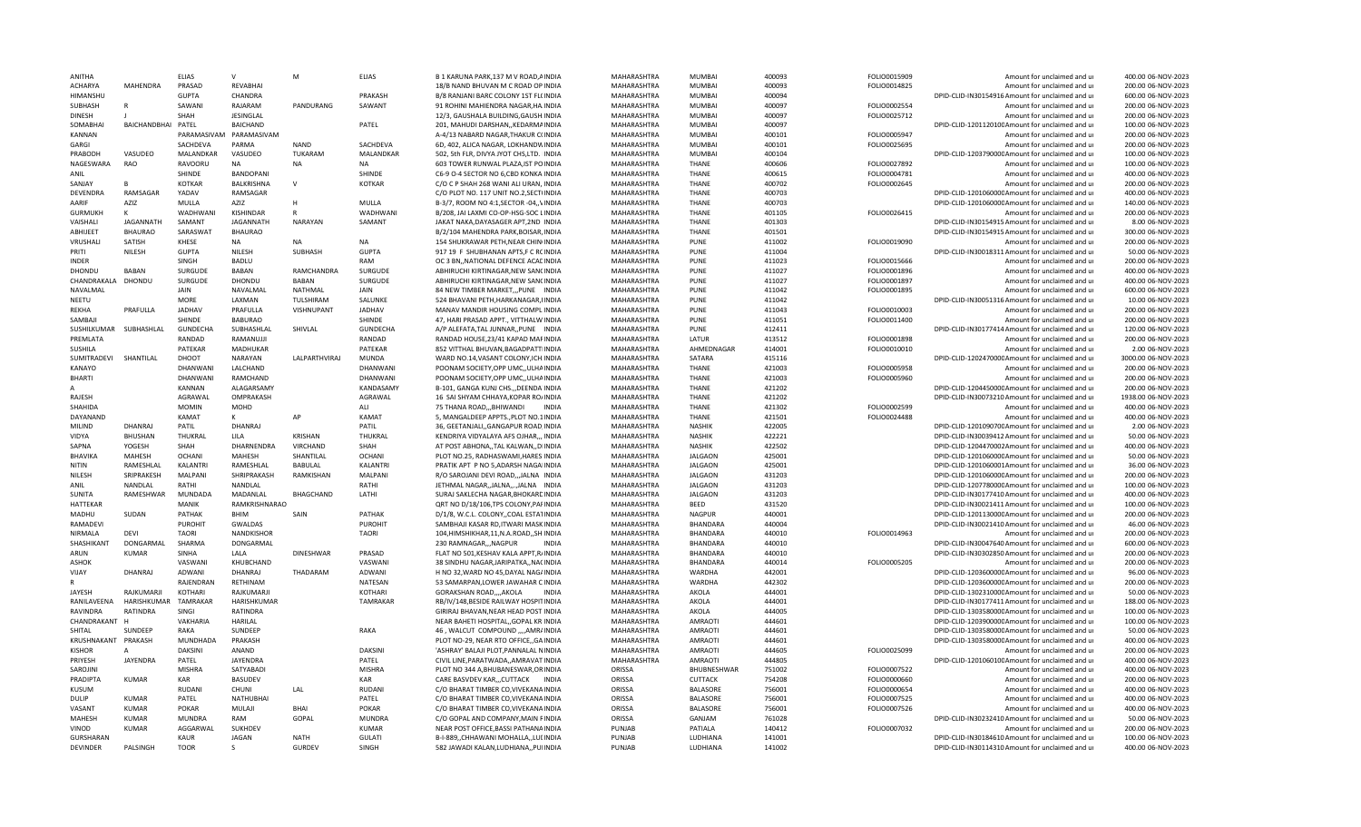| | | | | | | | | | | | | | | |
|---|---|---|---|---|---|---|---|---|---|---|---|---|---|---|
| ANITHA | | ELIAS | V | M | ELIAS | B 1 KARUNA PARK,137 M V ROAD,AINDIA | MAHARASHTRA | MUMBAI | 400093 | FOLIO0015909 | | Amount for unclaimed and u | 400.00 | 06-NOV-2023 |
| ACHARYA | MAHENDRA | PRASAD | REVABHAI | | | 18/B NAND BHUVAN M C ROAD OP INDIA | MAHARASHTRA | MUMBAI | 400093 | FOLIO0014825 | | Amount for unclaimed and u | 200.00 | 06-NOV-2023 |
| HIMANSHU | | GUPTA | CHANDRA | | PRAKASH | B/8 RANJANI BARC COLONY 1ST FLIINDIA | MAHARASHTRA | MUMBAI | 400094 | | DPID-CLID-IN30154916 | Amount for unclaimed and u | 600.00 | 06-NOV-2023 |
| SUBHASH | R | SAWANI | RAJARAM | PANDURANG | SAWANT | 91 ROHINI MAHIENDRA NAGAR,HA INDIA | MAHARASHTRA | MUMBAI | 400097 | FOLIO0002554 | | Amount for unclaimed and u | 200.00 | 06-NOV-2023 |
| DINESH | J | SHAH | JESINGLAL | | | 12/3, GAUSHALA BUILDING,GAUSH INDIA | MAHARASHTRA | MUMBAI | 400097 | FOLIO0025712 | | Amount for unclaimed and u | 200.00 | 06-NOV-2023 |
| SOMABHAI | BAICHANDBHAI | PATEL | BAICHAND | | PATEL | 201, MAHUDI DARSHAN,,KEDARMAINDIA | MAHARASHTRA | MUMBAI | 400097 | | DPID-CLID-1201120100 | Amount for unclaimed and u | 100.00 | 06-NOV-2023 |
| KANNAN | | PARAMASIVAM | PARAMASIVAM | | | A-4/13 NABARD NAGAR,THAKUR CINDIA | MAHARASHTRA | MUMBAI | 400101 | FOLIO0005947 | | Amount for unclaimed and u | 200.00 | 06-NOV-2023 |
| GARGI | | SACHDEVA | PARMA | NAND | SACHDEVA | 6D, 402, ALICA NAGAR, LOKHANDWINDIA | MAHARASHTRA | MUMBAI | 400101 | FOLIO0025695 | | Amount for unclaimed and u | 200.00 | 06-NOV-2023 |
| PRABODH | VASUDEO | MALANDKAR | VASUDEO | TUKARAM | MALANDKAR | 502, 5th FLR, DIVYA JYOT CHS,LTD. INDIA | MAHARASHTRA | MUMBAI | 400104 | | DPID-CLID-1203790000 | Amount for unclaimed and u | 100.00 | 06-NOV-2023 |
| NAGESWARA | RAO | RAVOORU | NA | NA | NA | 603 TOWER RUNWAL PLAZA,IST POINDIA | MAHARASHTRA | THANE | 400606 | FOLIO0027892 | | Amount for unclaimed and u | 100.00 | 06-NOV-2023 |
| ANIL | | SHINDE | BANDOPANI | | SHINDE | C6-9 O-4 SECTOR NO 6,CBD KONKA INDIA | MAHARASHTRA | THANE | 400615 | FOLIO0004781 | | Amount for unclaimed and u | 400.00 | 06-NOV-2023 |
| SANJAY | B | KOTKAR | BALKRISHNA | V | KOTKAR | C/O C P SHAH 268 WANI ALI URAN, INDIA | MAHARASHTRA | THANE | 400702 | FOLIO0002645 | | Amount for unclaimed and u | 200.00 | 06-NOV-2023 |
| DEVENDRA | RAMSAGAR | YADAV | RAMSAGAR | | | C/O PLOT NO. 117 UNIT NO.2,SECTIINDIA | MAHARASHTRA | THANE | 400703 | | DPID-CLID-1201060000 | Amount for unclaimed and u | 400.00 | 06-NOV-2023 |
| AARIF | AZIZ | MULLA | AZIZ | H | MULLA | B-3/7, ROOM NO 4:1,SECTOR -04,,VINDIA | MAHARASHTRA | THANE | 400703 | | DPID-CLID-1201060000 | Amount for unclaimed and u | 140.00 | 06-NOV-2023 |
| GURMUKH | K | WADHWANI | KISHINDAR | R | WADHWANI | B/208, JAI LAXMI CO-OP-HSG-SOC LINDIA | MAHARASHTRA | THANE | 401105 | FOLIO0026415 | | Amount for unclaimed and u | 200.00 | 06-NOV-2023 |
| VAISHALI | JAGANNATH | SAMANT | JAGANNATH | NARAYAN | SAMANT | JAKAT NAKA,DAYASAGER APT,2ND INDIA | MAHARASHTRA | THANE | 401303 | | DPID-CLID-IN30154915 | Amount for unclaimed and u | 8.00 | 06-NOV-2023 |
| ABHIJEET | BHAURAO | SARASWAT | BHAURAO | | | B/2/104 MAHENDRA PARK,BOISAR,INDIA | MAHARASHTRA | THANE | 401501 | | DPID-CLID-IN30154915 | Amount for unclaimed and u | 300.00 | 06-NOV-2023 |
| VRUSHALI | SATISH | KHESE | NA | NA | NA | 154 SHUKRAWAR PETH,NEAR CHININDIA | MAHARASHTRA | PUNE | 411002 | FOLIO0019090 | | Amount for unclaimed and u | 200.00 | 06-NOV-2023 |
| PRITI | NILESH | GUPTA | NILESH | SUBHASH | GUPTA | 917 19 F SHUBHANAN APTS,F C RCINDIA | MAHARASHTRA | PUNE | 411004 | | DPID-CLID-IN30018311 | Amount for unclaimed and u | 50.00 | 06-NOV-2023 |
| INDER | | SINGH | BADLU | | RAM | OC 3 BN,,NATIONAL DEFENCE ACACINDIA | MAHARASHTRA | PUNE | 411023 | FOLIO0015666 | | Amount for unclaimed and u | 200.00 | 06-NOV-2023 |
| DHONDU | BABAN | SURGUDE | BABAN | RAMCHANDRA | SURGUDE | ABHIRUCHI KIRTINAGAR,NEW SANCINDIA | MAHARASHTRA | PUNE | 411027 | FOLIO0001896 | | Amount for unclaimed and u | 400.00 | 06-NOV-2023 |
| CHANDRAKALA | DHONDU | SURGUDE | DHONDU | BABAN | SURGUDE | ABHIRUCHI KIRTINAGAR,NEW SANCINDIA | MAHARASHTRA | PUNE | 411027 | FOLIO0001897 | | Amount for unclaimed and u | 400.00 | 06-NOV-2023 |
| NAVALMAL | K | JAIN | NAVALMAL | NATHMAL | JAIN | 84 NEW TIMBER MARKET,,,PUNE INDIA | MAHARASHTRA | PUNE | 411042 | FOLIO0001895 | | Amount for unclaimed and u | 600.00 | 06-NOV-2023 |
| NEETU | | MORE | LAXMAN | TULSHIRAM | SALUNKE | 524 BHAVANI PETH,HARKANAGAR,IINDIA | MAHARASHTRA | PUNE | 411042 | | DPID-CLID-IN30051316 | Amount for unclaimed and u | 10.00 | 06-NOV-2023 |
| REKHA | PRAFULLA | JADHAV | PRAFULLA | VISHNUPANT | JADHAV | MANAV MANDIR HOUSING COMPL INDIA | MAHARASHTRA | PUNE | 411043 | FOLIO0010003 | | Amount for unclaimed and u | 200.00 | 06-NOV-2023 |
| SAMBAJI | | SHINDE | BABURAO | | SHINDE | 47, HARI PRASAD APPT., VITTHALW INDIA | MAHARASHTRA | PUNE | 411051 | FOLIO0011400 | | Amount for unclaimed and u | 200.00 | 06-NOV-2023 |
| SUSHILKUMAR | SUBHASHLAL | GUNDECHA | SUBHASHLAL | SHIVLAL | GUNDECHA | A/P ALEFATA,TAL JUNNAR,,PUNE INDIA | MAHARASHTRA | PUNE | 412411 | | DPID-CLID-IN30177414 | Amount for unclaimed and u | 120.00 | 06-NOV-2023 |
| PREMLATA | | RANDAD | RAMANUJJI | | RANDAD | RANDAD HOUSE,23/41 KAPAD MAFINDIA | MAHARASHTRA | LATUR | 413512 | FOLIO0001898 | | Amount for unclaimed and u | 200.00 | 06-NOV-2023 |
| SUSHILA | | PATEKAR | MADHUKAR | | PATEKAR | 852 VITTHAL BHUVAN,BAGADPATTINDIA | MAHARASHTRA | AHMEDNAGAR | 414001 | FOLIO0010010 | | Amount for unclaimed and u | 2.00 | 06-NOV-2023 |
| SUMITRADEVI | SHANTILAL | DHOOT | NARAYAN | LALPARTHVIRAJ | MUNDA | WARD NO.14,VASANT COLONY,ICHINDIA | MAHARASHTRA | SATARA | 415116 | | DPID-CLID-1202470000 | Amount for unclaimed and u | 3000.00 | 06-NOV-2023 |
| KANAYO | | DHANWANI | LALCHAND | | DHANWANI | POONAM SOCIETY,OPP UMC,,ULHAINDIA | MAHARASHTRA | THANE | 421003 | FOLIO0005958 | | Amount for unclaimed and u | 200.00 | 06-NOV-2023 |
| BHARTI | | DHANWANI | RAMCHAND | | DHANWANI | POONAM SOCIETY,OPP UMC,,ULHAINDIA | MAHARASHTRA | THANE | 421003 | FOLIO0005960 | | Amount for unclaimed and u | 200.00 | 06-NOV-2023 |
| A | | KANNAN | ALAGARSAMY | | KANDASAMY | B-101, GANGA KUNJ CHS,,,DEENDA INDIA | MAHARASHTRA | THANE | 421202 | | DPID-CLID-1204450000 | Amount for unclaimed and u | 200.00 | 06-NOV-2023 |
| RAJESH | | AGRAWAL | OMPRAKASH | | AGRAWAL | 16 SAI SHYAM CHHAYA,KOPAR ROAINDIA | MAHARASHTRA | THANE | 421202 | | DPID-CLID-IN30073210 | Amount for unclaimed and u | 1938.00 | 06-NOV-2023 |
| SHAHIDA | | MOMIN | MOHD | | ALI | 75 THANA ROAD,,,BHIWANDI INDIA | MAHARASHTRA | THANE | 421302 | FOLIO0002599 | | Amount for unclaimed and u | 400.00 | 06-NOV-2023 |
| DAYANAND | | KAMAT | K | AP | KAMAT | 5, MANGALDEEP APPTS.,PLOT NO.1INDIA | MAHARASHTRA | THANE | 421501 | FOLIO0024488 | | Amount for unclaimed and u | 400.00 | 06-NOV-2023 |
| MILIND | DHANRAJ | PATIL | DHANRAJ | | PATIL | 36, GEETANJALI,,GANGAPUR ROAD,INDIA | MAHARASHTRA | NASHIK | 422005 | | DPID-CLID-1201090700 | Amount for unclaimed and u | 2.00 | 06-NOV-2023 |
| VIDYA | BHUSHAN | THUKRAL | LILA | KRISHAN | THUKRAL | KENDRIYA VIDYALAYA AFS OJHAR,,,INDIA | MAHARASHTRA | NASHIK | 422221 | | DPID-CLID-IN30039412 | Amount for unclaimed and u | 50.00 | 06-NOV-2023 |
| SAPNA | YOGESH | SHAH | DHARNENDRA | VIRCHAND | SHAH | AT POST ABHONA,,TAL KALWAN,,DIINDIA | MAHARASHTRA | NASHIK | 422502 | | DPID-CLID-1204470002 | Amount for unclaimed and u | 400.00 | 06-NOV-2023 |
| BHAVIKA | MAHESH | OCHANI | MAHESH | SHANTILAL | OCHANI | PLOT NO.25, RADHASWAMI,HARES INDIA | MAHARASHTRA | JALGAON | 425001 | | DPID-CLID-1201060000 | Amount for unclaimed and u | 50.00 | 06-NOV-2023 |
| NITIN | RAMESHLAL | KALANTRI | RAMESHLAL | BABULAL | KALANTRI | PRATIK APT P NO 5,ADARSH NAGAIINDIA | MAHARASHTRA | JALGAON | 425001 | | DPID-CLID-1201060001 | Amount for unclaimed and u | 36.00 | 06-NOV-2023 |
| NILESH | SRIPRAKESH | MALPANI | SHRIPRAKASH | RAMKISHAN | MALPANI | R/O SAROJANI DEVI ROAD,,,JALNA INDIA | MAHARASHTRA | JALGAON | 431203 | | DPID-CLID-1201060000 | Amount for unclaimed and u | 200.00 | 06-NOV-2023 |
| ANIL | NANDLAL | RATHI | NANDLAL | | RATHI | JETHMAL NAGAR,,JALNA,,,,JALNA INDIA | MAHARASHTRA | JALGAON | 431203 | | DPID-CLID-1207780000 | Amount for unclaimed and u | 100.00 | 06-NOV-2023 |
| SUNITA | RAMESHWAR | MUNDADA | MADANLAL | BHAGCHAND | LATHI | SURAJ SAKLECHA NAGAR,BHOKARCINDIA | MAHARASHTRA | JALGAON | 431203 | | DPID-CLID-IN30177410 | Amount for unclaimed and u | 400.00 | 06-NOV-2023 |
| HATTEKAR | | MANIK | RAMKRISHNARAO | | | QRT NO D/18/106,TPS COLONY,PAFINDIA | MAHARASHTRA | BEED | 431520 | | DPID-CLID-IN30021411 | Amount for unclaimed and u | 100.00 | 06-NOV-2023 |
| MADHU | SUDAN | PATHAK | BHIM | SAIN | PATHAK | D/1/8, W.C.L. COLONY,,COAL ESTATINDIA | MAHARASHTRA | NAGPUR | 440001 | | DPID-CLID-1201130000 | Amount for unclaimed and u | 200.00 | 06-NOV-2023 |
| RAMADEVI | | PUROHIT | GWALDAS | | PUROHIT | SAMBHAJI KASAR RD,ITWARI MASK INDIA | MAHARASHTRA | BHANDARA | 440004 | | DPID-CLID-IN30021410 | Amount for unclaimed and u | 46.00 | 06-NOV-2023 |
| NIRMALA | DEVI | TAORI | NANDKISHOR | | TAORI | 104,HIMSHIKHAR,11,N.A.ROAD,,SH INDIA | MAHARASHTRA | BHANDARA | 440010 | FOLIO0014963 | | Amount for unclaimed and u | 200.00 | 06-NOV-2023 |
| SHASHIKANT | DONGARMAL | SHARMA | DONGARMAL | | | 230 RAMNAGAR,,,NAGPUR INDIA | MAHARASHTRA | BHANDARA | 440010 | | DPID-CLID-IN30047640 | Amount for unclaimed and u | 600.00 | 06-NOV-2023 |
| ARUN | KUMAR | SINHA | LALA | DINESHWAR | PRASAD | FLAT NO 501,KESHAV KALA APPT,RAINDIA | MAHARASHTRA | BHANDARA | 440010 | | DPID-CLID-IN30302850 | Amount for unclaimed and u | 200.00 | 06-NOV-2023 |
| ASHOK | | VASWANI | KHUBCHAND | | VASWANI | 38 SINDHU NAGAR,JARIPATKA,,NACINDIA | MAHARASHTRA | BHANDARA | 440014 | FOLIO0005205 | | Amount for unclaimed and u | 200.00 | 06-NOV-2023 |
| VIJAY | DHANRAJ | ADWANI | DHANRAJ | THADARAM | ADWANI | H NO 32,WARD NO 45,DAYAL NAGAINDIA | MAHARASHTRA | WARDHA | 442001 | | DPID-CLID-1203600000 | Amount for unclaimed and u | 96.00 | 06-NOV-2023 |
| R | | RAJENDRAN | RETHINAM | | NATESAN | 53 SAMARPAN,LOWER JAWAHAR CINDIA | MAHARASHTRA | WARDHA | 442302 | | DPID-CLID-1203600000 | Amount for unclaimed and u | 200.00 | 06-NOV-2023 |
| JAYESH | RAJKUMARJI | KOTHARI | RAJKUMARJI | | KOTHARI | GORAKSHAN ROAD,,,,AKOLA INDIA | MAHARASHTRA | AKOLA | 444001 | | DPID-CLID-1302310000 | Amount for unclaimed and u | 50.00 | 06-NOV-2023 |
| RANILAVEENA | HARISHKUMAR | TAMRAKAR | HARISHKUMAR | | TAMRAKAR | RB/IV/148,BESIDE RAILWAY HOSPITINDIA | MAHARASHTRA | AKOLA | 444001 | | DPID-CLID-IN30177411 | Amount for unclaimed and u | 188.00 | 06-NOV-2023 |
| RAVINDRA | RATINDRA | SINGI | RATINDRA | | | GIRIRAJ BHAVAN,NEAR HEAD POST INDIA | MAHARASHTRA | AKOLA | 444005 | | DPID-CLID-1303580000 | Amount for unclaimed and u | 100.00 | 06-NOV-2023 |
| CHANDRAKANT | H | VAKHARIA | HARILAL | | | NEAR BAHETI HOSPITAL,,GOPAL KR INDIA | MAHARASHTRA | AMRAOTI | 444601 | | DPID-CLID-1203900000 | Amount for unclaimed and u | 100.00 | 06-NOV-2023 |
| SHITAL | SUNDEEP | RAKA | SUNDEEP | | RAKA | 46 , WALCUT COMPOUND ,,,,AMRAINDIA | MAHARASHTRA | AMRAOTI | 444601 | | DPID-CLID-1303580000 | Amount for unclaimed and u | 50.00 | 06-NOV-2023 |
| KRUSHNAKANT | PRAKASH | MUNDHADA | PRAKASH | | | PLOT NO-29, NEAR RTO OFFICE,,GAINDIA | MAHARASHTRA | AMRAOTI | 444601 | | DPID-CLID-1303580000 | Amount for unclaimed and u | 400.00 | 06-NOV-2023 |
| KISHOR | A | DAKSINI | ANAND | | DAKSINI | 'ASHRAY' BALAJI PLOT,PANNALAL NINDIA | MAHARASHTRA | AMRAOTI | 444605 | FOLIO0025099 | | Amount for unclaimed and u | 200.00 | 06-NOV-2023 |
| PRIYESH | JAYENDRA | PATEL | JAYENDRA | | PATEL | CIVIL LINE,PARATWADA,,AMRAVAT INDIA | MAHARASHTRA | AMRAOTI | 444805 | | DPID-CLID-1201060100 | Amount for unclaimed and u | 400.00 | 06-NOV-2023 |
| SAROJINI | | MISHRA | SATYABADI | | MISHRA | PLOT NO 344 A,BHUBANESWAR,ORINDIA | ORISSA | BHUBNESHWAR | 751002 | FOLIO0007522 | | Amount for unclaimed and u | 400.00 | 06-NOV-2023 |
| PRADIPTA | KUMAR | KAR | BASUDEV | | KAR | CARE BASVDEV KAR,,,CUTTACK INDIA | ORISSA | CUTTACK | 754208 | FOLIO0000660 | | Amount for unclaimed and u | 200.00 | 06-NOV-2023 |
| KUSUM | | RUDANI | CHUNI | LAL | RUDANI | C/O BHARAT TIMBER CO,VIVEKANAINDIA | ORISSA | BALASORE | 756001 | FOLIO0000654 | | Amount for unclaimed and u | 400.00 | 06-NOV-2023 |
| DULIP | KUMAR | PATEL | NATHUBHAI | | PATEL | C/O BHARAT TIMBER CO,VIVEKANAINDIA | ORISSA | BALASORE | 756001 | FOLIO0007525 | | Amount for unclaimed and u | 400.00 | 06-NOV-2023 |
| VASANT | KUMAR | POKAR | MULAJI | BHAI | POKAR | C/O BHARAT TIMBER CO,VIVEKANAINDIA | ORISSA | BALASORE | 756001 | FOLIO0007526 | | Amount for unclaimed and u | 400.00 | 06-NOV-2023 |
| MAHESH | KUMAR | MUNDRA | RAM | GOPAL | MUNDRA | C/O GOPAL AND COMPANY,MAIN FINDIA | ORISSA | GANJAM | 761028 | | DPID-CLID-IN30232410 | Amount for unclaimed and u | 50.00 | 06-NOV-2023 |
| VINOD | KUMAR | AGGARWAL | SUKHDEV | | KUMAR | NEAR POST OFFICE,BASSI PATHANAINDIA | PUNJAB | PATIALA | 140412 | FOLIO0007032 | | Amount for unclaimed and u | 200.00 | 06-NOV-2023 |
| GURSHARAN | | KAUR | JAGAN | NATH | GULATI | B-I-889,,CHHAWANI MOHALLA,,LUIINDIA | PUNJAB | LUDHIANA | 141001 | | DPID-CLID-IN30184610 | Amount for unclaimed and u | 100.00 | 06-NOV-2023 |
| DEVINDER | PALSINGH | TOOR | S | GURDEV | SINGH | 582 JAWADI KALAN,LUDHIANA,,PUIINDIA | PUNJAB | LUDHIANA | 141002 | | DPID-CLID-IN30114310 | Amount for unclaimed and u | 400.00 | 06-NOV-2023 |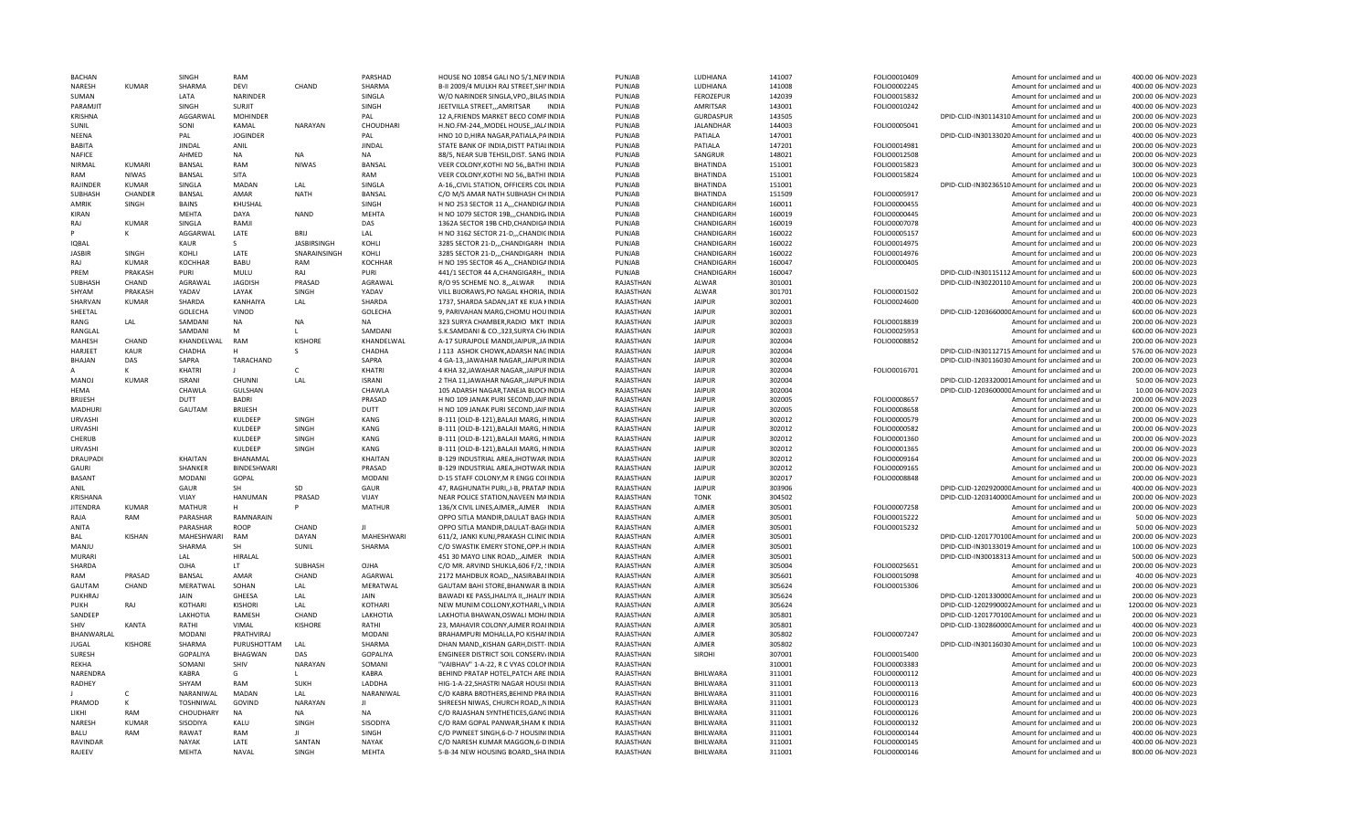| | | | | | | | | | | | | | | |
|---|---|---|---|---|---|---|---|---|---|---|---|---|---|---|
| BACHAN | | SINGH | RAM | | PARSHAD | HOUSE NO 10854 GALI NO 5/1,NEW INDIA | PUNJAB | LUDHIANA | 141007 | FOLIO00010409 | | Amount for unclaimed and u | 400.00 | 06-NOV-2023 |
| NARESH | KUMAR | SHARMA | DEVI | CHAND | SHARMA | B-II 2009/4 MULKH RAJ STREET,SHI INDIA | PUNJAB | LUDHIANA | 141008 | FOLIO00002245 | | Amount for unclaimed and u | 400.00 | 06-NOV-2023 |
| SUMAN | | LATA | NARINDER | | SINGLA | W/O NARINDER SINGLA,VPO,,BILAS INDIA | PUNJAB | FEROZEPUR | 142039 | FOLIO00015832 | | Amount for unclaimed and u | 200.00 | 06-NOV-2023 |
| PARAMJIT | | SINGH | SURJIT | | SINGH | JEETVILLA STREET,,,AMRITSAR INDIA | PUNJAB | AMRITSAR | 143001 | FOLIO00010242 | | Amount for unclaimed and u | 400.00 | 06-NOV-2023 |
| KRISHNA | | AGGARWAL | MOHINDER | | PAL | 12 A,FRIENDS MARKET BECO COMP INDIA | PUNJAB | GURDASPUR | 143505 | | DPID-CLID-IN30114310 | Amount for unclaimed and u | 200.00 | 06-NOV-2023 |
| SUNIL | | SONI | KAMAL | NARAYAN | CHOUDHARI | H.NO.FM-244,,MODEL HOUSE,,JAL INDIA | PUNJAB | JALANDHAR | 144003 | FOLIO00005041 | | Amount for unclaimed and u | 200.00 | 06-NOV-2023 |
| NEENA | | PAL | JOGINDER | | PAL | HNO 10 D,HIRA NAGAR,PATIALA,PA INDIA | PUNJAB | PATIALA | 147001 | | DPID-CLID-IN30133020 | Amount for unclaimed and u | 400.00 | 06-NOV-2023 |
| BABITA | | JINDAL | ANIL | | JINDAL | STATE BANK OF INDIA,DISTT PATIAL INDIA | PUNJAB | PATIALA | 147201 | FOLIO00014981 | | Amount for unclaimed and u | 200.00 | 06-NOV-2023 |
| NAFICE | | AHMED | NA | NA | NA | 88/5, NEAR SUB TEHSIL,DIST. SANG INDIA | PUNJAB | SANGRUR | 148021 | FOLIO00012508 | | Amount for unclaimed and u | 200.00 | 06-NOV-2023 |
| NIRMAL | KUMARI | BANSAL | RAM | NIWAS | BANSAL | VEER COLONY,KOTHI NO 56,,BATHI INDIA | PUNJAB | BHATINDA | 151001 | FOLIO00015823 | | Amount for unclaimed and u | 300.00 | 06-NOV-2023 |
| RAM | NIWAS | BANSAL | SITA | | RAM | VEER COLONY,KOTHI NO 56,,BATHI INDIA | PUNJAB | BHATINDA | 151001 | FOLIO00015824 | | Amount for unclaimed and u | 100.00 | 06-NOV-2023 |
| RAJINDER | KUMAR | SINGLA | MADAN | LAL | SINGLA | A-16,,CIVIL STATION, OFFICERS COL INDIA | PUNJAB | BHATINDA | 151001 | | DPID-CLID-IN30236510 | Amount for unclaimed and u | 200.00 | 06-NOV-2023 |
| SUBHASH | CHANDER | BANSAL | AMAR | NATH | BANSAL | C/O M/S AMAR NATH SUBHASH CH INDIA | PUNJAB | BHATINDA | 151509 | FOLIO00005917 | | Amount for unclaimed and u | 200.00 | 06-NOV-2023 |
| AMRIK | SINGH | BAINS | KHUSHAL | | SINGH | H NO 253 SECTOR 11 A,,,CHANDIGA INDIA | PUNJAB | CHANDIGARH | 160011 | FOLIO00000455 | | Amount for unclaimed and u | 400.00 | 06-NOV-2023 |
| KIRAN | | MEHTA | DAYA | NAND | MEHTA | H NO 1079 SECTOR 19B,,,CHANDIG INDIA | PUNJAB | CHANDIGARH | 160019 | FOLIO00000445 | | Amount for unclaimed and u | 200.00 | 06-NOV-2023 |
| RAJ | KUMAR | SINGLA | RAMJI | | DAS | 1362A SECTOR 19B CHD,CHANDIGA INDIA | PUNJAB | CHANDIGARH | 160019 | FOLIO00007078 | | Amount for unclaimed and u | 400.00 | 06-NOV-2023 |
| P | K | AGGARWAL | LATE | BRIJ | LAL | H NO 3162 SECTOR 21-D,,,CHANDIC INDIA | PUNJAB | CHANDIGARH | 160022 | FOLIO00005157 | | Amount for unclaimed and u | 600.00 | 06-NOV-2023 |
| IQBAL | | KAUR | S | JASBIRSINGH | KOHLI | 3285 SECTOR 21-D,,,CHANDIGARH INDIA | PUNJAB | CHANDIGARH | 160022 | FOLIO00014975 | | Amount for unclaimed and u | 200.00 | 06-NOV-2023 |
| JASBIR | SINGH | KOHLI | LATE | SNARAINSINGH | KOHLI | 3285 SECTOR 21-D,,,CHANDIGARH INDIA | PUNJAB | CHANDIGARH | 160022 | FOLIO00014976 | | Amount for unclaimed and u | 200.00 | 06-NOV-2023 |
| RAJ | KUMAR | KOCHHAR | BABU | RAM | KOCHHAR | H NO 195 SECTOR 46 A,,,CHANDIGA INDIA | PUNJAB | CHANDIGARH | 160047 | FOLIO00000405 | | Amount for unclaimed and u | 200.00 | 06-NOV-2023 |
| PREM | PRAKASH | PURI | MULU | RAJ | PURI | 441/1 SECTOR 44 A,CHANGIGARH,, INDIA | PUNJAB | CHANDIGARH | 160047 | | DPID-CLID-IN30115112 | Amount for unclaimed and u | 600.00 | 06-NOV-2023 |
| SUBHASH | CHAND | AGRAWAL | JAGDISH | PRASAD | AGRAWAL | R/O 95 SCHEME NO. 8,,,ALWAR INDIA | RAJASTHAN | ALWAR | 301001 | | DPID-CLID-IN30220110 | Amount for unclaimed and u | 200.00 | 06-NOV-2023 |
| SHYAM | PRAKASH | YADAV | LAYAK | SINGH | YADAV | VILL BIJORAWS,PO NAGAL KHORIA, INDIA | RAJASTHAN | ALWAR | 301701 | FOLIO00001502 | | Amount for unclaimed and u | 200.00 | 06-NOV-2023 |
| SHARVAN | KUMAR | SHARDA | KANHAIYA | LAL | SHARDA | 1737, SHARDA SADAN,JAT KE KUA H INDIA | RAJASTHAN | JAIPUR | 302001 | FOLIO00024600 | | Amount for unclaimed and u | 400.00 | 06-NOV-2023 |
| SHEETAL | | GOLECHA | VINOD | | GOLECHA | 9, PARIVAHAN MARG,CHOMU HOU INDIA | RAJASTHAN | JAIPUR | 302001 | | DPID-CLID-1203660000 | Amount for unclaimed and u | 600.00 | 06-NOV-2023 |
| RANG | LAL | SAMDANI | NA | NA | NA | 323 SURYA CHAMBER,RADIO MKT INDIA | RAJASTHAN | JAIPUR | 302003 | FOLIO00018839 | | Amount for unclaimed and u | 200.00 | 06-NOV-2023 |
| RANGLAL | | SAMDANI | M | L | SAMDANI | S.K.SAMDANI & CO.,323,SURYA CH INDIA | RAJASTHAN | JAIPUR | 302003 | FOLIO00025953 | | Amount for unclaimed and u | 600.00 | 06-NOV-2023 |
| MAHESH | CHAND | KHANDELWAL | RAM | KISHORE | KHANDELWAL | A-17 SURAJPOLE MANDI,JAIPUR,,JA INDIA | RAJASTHAN | JAIPUR | 302004 | FOLIO00008852 | | Amount for unclaimed and u | 200.00 | 06-NOV-2023 |
| HARJEET | KAUR | CHADHA | H | S | CHADHA | J 113 ASHOK CHOWK,ADARSH NAG INDIA | RAJASTHAN | JAIPUR | 302004 | | DPID-CLID-IN30112715 | Amount for unclaimed and u | 576.00 | 06-NOV-2023 |
| BHAJAN | DAS | SAPRA | TARACHAND | | SAPRA | 4 GA-13,,JAWAHAR NAGAR,,JAIPUR INDIA | RAJASTHAN | JAIPUR | 302004 | | DPID-CLID-IN30116030 | Amount for unclaimed and u | 200.00 | 06-NOV-2023 |
| A | K | KHATRI | J | C | KHATRI | 4 KHA 32,JAWAHAR NAGAR,,JAIPUI INDIA | RAJASTHAN | JAIPUR | 302004 | FOLIO00016701 | | Amount for unclaimed and u | 200.00 | 06-NOV-2023 |
| MANOJ | KUMAR | ISRANI | CHUNNI | LAL | ISRANI | 2 THA 11,JAWAHAR NAGAR,,,JAIPUI INDIA | RAJASTHAN | JAIPUR | 302004 | | DPID-CLID-1203320001 | Amount for unclaimed and u | 50.00 | 06-NOV-2023 |
| HEMA | | CHAWLA | GULSHAN | | CHAWLA | 105 ADARSH NAGAR,TANEJA BLOCI INDIA | RAJASTHAN | JAIPUR | 302004 | | DPID-CLID-1203600000 | Amount for unclaimed and u | 10.00 | 06-NOV-2023 |
| BRIJESH | | DUTT | BADRI | | PRASAD | H NO 109 JANAK PURI SECOND,JAIF INDIA | RAJASTHAN | JAIPUR | 302005 | FOLIO00008657 | | Amount for unclaimed and u | 200.00 | 06-NOV-2023 |
| MADHURI | | GAUTAM | BRIJESH | | DUTT | H NO 109 JANAK PURI SECOND,JAIF INDIA | RAJASTHAN | JAIPUR | 302005 | FOLIO00008658 | | Amount for unclaimed and u | 200.00 | 06-NOV-2023 |
| URVASHI | | | KULDEEP | SINGH | KANG | B-111 (OLD-B-121),BALAJI MARG, H INDIA | RAJASTHAN | JAIPUR | 302012 | FOLIO00000579 | | Amount for unclaimed and u | 200.00 | 06-NOV-2023 |
| URVASHI | | | KULDEEP | SINGH | KANG | B-111 (OLD-B-121),BALAJI MARG, H INDIA | RAJASTHAN | JAIPUR | 302012 | FOLIO00000582 | | Amount for unclaimed and u | 200.00 | 06-NOV-2023 |
| CHERUB | | | KULDEEP | SINGH | KANG | B-111 (OLD-B-121),BALAJI MARG, H INDIA | RAJASTHAN | JAIPUR | 302012 | FOLIO00001360 | | Amount for unclaimed and u | 200.00 | 06-NOV-2023 |
| URVASHI | | | KULDEEP | SINGH | KANG | B-111 (OLD-B-121),BALAJI MARG, H INDIA | RAJASTHAN | JAIPUR | 302012 | FOLIO00001365 | | Amount for unclaimed and u | 200.00 | 06-NOV-2023 |
| DRAUPADI | | KHAITAN | BHANAMAL | | KHAITAN | B-129 INDUSTRIAL AREA,JHOTWAR INDIA | RAJASTHAN | JAIPUR | 302012 | FOLIO00009164 | | Amount for unclaimed and u | 200.00 | 06-NOV-2023 |
| GAURI | | SHANKER | BINDESHWARI | | PRASAD | B-129 INDUSTRIAL AREA,JHOTWAR INDIA | RAJASTHAN | JAIPUR | 302012 | FOLIO00009165 | | Amount for unclaimed and u | 200.00 | 06-NOV-2023 |
| BASANT | | MODANI | GOPAL | | MODANI | D-15 STAFF COLONY,M R ENGG COI INDIA | RAJASTHAN | JAIPUR | 302017 | FOLIO00008848 | | Amount for unclaimed and u | 200.00 | 06-NOV-2023 |
| ANIL | | GAUR | SH | SD | GAUR | 47, RAGHUNATH PURI,,I-B, PRATAP INDIA | RAJASTHAN | JAIPUR | 303906 | | DPID-CLID-1202920000 | Amount for unclaimed and u | 400.00 | 06-NOV-2023 |
| KRISHANA | | VIJAY | HANUMAN | PRASAD | VIJAY | NEAR POLICE STATION,NAVEEN MA INDIA | RAJASTHAN | TONK | 304502 | | DPID-CLID-1203140000 | Amount for unclaimed and u | 200.00 | 06-NOV-2023 |
| JITENDRA | KUMAR | MATHUR | H | P | MATHUR | 136/X CIVIL LINES,AJMER,,AJMER INDIA | RAJASTHAN | AJMER | 305001 | FOLIO00007258 | | Amount for unclaimed and u | 200.00 | 06-NOV-2023 |
| RAJA | RAM | PARASHAR | RAMNARAIN | | | OPPO SITLA MANDIR,DAULAT BAGI INDIA | RAJASTHAN | AJMER | 305001 | FOLIO00015222 | | Amount for unclaimed and u | 50.00 | 06-NOV-2023 |
| ANITA | | PARASHAR | ROOP | CHAND | JI | OPPO SITLA MANDIR,DAULAT-BAGI INDIA | RAJASTHAN | AJMER | 305001 | FOLIO00015232 | | Amount for unclaimed and u | 50.00 | 06-NOV-2023 |
| BAL | KISHAN | MAHESHWARI | RAM | DAYAN | MAHESHWARI | 611/2, JANKI KUNJ,PRAKASH CLINI INDIA | RAJASTHAN | AJMER | 305001 | | DPID-CLID-1201770100 | Amount for unclaimed and u | 200.00 | 06-NOV-2023 |
| MANJU | | SHARMA | SH | SUNIL | SHARMA | C/O SWASTIK EMERY STONE,OPP.H INDIA | RAJASTHAN | AJMER | 305001 | | DPID-CLID-IN30133019 | Amount for unclaimed and u | 100.00 | 06-NOV-2023 |
| MURARI | | LAL | HIRALAL | | | 451 30 MAYO LINK ROAD,,,AJMER INDIA | RAJASTHAN | AJMER | 305001 | | DPID-CLID-IN30018313 | Amount for unclaimed and u | 500.00 | 06-NOV-2023 |
| SHARDA | | OJHA | LT | SUBHASH | OJHA | C/O MR. ARVIND SHUKLA,606 F/2, ! INDIA | RAJASTHAN | AJMER | 305004 | FOLIO00025651 | | Amount for unclaimed and u | 200.00 | 06-NOV-2023 |
| RAM | PRASAD | BANSAL | AMAR | CHAND | AGARWAL | 2172 MAHDBUX ROAD,,,NASIRABAI INDIA | RAJASTHAN | AJMER | 305601 | FOLIO00015098 | | Amount for unclaimed and u | 40.00 | 06-NOV-2023 |
| GAUTAM | CHAND | MERATWAL | SOHAN | LAL | MERATWAL | GAUTAM BAHI STORE,BHANWAR & INDIA | RAJASTHAN | AJMER | 305624 | FOLIO00015306 | | Amount for unclaimed and u | 200.00 | 06-NOV-2023 |
| PUKHRAJ | | JAIN | GHEESA | LAL | JAIN | BAWADI KE PASS,JHALIYA II,,JHALIY INDIA | RAJASTHAN | AJMER | 305624 | | DPID-CLID-1201330000 | Amount for unclaimed and u | 200.00 | 06-NOV-2023 |
| PUKH | RAJ | KOTHARI | KISHORI | LAL | KOTHARI | NEW MUNIM COLLONY,KOTHARI,,V INDIA | RAJASTHAN | AJMER | 305624 | | DPID-CLID-1202990002 | Amount for unclaimed and u | 1200.00 | 06-NOV-2023 |
| SANDEEP | | LAKHOTIA | RAMESH | CHAND | LAKHOTIA | LAKHOTIA BHAWAN,OSWALI MOH/ INDIA | RAJASTHAN | AJMER | 305801 | | DPID-CLID-1201770100 | Amount for unclaimed and u | 200.00 | 06-NOV-2023 |
| SHIV | KANTA | RATHI | VIMAL | KISHORE | RATHI | 23, MAHAVIR COLONY,AJMER ROAI INDIA | RAJASTHAN | AJMER | 305801 | | DPID-CLID-1302860000 | Amount for unclaimed and u | 400.00 | 06-NOV-2023 |
| BHANWARLAL | | MODANI | PRATHVIRAJ | | MODANI | BRAHAMPURI MOHALLA,PO KISHAI INDIA | RAJASTHAN | AJMER | 305802 | FOLIO00007247 | | Amount for unclaimed and u | 200.00 | 06-NOV-2023 |
| JUGAL | KISHORE | SHARMA | PURUSHOTTAM | LAL | SHARMA | DHAN MAND,,KISHAN GARH,DISTT- INDIA | RAJASTHAN | AJMER | 305802 | | DPID-CLID-IN30116030 | Amount for unclaimed and u | 100.00 | 06-NOV-2023 |
| SURESH | | GOPALIYA | BHAGWAN | DAS | GOPALIYA | ENGINEER DISTRICT SOIL CONSERV/ INDIA | RAJASTHAN | SIROHI | 307001 | FOLIO00015400 | | Amount for unclaimed and u | 200.00 | 06-NOV-2023 |
| REKHA | | SOMANI | SHIV | NARAYAN | SOMANI | "VAIBHAV" 1-A-22, R C VYAS COLO INDIA | RAJASTHAN | | 310001 | FOLIO00003383 | | Amount for unclaimed and u | 200.00 | 06-NOV-2023 |
| NARENDRA | | KABRA | G | L | KABRA | BEHIND PRATAP HOTEL,PATCH ARE INDIA | RAJASTHAN | BHILWARA | 311001 | FOLIO00000112 | | Amount for unclaimed and u | 400.00 | 06-NOV-2023 |
| RADHEY | | SHYAM | RAM | SUKH | LADDHA | HIG-1-A-22,SHASTRI NAGAR HOUSI INDIA | RAJASTHAN | BHILWARA | 311001 | FOLIO00000113 | | Amount for unclaimed and u | 600.00 | 06-NOV-2023 |
| J | C | NARANIWAL | MADAN | LAL | NARANIWAL | C/O KABRA BROTHERS,BEHIND PRA INDIA | RAJASTHAN | BHILWARA | 311001 | FOLIO00000116 | | Amount for unclaimed and u | 400.00 | 06-NOV-2023 |
| PRAMOD | K | TOSHNIWAL | GOVIND | NARAYAN | JI | SHREESH NIWAS, CHURCH ROAD,,N INDIA | RAJASTHAN | BHILWARA | 311001 | FOLIO00000123 | | Amount for unclaimed and u | 400.00 | 06-NOV-2023 |
| LIKHI | RAM | CHOUDHARY | NA | NA | NA | C/O RAJASHAN SYNTHETICES,GANC INDIA | RAJASTHAN | BHILWARA | 311001 | FOLIO00000126 | | Amount for unclaimed and u | 200.00 | 06-NOV-2023 |
| NARESH | KUMAR | SISODIYA | KALU | SINGH | SISODIYA | C/O RAM GOPAL PANWAR,SHAM K INDIA | RAJASTHAN | BHILWARA | 311001 | FOLIO00000132 | | Amount for unclaimed and u | 200.00 | 06-NOV-2023 |
| BALU | RAM | RAWAT | RAM | JI | SINGH | C/O PWNEET SINGH,6-D-7 HOUSIN INDIA | RAJASTHAN | BHILWARA | 311001 | FOLIO00000144 | | Amount for unclaimed and u | 400.00 | 06-NOV-2023 |
| RAVINDAR | | NAYAK | LATE | SANTAN | NAYAK | C/O NARESH KUMAR MAGGON,6-D INDIA | RAJASTHAN | BHILWARA | 311001 | FOLIO00000145 | | Amount for unclaimed and u | 400.00 | 06-NOV-2023 |
| RAJEEV | | MEHTA | NAVAL | SINGH | MEHTA | 5-B-34 NEW HOUSING BOARD,,SHA INDIA | RAJASTHAN | BHILWARA | 311001 | FOLIO00000146 | | Amount for unclaimed and u | 800.00 | 06-NOV-2023 |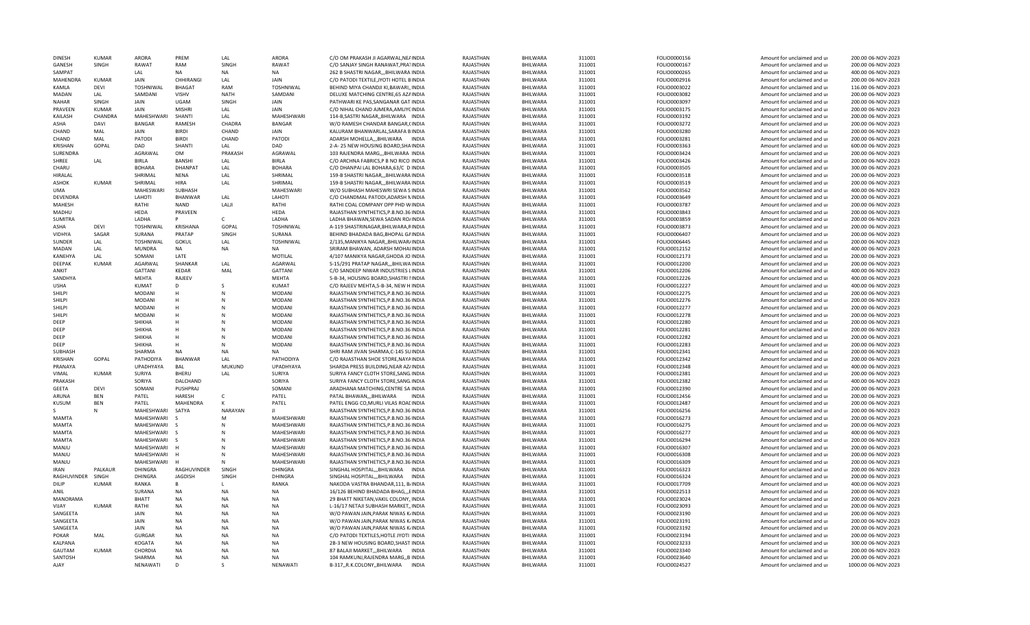| | | | | | | | | | | | | | |
|---|---|---|---|---|---|---|---|---|---|---|---|---|---|
| DINESH | KUMAR | ARORA | PREM | LAL | ARORA | C/O OM PRAKASH JI AGARWAL,NEAINDIA | RAJASTHAN | BHILWARA | 311001 | FOLIO0000156 | Amount for unclaimed and u | 200.00 | 06-NOV-2023 |
| GANESH | SINGH | RAWAT | RAM | SINGH | RAWAT | C/O SANJAY SINGH RANAWAT,PRAIINDIA | RAJASTHAN | BHILWARA | 311001 | FOLIO0000167 | Amount for unclaimed and u | 200.00 | 06-NOV-2023 |
| SAMPAT | | LAL | NA | NA | NA | 262 B SHASTRI NAGAR,,,BHILWARA INDIA | RAJASTHAN | BHILWARA | 311001 | FOLIO0000265 | Amount for unclaimed and u | 400.00 | 06-NOV-2023 |
| MAHENDRA | KUMAR | JAIN | CHHIRANGI | LAL | JAIN | C/O PATODI TEXTILE,JYOTI HOTEL BINDIA | RAJASTHAN | BHILWARA | 311001 | FOLIO0002916 | Amount for unclaimed and u | 200.00 | 06-NOV-2023 |
| KAMLA | DEVI | TOSHNIWAL | BHAGAT | RAM | TOSHNIWAL | BEHIND MIYA CHANDJI KI,BAWARI,,INDIA | RAJASTHAN | BHILWARA | 311001 | FOLIO0003022 | Amount for unclaimed and u | 116.00 | 06-NOV-2023 |
| MADAN | LAL | SAMDANI | VISHV | NATH | SAMDANI | DELUXE MATCHING CENTRE,65 AZAINDIA | RAJASTHAN | BHILWARA | 311001 | FOLIO0003082 | Amount for unclaimed and u | 200.00 | 06-NOV-2023 |
| NAHAR | SINGH | JAIN | UGAM | SINGH | JAIN | PATHWARI KE PAS,SANGANAR GAT INDIA | RAJASTHAN | BHILWARA | 311001 | FOLIO0003097 | Amount for unclaimed and u | 200.00 | 06-NOV-2023 |
| PRAVEEN | KUMAR | JAIN | MISHRI | LAL | JAIN | C/O NIHAL CHAND AJMERA,AMLIYCINDIA | RAJASTHAN | BHILWARA | 311001 | FOLIO0003175 | Amount for unclaimed and u | 200.00 | 06-NOV-2023 |
| KAILASH | CHANDRA | MAHESHWARI | SHANTI | LAL | MAHESHWARI | 114-B,SASTRI NAGAR,,BHILWARA INDIA | RAJASTHAN | BHILWARA | 311001 | FOLIO0003192 | Amount for unclaimed and u | 200.00 | 06-NOV-2023 |
| ASHA | DAVI | BANGAR | RAMESH | CHADRA | BANGAR | W/O RAMESH CHANDAR BANGAR,CINDIA | RAJASTHAN | BHILWARA | 311001 | FOLIO0003272 | Amount for unclaimed and u | 200.00 | 06-NOV-2023 |
| CHAND | MAL | JAIN | BIRDI | CHAND | JAIN | KALURAM BHANWARLAL,SARAFA BINDIA | RAJASTHAN | BHILWARA | 311001 | FOLIO0003280 | Amount for unclaimed and u | 200.00 | 06-NOV-2023 |
| CHAND | MAL | PATODI | BIRDI | CHAND | PATODI | ADARSH MOHELLA,,,BHILWARA INDIA | RAJASTHAN | BHILWARA | 311001 | FOLIO0003281 | Amount for unclaimed and u | 200.00 | 06-NOV-2023 |
| KRISHAN | GOPAL | DAD | SHANTI | LAL | DAD | 2-A- 25 NEW HOUSING BOARD,SHAINDIA | RAJASTHAN | BHILWARA | 311001 | FOLIO0003363 | Amount for unclaimed and u | 600.00 | 06-NOV-2023 |
| SURENDRA | | AGRAWAL | OM | PRAKASH | AGRAWAL | 103 RAJENDRA MARG,,,BHILWARA INDIA | RAJASTHAN | BHILWARA | 311001 | FOLIO0003424 | Amount for unclaimed and u | 200.00 | 06-NOV-2023 |
| SHREE | LAL | BIRLA | BANSHI | LAL | BIRLA | C/O ARCHNA FABRICS,P B NO RICO INDIA | RAJASTHAN | BHILWARA | 311001 | FOLIO0003426 | Amount for unclaimed and u | 200.00 | 06-NOV-2023 |
| CHARU | | BOHARA | DHANPAT | LAL | BOHARA | C/O DHANPAI LAL BOHARA,63/C D INDIA | RAJASTHAN | BHILWARA | 311001 | FOLIO0003505 | Amount for unclaimed and u | 300.00 | 06-NOV-2023 |
| HIRALAL | | SHRIMAL | NENA | LAL | SHRIMAL | 159-B SHASTRI NAGAR,,,BHILWARA INDIA | RAJASTHAN | BHILWARA | 311001 | FOLIO0003518 | Amount for unclaimed and u | 200.00 | 06-NOV-2023 |
| ASHOK | KUMAR | SHRIMAL | HIRA | LAL | SHRIMAL | 159-B SHASTRI NAGAR,,,BHILWARA INDIA | RAJASTHAN | BHILWARA | 311001 | FOLIO0003519 | Amount for unclaimed and u | 200.00 | 06-NOV-2023 |
| UMA | | MAHESWARI | SUBHASH | | MAHESWARI | W/O SUBHASH MAHESWRI SEWA S INDIA | RAJASTHAN | BHILWARA | 311001 | FOLIO0003562 | Amount for unclaimed and u | 400.00 | 06-NOV-2023 |
| DEVENDRA | | LAHOTI | BHANWAR | LAL | LAHOTI | C/O CHANDMAL PATODI,ADARSH NINDIA | RAJASTHAN | BHILWARA | 311001 | FOLIO0003649 | Amount for unclaimed and u | 200.00 | 06-NOV-2023 |
| MAHESH | | RATHI | NAND | LALJI | RATHI | RATHI COAL COMPANY OPP PHD WINDIA | RAJASTHAN | BHILWARA | 311001 | FOLIO0003787 | Amount for unclaimed and u | 200.00 | 06-NOV-2023 |
| MADHU | | HEDA | PRAVEEN | | HEDA | RAJASTHAN SYNTHETICS,P.B.NO.36 INDIA | RAJASTHAN | BHILWARA | 311001 | FOLIO0003843 | Amount for unclaimed and u | 200.00 | 06-NOV-2023 |
| SUMITRA | | LADHA | P | C | LADHA | LADHA BHAWAN,SEWA SADAN ROAINDIA | RAJASTHAN | BHILWARA | 311001 | FOLIO0003859 | Amount for unclaimed and u | 200.00 | 06-NOV-2023 |
| ASHA | DEVI | TOSHNIWAL | KRISHANA | GOPAL | TOSHNIWAL | A-119 SHASTRINAGAR,BHILWARA,RINDIA | RAJASTHAN | BHILWARA | 311001 | FOLIO0003873 | Amount for unclaimed and u | 200.00 | 06-NOV-2023 |
| VIDHYA | SAGAR | SURANA | PRATAP | SINGH | SURANA | BEHIND BHADADA BAG,BHOPAL GAINDIA | RAJASTHAN | BHILWARA | 311001 | FOLIO0006407 | Amount for unclaimed and u | 200.00 | 06-NOV-2023 |
| SUNDER | LAL | TOSHNIWAL | GOKUL | LAL | TOSHNIWAL | 2/135,MANIKYA NAGAR,,BHILWARAINDIA | RAJASTHAN | BHILWARA | 311001 | FOLIO0006445 | Amount for unclaimed and u | 200.00 | 06-NOV-2023 |
| MADAN | LAL | MUNDRA | NA | NA | NA | SRIRAM BHAWAN, ADARSH MOHAIINDIA | RAJASTHAN | BHILWARA | 311001 | FOLIO0012152 | Amount for unclaimed and u | 400.00 | 06-NOV-2023 |
| KANEHYA | LAL | SOMANI | LATE | | MOTILAL | 4/107 MANIKYA NAGAR,GHODA JO INDIA | RAJASTHAN | BHILWARA | 311001 | FOLIO0012173 | Amount for unclaimed and u | 200.00 | 06-NOV-2023 |
| DEEPAK | KUMAR | AGARWAL | SHANKAR | LAL | AGARWAL | S-15/291 PRATAP NAGAR,,,BHILWAINDIA | RAJASTHAN | BHILWARA | 311001 | FOLIO0012200 | Amount for unclaimed and u | 200.00 | 06-NOV-2023 |
| ANKIT | | GATTANI | KEDAR | MAL | GATTANI | C/O SANDEEP NIWAR INDUSTRIES LINDIA | RAJASTHAN | BHILWARA | 311001 | FOLIO0012206 | Amount for unclaimed and u | 400.00 | 06-NOV-2023 |
| SANDHYA | | MEHTA | RAJEEV | | MEHTA | S-B-34, HOUSING BOARD,SHASTRI NINDIA | RAJASTHAN | BHILWARA | 311001 | FOLIO0012226 | Amount for unclaimed and u | 400.00 | 06-NOV-2023 |
| USHA | | KUMAT | D | S | KUMAT | C/O RAJEEV MEHTA,S-B-34, NEW H INDIA | RAJASTHAN | BHILWARA | 311001 | FOLIO0012227 | Amount for unclaimed and u | 400.00 | 06-NOV-2023 |
| SHILPI | | MODANI | H | N | MODANI | RAJASTHAN SYNTHETICS,P.B.NO.36 INDIA | RAJASTHAN | BHILWARA | 311001 | FOLIO0012275 | Amount for unclaimed and u | 200.00 | 06-NOV-2023 |
| SHILPI | | MODANI | H | N | MODANI | RAJASTHAN SYNTHETICS,P.B.NO.36 INDIA | RAJASTHAN | BHILWARA | 311001 | FOLIO0012276 | Amount for unclaimed and u | 200.00 | 06-NOV-2023 |
| SHILPI | | MODANI | H | N | MODANI | RAJASTHAN SYNTHETICS,P.B.NO.36 INDIA | RAJASTHAN | BHILWARA | 311001 | FOLIO0012277 | Amount for unclaimed and u | 200.00 | 06-NOV-2023 |
| SHILPI | | MODANI | H | N | MODANI | RAJASTHAN SYNTHETICS,P.B.NO.36 INDIA | RAJASTHAN | BHILWARA | 311001 | FOLIO0012278 | Amount for unclaimed and u | 200.00 | 06-NOV-2023 |
| DEEP | | SHIKHA | H | N | MODANI | RAJASTHAN SYNTHETICS,P.B.NO.36 INDIA | RAJASTHAN | BHILWARA | 311001 | FOLIO0012280 | Amount for unclaimed and u | 200.00 | 06-NOV-2023 |
| DEEP | | SHIKHA | H | N | MODANI | RAJASTHAN SYNTHETICS,P.B.NO.36 INDIA | RAJASTHAN | BHILWARA | 311001 | FOLIO0012281 | Amount for unclaimed and u | 200.00 | 06-NOV-2023 |
| DEEP | | SHIKHA | H | N | MODANI | RAJASTHAN SYNTHETICS,P.B.NO.36 INDIA | RAJASTHAN | BHILWARA | 311001 | FOLIO0012282 | Amount for unclaimed and u | 200.00 | 06-NOV-2023 |
| DEEP | | SHIKHA | H | N | MODANI | RAJASTHAN SYNTHETICS,P.B.NO.36 INDIA | RAJASTHAN | BHILWARA | 311001 | FOLIO0012283 | Amount for unclaimed and u | 200.00 | 06-NOV-2023 |
| SUBHASH | | SHARMA | NA | NA | NA | SHRI RAM JIVAN SHARMA,C-145 SUINDIA | RAJASTHAN | BHILWARA | 311001 | FOLIO0012341 | Amount for unclaimed and u | 200.00 | 06-NOV-2023 |
| KRISHAN | GOPAL | PATHODIYA | BHANWAR | LAL | PATHODIYA | C/O RAJASTHAN SHOE STORE,NAYAINDIA | RAJASTHAN | BHILWARA | 311001 | FOLIO0012342 | Amount for unclaimed and u | 200.00 | 06-NOV-2023 |
| PRANAYA | | UPADHYAYA | BAL | MUKUND | UPADHYAYA | SHARDA PRESS BUILDING,NEAR AZAINDIA | RAJASTHAN | BHILWARA | 311001 | FOLIO0012348 | Amount for unclaimed and u | 400.00 | 06-NOV-2023 |
| VIMAL | KUMAR | SURIYA | BHERU | LAL | SURIYA | SURIYA FANCY CLOTH STORE,SANG INDIA | RAJASTHAN | BHILWARA | 311001 | FOLIO0012381 | Amount for unclaimed and u | 200.00 | 06-NOV-2023 |
| PRAKASH | | SORIYA | DALCHAND | | SORIYA | SURIYA FANCY CLOTH STORE,SANG INDIA | RAJASTHAN | BHILWARA | 311001 | FOLIO0012382 | Amount for unclaimed and u | 400.00 | 06-NOV-2023 |
| GEETA | DEVI | SOMANI | PUSHPRAJ | | SOMANI | ARADHANA MATCHING,CENTRE SA INDIA | RAJASTHAN | BHILWARA | 311001 | FOLIO0012390 | Amount for unclaimed and u | 200.00 | 06-NOV-2023 |
| ARUNA | BEN | PATEL | HARESH | C | PATEL | PATAL BHAWAN,,,BHILWARA INDIA | RAJASTHAN | BHILWARA | 311001 | FOLIO0012456 | Amount for unclaimed and u | 200.00 | 06-NOV-2023 |
| KUSUM | BEN | PATEL | MAHENDRA | K | PATEL | PATEL ENGG CO,MURLI VILAS ROADINDIA | RAJASTHAN | BHILWARA | 311001 | FOLIO0012487 | Amount for unclaimed and u | 200.00 | 06-NOV-2023 |
| S | N | MAHESHWARI | SATYA | NARAYAN | JI | RAJASTHAN SYNTHETICS,P.B.NO.36 INDIA | RAJASTHAN | BHILWARA | 311001 | FOLIO0016256 | Amount for unclaimed and u | 200.00 | 06-NOV-2023 |
| MAMTA | | MAHESHWARI | S | M | MAHESHWARI | RAJASTHAN SYNTHETICS,P.B.NO.36 INDIA | RAJASTHAN | BHILWARA | 311001 | FOLIO0016273 | Amount for unclaimed and u | 200.00 | 06-NOV-2023 |
| MAMTA | | MAHESHWARI | S | N | MAHESHWARI | RAJASTHAN SYNTHETICS,P.B.NO.36 INDIA | RAJASTHAN | BHILWARA | 311001 | FOLIO0016275 | Amount for unclaimed and u | 200.00 | 06-NOV-2023 |
| MAMTA | | MAHESHWARI | S | N | MAHESHWARI | RAJASTHAN SYNTHETICS,P.B.NO.36 INDIA | RAJASTHAN | BHILWARA | 311001 | FOLIO0016277 | Amount for unclaimed and u | 400.00 | 06-NOV-2023 |
| MAMTA | | MAHESHWARI | S | N | MAHESHWARI | RAJASTHAN SYNTHETICS,P.B.NO.36 INDIA | RAJASTHAN | BHILWARA | 311001 | FOLIO0016294 | Amount for unclaimed and u | 200.00 | 06-NOV-2023 |
| MANJU | | MAHESHWARI | H | N | MAHESHWARI | RAJASTHAN SYNTHETICS,P.B.NO.36 INDIA | RAJASTHAN | BHILWARA | 311001 | FOLIO0016307 | Amount for unclaimed and u | 200.00 | 06-NOV-2023 |
| MANJU | | MAHESHWARI | H | N | MAHESHWARI | RAJASTHAN SYNTHETICS,P.B.NO.36 INDIA | RAJASTHAN | BHILWARA | 311001 | FOLIO0016308 | Amount for unclaimed and u | 200.00 | 06-NOV-2023 |
| MANJU | | MAHESHWARI | H | N | MAHESHWARI | RAJASTHAN SYNTHETICS,P.B.NO.36 INDIA | RAJASTHAN | BHILWARA | 311001 | FOLIO0016309 | Amount for unclaimed and u | 200.00 | 06-NOV-2023 |
| IRAN | PALKAUR | DHINGRA | RAGHUVINDER | SINGH | DHINGRA | SINGHAL HOSPITAL,,,BHILWARA INDIA | RAJASTHAN | BHILWARA | 311001 | FOLIO0016323 | Amount for unclaimed and u | 200.00 | 06-NOV-2023 |
| RAGHUVINDER | SINGH | DHINGRA | JAGDISH | SINGH | DHINGRA | SINGHAL HOSPITAL,,,BHILWARA INDIA | RAJASTHAN | BHILWARA | 311001 | FOLIO0016324 | Amount for unclaimed and u | 200.00 | 06-NOV-2023 |
| DILIP | KUMAR | RANKA | B | L | RANKA | NAKODA VASTRA BHANDAR,111, BAINDIA | RAJASTHAN | BHILWARA | 311001 | FOLIO0017709 | Amount for unclaimed and u | 400.00 | 06-NOV-2023 |
| ANIL | | SURANA | NA | NA | NA | 16/126 BEHIND BHADADA BHAG,,,EINDIA | RAJASTHAN | BHILWARA | 311001 | FOLIO0022513 | Amount for unclaimed and u | 200.00 | 06-NOV-2023 |
| MANORAMA | | BHATT | NA | NA | NA | 29 BHATT NIKETAN,VAKIL COLONY, INDIA | RAJASTHAN | BHILWARA | 311001 | FOLIO0023024 | Amount for unclaimed and u | 200.00 | 06-NOV-2023 |
| VIJAY | KUMAR | RATHI | NA | NA | NA | L-16/17 NETAJI SUBHASH MARKET,,INDIA | RAJASTHAN | BHILWARA | 311001 | FOLIO0023093 | Amount for unclaimed and u | 200.00 | 06-NOV-2023 |
| SANGEETA | | JAIN | NA | NA | NA | W/O PAWAN JAIN,PARAK NIWAS KAINDIA | RAJASTHAN | BHILWARA | 311001 | FOLIO0023190 | Amount for unclaimed and u | 200.00 | 06-NOV-2023 |
| SANGEETA | | JAIN | NA | NA | NA | W/O PAWAN JAIN,PARAK NIWAS KAINDIA | RAJASTHAN | BHILWARA | 311001 | FOLIO0023191 | Amount for unclaimed and u | 200.00 | 06-NOV-2023 |
| SANGEETA | | JAIN | NA | NA | NA | W/O PAWAN JAIN,PARAK NIWAS KAINDIA | RAJASTHAN | BHILWARA | 311001 | FOLIO0023192 | Amount for unclaimed and u | 200.00 | 06-NOV-2023 |
| POKAR | MAL | GURGAR | NA | NA | NA | C/O PATODI TEXTILES,HOTLE JYOTI INDIA | RAJASTHAN | BHILWARA | 311001 | FOLIO0023194 | Amount for unclaimed and u | 200.00 | 06-NOV-2023 |
| KALPANA | | KOGATA | NA | NA | NA | 2B-3 NEW HOUSING BOARD,SHAST INDIA | RAJASTHAN | BHILWARA | 311001 | FOLIO0023233 | Amount for unclaimed and u | 300.00 | 06-NOV-2023 |
| GAUTAM | KUMAR | CHORDIA | NA | NA | NA | 87 BALAJI MARKET,,,BHILWARA INDIA | RAJASTHAN | BHILWARA | 311001 | FOLIO0023340 | Amount for unclaimed and u | 200.00 | 06-NOV-2023 |
| SANTOSH | | SHARMA | NA | NA | NA | 104 RAMKUNJ,RAJENDRA MARG,,B INDIA | RAJASTHAN | BHILWARA | 311001 | FOLIO0023640 | Amount for unclaimed and u | 200.00 | 06-NOV-2023 |
| AJAY | | NENAWATI | D | S | NENAWATI | B-317,,R.K.COLONY,,BHILWARA INDIA | RAJASTHAN | BHILWARA | 311001 | FOLIO0024527 | Amount for unclaimed and u | 1000.00 | 06-NOV-2023 |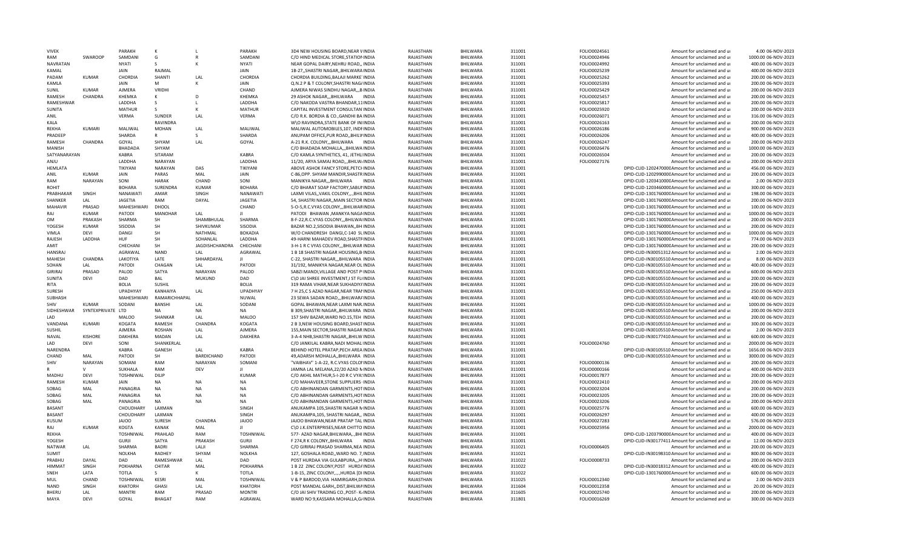| VIVEK | | PARAKH | K | L | PARAKH | 3D4 NEW HOUSING BOARD,NEAR V INDIA | RAJASTHAN | BHILWARA | 311001 | FOLIO0024561 | Amount for unclaimed and ui | 4.00 | 06-NOV-2023 |
|---|---|---|---|---|---|---|---|---|---|---|---|---|---|
| RAM | SWAROOP | SAMDANI | G | R | SAMDANI | C/O HIND MEDICAL STORE,STATION INDIA | RAJASTHAN | BHILWARA | 311001 | FOLIO0024946 | Amount for unclaimed and ui | 1000.00 | 06-NOV-2023 |
| NAVRATAN | | NYATI | S | K | NYATI | NEAR GOPAL DAIRY,NEHRU ROAD,, INDIA | RAJASTHAN | BHILWARA | 311001 | FOLIO0024992 | Amount for unclaimed and ui | 400.00 | 06-NOV-2023 |
| KAMAL | | JAIN | RAJMAL | | JAIN | 1B-27,,SHASTRI NAGAR,,BHILWARA INDIA | RAJASTHAN | BHILWARA | 311001 | FOLIO0025239 | Amount for unclaimed and ui | 400.00 | 06-NOV-2023 |
| PADAM | KUMAR | CHORDIA | SHANTI | LAL | CHORDIA | CHORDIA BUILDING,BALAJI MARKE INDIA | RAJASTHAN | BHILWARA | 311001 | FOLIO0025262 | Amount for unclaimed and ui | 200.00 | 06-NOV-2023 |
| KAMLA | | JAIN | M | K | JAIN | Q.N.2 P & T COLONY,SHASTRI NAG INDIA | RAJASTHAN | BHILWARA | 311001 | FOLIO0025393 | Amount for unclaimed and ui | 200.00 | 06-NOV-2023 |
| SUNIL | KUMAR | AJMERA | VRIDHI | | CHAND | AJMERA NIWAS SINDHU NAGAR,,,B INDIA | RAJASTHAN | BHILWARA | 311001 | FOLIO0025429 | Amount for unclaimed and ui | 200.00 | 06-NOV-2023 |
| RAMESH | CHANDRA | KHEMKA | K | D | KHEMKA | 29 ASHOK NAGAR,,,BHILWARA INDIA | RAJASTHAN | BHILWARA | 311001 | FOLIO0025457 | Amount for unclaimed and ui | 200.00 | 06-NOV-2023 |
| RAMESHWAR | | LADDHA | S | L | LADDHA | C/O NAKODA VASTRA BHANDAR,11 INDIA | RAJASTHAN | BHILWARA | 311001 | FOLIO0025817 | Amount for unclaimed and ui | 200.00 | 06-NOV-2023 |
| SUNITA | | MATHUR | S | K | MATHUR | CAPITAL INVESTMENT CONSULTAN INDIA | RAJASTHAN | BHILWARA | 311001 | FOLIO0025920 | Amount for unclaimed and ui | 200.00 | 06-NOV-2023 |
| ANIL | | VERMA | SUNDER | LAL | VERMA | C/O R.K. BORDIA & CO.,GANDHI BA INDIA | RAJASTHAN | BHILWARA | 311001 | FOLIO0026071 | Amount for unclaimed and ui | 316.00 | 06-NOV-2023 |
| KALA | | | RAVINDRA | | | W\O RAVINDRA,STATE BANK OF IN INDIA | RAJASTHAN | BHILWARA | 311001 | FOLIO0026163 | Amount for unclaimed and ui | 200.00 | 06-NOV-2023 |
| REKHA | KUMARI | MALIWAL | MOHAN | LAL | MALIWAL | MALIWAL AUTOMOBILES,107, INDI INDIA | RAJASTHAN | BHILWARA | 311001 | FOLIO0026186 | Amount for unclaimed and ui | 900.00 | 06-NOV-2023 |
| PRADEEP | | SHARDA | R | S | SHARDA | ANUPAM OFFICE,PUR ROAD,,BHILV INDIA | RAJASTHAN | BHILWARA | 311001 | FOLIO0026206 | Amount for unclaimed and ui | 400.00 | 06-NOV-2023 |
| RAMESH | CHANDRA | GOYAL | SHYAM | LAL | GOYAL | A-21 R.K. COLONY,,,BHILWARA INDIA | RAJASTHAN | BHILWARA | 311001 | FOLIO0026247 | Amount for unclaimed and ui | 200.00 | 06-NOV-2023 |
| MANISH | | BHADADA | SHYAM | | | C/O BHADADA MOHALLA,,,BHILWA INDIA | RAJASTHAN | BHILWARA | 311001 | FOLIO0026476 | Amount for unclaimed and ui | 1000.00 | 06-NOV-2023 |
| SATYANARAYAN | | KABRA | SITARAM | | KABRA | C/O KAMLA SYNTHETICS, 41, JETHL INDIA | RAJASTHAN | BHILWARA | 311001 | FOLIO0026504 | Amount for unclaimed and ui | 200.00 | 06-NOV-2023 |
| ANJU | | LADDHA | NARAYAN | | LADDHA | 11/20, ARYA SAMAJ ROAD,,,BHILW INDIA | RAJASTHAN | BHILWARA | 311001 | FOLIO0027176 | Amount for unclaimed and ui | 200.00 | 06-NOV-2023 |
| HEMLATA | | TIKIYANI | NARAYAN | DAS | TIKIYANI | ABOVE ASHOK FANCY STORE,PETCI INDIA | RAJASTHAN | BHILWARA | 311001 | | DPID-CLID-1202470000 Amount for unclaimed and ui | 456.00 | 06-NOV-2023 |
| ANIL | KUMAR | JAIN | PARAS | MAL | JAIN | C-86,OPP. SHYAM MANDIR,SHASTR INDIA | RAJASTHAN | BHILWARA | 311001 | | DPID-CLID-1202990000 Amount for unclaimed and ui | 200.00 | 06-NOV-2023 |
| RAM | NARAYAN | SONI | HARAK | CHAND | SONI | MANIKYA NAGAR,,,BHILWARA INDIA | RAJASTHAN | BHILWARA | 311001 | | DPID-CLID-1203410000 Amount for unclaimed and ui | 2.00 | 06-NOV-2023 |
| ROHIT | | BOHARA | SURENDRA | KUMAR | BOHARA | C/O BHARAT SOAP FACTORY,SABUI INDIA | RAJASTHAN | BHILWARA | 311001 | | DPID-CLID-1203460000 Amount for unclaimed and ui | 300.00 | 06-NOV-2023 |
| PRABHAKAR | SINGH | NANAWATI | AMAR | SINGH | NANAWATI | LAXMI VILAS,,VAKIL COLONY,,,BHIL INDIA | RAJASTHAN | BHILWARA | 311001 | | DPID-CLID-1301760000 Amount for unclaimed and ui | 198.00 | 06-NOV-2023 |
| SHANKER | LAL | JAGETIA | RAM | DAYAL | JAGETIA | 54, SHASTRI NAGAR,,MAIN SECTOR INDIA | RAJASTHAN | BHILWARA | 311001 | | DPID-CLID-1301760000 Amount for unclaimed and ui | 200.00 | 06-NOV-2023 |
| MAHAVIR | PRASAD | MAHESHWARI | DHOOL | | CHAND | 5-O-5,R.C.VYAS COLONY,,,BHILWAR INDIA | RAJASTHAN | BHILWARA | 311001 | | DPID-CLID-1301760000 Amount for unclaimed and ui | 100.00 | 06-NOV-2023 |
| RAJ | KUMAR | PATODI | MANOHAR | LAL | JI | PATODI BHAWAN ,MANKYA NAGA INDIA | RAJASTHAN | BHILWARA | 311001 | | DPID-CLID-1301760000 Amount for unclaimed and ui | 1000.00 | 06-NOV-2023 |
| OM | PRAKASH | SHARMA | SH | SHAMBHULAL | SHARMA | 8-F-22,R.C.VYAS COLONY,,,BHILWAI INDIA | RAJASTHAN | BHILWARA | 311001 | | DPID-CLID-1301760000 Amount for unclaimed and ui | 200.00 | 06-NOV-2023 |
| YOGESH | KUMAR | SISODIA | SH | SHIVKUMAR | SISODIA | BAZAR NO.2,SISODIA BHAWAN,,BH INDIA | RAJASTHAN | BHILWARA | 311001 | | DPID-CLID-1301760000 Amount for unclaimed and ui | 200.00 | 06-NOV-2023 |
| VIMLA | DEVI | DANGI | SH | NATHMAL | BOKADIA | W/O CHANDRESH DANGI,C-140 SI INDIA | RAJASTHAN | BHILWARA | 311001 | | DPID-CLID-1301760000 Amount for unclaimed and ui | 1000.00 | 06-NOV-2023 |
| RAJESH | LADDHA | HUF | SH | SOHANLAL | LADDHA | 49-HARNI MAHADEV ROAD,SHASTI INDIA | RAJASTHAN | BHILWARA | 311001 | | DPID-CLID-1301760000 Amount for unclaimed and ui | 774.00 | 06-NOV-2023 |
| AMIT | | CHECHANI | SH | JAGDISHCHANDRA | CHECHANI | 3-H-1 R C VYAS COLONY,,,BHILWAR INDIA | RAJASTHAN | BHILWARA | 311001 | | DPID-CLID-1301760000 Amount for unclaimed and ui | 200.00 | 06-NOV-2023 |
| HANSRAJ | | AGRAWAL | NAND | LAL | AGRAWAL | 1 B 18 SHASTRI NAGAR HOUSING,B INDIA | RAJASTHAN | BHILWARA | 311001 | | DPID-CLID-IN30051312 Amount for unclaimed and ui | 2.00 | 06-NOV-2023 |
| MAHESH | CHANDRA | LAKOTIYA | LATE | SHHARDAYAL | JI | C-22, SHASTRI NAGAR,,,BHILWARA INDIA | RAJASTHAN | BHILWARA | 311001 | | DPID-CLID-IN30105510 Amount for unclaimed and ui | 8.00 | 06-NOV-2023 |
| SOHAN | LAL | PATODI | CHAGAN | LAL | PATODI | 31/192, MANIKYA NAGAR,NEAR OL INDIA | RAJASTHAN | BHILWARA | 311001 | | DPID-CLID-IN30105510 Amount for unclaimed and ui | 400.00 | 06-NOV-2023 |
| GIRIRAJ | PRASAD | PALOD | SATYA | NARAYAN | PALOD | SABZI MANDI,VILLAGE AND POST P INDIA | RAJASTHAN | BHILWARA | 311001 | | DPID-CLID-IN30105510 Amount for unclaimed and ui | 600.00 | 06-NOV-2023 |
| SUNITA | DEVI | DAD | BAL | MUKUND | DAD | C\O JAI SHREE INVESTMENT,1 ST FL INDIA | RAJASTHAN | BHILWARA | 311001 | | DPID-CLID-IN30105510 Amount for unclaimed and ui | 200.00 | 06-NOV-2023 |
| RITA | | BOLIA | SUSHIL | | BOLIA | 319 RAMA VIHAR,NEAR SUKHADIYA INDIA | RAJASTHAN | BHILWARA | 311001 | | DPID-CLID-IN30105510 Amount for unclaimed and ui | 200.00 | 06-NOV-2023 |
| SURESH | | UPADHYAY | KANHAIYA | LAL | UPADHYAY | 7 H 25,C S AZAD NAGAR,NEAR TRAI INDIA | RAJASTHAN | BHILWARA | 311001 | | DPID-CLID-IN30105510 Amount for unclaimed and ui | 250.00 | 06-NOV-2023 |
| SUBHASH | | MAHESHWARI | RAMARICHHAPAL | | NUWAL | 23 SEWA SADAN ROAD,,,BHILWAR/ INDIA | RAJASTHAN | BHILWARA | 311001 | | DPID-CLID-IN30105510 Amount for unclaimed and ui | 400.00 | 06-NOV-2023 |
| SHIV | KUMAR | SODANI | BANSHI | LAL | SODANI | GOPAL BHAWAN,NEAR LAXMI NAR INDIA | RAJASTHAN | BHILWARA | 311001 | | DPID-CLID-IN30105510 Amount for unclaimed and ui | 1000.00 | 06-NOV-2023 |
| SIDHESHWAR | SYNTEXPRIVATE | LTD | NA | NA | NA | B 309,SHASTRI NAGAR,,BHILWARA INDIA | RAJASTHAN | BHILWARA | 311001 | | DPID-CLID-IN30105510 Amount for unclaimed and ui | 200.00 | 06-NOV-2023 |
| LAD | | MALOO | SHANKAR | LAL | MALOO | 157 SHIV BAZAR,WARD NO.15,TEH INDIA | RAJASTHAN | BHILWARA | 311001 | | DPID-CLID-IN30105510 Amount for unclaimed and ui | 200.00 | 06-NOV-2023 |
| VANDANA | KUMARI | KOGATA | RAMESH | CHANDRA | KOGATA | 2 B 3,NEW HOUSING BOARD,SHAST INDIA | RAJASTHAN | BHILWARA | 311001 | | DPID-CLID-IN30105510 Amount for unclaimed and ui | 300.00 | 06-NOV-2023 |
| SUSHIL | | AJMERA | ROSHAN | LAL | AJMERA | 155,MAIN SECTOR,SHASTRI NAGAR INDIA | RAJASTHAN | BHILWARA | 311001 | | DPID-CLID-IN30105510 Amount for unclaimed and ui | 2.00 | 06-NOV-2023 |
| NAVAL | KISHORE | DAKHERA | MADAN | LAL | DAKHERA | 3-A-4 NHB,SHASTRI NAGAR,,BHILW INDIA | RAJASTHAN | BHILWARA | 311001 | | DPID-CLID-IN30177410 Amount for unclaimed and ui | 600.00 | 06-NOV-2023 |
| LAD | DEVI | SONI | SHANKERLAL | | | C/O JANKILAL KABRA,NADI MOHAL INDIA | RAJASTHAN | BHILWARA | 311001 | FOLIO0024760 | Amount for unclaimed and ui | 2000.00 | 06-NOV-2023 |
| NARENDRA | | KABRA | GANESH | LAL | KABRA | BEHIND HOTEL PRATAP,PECH AREA INDIA | RAJASTHAN | BHILWARA | 311001 | | DPID-CLID-IN30105510 Amount for unclaimed and ui | 1656.00 | 06-NOV-2023 |
| CHAND | MAL | PATODI | SH | BARDICHAND | PATODI | 49,ADARSH MOHALLA,,BHILWARA INDIA | RAJASTHAN | BHILWARA | 311001 | | DPID-CLID-IN30105510 Amount for unclaimed and ui | 3000.00 | 06-NOV-2023 |
| SHIV | NARAYAN | SOMANI | RAM | NARAYAN | SOMANI | "VAIBHAV" 1-A-22, R.C.VYAS COLO INDIA | RAJASTHAN | BHILWARA | 311001 | FOLIO0000136 | Amount for unclaimed and ui | 200.00 | 06-NOV-2023 |
| R | V | SUKHALA | RAM | DEV | JI | JAMNA LAL MELANA,22/20 AZAD N INDIA | RAJASTHAN | BHILWARA | 311001 | FOLIO0000166 | Amount for unclaimed and ui | 400.00 | 06-NOV-2023 |
| MADHU | DEVI | TOSHNIWAL | DILIP | | KUMAR | C/O AKHIL MATHUR,5-I-20 R C VYA INDIA | RAJASTHAN | BHILWARA | 311001 | FOLIO0017877 | Amount for unclaimed and ui | 200.00 | 06-NOV-2023 |
| RAMESH | KUMAR | JAIN | NA | NA | NA | C/O MAHAVEER,STONE SUPPLIERS INDIA | RAJASTHAN | BHILWARA | 311001 | FOLIO0022410 | Amount for unclaimed and ui | 200.00 | 06-NOV-2023 |
| SOBAG | MAL | PANAGRIA | NA | NA | NA | C/O ABHINANDAN GARMENTS,HOT INDIA | RAJASTHAN | BHILWARA | 311001 | FOLIO0023204 | Amount for unclaimed and ui | 200.00 | 06-NOV-2023 |
| SOBAG | MAL | PANAGRIA | NA | NA | NA | C/O ABHINANDAN GARMENTS,HOT INDIA | RAJASTHAN | BHILWARA | 311001 | FOLIO0023205 | Amount for unclaimed and ui | 200.00 | 06-NOV-2023 |
| SOBAG | MAL | PANAGRIA | NA | NA | NA | C/O ABHINANDAN GARMENTS,HOT INDIA | RAJASTHAN | BHILWARA | 311001 | FOLIO0023206 | Amount for unclaimed and ui | 200.00 | 06-NOV-2023 |
| BASANT | | CHOUDHARY | LAXMAN | | SINGH | ANUKAMPA 105,SHASTRI NAGAR N INDIA | RAJASTHAN | BHILWARA | 311001 | FOLIO0025776 | Amount for unclaimed and ui | 600.00 | 06-NOV-2023 |
| BASANT | | CHOUDHARY | LAXMAN | | SINGH | ANUKAMPA,105, SHASTRI NAGAR,, INDIA | RAJASTHAN | BHILWARA | 311001 | FOLIO0026297 | Amount for unclaimed and ui | 400.00 | 06-NOV-2023 |
| KUSUM | | JAJOO | SURESH | CHANDRA | JAJOO | JAJOO BHAWAN,NEAR PRATAP TAL INDIA | RAJASTHAN | BHILWARA | 311001 | FOLIO0027283 | Amount for unclaimed and ui | 576.00 | 06-NOV-2023 |
| RAJ | KUMAR | KOGTA | KANAK | MAL | JI | C\O J.K.ENTERPRISES,NEAR CHITTO INDIA | RAJASTHAN | BHILWARA | 311001 | FOLIO0025956 | Amount for unclaimed and ui | 2000.00 | 06-NOV-2023 |
| REKHA | | TOSHNIWAL | PRAHLAD | RAM | TOSHNIWAL | 577- AZAD NAGAR,BHILWARA,,,BHI INDIA | RAJASTHAN | BHILWARA | 311001 | | DPID-CLID-1203790000 Amount for unclaimed and ui | 400.00 | 06-NOV-2023 |
| YOGESH | | GURJI | SATYA | PRAKASH | GURJI | F 274,R K COLONY,,BHILWARA INDIA | RAJASTHAN | BHILWARA | 311001 | | DPID-CLID-IN30177411 Amount for unclaimed and ui | 12.00 | 06-NOV-2023 |
| NATWAR | LAL | SHARMA | BADRI | LALJI | SHARMA | C/O GIRIRAJ PRASAD SHARMA,NEA INDIA | RAJASTHAN | BHILWARA | 311021 | FOLIO0006405 | Amount for unclaimed and ui | 200.00 | 06-NOV-2023 |
| SUMIT | | NOLKHA | RADHEY | SHYAM | NOLKHA | 127, GOSHALA ROAD,,WARD NO. 7, INDIA | RAJASTHAN | BHILWARA | 311021 | | DPID-CLID-IN30198310 Amount for unclaimed and ui | 800.00 | 06-NOV-2023 |
| PRABHU | DAYAL | DAD | RAMESHWAR | LAL | DAD | POST HURDAA VIA GULABPURA,,,H INDIA | RAJASTHAN | BHILWARA | 311022 | FOLIO0008733 | Amount for unclaimed and ui | 200.00 | 06-NOV-2023 |
| HIMMAT | SINGH | POKHARNA | CHITAR | MAL | POKHARNA | 1 B 22 ZINC COLONY,POST HURD/ INDIA | RAJASTHAN | BHILWARA | 311022 | | DPID-CLID-IN30018312 Amount for unclaimed and ui | 400.00 | 06-NOV-2023 |
| SNEH | LATA | TOTLA | S | K | TOTLA | 1-B-15, ZINC COLONY,,,,HURDA (DI INDIA | RAJASTHAN | BHILWARA | 311022 | | DPID-CLID-1301760000 Amount for unclaimed and ui | 600.00 | 06-NOV-2023 |
| MUL | CHAND | TOSHNIWAL | KESRI | MAL | TOSHNIWAL | V & P BARDOD,VIA HAMIRGARH,DI INDIA | RAJASTHAN | BHILWARA | 311025 | FOLIO0012340 | Amount for unclaimed and ui | 2.00 | 06-NOV-2023 |
| NAND | SINGH | KHATORH | GHASI | LAL | KHATORH | POST MANDAL GARH,,DIST,BHILWA INDIA | RAJASTHAN | BHILWARA | 311604 | FOLIO0012358 | Amount for unclaimed and ui | 20.00 | 06-NOV-2023 |
| BHERU | LAL | MANTRI | RAM | PRASAD | MONTRI | C/O JAI SHIV TRADING CO.,POST- K INDIA | RAJASTHAN | BHILWARA | 311605 | FOLIO0025740 | Amount for unclaimed and ui | 200.00 | 06-NOV-2023 |
| MAYA | DEVI | GOYAL | BHAGAT | RAM | AGRAWAL | WARD NO 9,KASSARA MOHALLA,G INDIA | RAJASTHAN | BHILWARA | 311801 | FOLIO0016269 | Amount for unclaimed and ui | 300.00 | 06-NOV-2023 |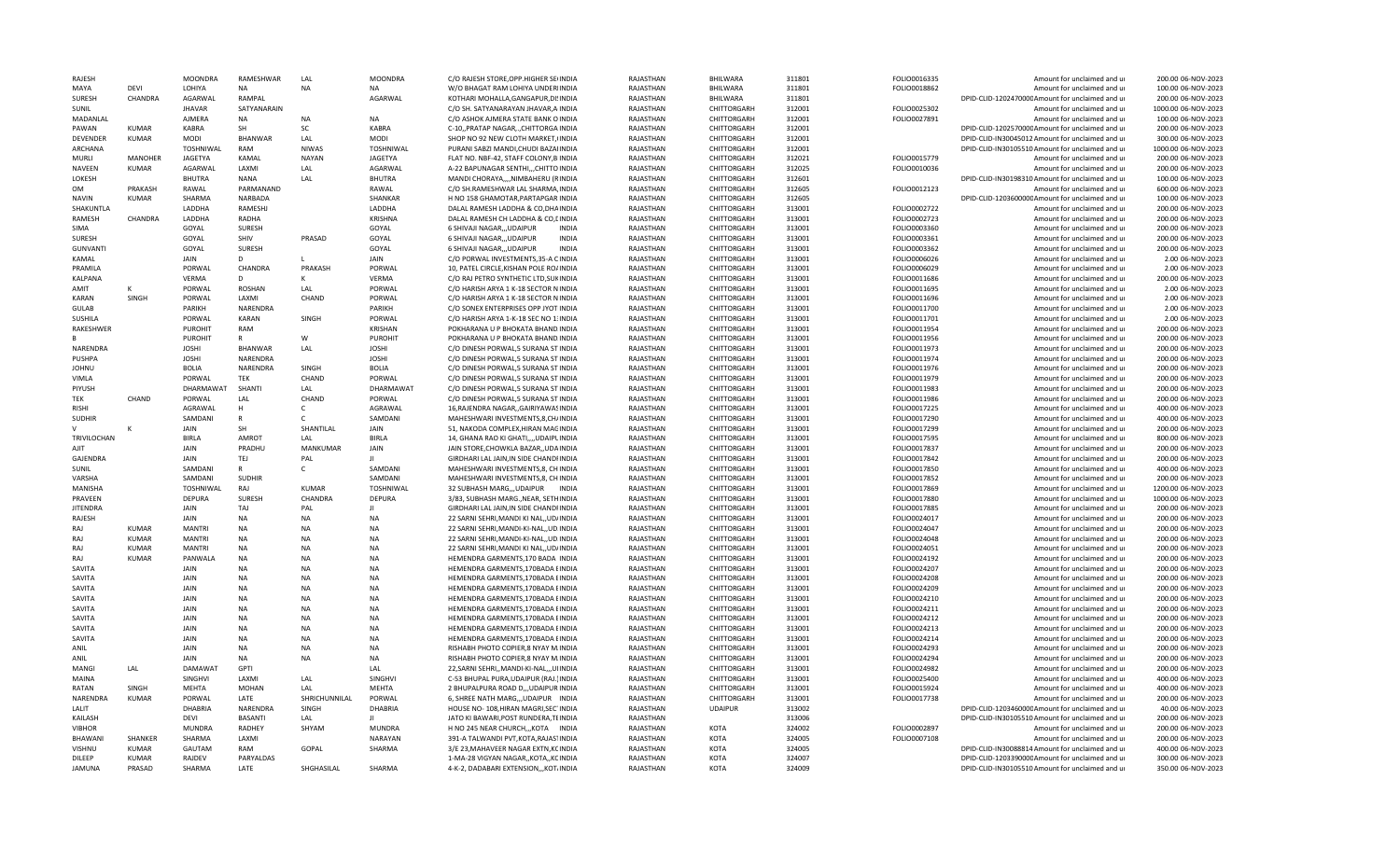| | | | | | | | | | | | | | | |
|---|---|---|---|---|---|---|---|---|---|---|---|---|---|---|
| RAJESH | | MOONDRA | RAMESHWAR | LAL | MOONDRA | C/O RAJESH STORE,OPP.HIGHER SE INDIA | | RAJASTHAN | BHILWARA | 311801 | FOLIO0016335 | | Amount for unclaimed and ui | 200.00 06-NOV-2023 |
| MAYA | DEVI | LOHIYA | NA | NA | NA | W/O BHAGAT RAM LOHIYA UNDER INDIA | | RAJASTHAN | BHILWARA | 311801 | FOLIO0018862 | | Amount for unclaimed and ui | 100.00 06-NOV-2023 |
| SURESH | CHANDRA | AGARWAL | RAMPAL | | AGARWAL | KOTHARI MOHALLA,GANGAPUR,DI: INDIA | | RAJASTHAN | BHILWARA | 311801 | | DPID-CLID-1202470000 | Amount for unclaimed and ui | 200.00 06-NOV-2023 |
| SUNIL | | JHAVAR | SATYANARAIN | | | C/O SH. SATYANARAYAN JHAVAR,A INDIA | | RAJASTHAN | CHITTORGARH | 312001 | FOLIO0025302 | | Amount for unclaimed and ui | 1000.00 06-NOV-2023 |
| MADANLAL | | AJMERA | NA | NA | NA | C/O ASHOK AJMERA STATE BANK O INDIA | | RAJASTHAN | CHITTORGARH | 312001 | FOLIO0027891 | | Amount for unclaimed and ui | 100.00 06-NOV-2023 |
| PAWAN | KUMAR | KABRA | SH | SC | KABRA | C-10,,PRATAP NAGAR,,CHITTORGA INDIA | | RAJASTHAN | CHITTORGARH | 312001 | | DPID-CLID-1202570000 | Amount for unclaimed and ui | 200.00 06-NOV-2023 |
| DEVENDER | KUMAR | MODI | BHANWAR | LAL | MODI | SHOP NO 92 NEW CLOTH MARKET,I INDIA | | RAJASTHAN | CHITTORGARH | 312001 | | DPID-CLID-IN30045012 | Amount for unclaimed and ui | 300.00 06-NOV-2023 |
| ARCHANA | | TOSHNIWAL | RAM | NIWAS | TOSHNIWAL | PURANI SABZI MANDI,CHUDI BAZAI INDIA | | RAJASTHAN | CHITTORGARH | 312001 | | DPID-CLID-IN30105510 | Amount for unclaimed and ui | 1000.00 06-NOV-2023 |
| MURLI | MANOHER | JAGETYA | KAMAL | NAYAN | JAGETYA | FLAT NO. NBF-42, STAFF COLONY,B INDIA | | RAJASTHAN | CHITTORGARH | 312021 | FOLIO0015779 | | Amount for unclaimed and ui | 200.00 06-NOV-2023 |
| NAVEEN | KUMAR | AGARWAL | LAXMI | LAL | AGARWAL | A-22 BAPUNAGAR SENTHI,,,CHITTO INDIA | | RAJASTHAN | CHITTORGARH | 312025 | FOLIO0010036 | | Amount for unclaimed and ui | 200.00 06-NOV-2023 |
| LOKESH | | BHUTRA | NANA | LAL | BHUTRA | MANDI CHORAYA,,,,NIMBAHERU (R INDIA | | RAJASTHAN | CHITTORGARH | 312601 | | DPID-CLID-IN30198310 | Amount for unclaimed and ui | 100.00 06-NOV-2023 |
| OM | PRAKASH | RAWAL | PARMANAND | | RAWAL | C/O SH.RAMESHWAR LAL SHARMA, INDIA | | RAJASTHAN | CHITTORGARH | 312605 | FOLIO0012123 | | Amount for unclaimed and ui | 600.00 06-NOV-2023 |
| NAVIN | KUMAR | SHARMA | NARBADA | | SHANKAR | H NO 158 GHAMOTAR,PARTAPGAR INDIA | | RAJASTHAN | CHITTORGARH | 312605 | | DPID-CLID-1203600000 | Amount for unclaimed and ui | 100.00 06-NOV-2023 |
| SHAKUNTLA | | LADDHA | RAMESHJ | | LADDHA | DALAL RAMESH LADDHA & CO,DHA INDIA | | RAJASTHAN | CHITTORGARH | 313001 | FOLIO0002722 | | Amount for unclaimed and ui | 200.00 06-NOV-2023 |
| RAMESH | CHANDRA | LADDHA | RADHA | | KRISHNA | DALAL RAMESH CH LADDHA & CO,L INDIA | | RAJASTHAN | CHITTORGARH | 313001 | FOLIO0002723 | | Amount for unclaimed and ui | 200.00 06-NOV-2023 |
| SIMA | | GOYAL | SURESH | | GOYAL | 6 SHIVAJI NAGAR,,,UDAIPUR INDIA | | RAJASTHAN | CHITTORGARH | 313001 | FOLIO0003360 | | Amount for unclaimed and ui | 200.00 06-NOV-2023 |
| SURESH | | GOYAL | SHIV | PRASAD | GOYAL | 6 SHIVAJI NAGAR,,,UDAIPUR INDIA | | RAJASTHAN | CHITTORGARH | 313001 | FOLIO0003361 | | Amount for unclaimed and ui | 200.00 06-NOV-2023 |
| GUNVANTI | | GOYAL | SURESH | | GOYAL | 6 SHIVAJI NAGAR,,,UDAIPUR INDIA | | RAJASTHAN | CHITTORGARH | 313001 | FOLIO0003362 | | Amount for unclaimed and ui | 200.00 06-NOV-2023 |
| KAMAL | | JAIN | D | L | JAIN | C/O PORWAL INVESTMENTS,35-A C INDIA | | RAJASTHAN | CHITTORGARH | 313001 | FOLIO0006026 | | Amount for unclaimed and ui | 2.00 06-NOV-2023 |
| PRAMILA | | PORWAL | CHANDRA | PRAKASH | PORWAL | 10, PATEL CIRCLE,KISHAN POLE RO/ INDIA | | RAJASTHAN | CHITTORGARH | 313001 | FOLIO0006029 | | Amount for unclaimed and ui | 2.00 06-NOV-2023 |
| KALPANA | | VERMA | D | K | VERMA | C/O RAJ PETRO SYNTHETIC LTD,SUK INDIA | | RAJASTHAN | CHITTORGARH | 313001 | FOLIO0011686 | | Amount for unclaimed and ui | 200.00 06-NOV-2023 |
| AMIT | K | PORWAL | ROSHAN | LAL | PORWAL | C/O HARISH ARYA 1 K-18 SECTOR N INDIA | | RAJASTHAN | CHITTORGARH | 313001 | FOLIO0011695 | | Amount for unclaimed and ui | 2.00 06-NOV-2023 |
| KARAN | SINGH | PORWAL | LAXMI | CHAND | PORWAL | C/O HARISH ARYA 1 K-18 SECTOR N INDIA | | RAJASTHAN | CHITTORGARH | 313001 | FOLIO0011696 | | Amount for unclaimed and ui | 2.00 06-NOV-2023 |
| GULAB | | PARIKH | NARENDRA | | PARIKH | C/O SONEX ENTERPRISES OPP JYOT INDIA | | RAJASTHAN | CHITTORGARH | 313001 | FOLIO0011700 | | Amount for unclaimed and ui | 2.00 06-NOV-2023 |
| SUSHILA | | PORWAL | KARAN | SINGH | PORWAL | C/O HARISH ARYA 1-K-18 SEC NO 1: INDIA | | RAJASTHAN | CHITTORGARH | 313001 | FOLIO0011701 | | Amount for unclaimed and ui | 2.00 06-NOV-2023 |
| RAKESHWER | | PUROHIT | RAM | | KRISHAN | POKHARANA U P BHOKATA BHAND INDIA | | RAJASTHAN | CHITTORGARH | 313001 | FOLIO0011954 | | Amount for unclaimed and ui | 200.00 06-NOV-2023 |
| B | | PUROHIT | R | W | PUROHIT | POKHARANA U P BHOKATA BHAND INDIA | | RAJASTHAN | CHITTORGARH | 313001 | FOLIO0011956 | | Amount for unclaimed and ui | 200.00 06-NOV-2023 |
| NARENDRA | | JOSHI | BHANWAR | LAL | JOSHI | C/O DINESH PORWAL,5 SURANA ST INDIA | | RAJASTHAN | CHITTORGARH | 313001 | FOLIO0011973 | | Amount for unclaimed and ui | 200.00 06-NOV-2023 |
| PUSHPA | | JOSHI | NARENDRA | | JOSHI | C/O DINESH PORWAL,5 SURANA ST INDIA | | RAJASTHAN | CHITTORGARH | 313001 | FOLIO0011974 | | Amount for unclaimed and ui | 200.00 06-NOV-2023 |
| JOHNU | | BOLIA | NARENDRA | SINGH | BOLIA | C/O DINESH PORWAL,5 SURANA ST INDIA | | RAJASTHAN | CHITTORGARH | 313001 | FOLIO0011976 | | Amount for unclaimed and ui | 200.00 06-NOV-2023 |
| VIMLA | | PORWAL | TEK | CHAND | PORWAL | C/O DINESH PORWAL,5 SURANA ST INDIA | | RAJASTHAN | CHITTORGARH | 313001 | FOLIO0011979 | | Amount for unclaimed and ui | 200.00 06-NOV-2023 |
| PIYUSH | | DHARMAWAT | SHANTI | LAL | DHARMAWAT | C/O DINESH PORWAL,5 SURANA ST INDIA | | RAJASTHAN | CHITTORGARH | 313001 | FOLIO0011983 | | Amount for unclaimed and ui | 200.00 06-NOV-2023 |
| TEK | CHAND | PORWAL | LAL | CHAND | PORWAL | C/O DINESH PORWAL,5 SURANA ST INDIA | | RAJASTHAN | CHITTORGARH | 313001 | FOLIO0011986 | | Amount for unclaimed and ui | 200.00 06-NOV-2023 |
| RISHI | | AGRAWAL | H | C | AGRAWAL | 16,RAJENDRA NAGAR,,GAIRIYAWAS INDIA | | RAJASTHAN | CHITTORGARH | 313001 | FOLIO0017225 | | Amount for unclaimed and ui | 400.00 06-NOV-2023 |
| SUDHIR | | SAMDANI | R | C | SAMDANI | MAHESHWARI INVESTMENTS,8,CH/ INDIA | | RAJASTHAN | CHITTORGARH | 313001 | FOLIO0017290 | | Amount for unclaimed and ui | 400.00 06-NOV-2023 |
| V | K | JAIN | SH | SHANTILAL | JAIN | 51, NAKODA COMPLEX,HIRAN MAG INDIA | | RAJASTHAN | CHITTORGARH | 313001 | FOLIO0017299 | | Amount for unclaimed and ui | 200.00 06-NOV-2023 |
| TRIVILOCHAN | | BIRLA | AMROT | LAL | BIRLA | 14, GHANA RAO KI GHATI,,,,UDAIPL INDIA | | RAJASTHAN | CHITTORGARH | 313001 | FOLIO0017595 | | Amount for unclaimed and ui | 800.00 06-NOV-2023 |
| AJIT | | JAIN | PRADHU | MANKUMAR | JAIN | JAIN STORE,CHOWKLA BAZAR,,UDA INDIA | | RAJASTHAN | CHITTORGARH | 313001 | FOLIO0017837 | | Amount for unclaimed and ui | 200.00 06-NOV-2023 |
| GAJENDRA | | JAIN | TEJ | PAL | JI | GIRDHARI LAL JAIN,IN SIDE CHANDI INDIA | | RAJASTHAN | CHITTORGARH | 313001 | FOLIO0017842 | | Amount for unclaimed and ui | 200.00 06-NOV-2023 |
| SUNIL | | SAMDANI | R | C | SAMDANI | MAHESHWARI INVESTMENTS,8, CH INDIA | | RAJASTHAN | CHITTORGARH | 313001 | FOLIO0017850 | | Amount for unclaimed and ui | 400.00 06-NOV-2023 |
| VARSHA | | SAMDANI | SUDHIR | | SAMDANI | MAHESHWARI INVESTMENTS,8, CH INDIA | | RAJASTHAN | CHITTORGARH | 313001 | FOLIO0017852 | | Amount for unclaimed and ui | 200.00 06-NOV-2023 |
| MANISHA | | TOSHNIWAL | RAJ | KUMAR | TOSHNIWAL | 32 SUBHASH MARG,,,UDAIPUR INDIA | | RAJASTHAN | CHITTORGARH | 313001 | FOLIO0017869 | | Amount for unclaimed and ui | 1200.00 06-NOV-2023 |
| PRAVEEN | | DEPURA | SURESH | CHANDRA | DEPURA | 3/83, SUBHASH MARG.,NEAR, SETH INDIA | | RAJASTHAN | CHITTORGARH | 313001 | FOLIO0017880 | | Amount for unclaimed and ui | 1000.00 06-NOV-2023 |
| JITENDRA | | JAIN | TAJ | PAL | JI | GIRDHARI LAL JAIN,IN SIDE CHANDI INDIA | | RAJASTHAN | CHITTORGARH | 313001 | FOLIO0017885 | | Amount for unclaimed and ui | 200.00 06-NOV-2023 |
| RAJESH | | JAIN | NA | NA | NA | 22 SARNI SEHRI,MANDI KI NAL,,UD/ INDIA | | RAJASTHAN | CHITTORGARH | 313001 | FOLIO0024017 | | Amount for unclaimed and ui | 200.00 06-NOV-2023 |
| RAJ | KUMAR | MANTRI | NA | NA | NA | 22 SARNI SEHRI,MANDI-KI-NAL,,UD INDIA | | RAJASTHAN | CHITTORGARH | 313001 | FOLIO0024047 | | Amount for unclaimed and ui | 200.00 06-NOV-2023 |
| RAJ | KUMAR | MANTRI | NA | NA | NA | 22 SARNI SEHRI,MANDI-KI-NAL,,UD INDIA | | RAJASTHAN | CHITTORGARH | 313001 | FOLIO0024048 | | Amount for unclaimed and ui | 200.00 06-NOV-2023 |
| RAJ | KUMAR | MANTRI | NA | NA | NA | 22 SARNI SEHRI,MANDI KI NAL,,UD/ INDIA | | RAJASTHAN | CHITTORGARH | 313001 | FOLIO0024051 | | Amount for unclaimed and ui | 200.00 06-NOV-2023 |
| RAJ | KUMAR | PANWALA | NA | NA | NA | HEMENDRA GARMENTS,170 BADA INDIA | | RAJASTHAN | CHITTORGARH | 313001 | FOLIO0024192 | | Amount for unclaimed and ui | 200.00 06-NOV-2023 |
| SAVITA | | JAIN | NA | NA | NA | HEMENDRA GARMENTS,170BADA E INDIA | | RAJASTHAN | CHITTORGARH | 313001 | FOLIO0024207 | | Amount for unclaimed and ui | 200.00 06-NOV-2023 |
| SAVITA | | JAIN | NA | NA | NA | HEMENDRA GARMENTS,170BADA E INDIA | | RAJASTHAN | CHITTORGARH | 313001 | FOLIO0024208 | | Amount for unclaimed and ui | 200.00 06-NOV-2023 |
| SAVITA | | JAIN | NA | NA | NA | HEMENDRA GARMENTS,170BADA E INDIA | | RAJASTHAN | CHITTORGARH | 313001 | FOLIO0024209 | | Amount for unclaimed and ui | 200.00 06-NOV-2023 |
| SAVITA | | JAIN | NA | NA | NA | HEMENDRA GARMENTS,170BADA E INDIA | | RAJASTHAN | CHITTORGARH | 313001 | FOLIO0024210 | | Amount for unclaimed and ui | 200.00 06-NOV-2023 |
| SAVITA | | JAIN | NA | NA | NA | HEMENDRA GARMENTS,170BADA E INDIA | | RAJASTHAN | CHITTORGARH | 313001 | FOLIO0024211 | | Amount for unclaimed and ui | 200.00 06-NOV-2023 |
| SAVITA | | JAIN | NA | NA | NA | HEMENDRA GARMENTS,170BADA E INDIA | | RAJASTHAN | CHITTORGARH | 313001 | FOLIO0024212 | | Amount for unclaimed and ui | 200.00 06-NOV-2023 |
| SAVITA | | JAIN | NA | NA | NA | HEMENDRA GARMENTS,170BADA E INDIA | | RAJASTHAN | CHITTORGARH | 313001 | FOLIO0024213 | | Amount for unclaimed and ui | 200.00 06-NOV-2023 |
| SAVITA | | JAIN | NA | NA | NA | HEMENDRA GARMENTS,170BADA E INDIA | | RAJASTHAN | CHITTORGARH | 313001 | FOLIO0024214 | | Amount for unclaimed and ui | 200.00 06-NOV-2023 |
| ANIL | | JAIN | NA | NA | NA | RISHABH PHOTO COPIER,8 NYAY M. INDIA | | RAJASTHAN | CHITTORGARH | 313001 | FOLIO0024293 | | Amount for unclaimed and ui | 200.00 06-NOV-2023 |
| ANIL | | JAIN | NA | NA | NA | RISHABH PHOTO COPIER,8 NYAY M. INDIA | | RAJASTHAN | CHITTORGARH | 313001 | FOLIO0024294 | | Amount for unclaimed and ui | 200.00 06-NOV-2023 |
| MANGI | LAL | DAMAWAT | GPTI | | LAL | 22,SARNI SEHRI,,MANDI-KI-NAL,,,UI INDIA | | RAJASTHAN | CHITTORGARH | 313001 | FOLIO0024982 | | Amount for unclaimed and ui | 200.00 06-NOV-2023 |
| MAINA | | SINGHVI | LAXMI | LAL | SINGHVI | C-53 BHUPAL PURA,UDAIPUR (RAJ.) INDIA | | RAJASTHAN | CHITTORGARH | 313001 | FOLIO0025400 | | Amount for unclaimed and ui | 400.00 06-NOV-2023 |
| RATAN | SINGH | MEHTA | MOHAN | LAL | MEHTA | 2 BHUPALPURA ROAD D,,,UDAIPUR INDIA | | RAJASTHAN | CHITTORGARH | 313001 | FOLIO0015924 | | Amount for unclaimed and ui | 400.00 06-NOV-2023 |
| NARENDRA | KUMAR | PORWAL | LATE | SHRICHUNNILAL | PORWAL | 6, SHREE NATH MARG,,,UDAIPUR INDIA | | RAJASTHAN | CHITTORGARH | 313001 | FOLIO0017738 | | Amount for unclaimed and ui | 200.00 06-NOV-2023 |
| LALIT | | DHABRIA | NARENDRA | SINGH | DHABRIA | HOUSE NO- 108,HIRAN MAGRI,SEC INDIA | | RAJASTHAN | UDAIPUR | 313002 | | DPID-CLID-1203460000 | Amount for unclaimed and ui | 40.00 06-NOV-2023 |
| KAILASH | | DEVI | BASANTI | LAL | JI | JATO KI BAWARI,POST RUNDERA,TE INDIA | | RAJASTHAN | | 313006 | | DPID-CLID-IN30105510 | Amount for unclaimed and ui | 200.00 06-NOV-2023 |
| VIBHOR | | MUNDRA | RADHEY | SHYAM | MUNDRA | H NO 245 NEAR CHURCH,,,KOTA INDIA | | RAJASTHAN | KOTA | 324002 | FOLIO0002897 | | Amount for unclaimed and ui | 200.00 06-NOV-2023 |
| BHAWANI | SHANKER | SHARMA | LAXMI | | NARAYAN | 391-A TALWANDI PVT,KOTA,RAJAST INDIA | | RAJASTHAN | KOTA | 324005 | FOLIO0007108 | | Amount for unclaimed and ui | 200.00 06-NOV-2023 |
| VISHNU | KUMAR | GAUTAM | RAM | GOPAL | SHARMA | 3/E 23,MAHAVEER NAGAR EXTN,KC INDIA | | RAJASTHAN | KOTA | 324005 | | DPID-CLID-IN30088814 | Amount for unclaimed and ui | 400.00 06-NOV-2023 |
| DILEEP | KUMAR | RAJDEV | PARYALDAS | | | 1-MA-28 VIGYAN NAGAR,,KOTA,,KC INDIA | | RAJASTHAN | KOTA | 324007 | | DPID-CLID-1203390000 | Amount for unclaimed and ui | 300.00 06-NOV-2023 |
| JAMUNA | PRASAD | SHARMA | LATE | SHGHASILAL | SHARMA | 4-K-2, DADABARI EXTENSION,,,KOT/ INDIA | | RAJASTHAN | KOTA | 324009 | | DPID-CLID-IN30105510 | Amount for unclaimed and ui | 350.00 06-NOV-2023 |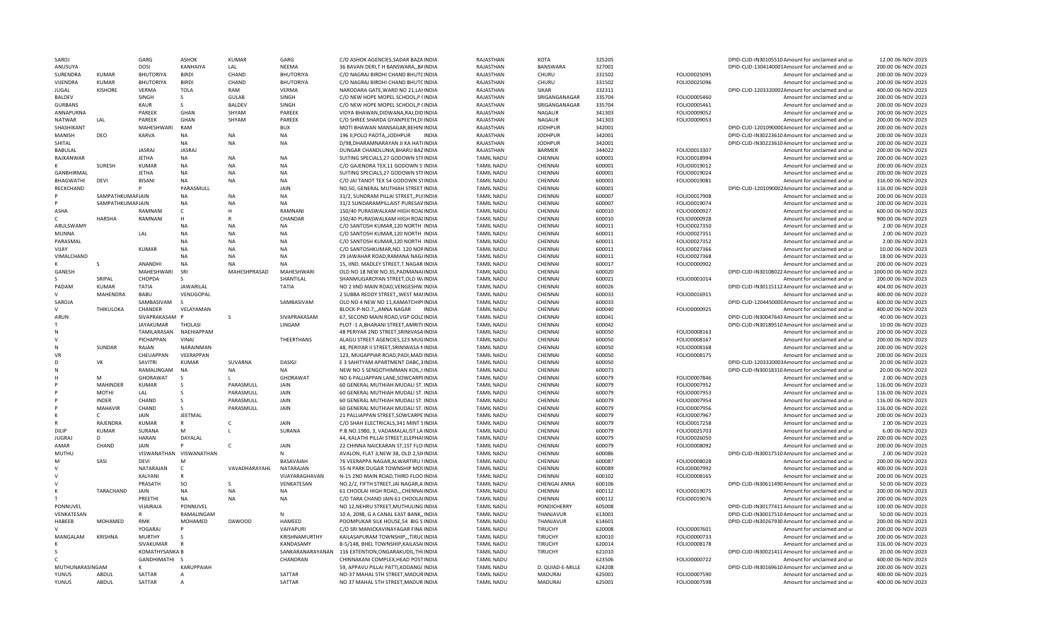| | | | | | | | | | | | | | | | |
|---|---|---|---|---|---|---|---|---|---|---|---|---|---|---|---|
| SAROJ | | GARG | ASHOK | KUMAR | GARG | C/O ASHOK AGENCIES,SADAR BAZA INDIA | RAJASTHAN | KOTA | 325205 | | DPID-CLID-IN30105510 Amount for unclaimed and ui | 12.00 06-NOV-2023 |
| ANUSUYA | | DOSI | KANHAIYA | LAL | NEEMA | 36 BAVAN DERI,T H BANSWARA,,BAINDIA | RAJASTHAN | BANSWARA | 327001 | | DPID-CLID-1304140001 Amount for unclaimed and ui | 200.00 06-NOV-2023 |
| SURENDRA | KUMAR | BHUTORIYA | BIRDI | CHAND | BHUTORIYA | C/O NAGRAJ BIRDHI CHAND BHUTCINDIA | RAJASTHAN | CHURU | 331502 | FOLIO0025095 | Amount for unclaimed and ui | 200.00 06-NOV-2023 |
| VIJENDRA | KUMAR | BHUTORIYA | BIRDI | CHAND | BHUTORIYA | C/O NAGRAJ BIRDHI CHAND BHUTCINDIA | RAJASTHAN | CHURU | 331502 | FOLIO0025096 | Amount for unclaimed and ui | 200.00 06-NOV-2023 |
| JUGAL | KISHORE | VERMA | TOLA | RAM | VERMA | NARODARA GATE,WARD NO 21,LAIINDIA | RAJASTHAN | SIKAR | 332311 | | DPID-CLID-1203320002 Amount for unclaimed and ui | 400.00 06-NOV-2023 |
| BALDEV | | SINGH | S | GULAB | SINGH | C/O NEW HOPE MOPEL SCHOOL,P (INDIA | RAJASTHAN | SRIGANGANAGAR | 335704 | FOLIO0005460 | Amount for unclaimed and ui | 200.00 06-NOV-2023 |
| GURBANS | | KAUR | S | BALDEV | SINGH | C/O NEW HOPE MOPEL SCHOOL,P (INDIA | RAJASTHAN | SRIGANGANAGAR | 335704 | FOLIO0005461 | Amount for unclaimed and ui | 200.00 06-NOV-2023 |
| ANNAPURNA | | PAREEK | GHAN | SHYAM | PAREEK | VIDYA BHAWAN,DIDWANA,RAJ,DIDINDIA | RAJASTHAN | NAGAUR | 341303 | FOLIO0009052 | Amount for unclaimed and ui | 200.00 06-NOV-2023 |
| NATWAR | LAL | PAREEK | GHAN | SHYAM | PAREEK | C/O SHREE SHARDA GYANPEETH,DIINDIA | RAJASTHAN | NAGAUR | 341303 | FOLIO0009053 | Amount for unclaimed and ui | 200.00 06-NOV-2023 |
| SHASHIKANT | | MAHESHWARI | RAM | | BUX | MOTI BHAWAN MANSAGAR,BEHINIINDIA | RAJASTHAN | JODHPUR | 342001 | | DPID-CLID-1201090000 Amount for unclaimed and ui | 200.00 06-NOV-2023 |
| MANISH | DEO | KARVA | NA | NA | NA | 196 II,POLO PAOTA,,JODHPUR INDIA | RAJASTHAN | JODHPUR | 342001 | | DPID-CLID-IN30223610 Amount for unclaimed and ui | 200.00 06-NOV-2023 |
| SHITAL | | | NA | NA | NA | D/98,DHARAMNARAYAN JI KA HATIINDIA | RAJASTHAN | JODHPUR | 342001 | | DPID-CLID-IN30223610 Amount for unclaimed and ui | 200.00 06-NOV-2023 |
| BABULAL | | JASRAJ | JASRAJ | | | DUNGAR CHANDLUNIA,BHARU BAZINDIA | RAJASTHAN | BARMER | 344022 | FOLIO0013307 | Amount for unclaimed and ui | 200.00 06-NOV-2023 |
| RAJKANWAR | | JETHA | NA | NA | NA | SUITING SPECIALS,27 GODOWN STIINDIA | TAMIL NADU | CHENNAI | 600001 | FOLIO0018994 | Amount for unclaimed and ui | 200.00 06-NOV-2023 |
| K | SURESH | KUMAR | NA | NA | NA | C/O GAJENDRA TEX,11 GODOWN SINDIA | TAMIL NADU | CHENNAI | 600001 | FOLIO0019012 | Amount for unclaimed and ui | 200.00 06-NOV-2023 |
| GANBHIRMAL | | JETHA | NA | NA | NA | SUITING SPECIALS,27 GODOWN STIINDIA | TAMIL NADU | CHENNAI | 600001 | FOLIO0019024 | Amount for unclaimed and ui | 200.00 06-NOV-2023 |
| BHAGWATHI | DEVI | BISANI | NA | NA | NA | C/O JAI TANOT TEX 54 GODOWN STINDIA | TAMIL NADU | CHENNAI | 600001 | FOLIO0019081 | Amount for unclaimed and ui | 316.00 06-NOV-2023 |
| RECKCHAND | | P | PARASMULL | | JAIN | NO.50, GENERAL MUTHIAH STREET INDIA | TAMIL NADU | CHENNAI | 600001 | | DPID-CLID-1201090002 Amount for unclaimed and ui | 116.00 06-NOV-2023 |
| P | SAMPATHKUMARJAIN | | NA | NA | NA | 31/2, SUNDRAM PILLAI STREET,,PUIINDIA | TAMIL NADU | CHENNAI | 600007 | FOLIO0017908 | Amount for unclaimed and ui | 200.00 06-NOV-2023 |
| P | SAMPATHKUMARJAIN | | NA | NA | NA | 31/2 SUNDARAMPILLAIST PURESAVINDIA | TAMIL NADU | CHENNAI | 600007 | FOLIO0019074 | Amount for unclaimed and ui | 200.00 06-NOV-2023 |
| ASHA | | RAMNANI | C | H | RAMNANI | 150/40 PURASWALKAM HIGH ROAIINDIA | TAMIL NADU | CHENNAI | 600010 | FOLIO0000927 | Amount for unclaimed and ui | 600.00 06-NOV-2023 |
| C | HARSHA | RAMNANI | H | R | CHANDAR | 150/40 PURASWALKAM HIGH ROAIINDIA | TAMIL NADU | CHENNAI | 600010 | FOLIO0000928 | Amount for unclaimed and ui | 900.00 06-NOV-2023 |
| ARULSWAMY | | | NA | NA | NA | C/O SANTOSH KUMAR,120 NORTH INDIA | TAMIL NADU | CHENNAI | 600011 | FOLIO0027350 | Amount for unclaimed and ui | 2.00 06-NOV-2023 |
| MUNNA | | LAL | NA | NA | NA | C/O SANTOSH KUMAR,120 NORTH INDIA | TAMIL NADU | CHENNAI | 600011 | FOLIO0027351 | Amount for unclaimed and ui | 2.00 06-NOV-2023 |
| PARASMAL | | | NA | NA | NA | C/O SANTOSH KUMAR,120 NORTH INDIA | TAMIL NADU | CHENNAI | 600011 | FOLIO0027352 | Amount for unclaimed and ui | 2.00 06-NOV-2023 |
| VIJAY | | KUMAR | NA | NA | NA | C/O SANTOSHKUMAR,NO. 120 NOFINDIA | TAMIL NADU | CHENNAI | 600011 | FOLIO0027366 | Amount for unclaimed and ui | 10.00 06-NOV-2023 |
| VIMALCHAND | | | NA | NA | NA | 29 JAWAHAR ROAD,RAMANA NAGIINDIA | TAMIL NADU | CHENNAI | 600011 | FOLIO0027368 | Amount for unclaimed and ui | 18.00 06-NOV-2023 |
| K | S | ANANDHI | NA | NA | NA | 15, IIND. MADLEY STREET,T.NAGAR INDIA | TAMIL NADU | CHENNAI | 600017 | FOLIO0000902 | Amount for unclaimed and ui | 200.00 06-NOV-2023 |
| GANESH | | MAHESHWARI | SRI | MAHESHPRASAD | MAHESHWARI | OLD NO 18 NEW NO.35,PADMANAIINDIA | TAMIL NADU | CHENNAI | 600020 | | DPID-CLID-IN30108022 Amount for unclaimed and ui | 1000.00 06-NOV-2023 |
| S | SRIPAL | CHOPDA | S | | SHANTILAL | SHANMUGAROYAN STREET,OLD WINDIA | TAMIL NADU | CHENNAI | 600021 | FOLIO0001014 | Amount for unclaimed and ui | 200.00 06-NOV-2023 |
| PADAM | KUMAR | TATIA | JAWARILAL | | TATIA | NO 2 IIND MAIN ROAD,VENGESHW INDIA | TAMIL NADU | CHENNAI | 600026 | | DPID-CLID-IN30115112 Amount for unclaimed and ui | 404.00 06-NOV-2023 |
| V | MAHENDRA | BABU | VENUGOPAL | | | 2 SUBBA REDDY STREET,,WEST MAIINDIA | TAMIL NADU | CHENNAI | 600033 | FOLIO0016915 | Amount for unclaimed and ui | 400.00 06-NOV-2023 |
| SAROJA | | SAMBASIVAM | S | | SAMBASIVAM | OLD NO 4 NEW NO 11,KAMATCHIPIINDIA | TAMIL NADU | CHENNAI | 600033 | | DPID-CLID-1204450000 Amount for unclaimed and ui | 600.00 06-NOV-2023 |
| V | THIKULOKA | CHANDER | VELAYAMAN | | | BLOCK-P-NO.7,,,ANNA NAGAR INDIA | TAMIL NADU | CHENNAI | 600040 | FOLIO0000925 | Amount for unclaimed and ui | 400.00 06-NOV-2023 |
| ARUN | | SIVAPRAKASAM | P | S | SIVAPRAKASAM | 67, SECOND MAIN ROAD,VGP GOLIINDIA | TAMIL NADU | CHENNAI | 600041 | | DPID-CLID-IN30047643 Amount for unclaimed and ui | 40.00 06-NOV-2023 |
| T | | JAYAKUMAR | THOLASI | | LINGAM | PLOT -1 A,BHARANI STREET,AMRITIINDIA | TAMIL NADU | CHENNAI | 600042 | | DPID-CLID-IN30189510 Amount for unclaimed and ui | 10.00 06-NOV-2023 |
| N | | TAMILARASAN | NAEHIAPPAM | | | 48 PERIYAR 2ND STREET,SRINIVASA INDIA | TAMIL NADU | CHENNAI | 600050 | FOLIO0008163 | Amount for unclaimed and ui | 200.00 06-NOV-2023 |
| V | | PICHAPPAN | VINAI | | THEERTHANS | ALAGU STREET AGENCIES,123 MUGINDIA | TAMIL NADU | CHENNAI | 600050 | FOLIO0008167 | Amount for unclaimed and ui | 200.00 06-NOV-2023 |
| N | SUNDAR | RAJAN | NARAINMAN | | | 48, PERIYAR II STREET,SRINIWASA NINDIA | TAMIL NADU | CHENNAI | 600050 | FOLIO0008168 | Amount for unclaimed and ui | 200.00 06-NOV-2023 |
| VR | | CHEUAPPAN | VEERAPPAN | | | 123, MUGAPPIAR ROAD,PADI,MADIINDIA | TAMIL NADU | CHENNAI | 600050 | FOLIO0008175 | Amount for unclaimed and ui | 200.00 06-NOV-2023 |
| D | VK | SAVITRI | KUMAR | SUVARNA | DASIGI | E 3 SAHITYAM APARTMENT DABC,3INDIA | TAMIL NADU | CHENNAI | 600050 | | DPID-CLID-1203320003 Amount for unclaimed and ui | 20.00 06-NOV-2023 |
| N | | RAMALINGAM | NA | NA | NA | NEW NO 5 SENGOTHIMMAN KOIL,IINDIA | TAMIL NADU | CHENNAI | 600073 | | DPID-CLID-IN30018310 Amount for unclaimed and ui | 20.00 06-NOV-2023 |
| H | M | GHORAWAT | S | L | GHORAWAT | NO 6 PALLIAPPAN LANE,SOWCARPIINDIA | TAMIL NADU | CHENNAI | 600079 | FOLIO0007846 | Amount for unclaimed and ui | 2.00 06-NOV-2023 |
| P | MAHINDER | KUMAR | S | PARASMULL | JAIN | 60 GENERAL MUTHIAH MUDALI ST. INDIA | TAMIL NADU | CHENNAI | 600079 | FOLIO0007952 | Amount for unclaimed and ui | 116.00 06-NOV-2023 |
| P | MOTHI | LAL | S | PARASMULL | JAIN | 60 GENERAL MUTHIAH MUDALI ST. INDIA | TAMIL NADU | CHENNAI | 600079 | FOLIO0007953 | Amount for unclaimed and ui | 116.00 06-NOV-2023 |
| P | INDER | CHAND | S | PARASMULL | JAIN | 60 GENERAL MUTHIAH MUDALI ST. INDIA | TAMIL NADU | CHENNAI | 600079 | FOLIO0007954 | Amount for unclaimed and ui | 116.00 06-NOV-2023 |
| P | MAHAVIR | CHAND | S | PARASMULL | JAIN | 60 GENERAL MUTHIAH MUDALI ST. INDIA | TAMIL NADU | CHENNAI | 600079 | FOLIO0007956 | Amount for unclaimed and ui | 116.00 06-NOV-2023 |
| K | C | JAIN | JEETMAL | | | 21 PALLIAPPAN STREET,SOWCARPE INDIA | TAMIL NADU | CHENNAI | 600079 | FOLIO0007967 | Amount for unclaimed and ui | 200.00 06-NOV-2023 |
| R | RAJENDRA | KUMAR | R | C | JAIN | C/O SHAH ELECTRICALS,341 MINT SINDIA | TAMIL NADU | CHENNAI | 600079 | FOLIO0017258 | Amount for unclaimed and ui | 2.00 06-NOV-2023 |
| DILIP | KUMAR | SURANA | M | L | SURANA | P.B.NO.1980, 3, VADAMALAI,IST.LA INDIA | TAMIL NADU | CHENNAI | 600079 | FOLIO0025703 | Amount for unclaimed and ui | 6.00 06-NOV-2023 |
| JUGRAJ | D | HARAN | DAYALAL | | | 44, KALATHI PILLAI STREET,ELEPHAIINDIA | TAMIL NADU | CHENNAI | 600079 | FOLIO0026050 | Amount for unclaimed and ui | 200.00 06-NOV-2023 |
| AMAR | CHAND | JAIN | P | C | JAIN | 22 CHINNA NAICKARAN ST,1ST FLO INDIA | TAMIL NADU | CHENNAI | 600079 | FOLIO0008092 | Amount for unclaimed and ui | 200.00 06-NOV-2023 |
| MUTHU | | VISWANATHAN | VISWANATHAN | | N | AVALON, FLAT 3,NEW 38, OLD 2,SNINDIA | TAMIL NADU | CHENNAI | 600086 | | DPID-CLID-IN30017510 Amount for unclaimed and ui | 2.00 06-NOV-2023 |
| M | SASI | DEVI | M | | BASAVAIAH | 76 VEERAPPA NAGAR,ALWARTIRU IINDIA | TAMIL NADU | CHENNAI | 600087 | FOLIO0008028 | Amount for unclaimed and ui | 200.00 06-NOV-2023 |
| V | | NATARAJAN | C | VAVADHARAYAHL | NATARAJAN | 55-N PARK DUGAR TOWNSHIP MOIINDIA | TAMIL NADU | CHENNAI | 600089 | FOLIO0007992 | Amount for unclaimed and ui | 400.00 06-NOV-2023 |
| V | | KALYANI | R | | VIJAYARAGHAVAN | N-15 2ND MAIN ROAD,THIRD FLOO INDIA | TAMIL NADU | CHENNAI | 600102 | FOLIO0008165 | Amount for unclaimed and ui | 200.00 06-NOV-2023 |
| V | | PRASATH | SO | S | VENKATESAN | NO.2/2, FIFTH STREET,JAI NAGAR,A INDIA | TAMIL NADU | CHENGAI ANNA | 600106 | | DPID-CLID-IN30611490 Amount for unclaimed and ui | 50.00 06-NOV-2023 |
| K | TARACHAND | JAIN | NA | NA | NA | 61 CHOOLAI HIGH ROAD,,,CHENNAIINDIA | TAMIL NADU | CHENNAI | 600112 | FOLIO0019075 | Amount for unclaimed and ui | 200.00 06-NOV-2023 |
| T | | PREETHI | NA | NA | NA | C/O TARA CHAND JAIN 61 CHOOLAIINDIA | TAMIL NADU | CHENNAI | 600112 | FOLIO0019076 | Amount for unclaimed and ui | 200.00 06-NOV-2023 |
| PONNUVEL | | VIJAIRAJA | PONNUVEL | | | NO 12,NEHRU STREET,MUTHULING INDIA | TAMIL NADU | PONDICHERRY | 605008 | | DPID-CLID-IN30177411 Amount for unclaimed and ui | 100.00 06-NOV-2023 |
| VENKATESAN | | R | RAMALINGAM | | N | 10 A, 2098, G A CANAL EAST BANK,,INDIA | TAMIL NADU | THANJAVUR | 613001 | | DPID-CLID-IN30017510 Amount for unclaimed and ui | 50.00 06-NOV-2023 |
| HABEEB | MOHAMED | RMK | MOHAMED | DAWOOD | HAMEED | POOMPUKAR SILK HOUSE,54 BIG S INDIA | TAMIL NADU | THANJAVUR | 614601 | | DPID-CLID-IN30267930 Amount for unclaimed and ui | 200.00 06-NOV-2023 |
| V | | YOGARAJ | P | | VAIYAPURI | C/O SRI MANICKAVINAYAGAR FINA INDIA | TAMIL NADU | TIRUCHY | 620008 | FOLIO0007601 | Amount for unclaimed and ui | 200.00 06-NOV-2023 |
| MANGALAM | KRISHNA | MURTHY | S | | KRISHNAMURTHY | KAILASAPURAM TOWNSHIP,,,TIRUCINDIA | TAMIL NADU | TIRUCHY | 620010 | FOLIO0000733 | Amount for unclaimed and ui | 200.00 06-NOV-2023 |
| K | | SIVAKUMAR | R | | KANDASAMY | B-5/148, BHEL TOWNSHIP,KAILASAIINDIA | TAMIL NADU | TIRUCHY | 620014 | FOLIO0008178 | Amount for unclaimed and ui | 316.00 06-NOV-2023 |
| S | | KOMATHYSANKA | B | | SANKARANARAYANAN | 116 EXTENTION,ONGARAKUDIL,THIINDIA | TAMIL NADU | TIRUCHY | 621010 | | DPID-CLID-IN30021411 Amount for unclaimed and ui | 20.00 06-NOV-2023 |
| C | | GANDHIMATHI | S | | CHANDRAN | CHINNAKANI COMPLEX,HEAD POSTINDIA | TAMIL NADU | | 623506 | FOLIO0000722 | Amount for unclaimed and ui | 400.00 06-NOV-2023 |
| MUTHUNARASINGAM | | K | KARUPPAIAH | | | 59, APPAVU PILLAI PATTI,KODANGI INDIA | TAMIL NADU | D. QUIAD-E-MILLE | 624208 | | DPID-CLID-IN30169610 Amount for unclaimed and ui | 200.00 06-NOV-2023 |
| YUNUS | ABDUL | SATTAR | A | | SATTAR | NO-37 MAHAL 5TH STREET,MADURINDIA | TAMIL NADU | MADURAI | 625001 | FOLIO0007590 | Amount for unclaimed and ui | 400.00 06-NOV-2023 |
| YUNUS | ABDUL | SATTAR | A | | SATTAR | NO 37 MAHAL 5TH STREET,MADUR INDIA | TAMIL NADU | MADURAI | 625001 | FOLIO0007598 | Amount for unclaimed and ui | 400.00 06-NOV-2023 |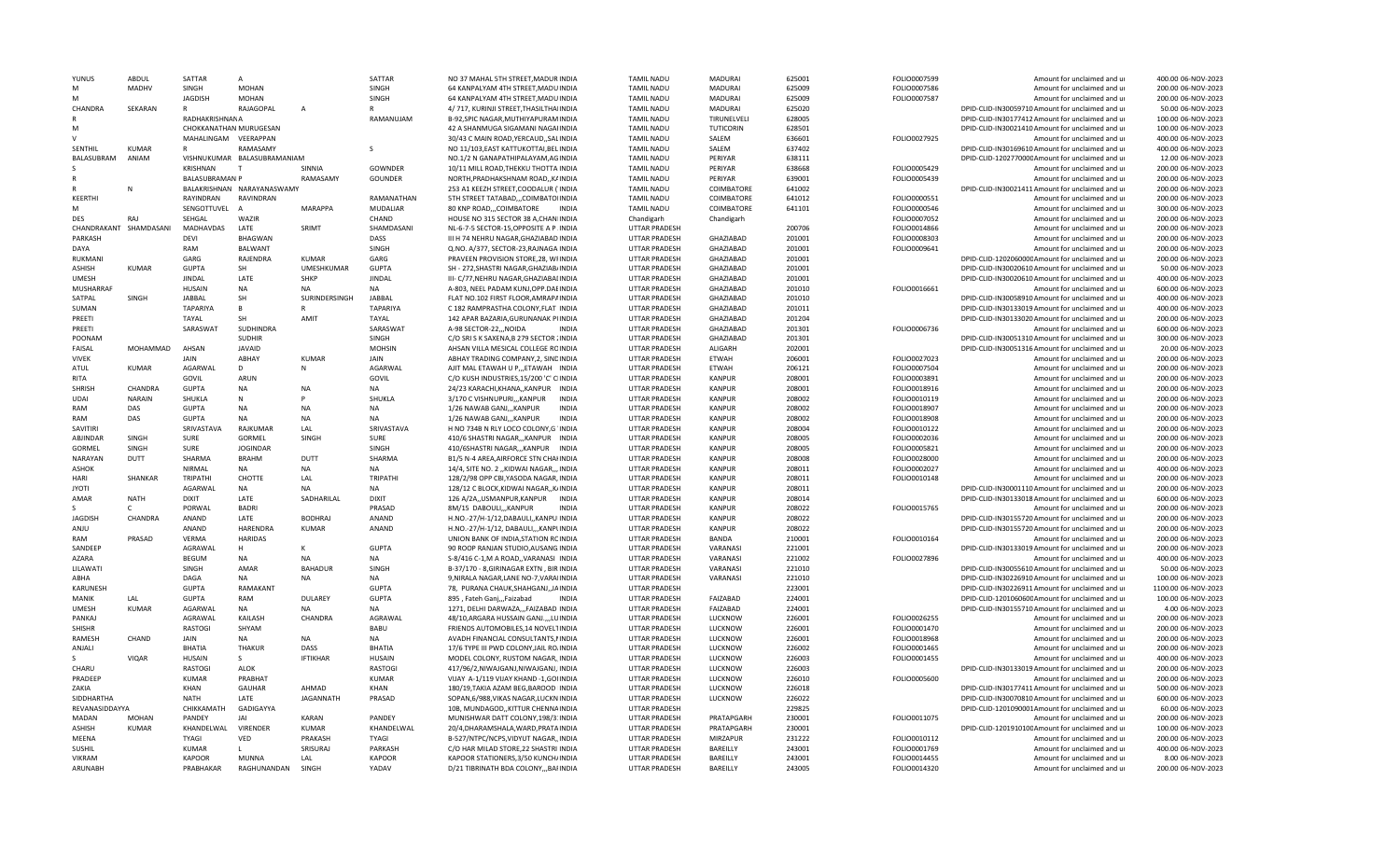| | | | | | | | | | | | | | | |
|---|---|---|---|---|---|---|---|---|---|---|---|---|---|---|
| YUNUS | ABDUL | SATTAR | A | | SATTAR | NO 37 MAHAL 5TH STREET,MADUR INDIA | TAMIL NADU | MADURAI | 625001 | FOLIO0007599 | | Amount for unclaimed and ui | 400.00 | 06-NOV-2023 |
| M | MADHV | SINGH | MOHAN | | SINGH | 64 KANPALYAM 4TH STREET,MADUINDIA | TAMIL NADU | MADURAI | 625009 | FOLIO0007586 | | Amount for unclaimed and ui | 200.00 | 06-NOV-2023 |
| M | | JAGDISH | MOHAN | | SINGH | 64 KANPALYAM 4TH STREET,MADUINDIA | TAMIL NADU | MADURAI | 625009 | FOLIO0007587 | | Amount for unclaimed and ui | 200.00 | 06-NOV-2023 |
| CHANDRA | SEKARAN | R | RAJAGOPAL | A | R | 4/ 717, KURINJI STREET,THASILTHAIINDIA | TAMIL NADU | MADURAI | 625020 | | DPID-CLID-IN30059710 | Amount for unclaimed and ui | 50.00 | 06-NOV-2023 |
| R | | RADHAKRISHNANA | | | RAMANUJAM | B-92,SPIC NAGAR,MUTHIYAPURAMINDIA | TAMIL NADU | TIRUNELVELI | 628005 | | DPID-CLID-IN30177412 | Amount for unclaimed and ui | 100.00 | 06-NOV-2023 |
| M | | CHOKKANATHAN MURUGESAN | | | | 42 A SHANMUGA SIGAMANI NAGAIINDIA | TAMIL NADU | TUTICORIN | 628501 | | DPID-CLID-IN30021410 | Amount for unclaimed and ui | 100.00 | 06-NOV-2023 |
| V | | MAHALINGAM | VEERAPPAN | | | 30/43 C MAIN ROAD,YERCAUD,,SALINDIA | TAMIL NADU | SALEM | 636601 | FOLIO0027925 | | Amount for unclaimed and ui | 400.00 | 06-NOV-2023 |
| SENTHIL | KUMAR | R | RAMASAMY | | S | NO 11/103,EAST KATTUKOTTAI,BELINDIA | TAMIL NADU | SALEM | 637402 | | DPID-CLID-IN30169610 | Amount for unclaimed and ui | 400.00 | 06-NOV-2023 |
| BALASUBRAM | ANIAM | VISHNUKUMAR | BALASUBRAMANIAM | | | NO.1/2 N GANAPATHIPALAYAM,AGINDIA | TAMIL NADU | PERIYAR | 638111 | | DPID-CLID-1202770000 | Amount for unclaimed and ui | 12.00 | 06-NOV-2023 |
| S | | KRISHNAN | T | SINNIA | GOWNDER | 10/11 MILL ROAD,THEKKU THOTTA INDIA | TAMIL NADU | PERIYAR | 638668 | FOLIO0005429 | | Amount for unclaimed and ui | 200.00 | 06-NOV-2023 |
| R | | BALASUBRAMAN P | | RAMASAMY | GOUNDER | NORTH,PRADHAKSHNAM ROAD,,KAINDIA | TAMIL NADU | PERIYAR | 639001 | FOLIO0005439 | | Amount for unclaimed and ui | 200.00 | 06-NOV-2023 |
| R | N | BALAKRISHNAN | NARAYANASWAMY | | | 253 A1 KEEZH STREET,COODALUR ( INDIA | TAMIL NADU | COIMBATORE | 641002 | | DPID-CLID-IN30021411 | Amount for unclaimed and ui | 200.00 | 06-NOV-2023 |
| KEERTHI | | RAYINDRAN | RAVINDRAN | | RAMANATHAN | 5TH STREET TATABAD,,,COIMBATOIINDIA | TAMIL NADU | COIMBATORE | 641012 | FOLIO0000551 | | Amount for unclaimed and ui | 200.00 | 06-NOV-2023 |
| M | | SENGOTTUVEL | A | MARAPPA | MUDALIAR | 80 KNP ROAD,,,COIMBATORE INDIA | TAMIL NADU | COIMBATORE | 641101 | FOLIO0000546 | | Amount for unclaimed and ui | 300.00 | 06-NOV-2023 |
| DES | RAJ | SEHGAL | WAZIR | | CHAND | HOUSE NO 315 SECTOR 38 A,CHANIINDIA | Chandigarh | Chandigarh | | FOLIO0007052 | | Amount for unclaimed and ui | 200.00 | 06-NOV-2023 |
| CHANDRAKANT | SHAMDASANI | MADHAVDAS | LATE | SRIMT | SHAMDASANI | NL-6-7-5 SECTOR-15,OPPOSITE A P INDIA | UTTAR PRADESH | | 200706 | FOLIO0014866 | | Amount for unclaimed and ui | 200.00 | 06-NOV-2023 |
| PARKASH | | DEVI | BHAGWAN | | DASS | III H 74 NEHRU NAGAR,GHAZIABAD INDIA | UTTAR PRADESH | GHAZIABAD | 201001 | FOLIO0008303 | | Amount for unclaimed and ui | 200.00 | 06-NOV-2023 |
| DAYA | | RAM | BALWANT | | SINGH | Q.NO. A/377, SECTOR-23,RAJNAGA INDIA | UTTAR PRADESH | GHAZIABAD | 201001 | FOLIO0009641 | | Amount for unclaimed and ui | 200.00 | 06-NOV-2023 |
| RUKMANI | | GARG | RAJENDRA | KUMAR | GARG | PRAVEEN PROVISION STORE,28, WIINDIA | UTTAR PRADESH | GHAZIABAD | 201001 | | DPID-CLID-1202060000 | Amount for unclaimed and ui | 200.00 | 06-NOV-2023 |
| ASHISH | KUMAR | GUPTA | SH | UMESHKUMAR | GUPTA | SH - 272,SHASTRI NAGAR,GHAZIABAINDIA | UTTAR PRADESH | GHAZIABAD | 201001 | | DPID-CLID-IN30020610 | Amount for unclaimed and ui | 50.00 | 06-NOV-2023 |
| UMESH | | JINDAL | LATE | SHKP | JINDAL | III- C/77,NEHRU NAGAR,GHAZIABAIINDIA | UTTAR PRADESH | GHAZIABAD | 201001 | | DPID-CLID-IN30020610 | Amount for unclaimed and ui | 400.00 | 06-NOV-2023 |
| MUSHARRAF | | HUSAIN | NA | NA | NA | A-803, NEEL PADAM KUNJ,OPP.DAEINDIA | UTTAR PRADESH | GHAZIABAD | 201010 | FOLIO0016661 | | Amount for unclaimed and ui | 600.00 | 06-NOV-2023 |
| SATPAL | SINGH | JABBAL | SH | SURINDERSINGH | JABBAL | FLAT NO.102 FIRST FLOOR,AMRAPAINDIA | UTTAR PRADESH | GHAZIABAD | 201010 | | DPID-CLID-IN30058910 | Amount for unclaimed and ui | 400.00 | 06-NOV-2023 |
| SUMAN | | TAPARIYA | B | R | TAPARIYA | C 182 RAMPRASTHA COLONY,FLAT INDIA | UTTAR PRADESH | GHAZIABAD | 201011 | | DPID-CLID-IN30133019 | Amount for unclaimed and ui | 400.00 | 06-NOV-2023 |
| PREETI | | TAYAL | SH | AMIT | TAYAL | 142 APAR BAZARIA,GURUNANAK PIINDIA | UTTAR PRADESH | GHAZIABAD | 201204 | | DPID-CLID-IN30133020 | Amount for unclaimed and ui | 200.00 | 06-NOV-2023 |
| PREETI | | SARASWAT | SUDHINDRA | | SARASWAT | A-98 SECTOR-22,,,NOIDA INDIA | UTTAR PRADESH | GHAZIABAD | 201301 | FOLIO0006736 | | Amount for unclaimed and ui | 600.00 | 06-NOV-2023 |
| POONAM | | | SUDHIR | | SINGH | C/O SRI S K SAXENA,B 279 SECTOR :INDIA | UTTAR PRADESH | GHAZIABAD | 201301 | | DPID-CLID-IN30051310 | Amount for unclaimed and ui | 300.00 | 06-NOV-2023 |
| FAISAL | MOHAMMAD | AHSAN | JAVAID | | MOHSIN | AHSAN VILLA MESICAL COLLEGE RCINDIA | UTTAR PRADESH | ALIGARH | 202001 | | DPID-CLID-IN30051316 | Amount for unclaimed and ui | 20.00 | 06-NOV-2023 |
| VIVEK | | JAIN | ABHAY | KUMAR | JAIN | ABHAY TRADING COMPANY,2, SINCINDIA | UTTAR PRADESH | ETWAH | 206001 | FOLIO0027023 | | Amount for unclaimed and ui | 200.00 | 06-NOV-2023 |
| ATUL | KUMAR | AGARWAL | D | N | AGARWAL | AJIT MAL ETAWAH U P,,,ETAWAH INDIA | UTTAR PRADESH | ETWAH | 206121 | FOLIO0007504 | | Amount for unclaimed and ui | 200.00 | 06-NOV-2023 |
| RITA | | GOVIL | ARUN | | GOVIL | C/O KUSH INDUSTRIES,15/200 'C' C INDIA | UTTAR PRADESH | KANPUR | 208001 | FOLIO0003891 | | Amount for unclaimed and ui | 200.00 | 06-NOV-2023 |
| SHRISH | CHANDRA | GUPTA | NA | NA | NA | 24/23 KARACHI,KHANA,,KANPUR INDIA | UTTAR PRADESH | KANPUR | 208001 | FOLIO0018916 | | Amount for unclaimed and ui | 200.00 | 06-NOV-2023 |
| UDAI | NARAIN | SHUKLA | N | P | SHUKLA | 3/170 C VISHNUPURI,,,KANPUR INDIA | UTTAR PRADESH | KANPUR | 208002 | FOLIO0010119 | | Amount for unclaimed and ui | 200.00 | 06-NOV-2023 |
| RAM | DAS | GUPTA | NA | NA | NA | 1/26 NAWAB GANJ,,,KANPUR INDIA | UTTAR PRADESH | KANPUR | 208002 | FOLIO0018907 | | Amount for unclaimed and ui | 200.00 | 06-NOV-2023 |
| RAM | DAS | GUPTA | NA | NA | NA | 1/26 NAWAB GANJ,,,KANPUR INDIA | UTTAR PRADESH | KANPUR | 208002 | FOLIO0018908 | | Amount for unclaimed and ui | 200.00 | 06-NOV-2023 |
| SAVITIRI | | SRIVASTAVA | RAJKUMAR | LAL | SRIVASTAVA | H NO 734B N RLY LOCO COLONY,G INDIA | UTTAR PRADESH | KANPUR | 208004 | FOLIO0010122 | | Amount for unclaimed and ui | 200.00 | 06-NOV-2023 |
| ABJINDAR | SINGH | SURE | GORMEL | SINGH | SURE | 410/6 SHASTRI NAGAR,,,KANPUR INDIA | UTTAR PRADESH | KANPUR | 208005 | FOLIO0002036 | | Amount for unclaimed and ui | 200.00 | 06-NOV-2023 |
| GORMEL | SINGH | SURE | JOGINDAR | | SINGH | 410/6SHASTRI NAGAR,,,KANPUR INDIA | UTTAR PRADESH | KANPUR | 208005 | FOLIO0005821 | | Amount for unclaimed and ui | 200.00 | 06-NOV-2023 |
| NARAYAN | DUTT | SHARMA | BRAHM | DUTT | SHARMA | B1/5 N-4 AREA,AIRFORCE STN CHAIINDIA | UTTAR PRADESH | KANPUR | 208008 | FOLIO0028000 | | Amount for unclaimed and ui | 200.00 | 06-NOV-2023 |
| ASHOK | | NIRMAL | NA | NA | NA | 14/4, SITE NO. 2 ,,KIDWAI NAGAR,,,INDIA | UTTAR PRADESH | KANPUR | 208011 | FOLIO0002027 | | Amount for unclaimed and ui | 400.00 | 06-NOV-2023 |
| HARI | SHANKAR | TRIPATHI | CHOTTE | LAL | TRIPATHI | 128/2/98 OPP CBI,YASODA NAGAR, INDIA | UTTAR PRADESH | KANPUR | 208011 | FOLIO0010148 | | Amount for unclaimed and ui | 200.00 | 06-NOV-2023 |
| JYOTI | | AGARWAL | NA | NA | NA | 128/12 C BLOCK,KIDWAI NAGAR,,KAINDIA | UTTAR PRADESH | KANPUR | 208011 | | DPID-CLID-IN30001110 | Amount for unclaimed and ui | 200.00 | 06-NOV-2023 |
| AMAR | NATH | DIXIT | LATE | SADHARILAL | DIXIT | 126 A/2A,,USMANPUR,KANPUR INDIA | UTTAR PRADESH | KANPUR | 208014 | | DPID-CLID-IN30133018 | Amount for unclaimed and ui | 600.00 | 06-NOV-2023 |
| S | C | PORWAL | BADRI | | PRASAD | 8M/15 DABOULI,,,KANPUR INDIA | UTTAR PRADESH | KANPUR | 208022 | FOLIO0015765 | | Amount for unclaimed and ui | 200.00 | 06-NOV-2023 |
| JAGDISH | CHANDRA | ANAND | LATE | BODHRAJ | ANAND | H.NO.-27/H-1/12,DABAULI,,KANPU INDIA | UTTAR PRADESH | KANPUR | 208022 | | DPID-CLID-IN30155720 | Amount for unclaimed and ui | 200.00 | 06-NOV-2023 |
| ANJU | | ANAND | HARENDRA | KUMAR | ANAND | H.NO.-27/H-1/12, DABAULI,,,KANPIINDIA | UTTAR PRADESH | KANPUR | 208022 | | DPID-CLID-IN30155720 | Amount for unclaimed and ui | 200.00 | 06-NOV-2023 |
| RAM | PRASAD | VERMA | HARIDAS | | | UNION BANK OF INDIA,STATION RCINDIA | UTTAR PRADESH | BANDA | 210001 | FOLIO0010164 | | Amount for unclaimed and ui | 200.00 | 06-NOV-2023 |
| SANDEEP | | AGRAWAL | H | K | GUPTA | 90 ROOP RANJAN STUDIO,AUSANG INDIA | UTTAR PRADESH | VARANASI | 221001 | | DPID-CLID-IN30133019 | Amount for unclaimed and ui | 200.00 | 06-NOV-2023 |
| AZARA | | BEGUM | NA | NA | NA | S-8/416 C-1,M A ROAD,,VARANASI INDIA | UTTAR PRADESH | VARANASI | 221002 | FOLIO0027896 | | Amount for unclaimed and ui | 400.00 | 06-NOV-2023 |
| LILAWATI | | SINGH | AMAR | BAHADUR | SINGH | B-37/170 - 8,GIRINAGAR EXTN , BIR INDIA | UTTAR PRADESH | VARANASI | 221010 | | DPID-CLID-IN30055610 | Amount for unclaimed and ui | 50.00 | 06-NOV-2023 |
| ABHA | | DAGA | NA | NA | NA | 9,NIRALA NAGAR,LANE NO-7,VARAIINDIA | UTTAR PRADESH | VARANASI | 221010 | | DPID-CLID-IN30226910 | Amount for unclaimed and ui | 100.00 | 06-NOV-2023 |
| KARUNESH | | GUPTA | RAMAKANT | | GUPTA | 78, PURANA CHAUK,SHAHGANJ,,JAINDIA | UTTAR PRADESH | | 223001 | | DPID-CLID-IN30226911 | Amount for unclaimed and ui | 1100.00 | 06-NOV-2023 |
| MANIK | LAL | GUPTA | RAM | DULAREY | GUPTA | 895 , Fateh Ganj,,,Faizabad INDIA | UTTAR PRADESH | FAIZABAD | 224001 | | DPID-CLID-1201060600 | Amount for unclaimed and ui | 100.00 | 06-NOV-2023 |
| UMESH | KUMAR | AGARWAL | NA | NA | NA | 1271, DELHI DARWAZA,,,FAIZABAD INDIA | UTTAR PRADESH | FAIZABAD | 224001 | | DPID-CLID-IN30155710 | Amount for unclaimed and ui | 4.00 | 06-NOV-2023 |
| PANKAJ | | AGRAWAL | KAILASH | CHANDRA | AGRAWAL | 48/10,ARGARA HUSSAIN GANJ,,,LUINDIA | UTTAR PRADESH | LUCKNOW | 226001 | FOLIO0026255 | | Amount for unclaimed and ui | 200.00 | 06-NOV-2023 |
| SHISHR | | RASTOGI | SHYAM | | BABU | FRIENDS AUTOMOBILES,14 NOVELTINDIA | UTTAR PRADESH | LUCKNOW | 226001 | FOLIO0001470 | | Amount for unclaimed and ui | 200.00 | 06-NOV-2023 |
| RAMESH | CHAND | JAIN | NA | NA | NA | AVADH FINANCIAL CONSULTANTS,FINDIA | UTTAR PRADESH | LUCKNOW | 226001 | FOLIO0018968 | | Amount for unclaimed and ui | 200.00 | 06-NOV-2023 |
| ANJALI | | BHATIA | THAKUR | DASS | BHATIA | 17/6 TYPE III PWD COLONY,JAIL RO.INDIA | UTTAR PRADESH | LUCKNOW | 226002 | FOLIO0001465 | | Amount for unclaimed and ui | 200.00 | 06-NOV-2023 |
| S | VIQAR | HUSAIN | S | IFTIKHAR | HUSAIN | MODEL COLONY, RUSTOM NAGAR, INDIA | UTTAR PRADESH | LUCKNOW | 226003 | FOLIO0001455 | | Amount for unclaimed and ui | 400.00 | 06-NOV-2023 |
| CHARU | | RASTOGI | ALOK | | RASTOGI | 417/96/2,NIWAJGANJ,NIWAJGANJ, INDIA | UTTAR PRADESH | LUCKNOW | 226003 | | DPID-CLID-IN30133019 | Amount for unclaimed and ui | 200.00 | 06-NOV-2023 |
| PRADEEP | | KUMAR | PRABHAT | | KUMAR | VIJAY A-1/119 VIJAY KHAND -1,GOIINDIA | UTTAR PRADESH | LUCKNOW | 226010 | FOLIO0005600 | | Amount for unclaimed and ui | 200.00 | 06-NOV-2023 |
| ZAKIA | | KHAN | GAUHAR | AHMAD | KHAN | 180/19,TAKIA AZAM BEG,BAROOD INDIA | UTTAR PRADESH | LUCKNOW | 226018 | | DPID-CLID-IN30177411 | Amount for unclaimed and ui | 500.00 | 06-NOV-2023 |
| SIDDHARTHA | | NATH | LATE | JAGANNATH | PRASAD | SOPAN,6/988,VIKAS NAGAR,LUCKNINDIA | UTTAR PRADESH | LUCKNOW | 226022 | | DPID-CLID-IN30070810 | Amount for unclaimed and ui | 600.00 | 06-NOV-2023 |
| REVANASIDDAYYA | | CHIKKAMATH | GADIGAYYA | | | 10B, MUNDAGOD,,KITTUR CHENNAINDIA | UTTAR PRADESH | | 229825 | | DPID-CLID-1201090001 | Amount for unclaimed and ui | 60.00 | 06-NOV-2023 |
| MADAN | MOHAN | PANDEY | JAI | KARAN | PANDEY | MUNISHWAR DATT COLONY,198/3 INDIA | UTTAR PRADESH | PRATAPGARH | 230001 | FOLIO0011075 | | Amount for unclaimed and ui | 200.00 | 06-NOV-2023 |
| ASHISH | KUMAR | KHANDELWAL | VIRENDER | KUMAR | KHANDELWAL | 20/4,DHARAMSHALA,WARD,PRATAINDIA | UTTAR PRADESH | PRATAPGARH | 230001 | | DPID-CLID-1201910100 | Amount for unclaimed and ui | 100.00 | 06-NOV-2023 |
| MEENA | | TYAGI | VED | PRAKASH | TYAGI | B-527/NTPC/NCPS,VIDYUT NAGAR,,INDIA | UTTAR PRADESH | MIRZAPUR | 231222 | FOLIO0010112 | | Amount for unclaimed and ui | 200.00 | 06-NOV-2023 |
| SUSHIL | | KUMAR | L | SRISURAJ | PARKASH | C/O HAR MILAD STORE,22 SHASTRI INDIA | UTTAR PRADESH | BAREILLY | 243001 | FOLIO0001769 | | Amount for unclaimed and ui | 400.00 | 06-NOV-2023 |
| VIKRAM | | KAPOOR | MUNNA | LAL | KAPOOR | KAPOOR STATIONERS,3/50 KUNCHAINDIA | UTTAR PRADESH | BAREILLY | 243001 | FOLIO0014455 | | Amount for unclaimed and ui | 8.00 | 06-NOV-2023 |
| ARUNABH | | PRABHAKAR | RAGHUNANDAN | SINGH | YADAV | D/21 TIBRINATH BDA COLONY,,BAIINDIA | UTTAR PRADESH | BAREILLY | 243005 | FOLIO0014320 | | Amount for unclaimed and ui | 200.00 | 06-NOV-2023 |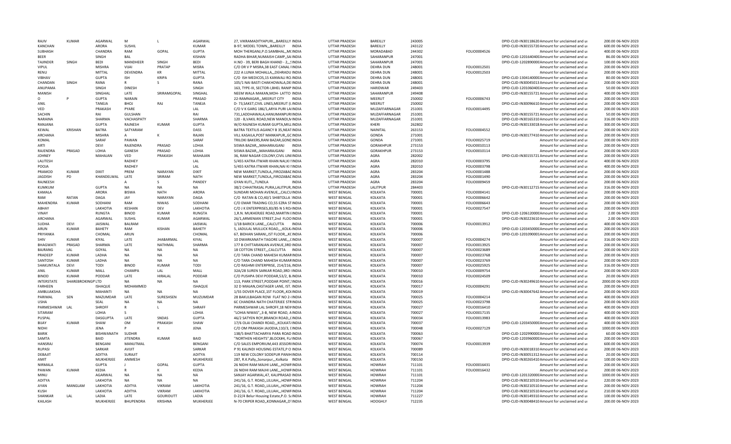| | | | | | | | | | | | | | | |
|---|---|---|---|---|---|---|---|---|---|---|---|---|---|---|
| RAJIV | KUMAR | AGARWAL | M | L | AGARWAL | 27, VIKRAMADITYAPURI,,,BAREILLY INDIA | | UTTAR PRADESH | BAREILLY | 243005 | | DPID-CLID-IN30118620 Amount for unclaimed and ur | 200.00 | 06-NOV-2023 |
| KANCHAN | | ARORA | SUSHIL | | KUMAR | B-97, MODEL TOWN,,,BAREILLY INDIA | | UTTAR PRADESH | BAREILLY | 243122 | | DPID-CLID-IN30155720 Amount for unclaimed and ur | 600.00 | 06-NOV-2023 |
| SUBHASH | | CHANDRA | RAM | GOPAL | GUPTA | MOH THERGANJ,P.O.SAMBHAL,,MCINDIA | | UTTAR PRADESH | MORADABAD | 244302 | FOLIO0004526 | Amount for unclaimed and ur | 400.00 | 06-NOV-2023 |
| BEER | | SINGH | BAL | | KISHAN | RADHA BIHAR,NUMAISH CAMP,,SAIINDIA | | UTTAR PRADESH | SAHARANPUR | 247001 | | DPID-CLID-1201640400 Amount for unclaimed and ur | 86.00 | 06-NOV-2023 |
| TAJINDER | SINGH | BEDI | MANDHEER | SINGH | BEDI | H.NO - 39, BERI BAGH KHAND - 2,,,SINDIA | | UTTAR PRADESH | SAHARANPUR | 247001 | | DPID-CLID-1202890000 Amount for unclaimed and ur | 100.00 | 06-NOV-2023 |
| VIPUL | | MISHRA | VIJAI | PRATAP | MISRA | C/O DR V P MISRA,38 EAST CANAL FINDIA | | UTTAR PRADESH | DEHRA DUN | 248001 | FOLIO0012501 | Amount for unclaimed and ur | 200.00 | 06-NOV-2023 |
| RENU | | MITTAL | DEVENDRA | KR | MITTAL | 222 A LUNIA MOHALLA,,,DEHRADU INDIA | | UTTAR PRADESH | DEHRA DUN | 248001 | FOLIO0012503 | Amount for unclaimed and ur | 200.00 | 06-NOV-2023 |
| VIBHAV | | GUPTA | ISH | KRIPA | GUPTA | C/O ISH MEDICOS,15 KANWALI RO.INDIA | | UTTAR PRADESH | DEHRA DUN | 248001 | | DPID-CLID-1304140000 Amount for unclaimed and ur | 80.00 | 06-NOV-2023 |
| CHANDAN | SINGH | RANA | R | S | RANA | 105/1 NAI BASTI CHAKHOWALA,DEIINDIA | | UTTAR PRADESH | DEHRA DUN | 248001 | | DPID-CLID-IN30045013 Amount for unclaimed and ur | 200.00 | 06-NOV-2023 |
| ANUPAMA | | SINGH | DINESH | | SINGH | 163, TYPE-III, SECTOR-I,BHEL RANIP INDIA | | UTTAR PRADESH | HARIDWAR | 249403 | | DPID-CLID-1201060400 Amount for unclaimed and ur | 50.00 | 06-NOV-2023 |
| MANISH | | SINGHAL | LATE | SRIRAMGOPAL | SINGHAL | NEEM WALA MAKAN,MOH- LATTO INDIA | | UTTAR PRADESH | SAHARANPUR | 249408 | | DPID-CLID-IN30155721 Amount for unclaimed and ur | 400.00 | 06-NOV-2023 |
| O | P | GUPTA | NARAIN | | PRASAD | 22-RAMNAGAR,,,MEERUT CITY INDIA | | UTTAR PRADESH | MEERUT | 250002 | FOLIO0006743 | Amount for unclaimed and ur | 200.00 | 06-NOV-2023 |
| ANIL | | TANEJA | BHOJ | RAJ | TANEJA | D- 73,SAKET,CIVIL LINES,MEERUT (UINDIA | | UTTAR PRADESH | MEERUT | 250002 | | DPID-CLID-IN30096610 Amount for unclaimed and ur | 200.00 | 06-NOV-2023 |
| VED | | PRAKASH | PYARE | | LAL | C/O V K GARG 186/1,ARYA PURI LAIINDIA | | UTTAR PRADESH | MUZAFFARNAGAR | 251001 | FOLIO0014495 | Amount for unclaimed and ur | 200.00 | 06-NOV-2023 |
| SACHIN | | RAI | GULSHAN | | RAI | 731,LADDHAWALA,HANUMANPURIINDIA | | UTTAR PRADESH | MUZAFFARNAGAR | 251001 | | DPID-CLID-IN30155721 Amount for unclaimed and ur | 50.00 | 06-NOV-2023 |
| NARAINA | | SHARMA | VACHASPATY | | SHARMA | 120 - B,VAKIL ROAD,NEW MANDI,MINDIA | | UTTAR PRADESH | MUZAFFARNAGAR | 251001 | | DPID-CLID-IN30165310 Amount for unclaimed and ur | 316.00 | 06-NOV-2023 |
| RANJANA | | GUPTA | RAJNESH | KUMAR | GUPTA | W/O RAJNESH KUMAR GUPTA,MILLINDIA | | UTTAR PRADESH | KHERI | 262802 | | DPID-CLID-IN30133018 Amount for unclaimed and ur | 300.00 | 06-NOV-2023 |
| KEWAL | KRISHAN | BATRA | SATYARAM | | DASS | BATRA TEXTILIS AGANCY B 35,NEATINDIA | | UTTAR PRADESH | NAINITAL | 263153 | FOLIO0004552 | Amount for unclaimed and ur | 200.00 | 06-NOV-2023 |
| ARCHANA | | MISHRA | A | K | RAJAN | VILL KASAILA,POST MANKAPUR,,GCINDIA | | UTTAR PRADESH | GONDA | 271001 | | DPID-CLID-IN30177410 Amount for unclaimed and ur | 200.00 | 06-NOV-2023 |
| KOMAL | | SARAF | PAWAN | | SARAF | TRILOKI BAKERS,RANI BAZAR,GONDINDIA | | UTTAR PRADESH | GONDA | 271001 | FOLIO0025719 | Amount for unclaimed and ur | 200.00 | 06-NOV-2023 |
| ARTI | | DEVI | RAJENDRA | PRASAD | LOHIA | SISWA BAZAR,,,MAHARAJGANJ INDIA | | UTTAR PRADESH | GORAKHPUR | 273153 | FOLIO0010113 | Amount for unclaimed and ur | 200.00 | 06-NOV-2023 |
| RAJENDRA | PRASAD | LOHIA | GANESH | PRASAD | LOHIA | SISWA BAZAR,,,MAHARAJGANJ INDIA | | UTTAR PRADESH | GORAKHPUR | 273153 | FOLIO0010114 | Amount for unclaimed and ur | 200.00 | 06-NOV-2023 |
| JOHNEY | | MAHAJAN | VED | PRAKASH | MAHAJAN | 36, RAM NAGAR COLONY,CIVIL LINIINDIA | | UTTAR PRADESH | AGRA | 282002 | | DPID-CLID-IN30155721 Amount for unclaimed and ur | 200.00 | 06-NOV-2023 |
| LALITESH | | | RADHEY | | LAL | 5/455 KATRA ITWARI KHAN NAI,KI IINDIA | | UTTAR PRADESH | AGRA | 282010 | FOLIO0003795 | Amount for unclaimed and ur | 400.00 | 06-NOV-2023 |
| POOJA | | | RADHEY | | LAL | 5/455 KATRA ITWARI KHAN,NAI KI IINDIA | | UTTAR PRADESH | AGRA | 282010 | FOLIO0003798 | Amount for unclaimed and ur | 400.00 | 06-NOV-2023 |
| PRAMOD | KUMAR | DIXIT | PREM | NARAYAN | DIXIT | NEW MARKET,TUNDLA,,FIROZABACINDIA | | UTTAR PRADESH | AGRA | 283204 | FOLIO0001488 | Amount for unclaimed and ur | 200.00 | 06-NOV-2023 |
| JAGDISH | PD | KHANDELWAL | LATE | SRIRAM | NATH | NEW MARKET,TUNDLA,,FIROZABACINDIA | | UTTAR PRADESH | AGRA | 283204 | FOLIO0001490 | Amount for unclaimed and ur | 200.00 | 06-NOV-2023 |
| RAJNEESH | | | A | S | PANDEY | GYAN KUTI,,,TUNDLA INDIA | | UTTAR PRADESH | AGRA | 283204 | FOLIO0009459 | Amount for unclaimed and ur | 200.00 | 06-NOV-2023 |
| KUMKUM | | GUPTA | NA | NA | NA | 38/2 CHHATRASAL PURA,LALITPUR,INDIA | | UTTAR PRADESH | LALITPUR | 284403 | | DPID-CLID-IN30112715 Amount for unclaimed and ur | 316.00 | 06-NOV-2023 |
| KAMALA | | ARORA | BISWA | NATH | ARORA | SUNDARI MOHAN AVENUE,,,CALCUINDIA | | WEST BENGAL | KOLKATA | 700001 | FOLIO0004141 | Amount for unclaimed and ur | 200.00 | 06-NOV-2023 |
| RAM | RATAN | DAGA | JAY | NARAYAN | DAGA | C/O RATAN & CO,40/1 SHIBTOLLA SINDIA | | WEST BENGAL | KOLKATA | 700001 | FOLIO0006642 | Amount for unclaimed and ur | 200.00 | 06-NOV-2023 |
| MAHENDRA | KUMAR | SODHANI | RAM | NIWAS | SODHANI | C/O EMAR TRADING CO,55 EZRA STINDIA | | WEST BENGAL | KOLKATA | 700001 | FOLIO0006643 | Amount for unclaimed and ur | 200.00 | 06-NOV-2023 |
| ABHAY | | LAKHOTIA | KESHAN | DEV | LAKHOTIA | C/O J K ENTERPRISES,83/85 N S ROAINDIA | | WEST BENGAL | KOLKATA | 700001 | FOLIO0027547 | Amount for unclaimed and ur | 200.00 | 06-NOV-2023 |
| VINAY | | RUNGTA | BINOD | KUMAR | RUNGTA | 1,R.N. MUKHERJEE ROAD,MARTIN EINDIA | | WEST BENGAL | KOLKATA | 700001 | | DPID-CLID-1206120000 Amount for unclaimed and ur | 2.00 | 06-NOV-2023 |
| ARCHANA | | AGARWAL | SUSHIL | KUMAR | AGARWAL | 26/1,ARMENIAN STREET,2nd FLOOINDIA | | WEST BENGAL | KOLKATA | 700001 | | DPID-CLID-IN30223610 Amount for unclaimed and ur | 2.00 | 06-NOV-2023 |
| SUDHA | DEVI | JAISWAL | BALRAM | | JAISWAL | 1/1B BARICK LANE,,,CALCUTTA INDIA | | WEST BENGAL | KOLKATA | 700006 | FOLIO0013912 | Amount for unclaimed and ur | 400.00 | 06-NOV-2023 |
| ARUN | KUMAR | BAHETY | RAM | KISHAN | BAHETY | 5, JADULAL MULLICK ROAD,,,,KOLKAINDIA | | WEST BENGAL | KOLKATA | 700006 | | DPID-CLID-1203450000 Amount for unclaimed and ur | 200.00 | 06-NOV-2023 |
| PRIYANKA | | CHOMAL | ARUN | | CHOMAL | 67, BIDHAN SARANI,,IST FLOOR,,,KCINDIA | | WEST BENGAL | KOLKATA | 700006 | | DPID-CLID-1201090001 Amount for unclaimed and ur | 200.00 | 06-NOV-2023 |
| SHIV | KUMAR | KIYAL | LATE | JHABARMAL | KIYAL | 10 DWARKANATH TAGORE LANE,,,CINDIA | | WEST BENGAL | KOLKATA | 700007 | FOLIO0004274 | Amount for unclaimed and ur | 316.00 | 06-NOV-2023 |
| BHAGWATI | PRASAD | SHARMA | LATE | NATHMAL | SHARMA | 177 B CHITTARANJAN AVENUE,3RD INDIA | | WEST BENGAL | KOLKATA | 700007 | FOLIO0013925 | Amount for unclaimed and ur | 200.00 | 06-NOV-2023 |
| BAJRANG | LAL | GOYAL | NA | NA | NA | 18 COTTON STREET,,,CALCUTTA INDIA | | WEST BENGAL | KOLKATA | 700007 | FOLIO0023689 | Amount for unclaimed and ur | 200.00 | 06-NOV-2023 |
| PRADEEP | KUMAR | LADHA | NA | NA | NA | C/O TARA CHAND MAHESH KUMAR INDIA | | WEST BENGAL | KOLKATA | 700007 | FOLIO0023768 | Amount for unclaimed and ur | 200.00 | 06-NOV-2023 |
| SANTOSH | KUMAR | LADHA | NA | NA | NA | C/O TARA CHAND MAHESH KUMAR INDIA | | WEST BENGAL | KOLKATA | 700007 | FOLIO0023769 | Amount for unclaimed and ur | 200.00 | 06-NOV-2023 |
| SHAKUNTALA | DEVI | TODI | BINOD | KUMAR | TODI | C/O RASHMI ENTERPRISE, 214/216,INDIA | | WEST BENGAL | KOLKATA | 700007 | FOLIO0025925 | Amount for unclaimed and ur | 316.00 | 06-NOV-2023 |
| ANIL | KUMAR | MALL | CHAMPA | LAL | MALL | 32A/28 SUREN SARKAR ROAD,3RD IINDIA | | WEST BENGAL | KOLKATA | 700010 | FOLIO0009754 | Amount for unclaimed and ur | 200.00 | 06-NOV-2023 |
| BINOD | KUMAR | PODDAR | LATE | HIRALAL | PODDAR | C/O PUSHPA DEVI PODDAR,53/2, B.INDIA | | WEST BENGAL | KOLKATA | 700010 | FOLIO0024509 | Amount for unclaimed and ur | 20.00 | 06-NOV-2023 |
| INTERSTATE | SHAREBROKINGP LTD | | NA | NA | NA | 113, PARK STREET,PODDAR POINT,SINDIA | | WEST BENGAL | KOLKATA | 700016 | | DPID-CLID-IN30249610 Amount for unclaimed and ur | 2000.00 | 06-NOV-2023 |
| FARHEEN | | ISHAQUE | MOHAMMED | | ISHAQUE | 3 D MIAJAN,OASTAGER LANE, IST. INDIA | | WEST BENGAL | KOLKATA | 700017 | FOLIO0004291 | Amount for unclaimed and ur | 200.00 | 06-NOV-2023 |
| AMBUJAKSHA | | MAHANTI | NA | NA | NA | 1/55 DOVER PLACE,1ST FLOOR,,KOLINDIA | | WEST BENGAL | KOLKATA | 700019 | | DPID-CLID-IN30047642 Amount for unclaimed and ur | 200.00 | 06-NOV-2023 |
| PARIMAL | SEN | MAZUMDAR | LATE | SURESHSEN | MUZUMDAR | 28 BAKULBAGAN ROW FLAT NO 2-IINDIA | | WEST BENGAL | KOLKATA | 700025 | FOLIO0004214 | Amount for unclaimed and ur | 400.00 | 06-NOV-2023 |
| USHA | | SEAL | NA | NA | NA | 6C CHANDRA NATH CHATERJEE STRINDIA | | WEST BENGAL | KOLKATA | 700025 | FOLIO0023798 | Amount for unclaimed and ur | 200.00 | 06-NOV-2023 |
| PARMESHWAR | LAL | SHROFF | R | L | SHRAFF | PARMESHWAR LAL SHROFF,18 NEWINDIA | | WEST BENGAL | KOLKATA | 700027 | FOLIO0016410 | Amount for unclaimed and ur | 400.00 | 06-NOV-2023 |
| SITARAM | | LOHIA | S | | LOHIA | "LOHIA NIWAS",,3-B, NEW ROAD, AINDIA | | WEST BENGAL | KOLKATA | 700027 | FOLIO0017135 | Amount for unclaimed and ur | 400.00 | 06-NOV-2023 |
| PUSPAL | | DASGUPTA | LATE | SNDAS | GUPTA | 46/2 SATYEN ROY,BRANCH ROAD,,CINDIA | | WEST BENGAL | KOLKATA | 700034 | FOLIO0013983 | Amount for unclaimed and ur | 400.00 | 06-NOV-2023 |
| BIJAY | KUMAR | SHAW | OM | PRAKASH | SHAW | 17/6 OLAI CHANDI ROAD,,,KOLKATAINDIA | | WEST BENGAL | KOLKATA | 700037 | | DPID-CLID-1203450000 Amount for unclaimed and ur | 400.00 | 06-NOV-2023 |
| NIDHI | | JENA | P | K | JENA | C/O OM PRAKASH JAJODIA,110/3, IINDIA | | WEST BENGAL | KOLKATA | 700048 | FOLIO0027129 | Amount for unclaimed and ur | 1000.00 | 06-NOV-2023 |
| BARIK | | BISHWANATH | SUDHIR | | | 138/5 BHATTACHARYA PARA ROAD INDIA | | WEST BENGAL | KOLKATA | 700063 | | DPID-CLID-1202990000 Amount for unclaimed and ur | 60.00 | 06-NOV-2023 |
| SAMTA | | BAID | JITENDRA | KUMAR | BAID | "NORTHEN HEIGHTS",BLOCK#4, FLAINDIA | | WEST BENGAL | KOLKATA | 700067 | | DPID-CLID-1203960000 Amount for unclaimed and ur | 200.00 | 06-NOV-2023 |
| HANSRAJ | | BENGANI | MANUTMAL | | BENGANI | C/O SALES EMPORIUM,443 JESSORIINDIA | | WEST BENGAL | KOLKATA | 700074 | FOLIO0013939 | Amount for unclaimed and ur | 600.00 | 06-NOV-2023 |
| RUPASI | | SARKAR | AVIJIT | | SARKAR | P 91 KALINDI HOUSING ESTATE,P O INDIA | | WEST BENGAL | KOLKATA | 700089 | | DPID-CLID-IN30018310 Amount for unclaimed and ur | 200.00 | 06-NOV-2023 |
| DEBAJIT | | ADITYA | SURAJIT | | ADITYA | 119 NEW COLONY SODEPUR PANIHINDIA | | WEST BENGAL | KOLKATA | 700114 | | DPID-CLID-IN30051312 Amount for unclaimed and ur | 20.00 | 06-NOV-2023 |
| AMIT | | MUKHERJEE | ANIMESH | | MUKHERJEE | 287, R.K.Pally,,Sonarpur,,,Kolkata INDIA | | WEST BENGAL | KOLKATA | 700150 | | DPID-CLID-IN30265410 Amount for unclaimed and ur | 100.00 | 06-NOV-2023 |
| NIRMALA | | GUPTA | J | GOPAL | GUPTA | 26 NIDHI RAM MAJHI LANE,,,HOWRINDIA | | WEST BENGAL | HOWRAH | 711101 | FOLIO0016431 | Amount for unclaimed and ur | 200.00 | 06-NOV-2023 |
| PAWAN | KUMAR | KEDIA | R | K | KEDIA | 26 NIDHI RAM MAJHI LANE,,,HOWRINDIA | | WEST BENGAL | HOWRAH | 711101 | FOLIO0016432 | Amount for unclaimed and ur | 200.00 | 06-NOV-2023 |
| MINU | | AGARWAL | NA | NA | NA | SANJAY AGARWAL,47, KALIPRASAD INDIA | | WEST BENGAL | HOWRAH | 711101 | | DPID-CLID-1201320000 Amount for unclaimed and ur | 1000.00 | 06-NOV-2023 |
| ADITYA | | LAKHOTIA | NA | NA | NA | 241/16, G.T. ROAD,,LILUAH,,,HOWRINDIA | | WEST BENGAL | HOWRAH | 711204 | | DPID-CLID-IN30210510 Amount for unclaimed and ur | 220.00 | 06-NOV-2023 |
| AYAN | MANGLAM | LAKHOTIA | ADITYA | VIKRAM | LAKHOTIA | 241/16, G.T. ROAD,,LILUAH,,,HOWRINDIA | | WEST BENGAL | HOWRAH | 711204 | | DPID-CLID-IN30210510 Amount for unclaimed and ur | 200.00 | 06-NOV-2023 |
| KUSH | | LAKHOTIA | ADITYA | VIKRAM | LAKHOTIA | 241/16, G.T. ROAD,,LILUAH,,,HOWRINDIA | | WEST BENGAL | HOWRAH | 711204 | | DPID-CLID-IN30210510 Amount for unclaimed and ur | 210.00 | 06-NOV-2023 |
| SHANKAR | LAL | LADIA | LATE | GOURIDUTT | LADIA | D-22/4 Belur Housing Estate,P.O. SaINDIA | | WEST BENGAL | HOWRAH | 711227 | | DPID-CLID-IN30149310 Amount for unclaimed and ur | 100.00 | 06-NOV-2023 |
| KAILASH | | MUKHERJEE | BHUPENDRA | KRISHNA | MUKHERJEE | N-70 CRIPER ROAD,,KONNAGAR,,DIINDIA | | WEST BENGAL | HOOGHLY | 712235 | | DPID-CLID-IN30048410 Amount for unclaimed and ur | 200.00 | 06-NOV-2023 |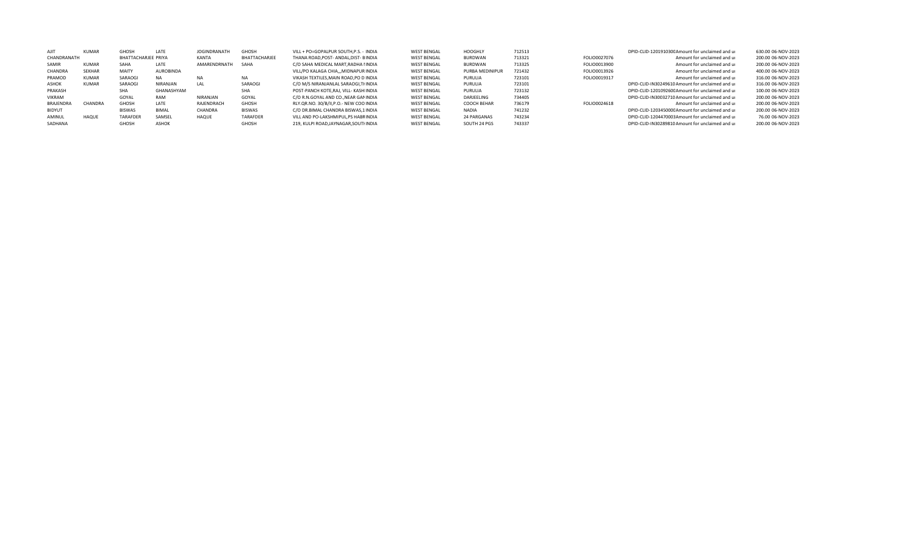| | | | | | | | | | | | | | | | | |
|---|---|---|---|---|---|---|---|---|---|---|---|---|---|---|---|---|
| AJIT | KUMAR | GHOSH | LATE | JOGINDRANATH | GHOSH | VILL + PO=GOPALPUR SOUTH,P.S. - INDIA | WEST BENGAL | HOOGHLY | 712513 | | DPID-CLID-1201910300 | Amount for unclaimed and u | 630.00 | 06-NOV-2023 |
| CHANDRANATH | | BHATTACHARJEE | PRIYA | KANTA | BHATTACHARJEE | THANA ROAD,POST- ANDAL,DIST- B INDIA | WEST BENGAL | BURDWAN | 713321 | FOLIO0027076 | | Amount for unclaimed and u | 200.00 | 06-NOV-2023 |
| SAMIR | KUMAR | SAHA | LATE | AMARENDRNATH | SAHA | C/O SAHA MEDICAL MART,RADHA I INDIA | WEST BENGAL | BURDWAN | 713325 | FOLIO0013900 | | Amount for unclaimed and u | 200.00 | 06-NOV-2023 |
| CHANDRA | SEKHAR | MAITY | AUROBINDA | | | VILL/PO KALAGA CHIA,,,MIDNAPUR INDIA | WEST BENGAL | PURBA MEDINIPUR | 721432 | FOLIO0013926 | | Amount for unclaimed and u | 400.00 | 06-NOV-2023 |
| PRAMOD | KUMAR | SARAOGI | NA | NA | NA | VIKASH TEXTILES,MAIN ROAD,PO D INDIA | WEST BENGAL | PURULIA | 723101 | FOLIO0019317 | | Amount for unclaimed and u | 316.00 | 06-NOV-2023 |
| ASHOK | KUMAR | SARAOGI | NIRANJAN | LAL | SARAOGI | C/O M/S NIRANJANLAL SARAOGI,TI INDIA | WEST BENGAL | PURULIA | 723101 | | DPID-CLID-IN30249610 | Amount for unclaimed and u | 316.00 | 06-NOV-2023 |
| PRAKASH | | SHA | GHANASHYAM | | SHA | POST-PANCH KOTE,RAJ, VILL- KASH INDIA | WEST BENGAL | PURULIA | 723132 | | DPID-CLID-1201092600 | Amount for unclaimed and u | 100.00 | 06-NOV-2023 |
| VIKRAM | | GOYAL | RAM | NIRANJAN | GOYAL | C/O R.N.GOYAL AND CO.,NEAR GAI INDIA | WEST BENGAL | DARJEELING | 734405 | | DPID-CLID-IN30032710 | Amount for unclaimed and u | 200.00 | 06-NOV-2023 |
| BRAJENDRA | CHANDRA | GHOSH | LATE | RAJENDRACH | GHOSH | RLY.QR.NO. 30/B/II,P.O.- NEW COO INDIA | WEST BENGAL | COOCH BEHAR | 736179 | FOLIO0024618 | | Amount for unclaimed and u | 200.00 | 06-NOV-2023 |
| BIDYUT | | BISWAS | BIMAL | CHANDRA | BISWAS | C/O DR.BIMAL CHANDRA BISWAS,1 INDIA | WEST BENGAL | NADIA | 741232 | | DPID-CLID-1203450000 | Amount for unclaimed and u | 200.00 | 06-NOV-2023 |
| AMINUL | HAQUE | TARAFDER | SAMSEL | HAQUE | TARAFDER | VILL AND PO-LAKSHMIPUL,PS HABR INDIA | WEST BENGAL | 24 PARGANAS | 743234 | | DPID-CLID-1204470003 | Amount for unclaimed and u | 76.00 | 06-NOV-2023 |
| SADHANA | | GHOSH | ASHOK | | GHOSH | 219, KULPI ROAD,JAYNAGAR,SOUTH INDIA | WEST BENGAL | SOUTH 24 PGS | 743337 | | DPID-CLID-IN30289810 | Amount for unclaimed and u | 200.00 | 06-NOV-2023 |